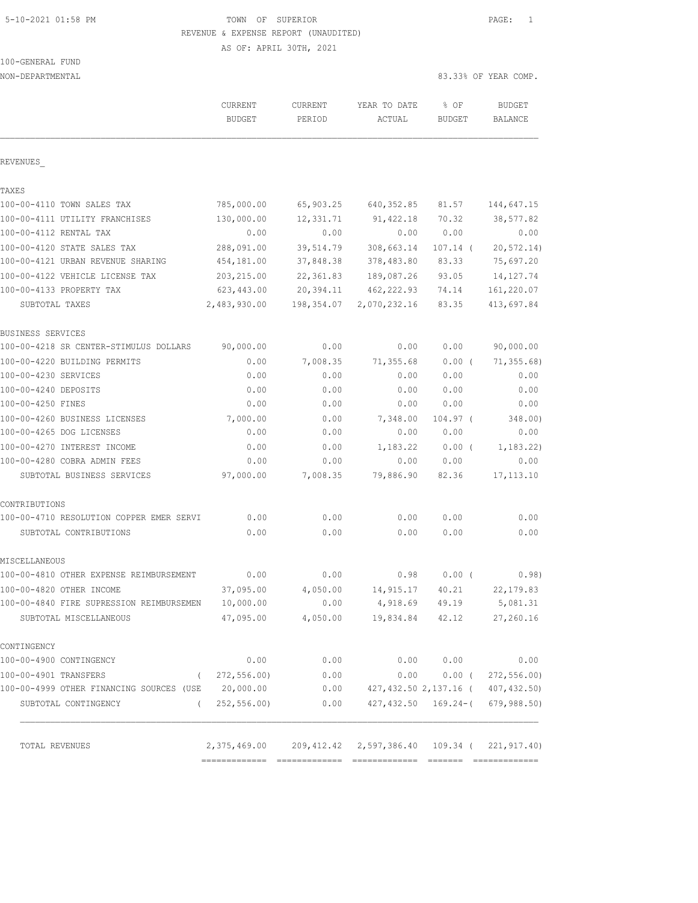5-10-2021 01:58 PM

TOWN OF SUPERIOR

REVENUE & EXPENSE REPORT (UNAUDITED)

AS OF: APRIL 30TH, 2021

100-GENERAL FUND

NON-DEPARTMENTAL

83.33% OF YEAR COMP.

| | CURRENT BUDGET | CURRENT PERIOD | YEAR TO DATE ACTUAL | % OF BUDGET | BUDGET BALANCE |
|---|---|---|---|---|---|
| REVENUES_ | | | | | |
| TAXES | | | | | |
| 100-00-4110 TOWN SALES TAX | 785,000.00 | 65,903.25 | 640,352.85 | 81.57 | 144,647.15 |
| 100-00-4111 UTILITY FRANCHISES | 130,000.00 | 12,331.71 | 91,422.18 | 70.32 | 38,577.82 |
| 100-00-4112 RENTAL TAX | 0.00 | 0.00 | 0.00 | 0.00 | 0.00 |
| 100-00-4120 STATE SALES TAX | 288,091.00 | 39,514.79 | 308,663.14 | 107.14 ( | 20,572.14) |
| 100-00-4121 URBAN REVENUE SHARING | 454,181.00 | 37,848.38 | 378,483.80 | 83.33 | 75,697.20 |
| 100-00-4122 VEHICLE LICENSE TAX | 203,215.00 | 22,361.83 | 189,087.26 | 93.05 | 14,127.74 |
| 100-00-4133 PROPERTY TAX | 623,443.00 | 20,394.11 | 462,222.93 | 74.14 | 161,220.07 |
| SUBTOTAL TAXES | 2,483,930.00 | 198,354.07 | 2,070,232.16 | 83.35 | 413,697.84 |
| BUSINESS SERVICES | | | | | |
| 100-00-4218 SR CENTER-STIMULUS DOLLARS | 90,000.00 | 0.00 | 0.00 | 0.00 | 90,000.00 |
| 100-00-4220 BUILDING PERMITS | 0.00 | 7,008.35 | 71,355.68 | 0.00 ( | 71,355.68) |
| 100-00-4230 SERVICES | 0.00 | 0.00 | 0.00 | 0.00 | 0.00 |
| 100-00-4240 DEPOSITS | 0.00 | 0.00 | 0.00 | 0.00 | 0.00 |
| 100-00-4250 FINES | 0.00 | 0.00 | 0.00 | 0.00 | 0.00 |
| 100-00-4260 BUSINESS LICENSES | 7,000.00 | 0.00 | 7,348.00 | 104.97 ( | 348.00) |
| 100-00-4265 DOG LICENSES | 0.00 | 0.00 | 0.00 | 0.00 | 0.00 |
| 100-00-4270 INTEREST INCOME | 0.00 | 0.00 | 1,183.22 | 0.00 ( | 1,183.22) |
| 100-00-4280 COBRA ADMIN FEES | 0.00 | 0.00 | 0.00 | 0.00 | 0.00 |
| SUBTOTAL BUSINESS SERVICES | 97,000.00 | 7,008.35 | 79,886.90 | 82.36 | 17,113.10 |
| CONTRIBUTIONS | | | | | |
| 100-00-4710 RESOLUTION COPPER EMER SERVI | 0.00 | 0.00 | 0.00 | 0.00 | 0.00 |
| SUBTOTAL CONTRIBUTIONS | 0.00 | 0.00 | 0.00 | 0.00 | 0.00 |
| MISCELLANEOUS | | | | | |
| 100-00-4810 OTHER EXPENSE REIMBURSEMENT | 0.00 | 0.00 | 0.98 | 0.00 ( | 0.98) |
| 100-00-4820 OTHER INCOME | 37,095.00 | 4,050.00 | 14,915.17 | 40.21 | 22,179.83 |
| 100-00-4840 FIRE SUPRESSION REIMBURSEMEN | 10,000.00 | 0.00 | 4,918.69 | 49.19 | 5,081.31 |
| SUBTOTAL MISCELLANEOUS | 47,095.00 | 4,050.00 | 19,834.84 | 42.12 | 27,260.16 |
| CONTINGENCY | | | | | |
| 100-00-4900 CONTINGENCY | 0.00 | 0.00 | 0.00 | 0.00 | 0.00 |
| 100-00-4901 TRANSFERS | ( 272,556.00) | 0.00 | 0.00 | 0.00 ( | 272,556.00) |
| 100-00-4999 OTHER FINANCING SOURCES (USE | 20,000.00 | 0.00 | 427,432.50 | 2,137.16 ( | 407,432.50) |
| SUBTOTAL CONTINGENCY | ( 252,556.00) | 0.00 | 427,432.50 | 169.24-( | 679,988.50) |
| TOTAL REVENUES | 2,375,469.00 | 209,412.42 | 2,597,386.40 | 109.34 ( | 221,917.40) |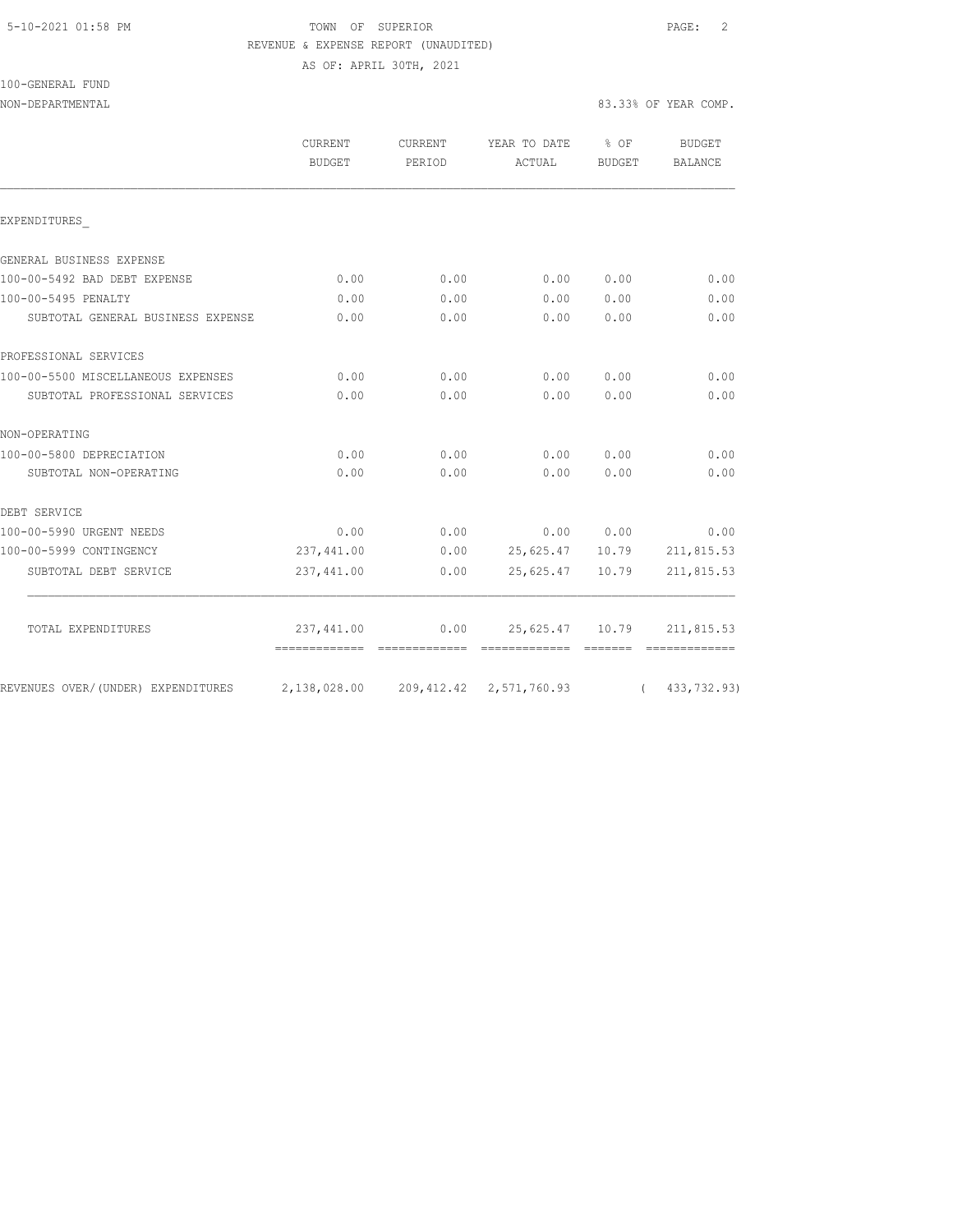TOWN OF SUPERIOR
REVENUE & EXPENSE REPORT (UNAUDITED)
AS OF: APRIL 30TH, 2021

100-GENERAL FUND
NON-DEPARTMENTAL

83.33% OF YEAR COMP.

| | CURRENT BUDGET | CURRENT PERIOD | YEAR TO DATE ACTUAL | % OF BUDGET | BUDGET BALANCE |
|---|---|---|---|---|---|
| EXPENDITURES_ | | | | | |
| GENERAL BUSINESS EXPENSE | | | | | |
| 100-00-5492 BAD DEBT EXPENSE | 0.00 | 0.00 | 0.00 | 0.00 | 0.00 |
| 100-00-5495 PENALTY | 0.00 | 0.00 | 0.00 | 0.00 | 0.00 |
| SUBTOTAL GENERAL BUSINESS EXPENSE | 0.00 | 0.00 | 0.00 | 0.00 | 0.00 |
| PROFESSIONAL SERVICES | | | | | |
| 100-00-5500 MISCELLANEOUS EXPENSES | 0.00 | 0.00 | 0.00 | 0.00 | 0.00 |
| SUBTOTAL PROFESSIONAL SERVICES | 0.00 | 0.00 | 0.00 | 0.00 | 0.00 |
| NON-OPERATING | | | | | |
| 100-00-5800 DEPRECIATION | 0.00 | 0.00 | 0.00 | 0.00 | 0.00 |
| SUBTOTAL NON-OPERATING | 0.00 | 0.00 | 0.00 | 0.00 | 0.00 |
| DEBT SERVICE | | | | | |
| 100-00-5990 URGENT NEEDS | 0.00 | 0.00 | 0.00 | 0.00 | 0.00 |
| 100-00-5999 CONTINGENCY | 237,441.00 | 0.00 | 25,625.47 | 10.79 | 211,815.53 |
| SUBTOTAL DEBT SERVICE | 237,441.00 | 0.00 | 25,625.47 | 10.79 | 211,815.53 |
| TOTAL EXPENDITURES | 237,441.00 | 0.00 | 25,625.47 | 10.79 | 211,815.53 |
| REVENUES OVER/(UNDER) EXPENDITURES | 2,138,028.00 | 209,412.42 | 2,571,760.93 | | ( 433,732.93) |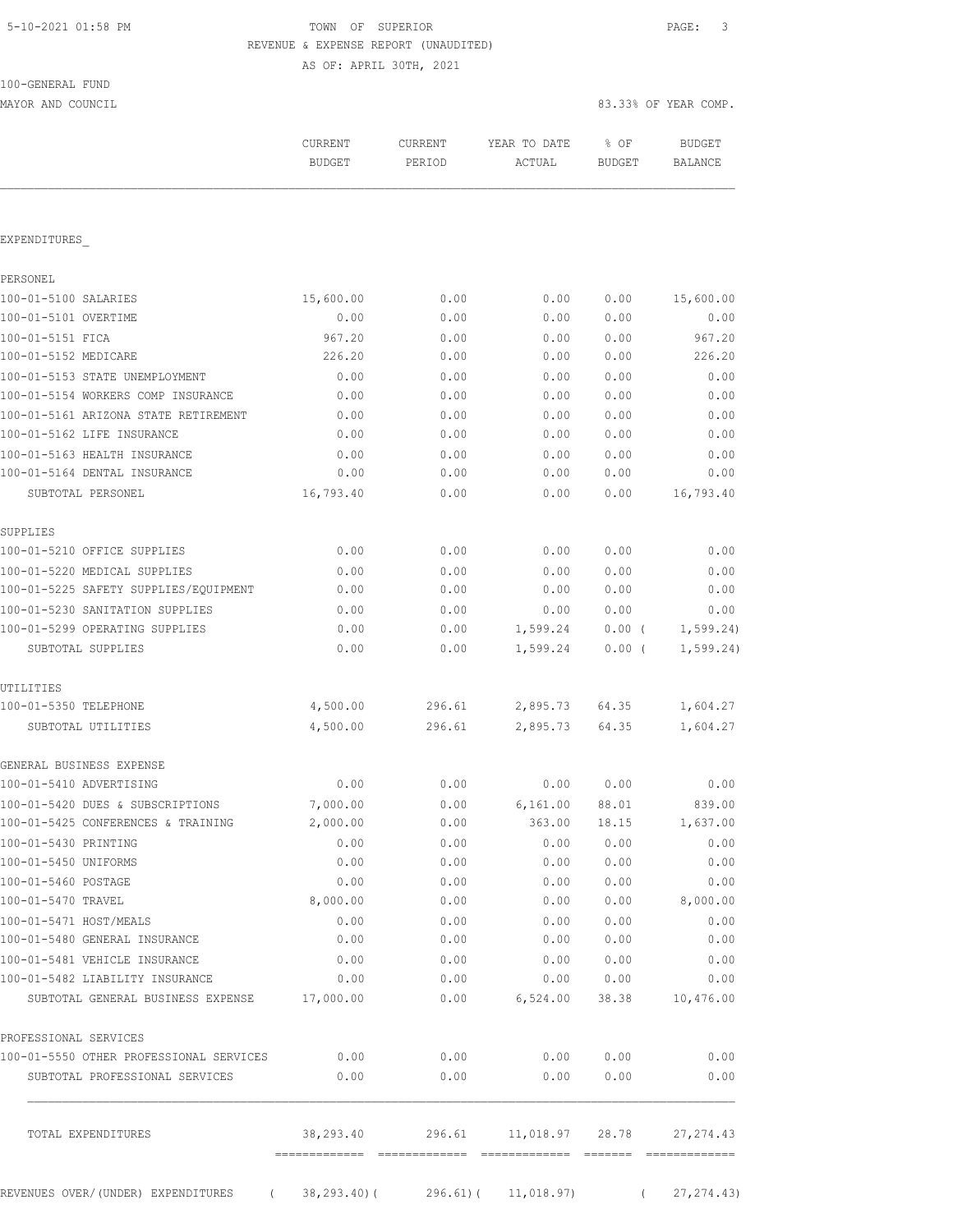TOWN OF SUPERIOR
REVENUE & EXPENSE REPORT (UNAUDITED)
AS OF: APRIL 30TH, 2021

100-GENERAL FUND
MAYOR AND COUNCIL

83.33% OF YEAR COMP.

| | CURRENT BUDGET | CURRENT PERIOD | YEAR TO DATE ACTUAL | % OF BUDGET | BUDGET BALANCE |
|---|---|---|---|---|---|
| EXPENDITURES_ | | | | | |
| PERSONEL | | | | | |
| 100-01-5100 SALARIES | 15,600.00 | 0.00 | 0.00 | 0.00 | 15,600.00 |
| 100-01-5101 OVERTIME | 0.00 | 0.00 | 0.00 | 0.00 | 0.00 |
| 100-01-5151 FICA | 967.20 | 0.00 | 0.00 | 0.00 | 967.20 |
| 100-01-5152 MEDICARE | 226.20 | 0.00 | 0.00 | 0.00 | 226.20 |
| 100-01-5153 STATE UNEMPLOYMENT | 0.00 | 0.00 | 0.00 | 0.00 | 0.00 |
| 100-01-5154 WORKERS COMP INSURANCE | 0.00 | 0.00 | 0.00 | 0.00 | 0.00 |
| 100-01-5161 ARIZONA STATE RETIREMENT | 0.00 | 0.00 | 0.00 | 0.00 | 0.00 |
| 100-01-5162 LIFE INSURANCE | 0.00 | 0.00 | 0.00 | 0.00 | 0.00 |
| 100-01-5163 HEALTH INSURANCE | 0.00 | 0.00 | 0.00 | 0.00 | 0.00 |
| 100-01-5164 DENTAL INSURANCE | 0.00 | 0.00 | 0.00 | 0.00 | 0.00 |
| SUBTOTAL PERSONEL | 16,793.40 | 0.00 | 0.00 | 0.00 | 16,793.40 |
| SUPPLIES | | | | | |
| 100-01-5210 OFFICE SUPPLIES | 0.00 | 0.00 | 0.00 | 0.00 | 0.00 |
| 100-01-5220 MEDICAL SUPPLIES | 0.00 | 0.00 | 0.00 | 0.00 | 0.00 |
| 100-01-5225 SAFETY SUPPLIES/EQUIPMENT | 0.00 | 0.00 | 0.00 | 0.00 | 0.00 |
| 100-01-5230 SANITATION SUPPLIES | 0.00 | 0.00 | 0.00 | 0.00 | 0.00 |
| 100-01-5299 OPERATING SUPPLIES | 0.00 | 0.00 | 1,599.24 | 0.00 | ( 1,599.24) |
| SUBTOTAL SUPPLIES | 0.00 | 0.00 | 1,599.24 | 0.00 | ( 1,599.24) |
| UTILITIES | | | | | |
| 100-01-5350 TELEPHONE | 4,500.00 | 296.61 | 2,895.73 | 64.35 | 1,604.27 |
| SUBTOTAL UTILITIES | 4,500.00 | 296.61 | 2,895.73 | 64.35 | 1,604.27 |
| GENERAL BUSINESS EXPENSE | | | | | |
| 100-01-5410 ADVERTISING | 0.00 | 0.00 | 0.00 | 0.00 | 0.00 |
| 100-01-5420 DUES & SUBSCRIPTIONS | 7,000.00 | 0.00 | 6,161.00 | 88.01 | 839.00 |
| 100-01-5425 CONFERENCES & TRAINING | 2,000.00 | 0.00 | 363.00 | 18.15 | 1,637.00 |
| 100-01-5430 PRINTING | 0.00 | 0.00 | 0.00 | 0.00 | 0.00 |
| 100-01-5450 UNIFORMS | 0.00 | 0.00 | 0.00 | 0.00 | 0.00 |
| 100-01-5460 POSTAGE | 0.00 | 0.00 | 0.00 | 0.00 | 0.00 |
| 100-01-5470 TRAVEL | 8,000.00 | 0.00 | 0.00 | 0.00 | 8,000.00 |
| 100-01-5471 HOST/MEALS | 0.00 | 0.00 | 0.00 | 0.00 | 0.00 |
| 100-01-5480 GENERAL INSURANCE | 0.00 | 0.00 | 0.00 | 0.00 | 0.00 |
| 100-01-5481 VEHICLE INSURANCE | 0.00 | 0.00 | 0.00 | 0.00 | 0.00 |
| 100-01-5482 LIABILITY INSURANCE | 0.00 | 0.00 | 0.00 | 0.00 | 0.00 |
| SUBTOTAL GENERAL BUSINESS EXPENSE | 17,000.00 | 0.00 | 6,524.00 | 38.38 | 10,476.00 |
| PROFESSIONAL SERVICES | | | | | |
| 100-01-5550 OTHER PROFESSIONAL SERVICES | 0.00 | 0.00 | 0.00 | 0.00 | 0.00 |
| SUBTOTAL PROFESSIONAL SERVICES | 0.00 | 0.00 | 0.00 | 0.00 | 0.00 |
| TOTAL EXPENDITURES | 38,293.40 | 296.61 | 11,018.97 | 28.78 | 27,274.43 |
| REVENUES OVER/(UNDER) EXPENDITURES | ( 38,293.40) | ( 296.61) | ( 11,018.97) | | ( 27,274.43) |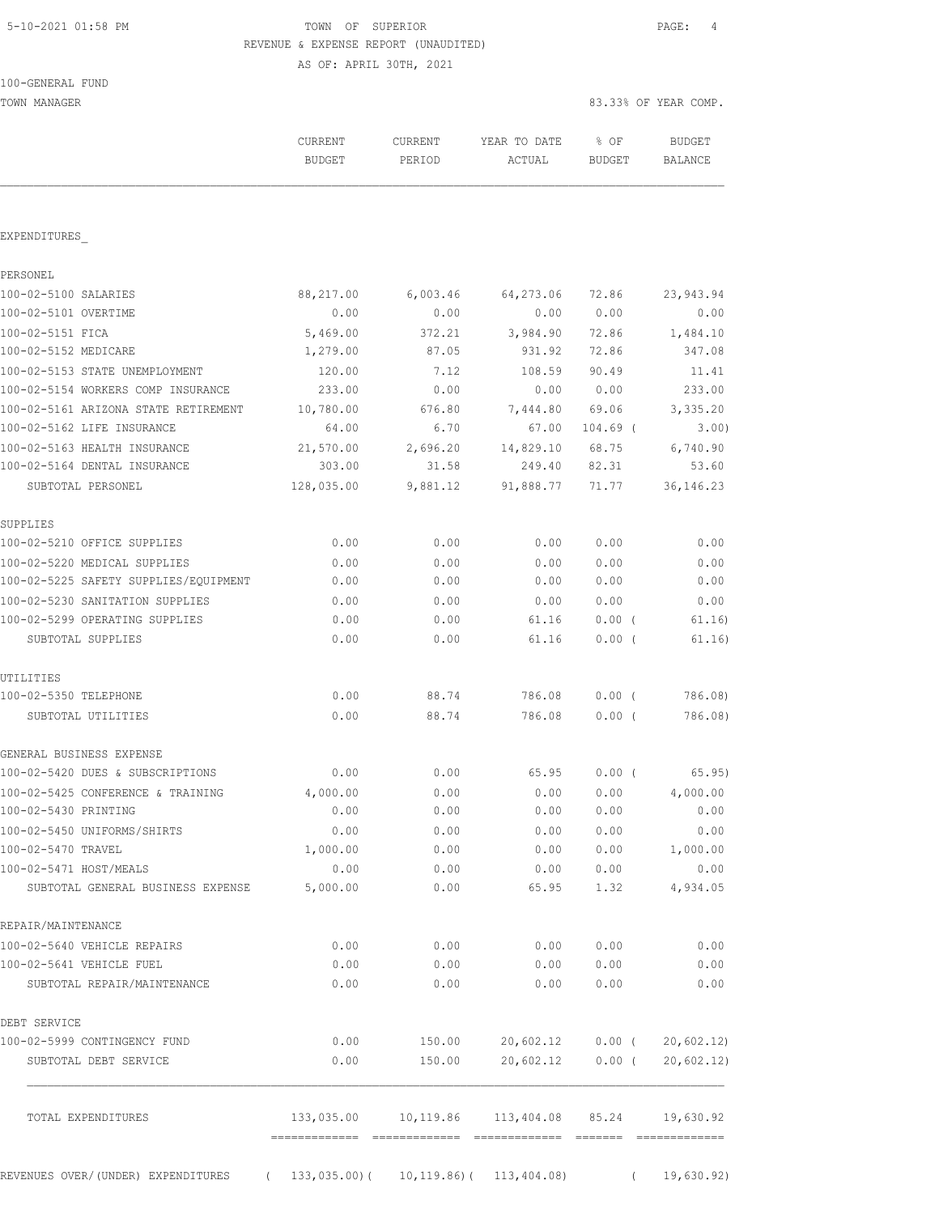5-10-2021 01:58 PM

TOWN OF SUPERIOR

REVENUE & EXPENSE REPORT (UNAUDITED)

AS OF: APRIL 30TH, 2021

100-GENERAL FUND

TOWN MANAGER

83.33% OF YEAR COMP.

| | CURRENT BUDGET | CURRENT PERIOD | YEAR TO DATE ACTUAL | % OF BUDGET | BUDGET BALANCE |
|---|---|---|---|---|---|
| EXPENDITURES_ | | | | | |
| PERSONEL | | | | | |
| 100-02-5100 SALARIES | 88,217.00 | 6,003.46 | 64,273.06 | 72.86 | 23,943.94 |
| 100-02-5101 OVERTIME | 0.00 | 0.00 | 0.00 | 0.00 | 0.00 |
| 100-02-5151 FICA | 5,469.00 | 372.21 | 3,984.90 | 72.86 | 1,484.10 |
| 100-02-5152 MEDICARE | 1,279.00 | 87.05 | 931.92 | 72.86 | 347.08 |
| 100-02-5153 STATE UNEMPLOYMENT | 120.00 | 7.12 | 108.59 | 90.49 | 11.41 |
| 100-02-5154 WORKERS COMP INSURANCE | 233.00 | 0.00 | 0.00 | 0.00 | 233.00 |
| 100-02-5161 ARIZONA STATE RETIREMENT | 10,780.00 | 676.80 | 7,444.80 | 69.06 | 3,335.20 |
| 100-02-5162 LIFE INSURANCE | 64.00 | 6.70 | 67.00 | 104.69 | ( 3.00) |
| 100-02-5163 HEALTH INSURANCE | 21,570.00 | 2,696.20 | 14,829.10 | 68.75 | 6,740.90 |
| 100-02-5164 DENTAL INSURANCE | 303.00 | 31.58 | 249.40 | 82.31 | 53.60 |
| SUBTOTAL PERSONEL | 128,035.00 | 9,881.12 | 91,888.77 | 71.77 | 36,146.23 |
| SUPPLIES | | | | | |
| 100-02-5210 OFFICE SUPPLIES | 0.00 | 0.00 | 0.00 | 0.00 | 0.00 |
| 100-02-5220 MEDICAL SUPPLIES | 0.00 | 0.00 | 0.00 | 0.00 | 0.00 |
| 100-02-5225 SAFETY SUPPLIES/EQUIPMENT | 0.00 | 0.00 | 0.00 | 0.00 | 0.00 |
| 100-02-5230 SANITATION SUPPLIES | 0.00 | 0.00 | 0.00 | 0.00 | 0.00 |
| 100-02-5299 OPERATING SUPPLIES | 0.00 | 0.00 | 61.16 | 0.00 | ( 61.16) |
| SUBTOTAL SUPPLIES | 0.00 | 0.00 | 61.16 | 0.00 | ( 61.16) |
| UTILITIES | | | | | |
| 100-02-5350 TELEPHONE | 0.00 | 88.74 | 786.08 | 0.00 | ( 786.08) |
| SUBTOTAL UTILITIES | 0.00 | 88.74 | 786.08 | 0.00 | ( 786.08) |
| GENERAL BUSINESS EXPENSE | | | | | |
| 100-02-5420 DUES & SUBSCRIPTIONS | 0.00 | 0.00 | 65.95 | 0.00 | ( 65.95) |
| 100-02-5425 CONFERENCE & TRAINING | 4,000.00 | 0.00 | 0.00 | 0.00 | 4,000.00 |
| 100-02-5430 PRINTING | 0.00 | 0.00 | 0.00 | 0.00 | 0.00 |
| 100-02-5450 UNIFORMS/SHIRTS | 0.00 | 0.00 | 0.00 | 0.00 | 0.00 |
| 100-02-5470 TRAVEL | 1,000.00 | 0.00 | 0.00 | 0.00 | 1,000.00 |
| 100-02-5471 HOST/MEALS | 0.00 | 0.00 | 0.00 | 0.00 | 0.00 |
| SUBTOTAL GENERAL BUSINESS EXPENSE | 5,000.00 | 0.00 | 65.95 | 1.32 | 4,934.05 |
| REPAIR/MAINTENANCE | | | | | |
| 100-02-5640 VEHICLE REPAIRS | 0.00 | 0.00 | 0.00 | 0.00 | 0.00 |
| 100-02-5641 VEHICLE FUEL | 0.00 | 0.00 | 0.00 | 0.00 | 0.00 |
| SUBTOTAL REPAIR/MAINTENANCE | 0.00 | 0.00 | 0.00 | 0.00 | 0.00 |
| DEBT SERVICE | | | | | |
| 100-02-5999 CONTINGENCY FUND | 0.00 | 150.00 | 20,602.12 | 0.00 | ( 20,602.12) |
| SUBTOTAL DEBT SERVICE | 0.00 | 150.00 | 20,602.12 | 0.00 | ( 20,602.12) |
| TOTAL EXPENDITURES | 133,035.00 | 10,119.86 | 113,404.08 | 85.24 | 19,630.92 |
| REVENUES OVER/(UNDER) EXPENDITURES | ( 133,035.00) | ( 10,119.86) | ( 113,404.08) | | ( 19,630.92) |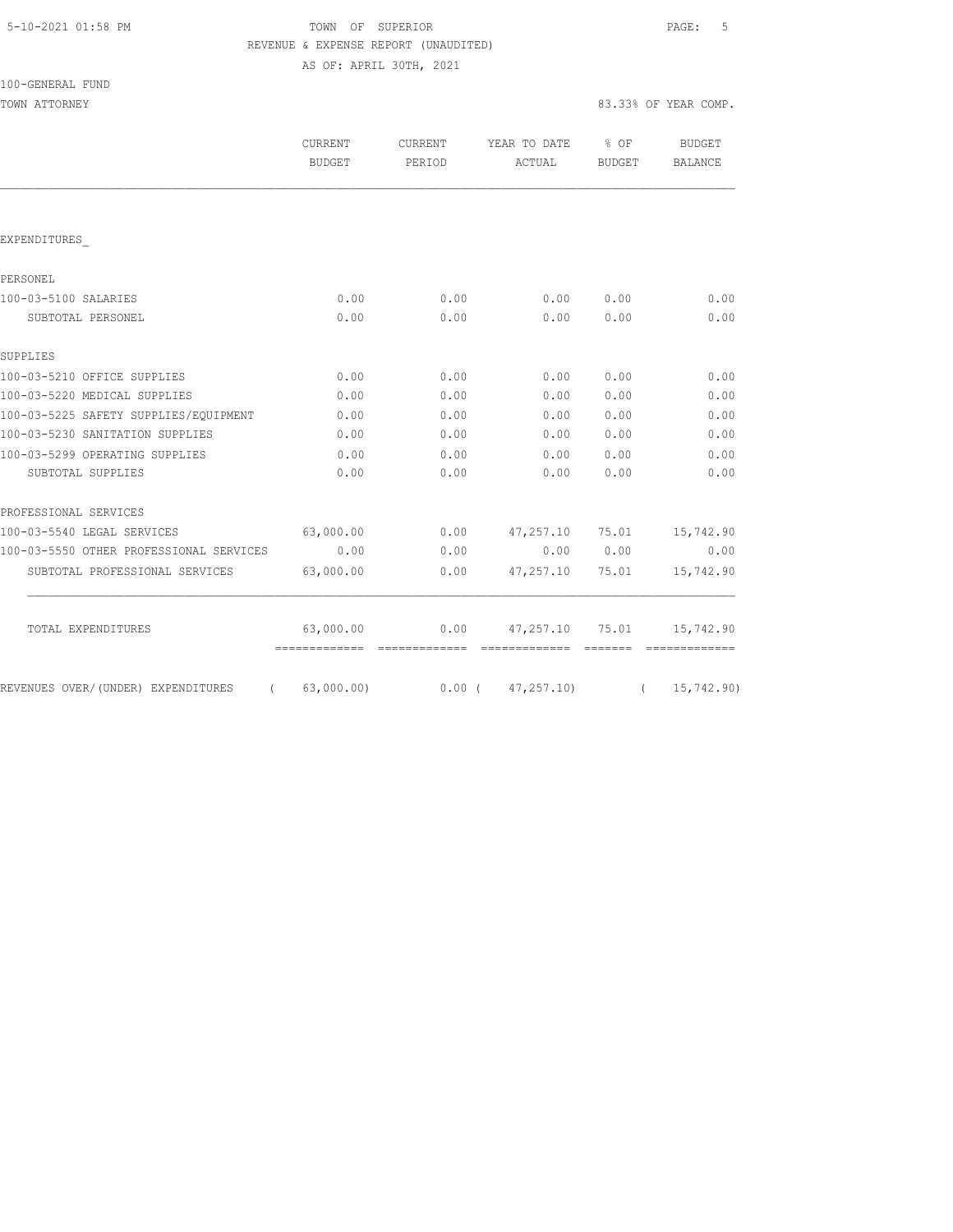5-10-2021 01:58 PM

# TOWN OF SUPERIOR

REVENUE & EXPENSE REPORT (UNAUDITED)

AS OF: APRIL 30TH, 2021

100-GENERAL FUND

TOWN ATTORNEY — 83.33% OF YEAR COMP.

| | CURRENT BUDGET | CURRENT PERIOD | YEAR TO DATE ACTUAL | % OF BUDGET | BUDGET BALANCE |
|---|---|---|---|---|---|
| **EXPENDITURES** | | | | | |
| **PERSONEL** | | | | | |
| 100-03-5100 SALARIES | 0.00 | 0.00 | 0.00 | 0.00 | 0.00 |
| SUBTOTAL PERSONEL | 0.00 | 0.00 | 0.00 | 0.00 | 0.00 |
| **SUPPLIES** | | | | | |
| 100-03-5210 OFFICE SUPPLIES | 0.00 | 0.00 | 0.00 | 0.00 | 0.00 |
| 100-03-5220 MEDICAL SUPPLIES | 0.00 | 0.00 | 0.00 | 0.00 | 0.00 |
| 100-03-5225 SAFETY SUPPLIES/EQUIPMENT | 0.00 | 0.00 | 0.00 | 0.00 | 0.00 |
| 100-03-5230 SANITATION SUPPLIES | 0.00 | 0.00 | 0.00 | 0.00 | 0.00 |
| 100-03-5299 OPERATING SUPPLIES | 0.00 | 0.00 | 0.00 | 0.00 | 0.00 |
| SUBTOTAL SUPPLIES | 0.00 | 0.00 | 0.00 | 0.00 | 0.00 |
| **PROFESSIONAL SERVICES** | | | | | |
| 100-03-5540 LEGAL SERVICES | 63,000.00 | 0.00 | 47,257.10 | 75.01 | 15,742.90 |
| 100-03-5550 OTHER PROFESSIONAL SERVICES | 0.00 | 0.00 | 0.00 | 0.00 | 0.00 |
| SUBTOTAL PROFESSIONAL SERVICES | 63,000.00 | 0.00 | 47,257.10 | 75.01 | 15,742.90 |
| TOTAL EXPENDITURES | 63,000.00 | 0.00 | 47,257.10 | 75.01 | 15,742.90 |
| REVENUES OVER/(UNDER) EXPENDITURES | ( 63,000.00) | 0.00 | ( 47,257.10) | | ( 15,742.90) |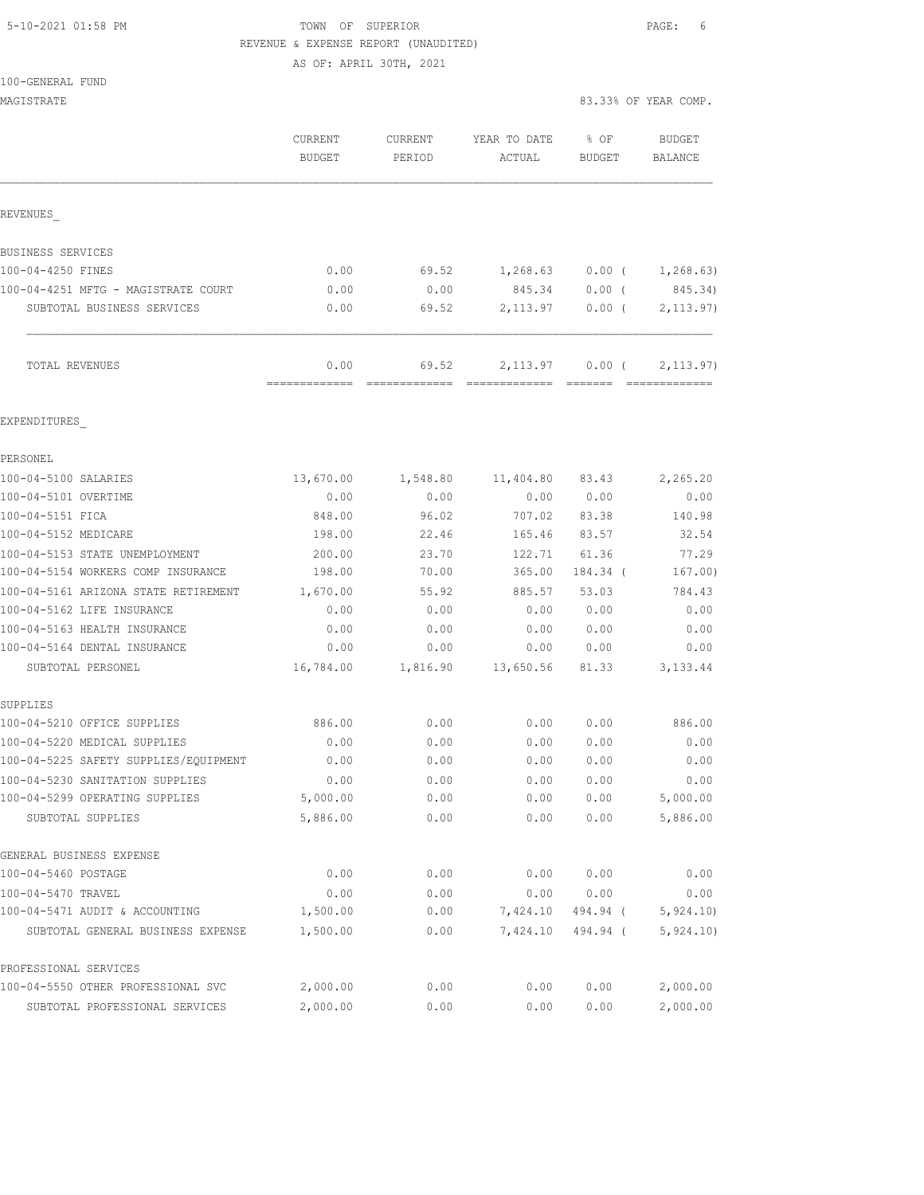5-10-2021 01:58 PM TOWN OF SUPERIOR

REVENUE & EXPENSE REPORT (UNAUDITED)

AS OF: APRIL 30TH, 2021

100-GENERAL FUND

MAGISTRATE 83.33% OF YEAR COMP.

| | CURRENT BUDGET | CURRENT PERIOD | YEAR TO DATE ACTUAL | % OF BUDGET | BUDGET BALANCE |
|---|---|---|---|---|---|
| REVENUES_ | | | | | |
| BUSINESS SERVICES | | | | | |
| 100-04-4250 FINES | 0.00 | 69.52 | 1,268.63 | 0.00 ( | 1,268.63) |
| 100-04-4251 MFTG - MAGISTRATE COURT | 0.00 | 0.00 | 845.34 | 0.00 ( | 845.34) |
| SUBTOTAL BUSINESS SERVICES | 0.00 | 69.52 | 2,113.97 | 0.00 ( | 2,113.97) |
| TOTAL REVENUES | 0.00 | 69.52 | 2,113.97 | 0.00 ( | 2,113.97) |
| EXPENDITURES_ | | | | | |
| PERSONEL | | | | | |
| 100-04-5100 SALARIES | 13,670.00 | 1,548.80 | 11,404.80 | 83.43 | 2,265.20 |
| 100-04-5101 OVERTIME | 0.00 | 0.00 | 0.00 | 0.00 | 0.00 |
| 100-04-5151 FICA | 848.00 | 96.02 | 707.02 | 83.38 | 140.98 |
| 100-04-5152 MEDICARE | 198.00 | 22.46 | 165.46 | 83.57 | 32.54 |
| 100-04-5153 STATE UNEMPLOYMENT | 200.00 | 23.70 | 122.71 | 61.36 | 77.29 |
| 100-04-5154 WORKERS COMP INSURANCE | 198.00 | 70.00 | 365.00 | 184.34 ( | 167.00) |
| 100-04-5161 ARIZONA STATE RETIREMENT | 1,670.00 | 55.92 | 885.57 | 53.03 | 784.43 |
| 100-04-5162 LIFE INSURANCE | 0.00 | 0.00 | 0.00 | 0.00 | 0.00 |
| 100-04-5163 HEALTH INSURANCE | 0.00 | 0.00 | 0.00 | 0.00 | 0.00 |
| 100-04-5164 DENTAL INSURANCE | 0.00 | 0.00 | 0.00 | 0.00 | 0.00 |
| SUBTOTAL PERSONEL | 16,784.00 | 1,816.90 | 13,650.56 | 81.33 | 3,133.44 |
| SUPPLIES | | | | | |
| 100-04-5210 OFFICE SUPPLIES | 886.00 | 0.00 | 0.00 | 0.00 | 886.00 |
| 100-04-5220 MEDICAL SUPPLIES | 0.00 | 0.00 | 0.00 | 0.00 | 0.00 |
| 100-04-5225 SAFETY SUPPLIES/EQUIPMENT | 0.00 | 0.00 | 0.00 | 0.00 | 0.00 |
| 100-04-5230 SANITATION SUPPLIES | 0.00 | 0.00 | 0.00 | 0.00 | 0.00 |
| 100-04-5299 OPERATING SUPPLIES | 5,000.00 | 0.00 | 0.00 | 0.00 | 5,000.00 |
| SUBTOTAL SUPPLIES | 5,886.00 | 0.00 | 0.00 | 0.00 | 5,886.00 |
| GENERAL BUSINESS EXPENSE | | | | | |
| 100-04-5460 POSTAGE | 0.00 | 0.00 | 0.00 | 0.00 | 0.00 |
| 100-04-5470 TRAVEL | 0.00 | 0.00 | 0.00 | 0.00 | 0.00 |
| 100-04-5471 AUDIT & ACCOUNTING | 1,500.00 | 0.00 | 7,424.10 | 494.94 ( | 5,924.10) |
| SUBTOTAL GENERAL BUSINESS EXPENSE | 1,500.00 | 0.00 | 7,424.10 | 494.94 ( | 5,924.10) |
| PROFESSIONAL SERVICES | | | | | |
| 100-04-5550 OTHER PROFESSIONAL SVC | 2,000.00 | 0.00 | 0.00 | 0.00 | 2,000.00 |
| SUBTOTAL PROFESSIONAL SERVICES | 2,000.00 | 0.00 | 0.00 | 0.00 | 2,000.00 |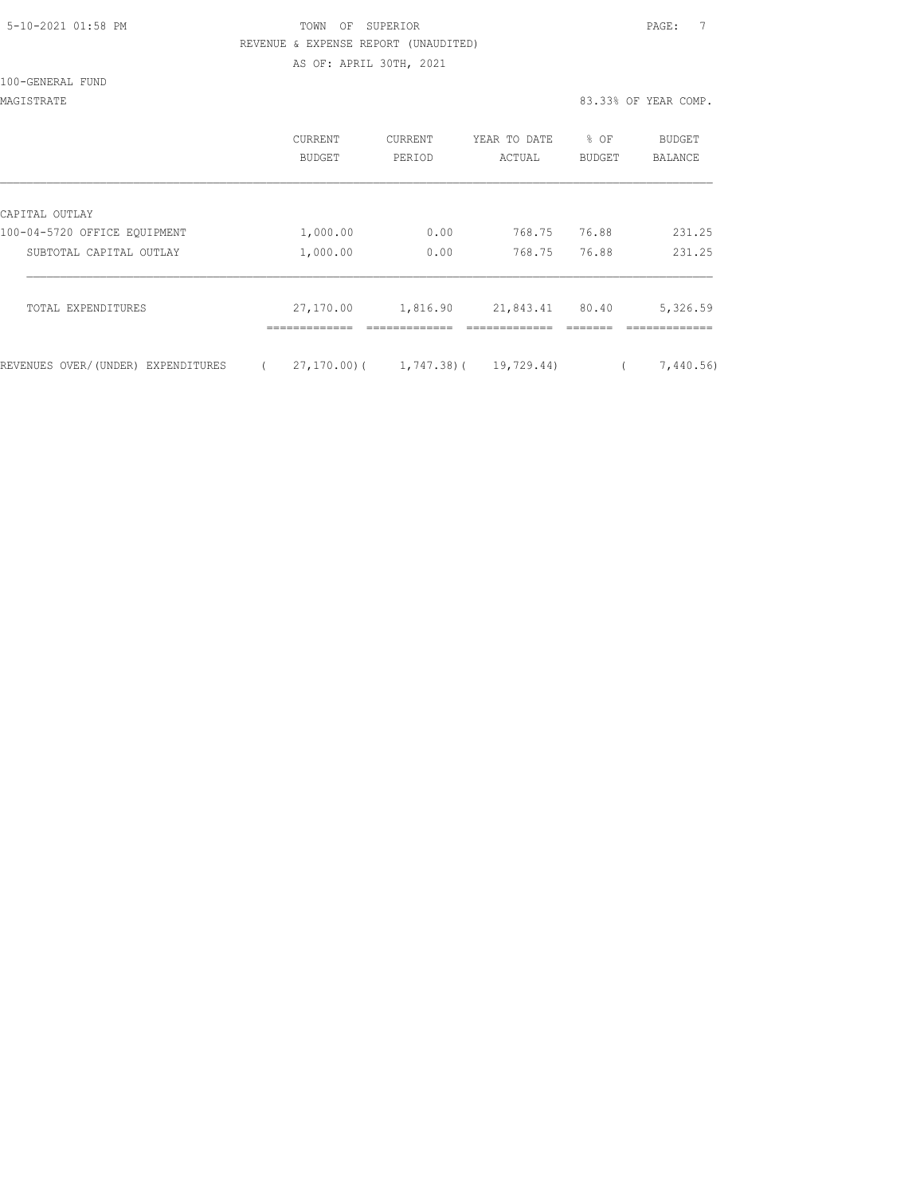5-10-2021 01:58 PM TOWN OF SUPERIOR

REVENUE & EXPENSE REPORT (UNAUDITED)

AS OF: APRIL 30TH, 2021

100-GENERAL FUND

MAGISTRATE 83.33% OF YEAR COMP.

| | CURRENT BUDGET | CURRENT PERIOD | YEAR TO DATE ACTUAL | % OF BUDGET | BUDGET BALANCE |
|---|---|---|---|---|---|
| CAPITAL OUTLAY | | | | | |
| 100-04-5720 OFFICE EQUIPMENT | 1,000.00 | 0.00 | 768.75 | 76.88 | 231.25 |
| SUBTOTAL CAPITAL OUTLAY | 1,000.00 | 0.00 | 768.75 | 76.88 | 231.25 |
| TOTAL EXPENDITURES | 27,170.00 | 1,816.90 | 21,843.41 | 80.40 | 5,326.59 |
| REVENUES OVER/(UNDER) EXPENDITURES | ( 27,170.00) | ( 1,747.38) | ( 19,729.44) | | ( 7,440.56) |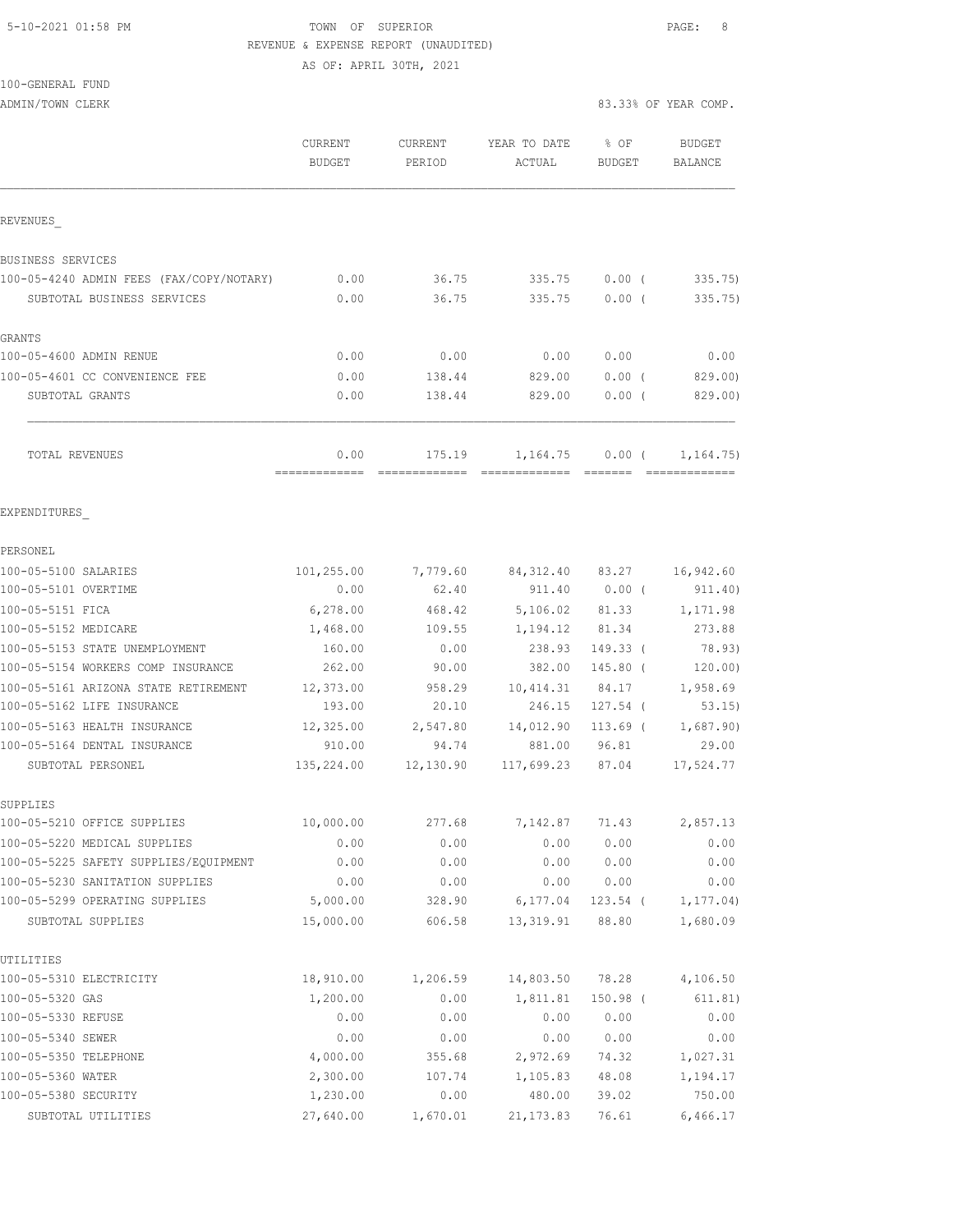5-10-2021 01:58 PM

TOWN OF SUPERIOR

REVENUE & EXPENSE REPORT (UNAUDITED)

AS OF: APRIL 30TH, 2021

100-GENERAL FUND

ADMIN/TOWN CLERK

83.33% OF YEAR COMP.

| | CURRENT BUDGET | CURRENT PERIOD | YEAR TO DATE ACTUAL | % OF BUDGET | BUDGET BALANCE |
|---|---|---|---|---|---|
| **REVENUES_** | | | | | |
| BUSINESS SERVICES | | | | | |
| 100-05-4240 ADMIN FEES (FAX/COPY/NOTARY) | 0.00 | 36.75 | 335.75 | 0.00 ( | 335.75) |
| SUBTOTAL BUSINESS SERVICES | 0.00 | 36.75 | 335.75 | 0.00 ( | 335.75) |
| GRANTS | | | | | |
| 100-05-4600 ADMIN RENUE | 0.00 | 0.00 | 0.00 | 0.00 | 0.00 |
| 100-05-4601 CC CONVENIENCE FEE | 0.00 | 138.44 | 829.00 | 0.00 ( | 829.00) |
| SUBTOTAL GRANTS | 0.00 | 138.44 | 829.00 | 0.00 ( | 829.00) |
| TOTAL REVENUES | 0.00 | 175.19 | 1,164.75 | 0.00 ( | 1,164.75) |
| **EXPENDITURES_** | | | | | |
| PERSONEL | | | | | |
| 100-05-5100 SALARIES | 101,255.00 | 7,779.60 | 84,312.40 | 83.27 | 16,942.60 |
| 100-05-5101 OVERTIME | 0.00 | 62.40 | 911.40 | 0.00 ( | 911.40) |
| 100-05-5151 FICA | 6,278.00 | 468.42 | 5,106.02 | 81.33 | 1,171.98 |
| 100-05-5152 MEDICARE | 1,468.00 | 109.55 | 1,194.12 | 81.34 | 273.88 |
| 100-05-5153 STATE UNEMPLOYMENT | 160.00 | 0.00 | 238.93 | 149.33 ( | 78.93) |
| 100-05-5154 WORKERS COMP INSURANCE | 262.00 | 90.00 | 382.00 | 145.80 ( | 120.00) |
| 100-05-5161 ARIZONA STATE RETIREMENT | 12,373.00 | 958.29 | 10,414.31 | 84.17 | 1,958.69 |
| 100-05-5162 LIFE INSURANCE | 193.00 | 20.10 | 246.15 | 127.54 ( | 53.15) |
| 100-05-5163 HEALTH INSURANCE | 12,325.00 | 2,547.80 | 14,012.90 | 113.69 ( | 1,687.90) |
| 100-05-5164 DENTAL INSURANCE | 910.00 | 94.74 | 881.00 | 96.81 | 29.00 |
| SUBTOTAL PERSONEL | 135,224.00 | 12,130.90 | 117,699.23 | 87.04 | 17,524.77 |
| SUPPLIES | | | | | |
| 100-05-5210 OFFICE SUPPLIES | 10,000.00 | 277.68 | 7,142.87 | 71.43 | 2,857.13 |
| 100-05-5220 MEDICAL SUPPLIES | 0.00 | 0.00 | 0.00 | 0.00 | 0.00 |
| 100-05-5225 SAFETY SUPPLIES/EQUIPMENT | 0.00 | 0.00 | 0.00 | 0.00 | 0.00 |
| 100-05-5230 SANITATION SUPPLIES | 0.00 | 0.00 | 0.00 | 0.00 | 0.00 |
| 100-05-5299 OPERATING SUPPLIES | 5,000.00 | 328.90 | 6,177.04 | 123.54 ( | 1,177.04) |
| SUBTOTAL SUPPLIES | 15,000.00 | 606.58 | 13,319.91 | 88.80 | 1,680.09 |
| UTILITIES | | | | | |
| 100-05-5310 ELECTRICITY | 18,910.00 | 1,206.59 | 14,803.50 | 78.28 | 4,106.50 |
| 100-05-5320 GAS | 1,200.00 | 0.00 | 1,811.81 | 150.98 ( | 611.81) |
| 100-05-5330 REFUSE | 0.00 | 0.00 | 0.00 | 0.00 | 0.00 |
| 100-05-5340 SEWER | 0.00 | 0.00 | 0.00 | 0.00 | 0.00 |
| 100-05-5350 TELEPHONE | 4,000.00 | 355.68 | 2,972.69 | 74.32 | 1,027.31 |
| 100-05-5360 WATER | 2,300.00 | 107.74 | 1,105.83 | 48.08 | 1,194.17 |
| 100-05-5380 SECURITY | 1,230.00 | 0.00 | 480.00 | 39.02 | 750.00 |
| SUBTOTAL UTILITIES | 27,640.00 | 1,670.01 | 21,173.83 | 76.61 | 6,466.17 |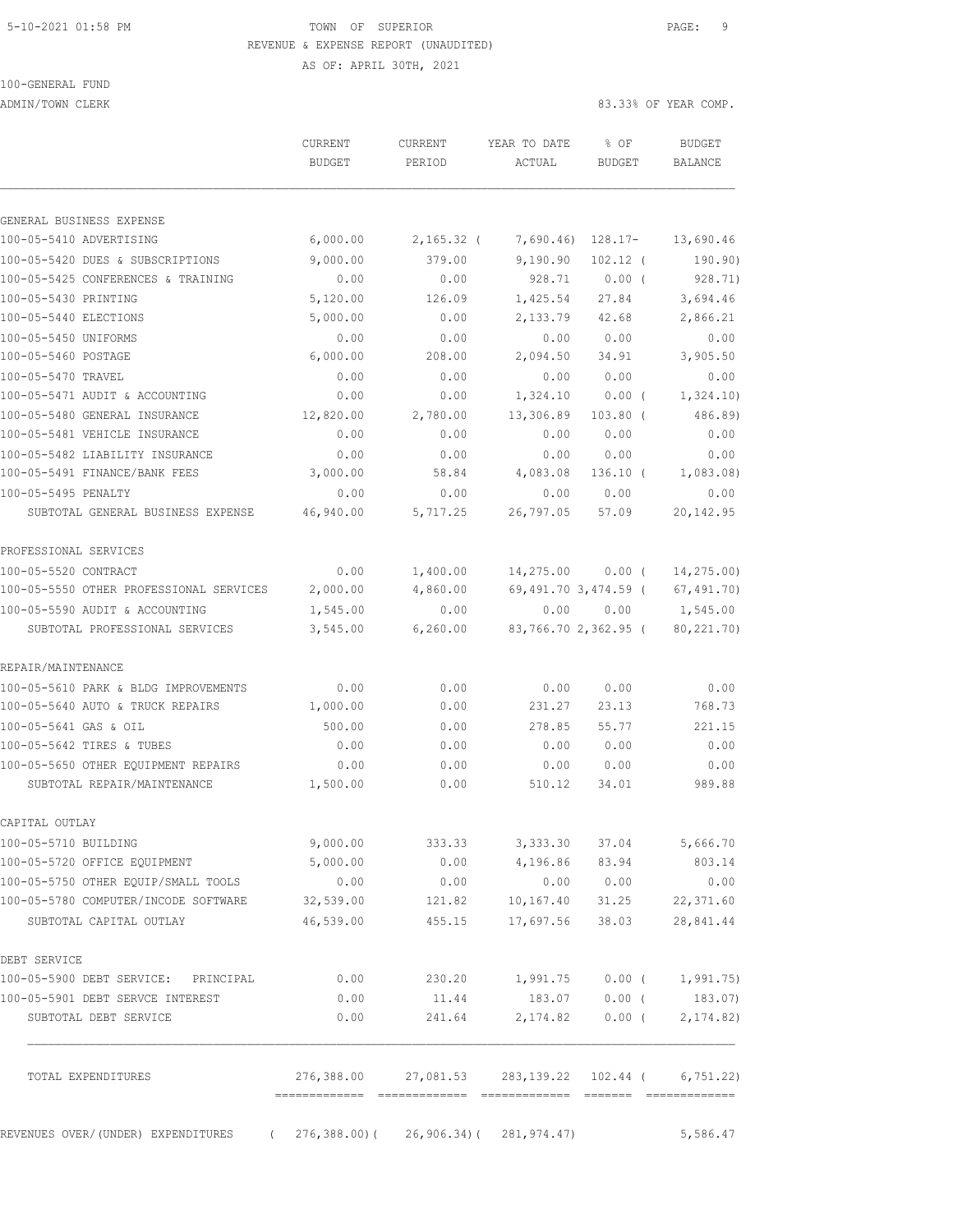5-10-2021 01:58 PM TOWN OF SUPERIOR

REVENUE & EXPENSE REPORT (UNAUDITED)

AS OF: APRIL 30TH, 2021

100-GENERAL FUND

ADMIN/TOWN CLERK 83.33% OF YEAR COMP.

| | CURRENT BUDGET | CURRENT PERIOD | YEAR TO DATE ACTUAL | % OF BUDGET | BUDGET BALANCE |
|---|---|---|---|---|---|
| **GENERAL BUSINESS EXPENSE** | | | | | |
| 100-05-5410 ADVERTISING | 6,000.00 | 2,165.32 ( | 7,690.46) | 128.17- | 13,690.46 |
| 100-05-5420 DUES & SUBSCRIPTIONS | 9,000.00 | 379.00 | 9,190.90 | 102.12 ( | 190.90) |
| 100-05-5425 CONFERENCES & TRAINING | 0.00 | 0.00 | 928.71 | 0.00 ( | 928.71) |
| 100-05-5430 PRINTING | 5,120.00 | 126.09 | 1,425.54 | 27.84 | 3,694.46 |
| 100-05-5440 ELECTIONS | 5,000.00 | 0.00 | 2,133.79 | 42.68 | 2,866.21 |
| 100-05-5450 UNIFORMS | 0.00 | 0.00 | 0.00 | 0.00 | 0.00 |
| 100-05-5460 POSTAGE | 6,000.00 | 208.00 | 2,094.50 | 34.91 | 3,905.50 |
| 100-05-5470 TRAVEL | 0.00 | 0.00 | 0.00 | 0.00 | 0.00 |
| 100-05-5471 AUDIT & ACCOUNTING | 0.00 | 0.00 | 1,324.10 | 0.00 ( | 1,324.10) |
| 100-05-5480 GENERAL INSURANCE | 12,820.00 | 2,780.00 | 13,306.89 | 103.80 ( | 486.89) |
| 100-05-5481 VEHICLE INSURANCE | 0.00 | 0.00 | 0.00 | 0.00 | 0.00 |
| 100-05-5482 LIABILITY INSURANCE | 0.00 | 0.00 | 0.00 | 0.00 | 0.00 |
| 100-05-5491 FINANCE/BANK FEES | 3,000.00 | 58.84 | 4,083.08 | 136.10 ( | 1,083.08) |
| 100-05-5495 PENALTY | 0.00 | 0.00 | 0.00 | 0.00 | 0.00 |
| SUBTOTAL GENERAL BUSINESS EXPENSE | 46,940.00 | 5,717.25 | 26,797.05 | 57.09 | 20,142.95 |
| **PROFESSIONAL SERVICES** | | | | | |
| 100-05-5520 CONTRACT | 0.00 | 1,400.00 | 14,275.00 | 0.00 ( | 14,275.00) |
| 100-05-5550 OTHER PROFESSIONAL SERVICES | 2,000.00 | 4,860.00 | 69,491.70 | 3,474.59 ( | 67,491.70) |
| 100-05-5590 AUDIT & ACCOUNTING | 1,545.00 | 0.00 | 0.00 | 0.00 | 1,545.00 |
| SUBTOTAL PROFESSIONAL SERVICES | 3,545.00 | 6,260.00 | 83,766.70 | 2,362.95 ( | 80,221.70) |
| **REPAIR/MAINTENANCE** | | | | | |
| 100-05-5610 PARK & BLDG IMPROVEMENTS | 0.00 | 0.00 | 0.00 | 0.00 | 0.00 |
| 100-05-5640 AUTO & TRUCK REPAIRS | 1,000.00 | 0.00 | 231.27 | 23.13 | 768.73 |
| 100-05-5641 GAS & OIL | 500.00 | 0.00 | 278.85 | 55.77 | 221.15 |
| 100-05-5642 TIRES & TUBES | 0.00 | 0.00 | 0.00 | 0.00 | 0.00 |
| 100-05-5650 OTHER EQUIPMENT REPAIRS | 0.00 | 0.00 | 0.00 | 0.00 | 0.00 |
| SUBTOTAL REPAIR/MAINTENANCE | 1,500.00 | 0.00 | 510.12 | 34.01 | 989.88 |
| **CAPITAL OUTLAY** | | | | | |
| 100-05-5710 BUILDING | 9,000.00 | 333.33 | 3,333.30 | 37.04 | 5,666.70 |
| 100-05-5720 OFFICE EQUIPMENT | 5,000.00 | 0.00 | 4,196.86 | 83.94 | 803.14 |
| 100-05-5750 OTHER EQUIP/SMALL TOOLS | 0.00 | 0.00 | 0.00 | 0.00 | 0.00 |
| 100-05-5780 COMPUTER/INCODE SOFTWARE | 32,539.00 | 121.82 | 10,167.40 | 31.25 | 22,371.60 |
| SUBTOTAL CAPITAL OUTLAY | 46,539.00 | 455.15 | 17,697.56 | 38.03 | 28,841.44 |
| **DEBT SERVICE** | | | | | |
| 100-05-5900 DEBT SERVICE: PRINCIPAL | 0.00 | 230.20 | 1,991.75 | 0.00 ( | 1,991.75) |
| 100-05-5901 DEBT SERVCE INTEREST | 0.00 | 11.44 | 183.07 | 0.00 ( | 183.07) |
| SUBTOTAL DEBT SERVICE | 0.00 | 241.64 | 2,174.82 | 0.00 ( | 2,174.82) |
| TOTAL EXPENDITURES | 276,388.00 | 27,081.53 | 283,139.22 | 102.44 ( | 6,751.22) |
| REVENUES OVER/(UNDER) EXPENDITURES | ( 276,388.00)( | 26,906.34)( | 281,974.47) | | 5,586.47 |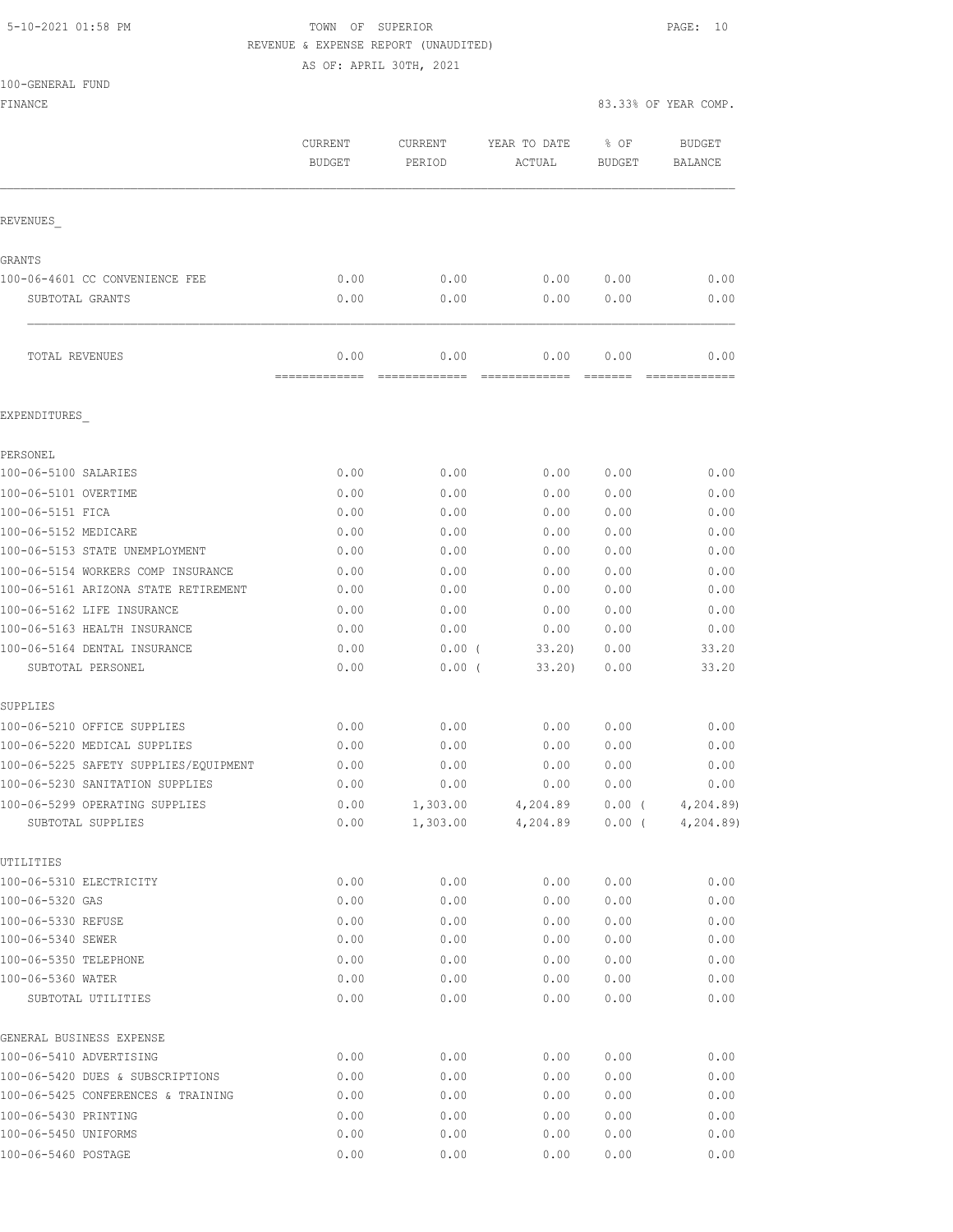5-10-2021 01:58 PM

TOWN OF SUPERIOR
REVENUE & EXPENSE REPORT (UNAUDITED)
AS OF: APRIL 30TH, 2021

100-GENERAL FUND
FINANCE

83.33% OF YEAR COMP.

| | CURRENT BUDGET | CURRENT PERIOD | YEAR TO DATE ACTUAL | % OF BUDGET | BUDGET BALANCE |
|---|---|---|---|---|---|
| **REVENUES_** | | | | | |
| **GRANTS** | | | | | |
| 100-06-4601 CC CONVENIENCE FEE | 0.00 | 0.00 | 0.00 | 0.00 | 0.00 |
| SUBTOTAL GRANTS | 0.00 | 0.00 | 0.00 | 0.00 | 0.00 |
| TOTAL REVENUES | 0.00 | 0.00 | 0.00 | 0.00 | 0.00 |
| **EXPENDITURES_** | | | | | |
| **PERSONEL** | | | | | |
| 100-06-5100 SALARIES | 0.00 | 0.00 | 0.00 | 0.00 | 0.00 |
| 100-06-5101 OVERTIME | 0.00 | 0.00 | 0.00 | 0.00 | 0.00 |
| 100-06-5151 FICA | 0.00 | 0.00 | 0.00 | 0.00 | 0.00 |
| 100-06-5152 MEDICARE | 0.00 | 0.00 | 0.00 | 0.00 | 0.00 |
| 100-06-5153 STATE UNEMPLOYMENT | 0.00 | 0.00 | 0.00 | 0.00 | 0.00 |
| 100-06-5154 WORKERS COMP INSURANCE | 0.00 | 0.00 | 0.00 | 0.00 | 0.00 |
| 100-06-5161 ARIZONA STATE RETIREMENT | 0.00 | 0.00 | 0.00 | 0.00 | 0.00 |
| 100-06-5162 LIFE INSURANCE | 0.00 | 0.00 | 0.00 | 0.00 | 0.00 |
| 100-06-5163 HEALTH INSURANCE | 0.00 | 0.00 | 0.00 | 0.00 | 0.00 |
| 100-06-5164 DENTAL INSURANCE | 0.00 | 0.00 | (33.20) | 0.00 | 33.20 |
| SUBTOTAL PERSONEL | 0.00 | 0.00 | (33.20) | 0.00 | 33.20 |
| **SUPPLIES** | | | | | |
| 100-06-5210 OFFICE SUPPLIES | 0.00 | 0.00 | 0.00 | 0.00 | 0.00 |
| 100-06-5220 MEDICAL SUPPLIES | 0.00 | 0.00 | 0.00 | 0.00 | 0.00 |
| 100-06-5225 SAFETY SUPPLIES/EQUIPMENT | 0.00 | 0.00 | 0.00 | 0.00 | 0.00 |
| 100-06-5230 SANITATION SUPPLIES | 0.00 | 0.00 | 0.00 | 0.00 | 0.00 |
| 100-06-5299 OPERATING SUPPLIES | 0.00 | 1,303.00 | 4,204.89 | 0.00 | (4,204.89) |
| SUBTOTAL SUPPLIES | 0.00 | 1,303.00 | 4,204.89 | 0.00 | (4,204.89) |
| **UTILITIES** | | | | | |
| 100-06-5310 ELECTRICITY | 0.00 | 0.00 | 0.00 | 0.00 | 0.00 |
| 100-06-5320 GAS | 0.00 | 0.00 | 0.00 | 0.00 | 0.00 |
| 100-06-5330 REFUSE | 0.00 | 0.00 | 0.00 | 0.00 | 0.00 |
| 100-06-5340 SEWER | 0.00 | 0.00 | 0.00 | 0.00 | 0.00 |
| 100-06-5350 TELEPHONE | 0.00 | 0.00 | 0.00 | 0.00 | 0.00 |
| 100-06-5360 WATER | 0.00 | 0.00 | 0.00 | 0.00 | 0.00 |
| SUBTOTAL UTILITIES | 0.00 | 0.00 | 0.00 | 0.00 | 0.00 |
| **GENERAL BUSINESS EXPENSE** | | | | | |
| 100-06-5410 ADVERTISING | 0.00 | 0.00 | 0.00 | 0.00 | 0.00 |
| 100-06-5420 DUES & SUBSCRIPTIONS | 0.00 | 0.00 | 0.00 | 0.00 | 0.00 |
| 100-06-5425 CONFERENCES & TRAINING | 0.00 | 0.00 | 0.00 | 0.00 | 0.00 |
| 100-06-5430 PRINTING | 0.00 | 0.00 | 0.00 | 0.00 | 0.00 |
| 100-06-5450 UNIFORMS | 0.00 | 0.00 | 0.00 | 0.00 | 0.00 |
| 100-06-5460 POSTAGE | 0.00 | 0.00 | 0.00 | 0.00 | 0.00 |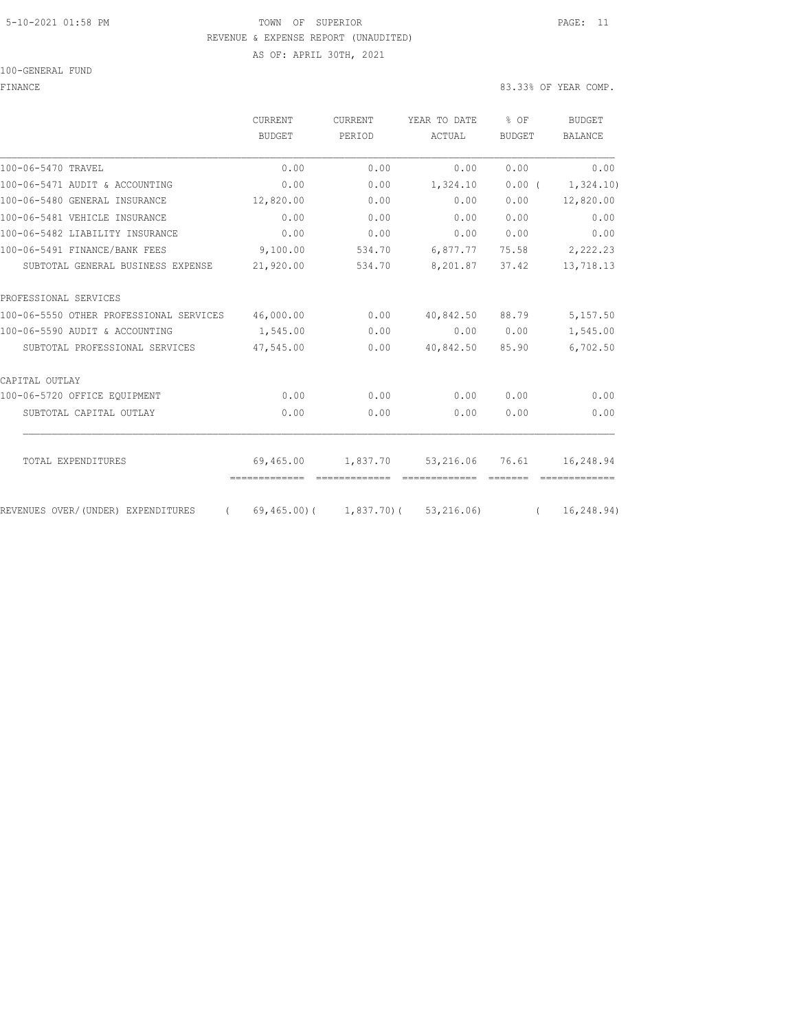TOWN OF SUPERIOR
REVENUE & EXPENSE REPORT (UNAUDITED)
AS OF: APRIL 30TH, 2021

100-GENERAL FUND

FINANCE — 83.33% OF YEAR COMP.

| | CURRENT BUDGET | CURRENT PERIOD | YEAR TO DATE ACTUAL | % OF BUDGET | BUDGET BALANCE |
|---|---|---|---|---|---|
| 100-06-5470 TRAVEL | 0.00 | 0.00 | 0.00 | 0.00 | 0.00 |
| 100-06-5471 AUDIT & ACCOUNTING | 0.00 | 0.00 | 1,324.10 | 0.00 | ( 1,324.10) |
| 100-06-5480 GENERAL INSURANCE | 12,820.00 | 0.00 | 0.00 | 0.00 | 12,820.00 |
| 100-06-5481 VEHICLE INSURANCE | 0.00 | 0.00 | 0.00 | 0.00 | 0.00 |
| 100-06-5482 LIABILITY INSURANCE | 0.00 | 0.00 | 0.00 | 0.00 | 0.00 |
| 100-06-5491 FINANCE/BANK FEES | 9,100.00 | 534.70 | 6,877.77 | 75.58 | 2,222.23 |
| SUBTOTAL GENERAL BUSINESS EXPENSE | 21,920.00 | 534.70 | 8,201.87 | 37.42 | 13,718.13 |
| PROFESSIONAL SERVICES | | | | | |
| 100-06-5550 OTHER PROFESSIONAL SERVICES | 46,000.00 | 0.00 | 40,842.50 | 88.79 | 5,157.50 |
| 100-06-5590 AUDIT & ACCOUNTING | 1,545.00 | 0.00 | 0.00 | 0.00 | 1,545.00 |
| SUBTOTAL PROFESSIONAL SERVICES | 47,545.00 | 0.00 | 40,842.50 | 85.90 | 6,702.50 |
| CAPITAL OUTLAY | | | | | |
| 100-06-5720 OFFICE EQUIPMENT | 0.00 | 0.00 | 0.00 | 0.00 | 0.00 |
| SUBTOTAL CAPITAL OUTLAY | 0.00 | 0.00 | 0.00 | 0.00 | 0.00 |
| TOTAL EXPENDITURES | 69,465.00 | 1,837.70 | 53,216.06 | 76.61 | 16,248.94 |
| REVENUES OVER/(UNDER) EXPENDITURES | ( 69,465.00) | ( 1,837.70) | ( 53,216.06) | | ( 16,248.94) |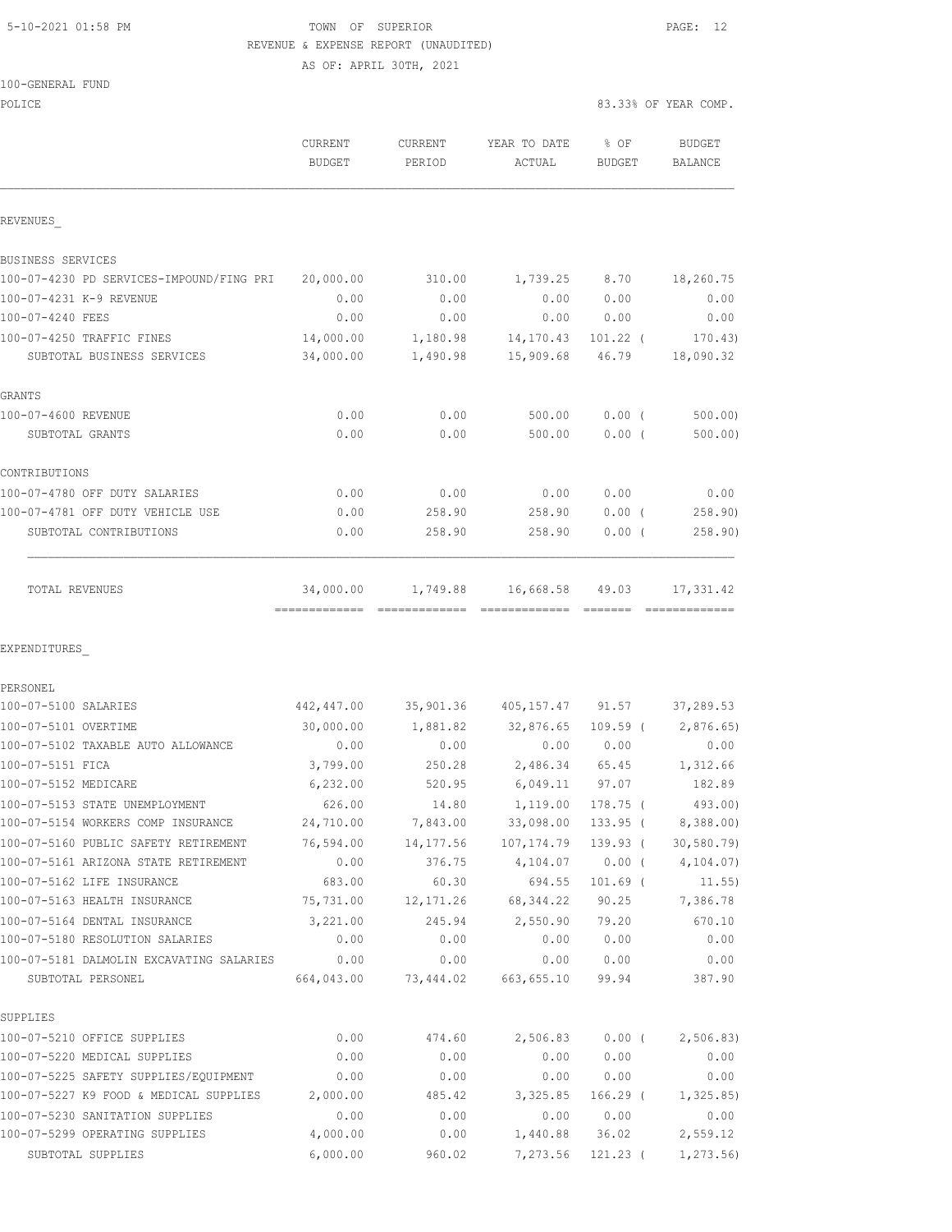TOWN OF SUPERIOR
REVENUE & EXPENSE REPORT (UNAUDITED)
AS OF: APRIL 30TH, 2021

100-GENERAL FUND
POLICE

83.33% OF YEAR COMP.

| | CURRENT BUDGET | CURRENT PERIOD | YEAR TO DATE ACTUAL | % OF BUDGET | BUDGET BALANCE |
|---|---|---|---|---|---|
| **REVENUES** | | | | | |
| BUSINESS SERVICES | | | | | |
| 100-07-4230 PD SERVICES-IMPOUND/FING PRI | 20,000.00 | 310.00 | 1,739.25 | 8.70 | 18,260.75 |
| 100-07-4231 K-9 REVENUE | 0.00 | 0.00 | 0.00 | 0.00 | 0.00 |
| 100-07-4240 FEES | 0.00 | 0.00 | 0.00 | 0.00 | 0.00 |
| 100-07-4250 TRAFFIC FINES | 14,000.00 | 1,180.98 | 14,170.43 | 101.22 ( | 170.43) |
| SUBTOTAL BUSINESS SERVICES | 34,000.00 | 1,490.98 | 15,909.68 | 46.79 | 18,090.32 |
| GRANTS | | | | | |
| 100-07-4600 REVENUE | 0.00 | 0.00 | 500.00 | 0.00 ( | 500.00) |
| SUBTOTAL GRANTS | 0.00 | 0.00 | 500.00 | 0.00 ( | 500.00) |
| CONTRIBUTIONS | | | | | |
| 100-07-4780 OFF DUTY SALARIES | 0.00 | 0.00 | 0.00 | 0.00 | 0.00 |
| 100-07-4781 OFF DUTY VEHICLE USE | 0.00 | 258.90 | 258.90 | 0.00 ( | 258.90) |
| SUBTOTAL CONTRIBUTIONS | 0.00 | 258.90 | 258.90 | 0.00 ( | 258.90) |
| TOTAL REVENUES | 34,000.00 | 1,749.88 | 16,668.58 | 49.03 | 17,331.42 |
| **EXPENDITURES** | | | | | |
| PERSONEL | | | | | |
| 100-07-5100 SALARIES | 442,447.00 | 35,901.36 | 405,157.47 | 91.57 | 37,289.53 |
| 100-07-5101 OVERTIME | 30,000.00 | 1,881.82 | 32,876.65 | 109.59 ( | 2,876.65) |
| 100-07-5102 TAXABLE AUTO ALLOWANCE | 0.00 | 0.00 | 0.00 | 0.00 | 0.00 |
| 100-07-5151 FICA | 3,799.00 | 250.28 | 2,486.34 | 65.45 | 1,312.66 |
| 100-07-5152 MEDICARE | 6,232.00 | 520.95 | 6,049.11 | 97.07 | 182.89 |
| 100-07-5153 STATE UNEMPLOYMENT | 626.00 | 14.80 | 1,119.00 | 178.75 ( | 493.00) |
| 100-07-5154 WORKERS COMP INSURANCE | 24,710.00 | 7,843.00 | 33,098.00 | 133.95 ( | 8,388.00) |
| 100-07-5160 PUBLIC SAFETY RETIREMENT | 76,594.00 | 14,177.56 | 107,174.79 | 139.93 ( | 30,580.79) |
| 100-07-5161 ARIZONA STATE RETIREMENT | 0.00 | 376.75 | 4,104.07 | 0.00 ( | 4,104.07) |
| 100-07-5162 LIFE INSURANCE | 683.00 | 60.30 | 694.55 | 101.69 ( | 11.55) |
| 100-07-5163 HEALTH INSURANCE | 75,731.00 | 12,171.26 | 68,344.22 | 90.25 | 7,386.78 |
| 100-07-5164 DENTAL INSURANCE | 3,221.00 | 245.94 | 2,550.90 | 79.20 | 670.10 |
| 100-07-5180 RESOLUTION SALARIES | 0.00 | 0.00 | 0.00 | 0.00 | 0.00 |
| 100-07-5181 DALMOLIN EXCAVATING SALARIES | 0.00 | 0.00 | 0.00 | 0.00 | 0.00 |
| SUBTOTAL PERSONEL | 664,043.00 | 73,444.02 | 663,655.10 | 99.94 | 387.90 |
| SUPPLIES | | | | | |
| 100-07-5210 OFFICE SUPPLIES | 0.00 | 474.60 | 2,506.83 | 0.00 ( | 2,506.83) |
| 100-07-5220 MEDICAL SUPPLIES | 0.00 | 0.00 | 0.00 | 0.00 | 0.00 |
| 100-07-5225 SAFETY SUPPLIES/EQUIPMENT | 0.00 | 0.00 | 0.00 | 0.00 | 0.00 |
| 100-07-5227 K9 FOOD & MEDICAL SUPPLIES | 2,000.00 | 485.42 | 3,325.85 | 166.29 ( | 1,325.85) |
| 100-07-5230 SANITATION SUPPLIES | 0.00 | 0.00 | 0.00 | 0.00 | 0.00 |
| 100-07-5299 OPERATING SUPPLIES | 4,000.00 | 0.00 | 1,440.88 | 36.02 | 2,559.12 |
| SUBTOTAL SUPPLIES | 6,000.00 | 960.02 | 7,273.56 | 121.23 ( | 1,273.56) |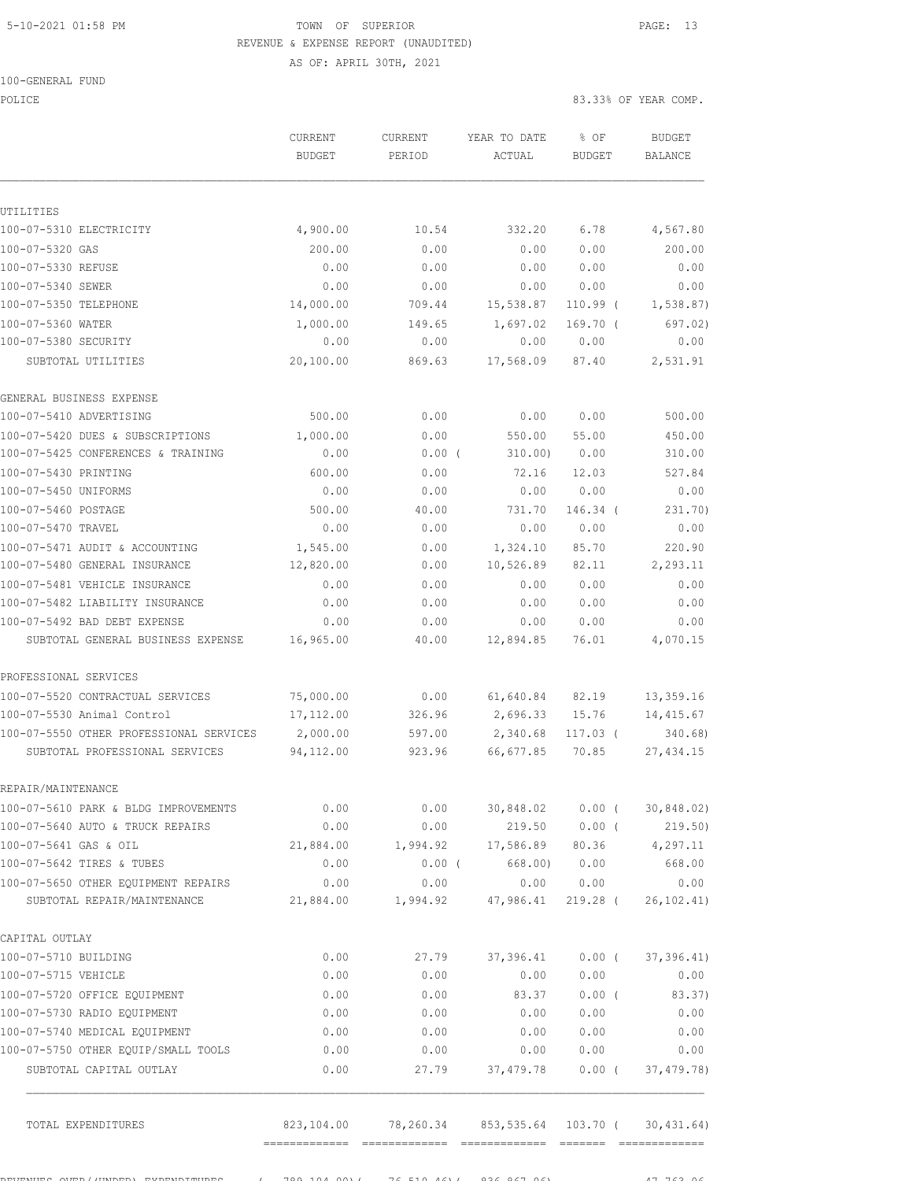TOWN OF SUPERIOR
REVENUE & EXPENSE REPORT (UNAUDITED)
AS OF: APRIL 30TH, 2021

100-GENERAL FUND
POLICE

83.33% OF YEAR COMP.

| | CURRENT BUDGET | CURRENT PERIOD | YEAR TO DATE ACTUAL | % OF BUDGET | BUDGET BALANCE |
|---|---|---|---|---|---|
| UTILITIES | | | | | |
| 100-07-5310 ELECTRICITY | 4,900.00 | 10.54 | 332.20 | 6.78 | 4,567.80 |
| 100-07-5320 GAS | 200.00 | 0.00 | 0.00 | 0.00 | 200.00 |
| 100-07-5330 REFUSE | 0.00 | 0.00 | 0.00 | 0.00 | 0.00 |
| 100-07-5340 SEWER | 0.00 | 0.00 | 0.00 | 0.00 | 0.00 |
| 100-07-5350 TELEPHONE | 14,000.00 | 709.44 | 15,538.87 | 110.99 ( | 1,538.87) |
| 100-07-5360 WATER | 1,000.00 | 149.65 | 1,697.02 | 169.70 ( | 697.02) |
| 100-07-5380 SECURITY | 0.00 | 0.00 | 0.00 | 0.00 | 0.00 |
| SUBTOTAL UTILITIES | 20,100.00 | 869.63 | 17,568.09 | 87.40 | 2,531.91 |
| GENERAL BUSINESS EXPENSE | | | | | |
| 100-07-5410 ADVERTISING | 500.00 | 0.00 | 0.00 | 0.00 | 500.00 |
| 100-07-5420 DUES & SUBSCRIPTIONS | 1,000.00 | 0.00 | 550.00 | 55.00 | 450.00 |
| 100-07-5425 CONFERENCES & TRAINING | 0.00 | 0.00 ( | 310.00) | 0.00 | 310.00 |
| 100-07-5430 PRINTING | 600.00 | 0.00 | 72.16 | 12.03 | 527.84 |
| 100-07-5450 UNIFORMS | 0.00 | 0.00 | 0.00 | 0.00 | 0.00 |
| 100-07-5460 POSTAGE | 500.00 | 40.00 | 731.70 | 146.34 ( | 231.70) |
| 100-07-5470 TRAVEL | 0.00 | 0.00 | 0.00 | 0.00 | 0.00 |
| 100-07-5471 AUDIT & ACCOUNTING | 1,545.00 | 0.00 | 1,324.10 | 85.70 | 220.90 |
| 100-07-5480 GENERAL INSURANCE | 12,820.00 | 0.00 | 10,526.89 | 82.11 | 2,293.11 |
| 100-07-5481 VEHICLE INSURANCE | 0.00 | 0.00 | 0.00 | 0.00 | 0.00 |
| 100-07-5482 LIABILITY INSURANCE | 0.00 | 0.00 | 0.00 | 0.00 | 0.00 |
| 100-07-5492 BAD DEBT EXPENSE | 0.00 | 0.00 | 0.00 | 0.00 | 0.00 |
| SUBTOTAL GENERAL BUSINESS EXPENSE | 16,965.00 | 40.00 | 12,894.85 | 76.01 | 4,070.15 |
| PROFESSIONAL SERVICES | | | | | |
| 100-07-5520 CONTRACTUAL SERVICES | 75,000.00 | 0.00 | 61,640.84 | 82.19 | 13,359.16 |
| 100-07-5530 Animal Control | 17,112.00 | 326.96 | 2,696.33 | 15.76 | 14,415.67 |
| 100-07-5550 OTHER PROFESSIONAL SERVICES | 2,000.00 | 597.00 | 2,340.68 | 117.03 ( | 340.68) |
| SUBTOTAL PROFESSIONAL SERVICES | 94,112.00 | 923.96 | 66,677.85 | 70.85 | 27,434.15 |
| REPAIR/MAINTENANCE | | | | | |
| 100-07-5610 PARK & BLDG IMPROVEMENTS | 0.00 | 0.00 | 30,848.02 | 0.00 ( | 30,848.02) |
| 100-07-5640 AUTO & TRUCK REPAIRS | 0.00 | 0.00 | 219.50 | 0.00 ( | 219.50) |
| 100-07-5641 GAS & OIL | 21,884.00 | 1,994.92 | 17,586.89 | 80.36 | 4,297.11 |
| 100-07-5642 TIRES & TUBES | 0.00 | 0.00 ( | 668.00) | 0.00 | 668.00 |
| 100-07-5650 OTHER EQUIPMENT REPAIRS | 0.00 | 0.00 | 0.00 | 0.00 | 0.00 |
| SUBTOTAL REPAIR/MAINTENANCE | 21,884.00 | 1,994.92 | 47,986.41 | 219.28 ( | 26,102.41) |
| CAPITAL OUTLAY | | | | | |
| 100-07-5710 BUILDING | 0.00 | 27.79 | 37,396.41 | 0.00 ( | 37,396.41) |
| 100-07-5715 VEHICLE | 0.00 | 0.00 | 0.00 | 0.00 | 0.00 |
| 100-07-5720 OFFICE EQUIPMENT | 0.00 | 0.00 | 83.37 | 0.00 ( | 83.37) |
| 100-07-5730 RADIO EQUIPMENT | 0.00 | 0.00 | 0.00 | 0.00 | 0.00 |
| 100-07-5740 MEDICAL EQUIPMENT | 0.00 | 0.00 | 0.00 | 0.00 | 0.00 |
| 100-07-5750 OTHER EQUIP/SMALL TOOLS | 0.00 | 0.00 | 0.00 | 0.00 | 0.00 |
| SUBTOTAL CAPITAL OUTLAY | 0.00 | 27.79 | 37,479.78 | 0.00 ( | 37,479.78) |
| TOTAL EXPENDITURES | 823,104.00 | 78,260.34 | 853,535.64 | 103.70 ( | 30,431.64) |
| REVENUES OVER/(UNDER) EXPENDITURES | ( 789,104.00)( | 76,510.46)( | 836,867.06) | | 47,763.06 |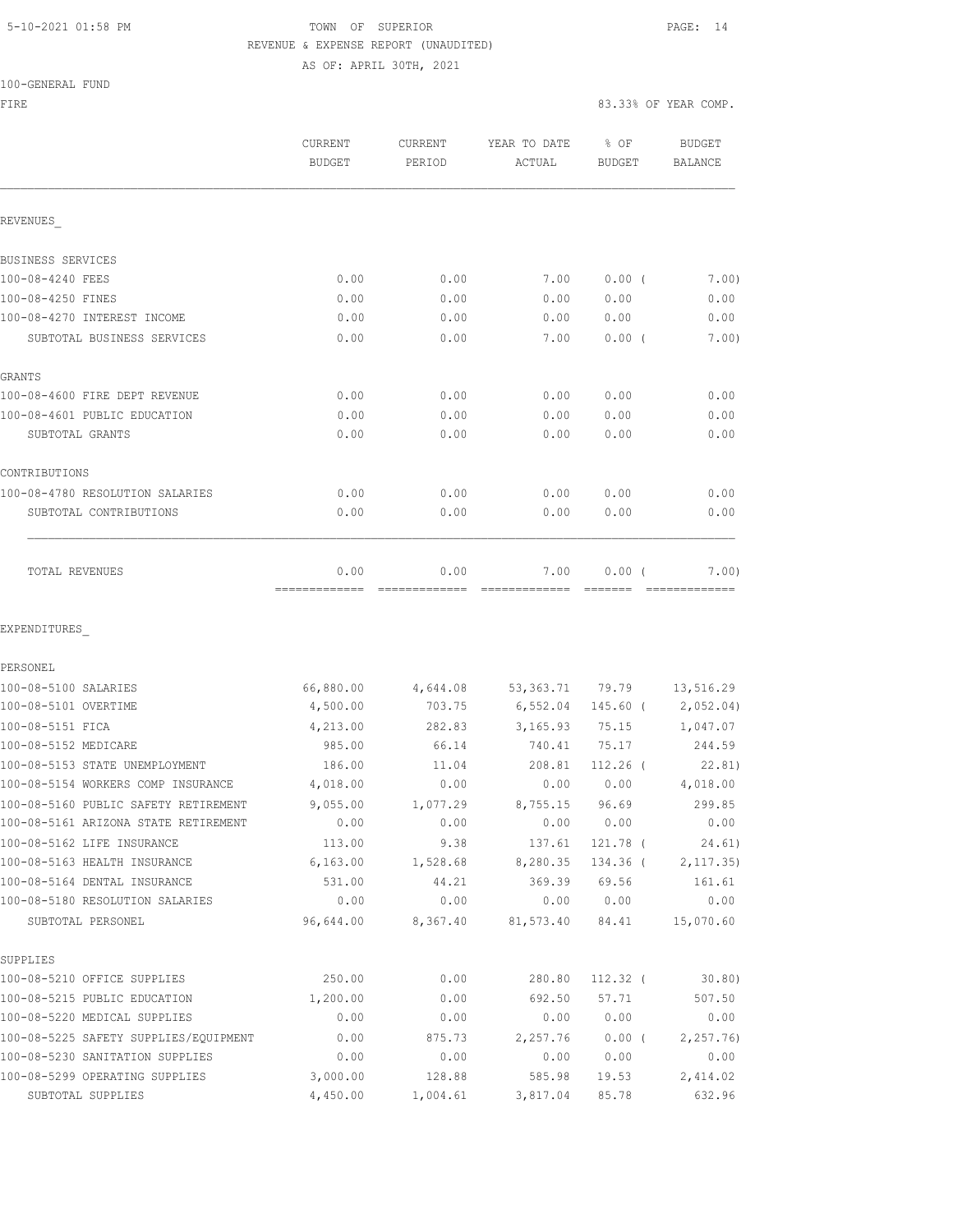TOWN OF SUPERIOR
REVENUE & EXPENSE REPORT (UNAUDITED)
AS OF: APRIL 30TH, 2021

100-GENERAL FUND
FIRE — 83.33% OF YEAR COMP.

| | CURRENT BUDGET | CURRENT PERIOD | YEAR TO DATE ACTUAL | % OF BUDGET | BUDGET BALANCE |
|---|---|---|---|---|---|
| **REVENUES** | | | | | |
| BUSINESS SERVICES | | | | | |
| 100-08-4240 FEES | 0.00 | 0.00 | 7.00 | 0.00 ( | 7.00) |
| 100-08-4250 FINES | 0.00 | 0.00 | 0.00 | 0.00 | 0.00 |
| 100-08-4270 INTEREST INCOME | 0.00 | 0.00 | 0.00 | 0.00 | 0.00 |
| SUBTOTAL BUSINESS SERVICES | 0.00 | 0.00 | 7.00 | 0.00 ( | 7.00) |
| GRANTS | | | | | |
| 100-08-4600 FIRE DEPT REVENUE | 0.00 | 0.00 | 0.00 | 0.00 | 0.00 |
| 100-08-4601 PUBLIC EDUCATION | 0.00 | 0.00 | 0.00 | 0.00 | 0.00 |
| SUBTOTAL GRANTS | 0.00 | 0.00 | 0.00 | 0.00 | 0.00 |
| CONTRIBUTIONS | | | | | |
| 100-08-4780 RESOLUTION SALARIES | 0.00 | 0.00 | 0.00 | 0.00 | 0.00 |
| SUBTOTAL CONTRIBUTIONS | 0.00 | 0.00 | 0.00 | 0.00 | 0.00 |
| TOTAL REVENUES | 0.00 | 0.00 | 7.00 | 0.00 ( | 7.00) |
| **EXPENDITURES** | | | | | |
| PERSONEL | | | | | |
| 100-08-5100 SALARIES | 66,880.00 | 4,644.08 | 53,363.71 | 79.79 | 13,516.29 |
| 100-08-5101 OVERTIME | 4,500.00 | 703.75 | 6,552.04 | 145.60 ( | 2,052.04) |
| 100-08-5151 FICA | 4,213.00 | 282.83 | 3,165.93 | 75.15 | 1,047.07 |
| 100-08-5152 MEDICARE | 985.00 | 66.14 | 740.41 | 75.17 | 244.59 |
| 100-08-5153 STATE UNEMPLOYMENT | 186.00 | 11.04 | 208.81 | 112.26 ( | 22.81) |
| 100-08-5154 WORKERS COMP INSURANCE | 4,018.00 | 0.00 | 0.00 | 0.00 | 4,018.00 |
| 100-08-5160 PUBLIC SAFETY RETIREMENT | 9,055.00 | 1,077.29 | 8,755.15 | 96.69 | 299.85 |
| 100-08-5161 ARIZONA STATE RETIREMENT | 0.00 | 0.00 | 0.00 | 0.00 | 0.00 |
| 100-08-5162 LIFE INSURANCE | 113.00 | 9.38 | 137.61 | 121.78 ( | 24.61) |
| 100-08-5163 HEALTH INSURANCE | 6,163.00 | 1,528.68 | 8,280.35 | 134.36 ( | 2,117.35) |
| 100-08-5164 DENTAL INSURANCE | 531.00 | 44.21 | 369.39 | 69.56 | 161.61 |
| 100-08-5180 RESOLUTION SALARIES | 0.00 | 0.00 | 0.00 | 0.00 | 0.00 |
| SUBTOTAL PERSONEL | 96,644.00 | 8,367.40 | 81,573.40 | 84.41 | 15,070.60 |
| SUPPLIES | | | | | |
| 100-08-5210 OFFICE SUPPLIES | 250.00 | 0.00 | 280.80 | 112.32 ( | 30.80) |
| 100-08-5215 PUBLIC EDUCATION | 1,200.00 | 0.00 | 692.50 | 57.71 | 507.50 |
| 100-08-5220 MEDICAL SUPPLIES | 0.00 | 0.00 | 0.00 | 0.00 | 0.00 |
| 100-08-5225 SAFETY SUPPLIES/EQUIPMENT | 0.00 | 875.73 | 2,257.76 | 0.00 ( | 2,257.76) |
| 100-08-5230 SANITATION SUPPLIES | 0.00 | 0.00 | 0.00 | 0.00 | 0.00 |
| 100-08-5299 OPERATING SUPPLIES | 3,000.00 | 128.88 | 585.98 | 19.53 | 2,414.02 |
| SUBTOTAL SUPPLIES | 4,450.00 | 1,004.61 | 3,817.04 | 85.78 | 632.96 |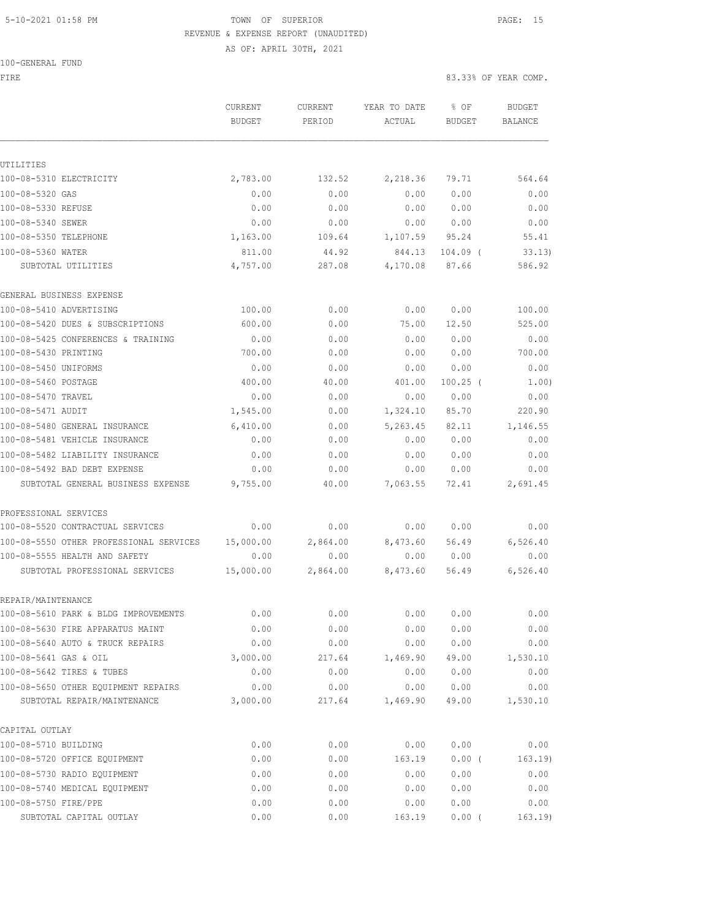5-10-2021 01:58 PM TOWN OF SUPERIOR

REVENUE & EXPENSE REPORT (UNAUDITED)

AS OF: APRIL 30TH, 2021

100-GENERAL FUND

FIRE 83.33% OF YEAR COMP.

| | CURRENT BUDGET | CURRENT PERIOD | YEAR TO DATE ACTUAL | % OF BUDGET | BUDGET BALANCE |
|---|---|---|---|---|---|
| UTILITIES | | | | | |
| 100-08-5310 ELECTRICITY | 2,783.00 | 132.52 | 2,218.36 | 79.71 | 564.64 |
| 100-08-5320 GAS | 0.00 | 0.00 | 0.00 | 0.00 | 0.00 |
| 100-08-5330 REFUSE | 0.00 | 0.00 | 0.00 | 0.00 | 0.00 |
| 100-08-5340 SEWER | 0.00 | 0.00 | 0.00 | 0.00 | 0.00 |
| 100-08-5350 TELEPHONE | 1,163.00 | 109.64 | 1,107.59 | 95.24 | 55.41 |
| 100-08-5360 WATER | 811.00 | 44.92 | 844.13 | 104.09 ( | 33.13) |
| SUBTOTAL UTILITIES | 4,757.00 | 287.08 | 4,170.08 | 87.66 | 586.92 |
| GENERAL BUSINESS EXPENSE | | | | | |
| 100-08-5410 ADVERTISING | 100.00 | 0.00 | 0.00 | 0.00 | 100.00 |
| 100-08-5420 DUES & SUBSCRIPTIONS | 600.00 | 0.00 | 75.00 | 12.50 | 525.00 |
| 100-08-5425 CONFERENCES & TRAINING | 0.00 | 0.00 | 0.00 | 0.00 | 0.00 |
| 100-08-5430 PRINTING | 700.00 | 0.00 | 0.00 | 0.00 | 700.00 |
| 100-08-5450 UNIFORMS | 0.00 | 0.00 | 0.00 | 0.00 | 0.00 |
| 100-08-5460 POSTAGE | 400.00 | 40.00 | 401.00 | 100.25 ( | 1.00) |
| 100-08-5470 TRAVEL | 0.00 | 0.00 | 0.00 | 0.00 | 0.00 |
| 100-08-5471 AUDIT | 1,545.00 | 0.00 | 1,324.10 | 85.70 | 220.90 |
| 100-08-5480 GENERAL INSURANCE | 6,410.00 | 0.00 | 5,263.45 | 82.11 | 1,146.55 |
| 100-08-5481 VEHICLE INSURANCE | 0.00 | 0.00 | 0.00 | 0.00 | 0.00 |
| 100-08-5482 LIABILITY INSURANCE | 0.00 | 0.00 | 0.00 | 0.00 | 0.00 |
| 100-08-5492 BAD DEBT EXPENSE | 0.00 | 0.00 | 0.00 | 0.00 | 0.00 |
| SUBTOTAL GENERAL BUSINESS EXPENSE | 9,755.00 | 40.00 | 7,063.55 | 72.41 | 2,691.45 |
| PROFESSIONAL SERVICES | | | | | |
| 100-08-5520 CONTRACTUAL SERVICES | 0.00 | 0.00 | 0.00 | 0.00 | 0.00 |
| 100-08-5550 OTHER PROFESSIONAL SERVICES | 15,000.00 | 2,864.00 | 8,473.60 | 56.49 | 6,526.40 |
| 100-08-5555 HEALTH AND SAFETY | 0.00 | 0.00 | 0.00 | 0.00 | 0.00 |
| SUBTOTAL PROFESSIONAL SERVICES | 15,000.00 | 2,864.00 | 8,473.60 | 56.49 | 6,526.40 |
| REPAIR/MAINTENANCE | | | | | |
| 100-08-5610 PARK & BLDG IMPROVEMENTS | 0.00 | 0.00 | 0.00 | 0.00 | 0.00 |
| 100-08-5630 FIRE APPARATUS MAINT | 0.00 | 0.00 | 0.00 | 0.00 | 0.00 |
| 100-08-5640 AUTO & TRUCK REPAIRS | 0.00 | 0.00 | 0.00 | 0.00 | 0.00 |
| 100-08-5641 GAS & OIL | 3,000.00 | 217.64 | 1,469.90 | 49.00 | 1,530.10 |
| 100-08-5642 TIRES & TUBES | 0.00 | 0.00 | 0.00 | 0.00 | 0.00 |
| 100-08-5650 OTHER EQUIPMENT REPAIRS | 0.00 | 0.00 | 0.00 | 0.00 | 0.00 |
| SUBTOTAL REPAIR/MAINTENANCE | 3,000.00 | 217.64 | 1,469.90 | 49.00 | 1,530.10 |
| CAPITAL OUTLAY | | | | | |
| 100-08-5710 BUILDING | 0.00 | 0.00 | 0.00 | 0.00 | 0.00 |
| 100-08-5720 OFFICE EQUIPMENT | 0.00 | 0.00 | 163.19 | 0.00 ( | 163.19) |
| 100-08-5730 RADIO EQUIPMENT | 0.00 | 0.00 | 0.00 | 0.00 | 0.00 |
| 100-08-5740 MEDICAL EQUIPMENT | 0.00 | 0.00 | 0.00 | 0.00 | 0.00 |
| 100-08-5750 FIRE/PPE | 0.00 | 0.00 | 0.00 | 0.00 | 0.00 |
| SUBTOTAL CAPITAL OUTLAY | 0.00 | 0.00 | 163.19 | 0.00 ( | 163.19) |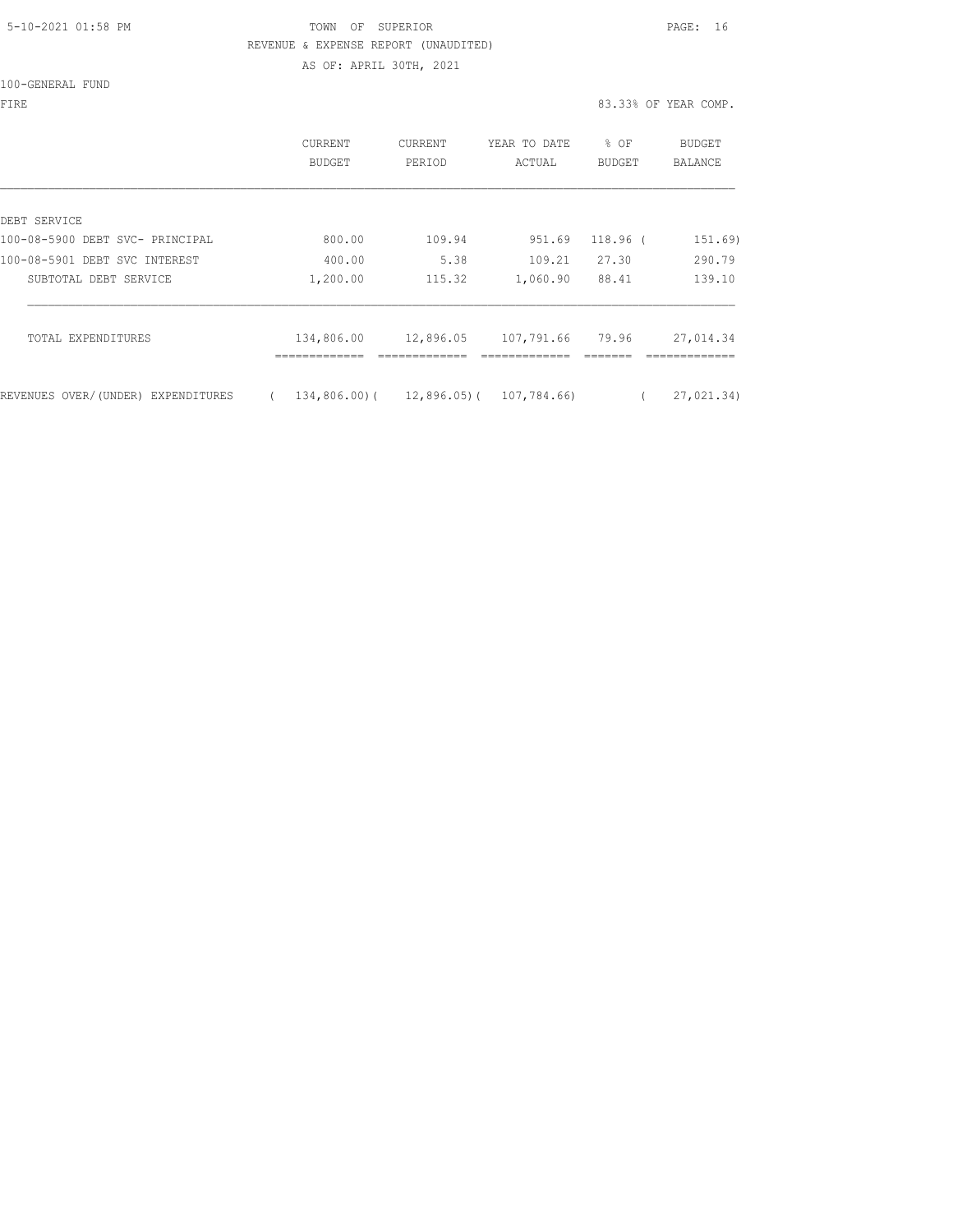TOWN OF SUPERIOR

REVENUE & EXPENSE REPORT (UNAUDITED)

AS OF: APRIL 30TH, 2021

100-GENERAL FUND

FIRE — 83.33% OF YEAR COMP.

|  | CURRENT BUDGET | CURRENT PERIOD | YEAR TO DATE ACTUAL | % OF BUDGET | BUDGET BALANCE |
|---|---|---|---|---|---|
| DEBT SERVICE | | | | | |
| 100-08-5900 DEBT SVC- PRINCIPAL | 800.00 | 109.94 | 951.69 | 118.96 | ( 151.69) |
| 100-08-5901 DEBT SVC INTEREST | 400.00 | 5.38 | 109.21 | 27.30 | 290.79 |
| SUBTOTAL DEBT SERVICE | 1,200.00 | 115.32 | 1,060.90 | 88.41 | 139.10 |
| TOTAL EXPENDITURES | 134,806.00 | 12,896.05 | 107,791.66 | 79.96 | 27,014.34 |
| REVENUES OVER/(UNDER) EXPENDITURES | ( 134,806.00) | ( 12,896.05) | ( 107,784.66) | | ( 27,021.34) |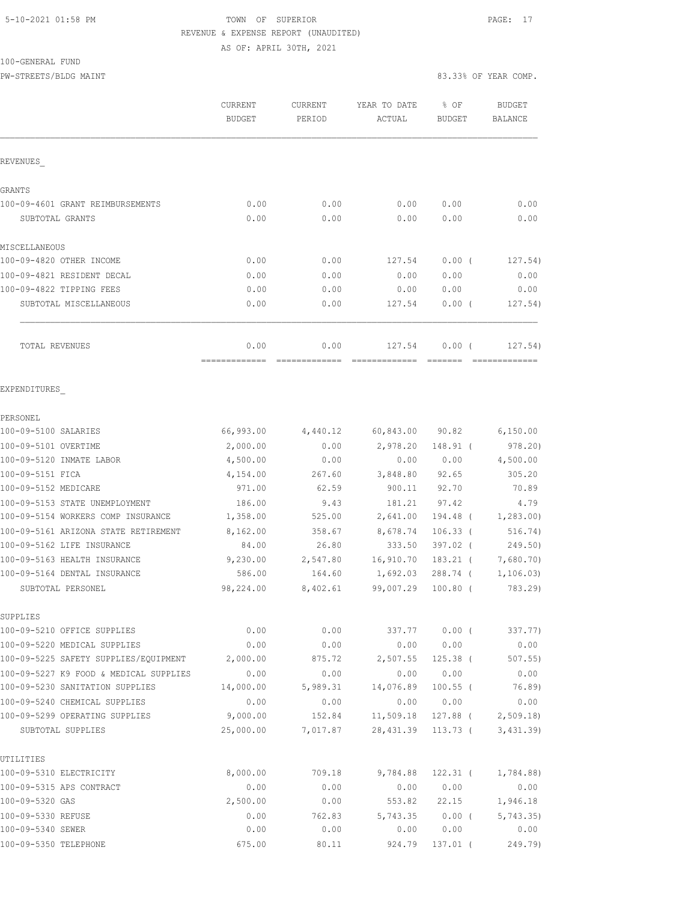5-10-2021 01:58 PM TOWN OF SUPERIOR PAGE: 17

REVENUE & EXPENSE REPORT (UNAUDITED)

AS OF: APRIL 30TH, 2021

100-GENERAL FUND

PW-STREETS/BLDG MAINT 83.33% OF YEAR COMP.

| | CURRENT BUDGET | CURRENT PERIOD | YEAR TO DATE ACTUAL | % OF BUDGET | BUDGET BALANCE |
|---|---|---|---|---|---|
| REVENUES_ | | | | | |
| GRANTS | | | | | |
| 100-09-4601 GRANT REIMBURSEMENTS | 0.00 | 0.00 | 0.00 | 0.00 | 0.00 |
| SUBTOTAL GRANTS | 0.00 | 0.00 | 0.00 | 0.00 | 0.00 |
| MISCELLANEOUS | | | | | |
| 100-09-4820 OTHER INCOME | 0.00 | 0.00 | 127.54 | 0.00 ( | 127.54) |
| 100-09-4821 RESIDENT DECAL | 0.00 | 0.00 | 0.00 | 0.00 | 0.00 |
| 100-09-4822 TIPPING FEES | 0.00 | 0.00 | 0.00 | 0.00 | 0.00 |
| SUBTOTAL MISCELLANEOUS | 0.00 | 0.00 | 127.54 | 0.00 ( | 127.54) |
| TOTAL REVENUES | 0.00 | 0.00 | 127.54 | 0.00 ( | 127.54) |
| EXPENDITURES_ | | | | | |
| PERSONEL | | | | | |
| 100-09-5100 SALARIES | 66,993.00 | 4,440.12 | 60,843.00 | 90.82 | 6,150.00 |
| 100-09-5101 OVERTIME | 2,000.00 | 0.00 | 2,978.20 | 148.91 ( | 978.20) |
| 100-09-5120 INMATE LABOR | 4,500.00 | 0.00 | 0.00 | 0.00 | 4,500.00 |
| 100-09-5151 FICA | 4,154.00 | 267.60 | 3,848.80 | 92.65 | 305.20 |
| 100-09-5152 MEDICARE | 971.00 | 62.59 | 900.11 | 92.70 | 70.89 |
| 100-09-5153 STATE UNEMPLOYMENT | 186.00 | 9.43 | 181.21 | 97.42 | 4.79 |
| 100-09-5154 WORKERS COMP INSURANCE | 1,358.00 | 525.00 | 2,641.00 | 194.48 ( | 1,283.00) |
| 100-09-5161 ARIZONA STATE RETIREMENT | 8,162.00 | 358.67 | 8,678.74 | 106.33 ( | 516.74) |
| 100-09-5162 LIFE INSURANCE | 84.00 | 26.80 | 333.50 | 397.02 ( | 249.50) |
| 100-09-5163 HEALTH INSURANCE | 9,230.00 | 2,547.80 | 16,910.70 | 183.21 ( | 7,680.70) |
| 100-09-5164 DENTAL INSURANCE | 586.00 | 164.60 | 1,692.03 | 288.74 ( | 1,106.03) |
| SUBTOTAL PERSONEL | 98,224.00 | 8,402.61 | 99,007.29 | 100.80 ( | 783.29) |
| SUPPLIES | | | | | |
| 100-09-5210 OFFICE SUPPLIES | 0.00 | 0.00 | 337.77 | 0.00 ( | 337.77) |
| 100-09-5220 MEDICAL SUPPLIES | 0.00 | 0.00 | 0.00 | 0.00 | 0.00 |
| 100-09-5225 SAFETY SUPPLIES/EQUIPMENT | 2,000.00 | 875.72 | 2,507.55 | 125.38 ( | 507.55) |
| 100-09-5227 K9 FOOD & MEDICAL SUPPLIES | 0.00 | 0.00 | 0.00 | 0.00 | 0.00 |
| 100-09-5230 SANITATION SUPPLIES | 14,000.00 | 5,989.31 | 14,076.89 | 100.55 ( | 76.89) |
| 100-09-5240 CHEMICAL SUPPLIES | 0.00 | 0.00 | 0.00 | 0.00 | 0.00 |
| 100-09-5299 OPERATING SUPPLIES | 9,000.00 | 152.84 | 11,509.18 | 127.88 ( | 2,509.18) |
| SUBTOTAL SUPPLIES | 25,000.00 | 7,017.87 | 28,431.39 | 113.73 ( | 3,431.39) |
| UTILITIES | | | | | |
| 100-09-5310 ELECTRICITY | 8,000.00 | 709.18 | 9,784.88 | 122.31 ( | 1,784.88) |
| 100-09-5315 APS CONTRACT | 0.00 | 0.00 | 0.00 | 0.00 | 0.00 |
| 100-09-5320 GAS | 2,500.00 | 0.00 | 553.82 | 22.15 | 1,946.18 |
| 100-09-5330 REFUSE | 0.00 | 762.83 | 5,743.35 | 0.00 ( | 5,743.35) |
| 100-09-5340 SEWER | 0.00 | 0.00 | 0.00 | 0.00 | 0.00 |
| 100-09-5350 TELEPHONE | 675.00 | 80.11 | 924.79 | 137.01 ( | 249.79) |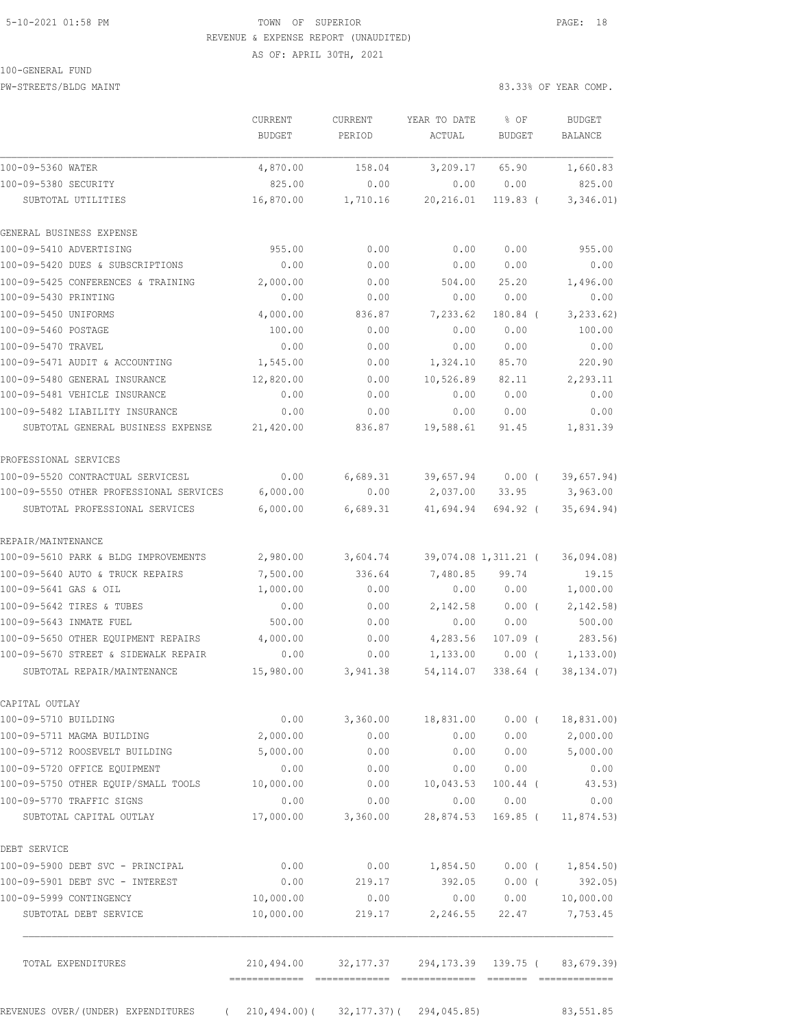TOWN OF SUPERIOR

REVENUE & EXPENSE REPORT (UNAUDITED)

AS OF: APRIL 30TH, 2021

100-GENERAL FUND

PW-STREETS/BLDG MAINT

83.33% OF YEAR COMP.

| | CURRENT BUDGET | CURRENT PERIOD | YEAR TO DATE ACTUAL | % OF BUDGET | BUDGET BALANCE |
|---|---|---|---|---|---|
| 100-09-5360 WATER | 4,870.00 | 158.04 | 3,209.17 | 65.90 | 1,660.83 |
| 100-09-5380 SECURITY | 825.00 | 0.00 | 0.00 | 0.00 | 825.00 |
| SUBTOTAL UTILITIES | 16,870.00 | 1,710.16 | 20,216.01 | 119.83 ( | 3,346.01) |
| GENERAL BUSINESS EXPENSE | | | | | |
| 100-09-5410 ADVERTISING | 955.00 | 0.00 | 0.00 | 0.00 | 955.00 |
| 100-09-5420 DUES & SUBSCRIPTIONS | 0.00 | 0.00 | 0.00 | 0.00 | 0.00 |
| 100-09-5425 CONFERENCES & TRAINING | 2,000.00 | 0.00 | 504.00 | 25.20 | 1,496.00 |
| 100-09-5430 PRINTING | 0.00 | 0.00 | 0.00 | 0.00 | 0.00 |
| 100-09-5450 UNIFORMS | 4,000.00 | 836.87 | 7,233.62 | 180.84 ( | 3,233.62) |
| 100-09-5460 POSTAGE | 100.00 | 0.00 | 0.00 | 0.00 | 100.00 |
| 100-09-5470 TRAVEL | 0.00 | 0.00 | 0.00 | 0.00 | 0.00 |
| 100-09-5471 AUDIT & ACCOUNTING | 1,545.00 | 0.00 | 1,324.10 | 85.70 | 220.90 |
| 100-09-5480 GENERAL INSURANCE | 12,820.00 | 0.00 | 10,526.89 | 82.11 | 2,293.11 |
| 100-09-5481 VEHICLE INSURANCE | 0.00 | 0.00 | 0.00 | 0.00 | 0.00 |
| 100-09-5482 LIABILITY INSURANCE | 0.00 | 0.00 | 0.00 | 0.00 | 0.00 |
| SUBTOTAL GENERAL BUSINESS EXPENSE | 21,420.00 | 836.87 | 19,588.61 | 91.45 | 1,831.39 |
| PROFESSIONAL SERVICES | | | | | |
| 100-09-5520 CONTRACTUAL SERVICESL | 0.00 | 6,689.31 | 39,657.94 | 0.00 ( | 39,657.94) |
| 100-09-5550 OTHER PROFESSIONAL SERVICES | 6,000.00 | 0.00 | 2,037.00 | 33.95 | 3,963.00 |
| SUBTOTAL PROFESSIONAL SERVICES | 6,000.00 | 6,689.31 | 41,694.94 | 694.92 ( | 35,694.94) |
| REPAIR/MAINTENANCE | | | | | |
| 100-09-5610 PARK & BLDG IMPROVEMENTS | 2,980.00 | 3,604.74 | 39,074.08 | 1,311.21 ( | 36,094.08) |
| 100-09-5640 AUTO & TRUCK REPAIRS | 7,500.00 | 336.64 | 7,480.85 | 99.74 | 19.15 |
| 100-09-5641 GAS & OIL | 1,000.00 | 0.00 | 0.00 | 0.00 | 1,000.00 |
| 100-09-5642 TIRES & TUBES | 0.00 | 0.00 | 2,142.58 | 0.00 ( | 2,142.58) |
| 100-09-5643 INMATE FUEL | 500.00 | 0.00 | 0.00 | 0.00 | 500.00 |
| 100-09-5650 OTHER EQUIPMENT REPAIRS | 4,000.00 | 0.00 | 4,283.56 | 107.09 ( | 283.56) |
| 100-09-5670 STREET & SIDEWALK REPAIR | 0.00 | 0.00 | 1,133.00 | 0.00 ( | 1,133.00) |
| SUBTOTAL REPAIR/MAINTENANCE | 15,980.00 | 3,941.38 | 54,114.07 | 338.64 ( | 38,134.07) |
| CAPITAL OUTLAY | | | | | |
| 100-09-5710 BUILDING | 0.00 | 3,360.00 | 18,831.00 | 0.00 ( | 18,831.00) |
| 100-09-5711 MAGMA BUILDING | 2,000.00 | 0.00 | 0.00 | 0.00 | 2,000.00 |
| 100-09-5712 ROOSEVELT BUILDING | 5,000.00 | 0.00 | 0.00 | 0.00 | 5,000.00 |
| 100-09-5720 OFFICE EQUIPMENT | 0.00 | 0.00 | 0.00 | 0.00 | 0.00 |
| 100-09-5750 OTHER EQUIP/SMALL TOOLS | 10,000.00 | 0.00 | 10,043.53 | 100.44 ( | 43.53) |
| 100-09-5770 TRAFFIC SIGNS | 0.00 | 0.00 | 0.00 | 0.00 | 0.00 |
| SUBTOTAL CAPITAL OUTLAY | 17,000.00 | 3,360.00 | 28,874.53 | 169.85 ( | 11,874.53) |
| DEBT SERVICE | | | | | |
| 100-09-5900 DEBT SVC - PRINCIPAL | 0.00 | 0.00 | 1,854.50 | 0.00 ( | 1,854.50) |
| 100-09-5901 DEBT SVC - INTEREST | 0.00 | 219.17 | 392.05 | 0.00 ( | 392.05) |
| 100-09-5999 CONTINGENCY | 10,000.00 | 0.00 | 0.00 | 0.00 | 10,000.00 |
| SUBTOTAL DEBT SERVICE | 10,000.00 | 219.17 | 2,246.55 | 22.47 | 7,753.45 |
| TOTAL EXPENDITURES | 210,494.00 | 32,177.37 | 294,173.39 | 139.75 ( | 83,679.39) |
| REVENUES OVER/(UNDER) EXPENDITURES | ( 210,494.00)( | 32,177.37)( | 294,045.85) | | 83,551.85 |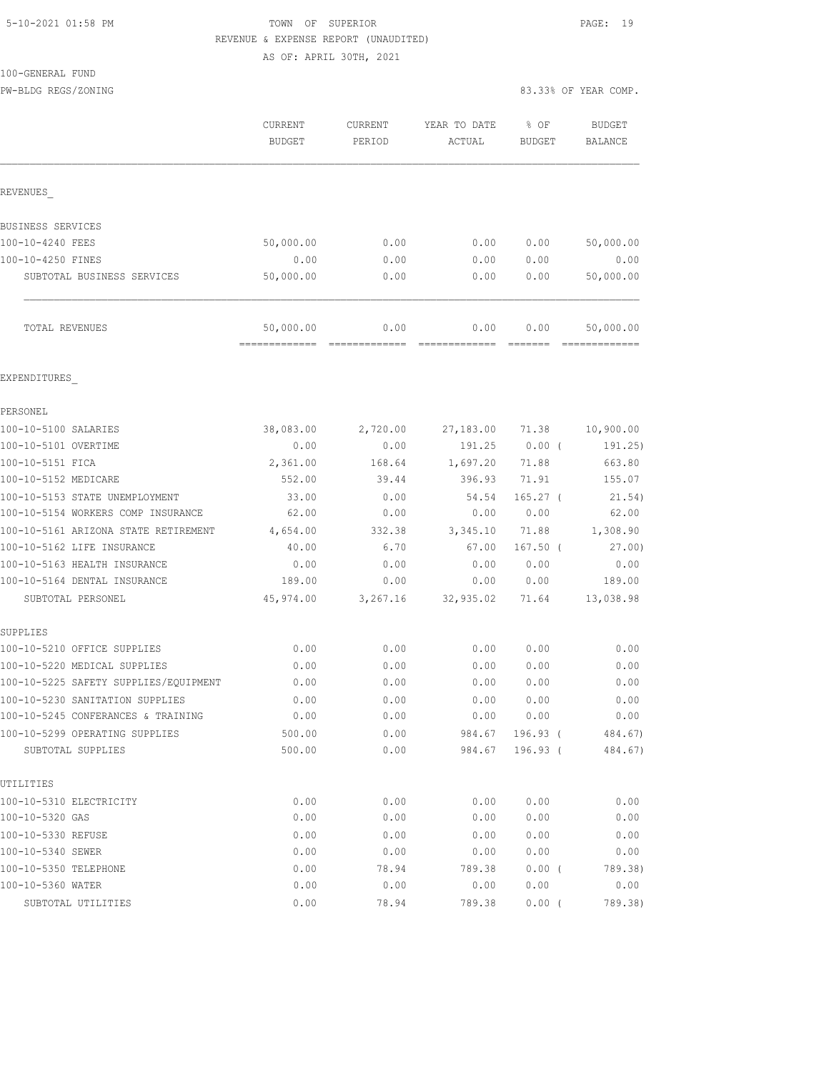5-10-2021 01:58 PM

TOWN OF SUPERIOR
REVENUE & EXPENSE REPORT (UNAUDITED)
AS OF: APRIL 30TH, 2021

100-GENERAL FUND
PW-BLDG REGS/ZONING

83.33% OF YEAR COMP.

| | CURRENT BUDGET | CURRENT PERIOD | YEAR TO DATE ACTUAL | % OF BUDGET | BUDGET BALANCE |
|---|---|---|---|---|---|
| **REVENUES_** | | | | | |
| BUSINESS SERVICES | | | | | |
| 100-10-4240 FEES | 50,000.00 | 0.00 | 0.00 | 0.00 | 50,000.00 |
| 100-10-4250 FINES | 0.00 | 0.00 | 0.00 | 0.00 | 0.00 |
| SUBTOTAL BUSINESS SERVICES | 50,000.00 | 0.00 | 0.00 | 0.00 | 50,000.00 |
| TOTAL REVENUES | 50,000.00 | 0.00 | 0.00 | 0.00 | 50,000.00 |
| **EXPENDITURES_** | | | | | |
| PERSONEL | | | | | |
| 100-10-5100 SALARIES | 38,083.00 | 2,720.00 | 27,183.00 | 71.38 | 10,900.00 |
| 100-10-5101 OVERTIME | 0.00 | 0.00 | 191.25 | 0.00 ( | 191.25) |
| 100-10-5151 FICA | 2,361.00 | 168.64 | 1,697.20 | 71.88 | 663.80 |
| 100-10-5152 MEDICARE | 552.00 | 39.44 | 396.93 | 71.91 | 155.07 |
| 100-10-5153 STATE UNEMPLOYMENT | 33.00 | 0.00 | 54.54 | 165.27 ( | 21.54) |
| 100-10-5154 WORKERS COMP INSURANCE | 62.00 | 0.00 | 0.00 | 0.00 | 62.00 |
| 100-10-5161 ARIZONA STATE RETIREMENT | 4,654.00 | 332.38 | 3,345.10 | 71.88 | 1,308.90 |
| 100-10-5162 LIFE INSURANCE | 40.00 | 6.70 | 67.00 | 167.50 ( | 27.00) |
| 100-10-5163 HEALTH INSURANCE | 0.00 | 0.00 | 0.00 | 0.00 | 0.00 |
| 100-10-5164 DENTAL INSURANCE | 189.00 | 0.00 | 0.00 | 0.00 | 189.00 |
| SUBTOTAL PERSONEL | 45,974.00 | 3,267.16 | 32,935.02 | 71.64 | 13,038.98 |
| SUPPLIES | | | | | |
| 100-10-5210 OFFICE SUPPLIES | 0.00 | 0.00 | 0.00 | 0.00 | 0.00 |
| 100-10-5220 MEDICAL SUPPLIES | 0.00 | 0.00 | 0.00 | 0.00 | 0.00 |
| 100-10-5225 SAFETY SUPPLIES/EQUIPMENT | 0.00 | 0.00 | 0.00 | 0.00 | 0.00 |
| 100-10-5230 SANITATION SUPPLIES | 0.00 | 0.00 | 0.00 | 0.00 | 0.00 |
| 100-10-5245 CONFERANCES & TRAINING | 0.00 | 0.00 | 0.00 | 0.00 | 0.00 |
| 100-10-5299 OPERATING SUPPLIES | 500.00 | 0.00 | 984.67 | 196.93 ( | 484.67) |
| SUBTOTAL SUPPLIES | 500.00 | 0.00 | 984.67 | 196.93 ( | 484.67) |
| UTILITIES | | | | | |
| 100-10-5310 ELECTRICITY | 0.00 | 0.00 | 0.00 | 0.00 | 0.00 |
| 100-10-5320 GAS | 0.00 | 0.00 | 0.00 | 0.00 | 0.00 |
| 100-10-5330 REFUSE | 0.00 | 0.00 | 0.00 | 0.00 | 0.00 |
| 100-10-5340 SEWER | 0.00 | 0.00 | 0.00 | 0.00 | 0.00 |
| 100-10-5350 TELEPHONE | 0.00 | 78.94 | 789.38 | 0.00 ( | 789.38) |
| 100-10-5360 WATER | 0.00 | 0.00 | 0.00 | 0.00 | 0.00 |
| SUBTOTAL UTILITIES | 0.00 | 78.94 | 789.38 | 0.00 ( | 789.38) |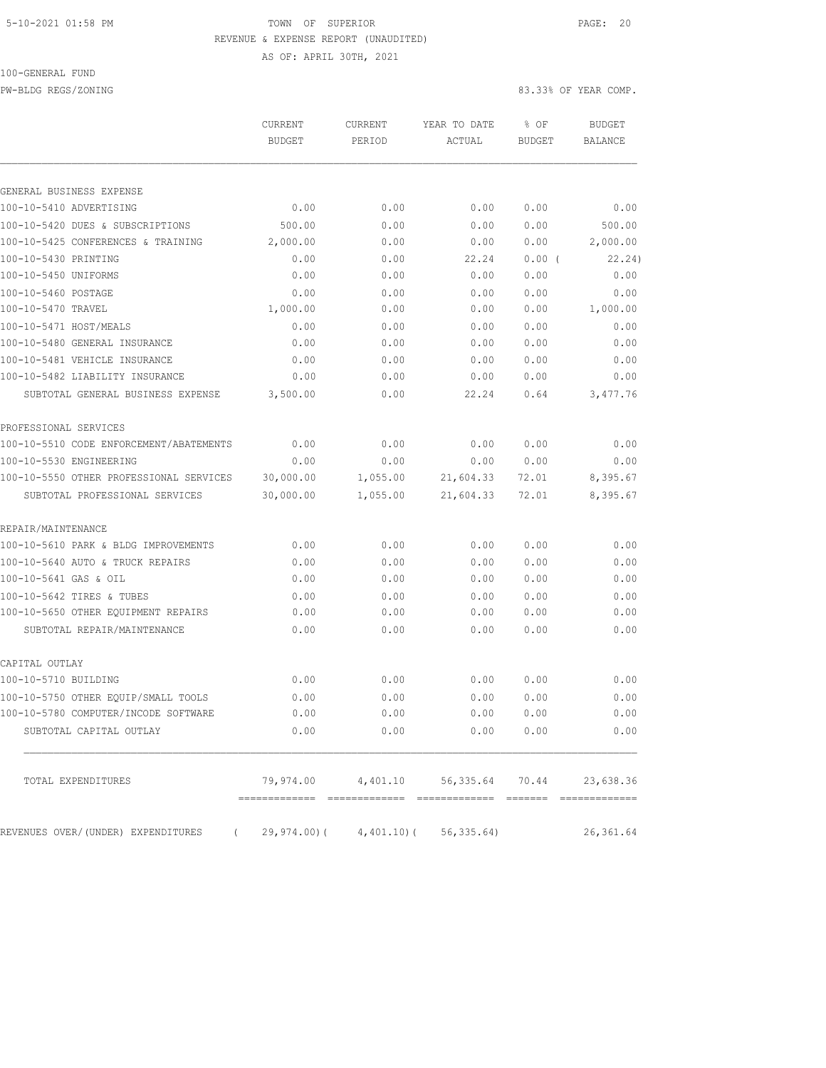5-10-2021 01:58 PM TOWN OF SUPERIOR

REVENUE & EXPENSE REPORT (UNAUDITED)

AS OF: APRIL 30TH, 2021

100-GENERAL FUND

PW-BLDG REGS/ZONING 83.33% OF YEAR COMP.

| | CURRENT BUDGET | CURRENT PERIOD | YEAR TO DATE ACTUAL | % OF BUDGET | BUDGET BALANCE |
|---|---|---|---|---|---|
| GENERAL BUSINESS EXPENSE | | | | | |
| 100-10-5410 ADVERTISING | 0.00 | 0.00 | 0.00 | 0.00 | 0.00 |
| 100-10-5420 DUES & SUBSCRIPTIONS | 500.00 | 0.00 | 0.00 | 0.00 | 500.00 |
| 100-10-5425 CONFERENCES & TRAINING | 2,000.00 | 0.00 | 0.00 | 0.00 | 2,000.00 |
| 100-10-5430 PRINTING | 0.00 | 0.00 | 22.24 | 0.00 ( | 22.24) |
| 100-10-5450 UNIFORMS | 0.00 | 0.00 | 0.00 | 0.00 | 0.00 |
| 100-10-5460 POSTAGE | 0.00 | 0.00 | 0.00 | 0.00 | 0.00 |
| 100-10-5470 TRAVEL | 1,000.00 | 0.00 | 0.00 | 0.00 | 1,000.00 |
| 100-10-5471 HOST/MEALS | 0.00 | 0.00 | 0.00 | 0.00 | 0.00 |
| 100-10-5480 GENERAL INSURANCE | 0.00 | 0.00 | 0.00 | 0.00 | 0.00 |
| 100-10-5481 VEHICLE INSURANCE | 0.00 | 0.00 | 0.00 | 0.00 | 0.00 |
| 100-10-5482 LIABILITY INSURANCE | 0.00 | 0.00 | 0.00 | 0.00 | 0.00 |
| SUBTOTAL GENERAL BUSINESS EXPENSE | 3,500.00 | 0.00 | 22.24 | 0.64 | 3,477.76 |
| PROFESSIONAL SERVICES | | | | | |
| 100-10-5510 CODE ENFORCEMENT/ABATEMENTS | 0.00 | 0.00 | 0.00 | 0.00 | 0.00 |
| 100-10-5530 ENGINEERING | 0.00 | 0.00 | 0.00 | 0.00 | 0.00 |
| 100-10-5550 OTHER PROFESSIONAL SERVICES | 30,000.00 | 1,055.00 | 21,604.33 | 72.01 | 8,395.67 |
| SUBTOTAL PROFESSIONAL SERVICES | 30,000.00 | 1,055.00 | 21,604.33 | 72.01 | 8,395.67 |
| REPAIR/MAINTENANCE | | | | | |
| 100-10-5610 PARK & BLDG IMPROVEMENTS | 0.00 | 0.00 | 0.00 | 0.00 | 0.00 |
| 100-10-5640 AUTO & TRUCK REPAIRS | 0.00 | 0.00 | 0.00 | 0.00 | 0.00 |
| 100-10-5641 GAS & OIL | 0.00 | 0.00 | 0.00 | 0.00 | 0.00 |
| 100-10-5642 TIRES & TUBES | 0.00 | 0.00 | 0.00 | 0.00 | 0.00 |
| 100-10-5650 OTHER EQUIPMENT REPAIRS | 0.00 | 0.00 | 0.00 | 0.00 | 0.00 |
| SUBTOTAL REPAIR/MAINTENANCE | 0.00 | 0.00 | 0.00 | 0.00 | 0.00 |
| CAPITAL OUTLAY | | | | | |
| 100-10-5710 BUILDING | 0.00 | 0.00 | 0.00 | 0.00 | 0.00 |
| 100-10-5750 OTHER EQUIP/SMALL TOOLS | 0.00 | 0.00 | 0.00 | 0.00 | 0.00 |
| 100-10-5780 COMPUTER/INCODE SOFTWARE | 0.00 | 0.00 | 0.00 | 0.00 | 0.00 |
| SUBTOTAL CAPITAL OUTLAY | 0.00 | 0.00 | 0.00 | 0.00 | 0.00 |
| TOTAL EXPENDITURES | 79,974.00 | 4,401.10 | 56,335.64 | 70.44 | 23,638.36 |
| REVENUES OVER/(UNDER) EXPENDITURES | ( 29,974.00)( | 4,401.10)( | 56,335.64) | | 26,361.64 |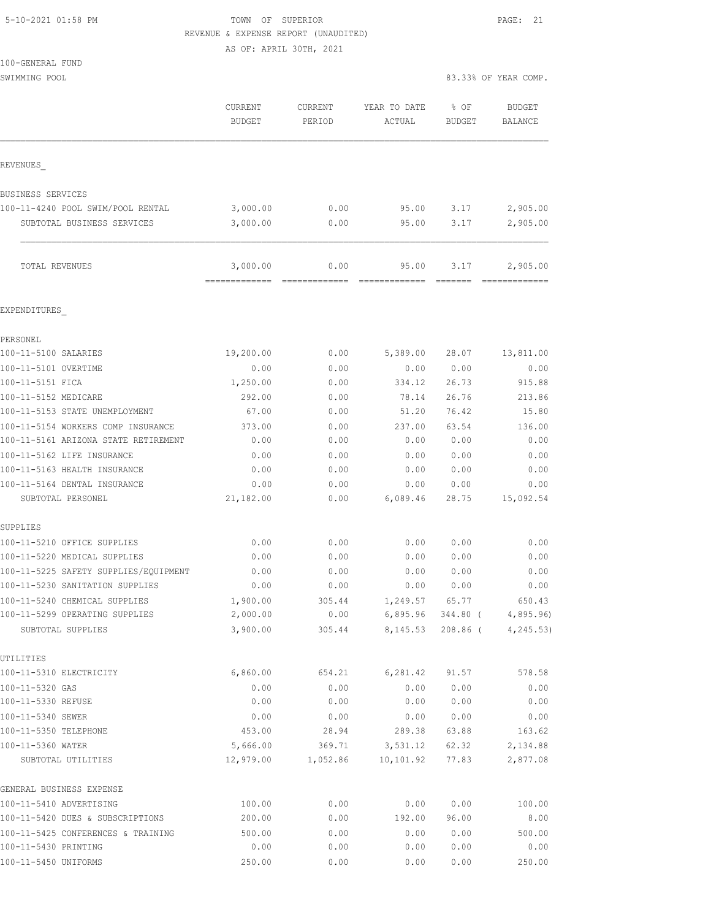5-10-2021 01:58 PM

TOWN OF SUPERIOR
REVENUE & EXPENSE REPORT (UNAUDITED)
AS OF: APRIL 30TH, 2021

100-GENERAL FUND
SWIMMING POOL

83.33% OF YEAR COMP.

| | CURRENT BUDGET | CURRENT PERIOD | YEAR TO DATE ACTUAL | % OF BUDGET | BUDGET BALANCE |
|---|---|---|---|---|---|
| REVENUES_ | | | | | |
| BUSINESS SERVICES | | | | | |
| 100-11-4240 POOL SWIM/POOL RENTAL | 3,000.00 | 0.00 | 95.00 | 3.17 | 2,905.00 |
| SUBTOTAL BUSINESS SERVICES | 3,000.00 | 0.00 | 95.00 | 3.17 | 2,905.00 |
| TOTAL REVENUES | 3,000.00 | 0.00 | 95.00 | 3.17 | 2,905.00 |
| EXPENDITURES_ | | | | | |
| PERSONEL | | | | | |
| 100-11-5100 SALARIES | 19,200.00 | 0.00 | 5,389.00 | 28.07 | 13,811.00 |
| 100-11-5101 OVERTIME | 0.00 | 0.00 | 0.00 | 0.00 | 0.00 |
| 100-11-5151 FICA | 1,250.00 | 0.00 | 334.12 | 26.73 | 915.88 |
| 100-11-5152 MEDICARE | 292.00 | 0.00 | 78.14 | 26.76 | 213.86 |
| 100-11-5153 STATE UNEMPLOYMENT | 67.00 | 0.00 | 51.20 | 76.42 | 15.80 |
| 100-11-5154 WORKERS COMP INSURANCE | 373.00 | 0.00 | 237.00 | 63.54 | 136.00 |
| 100-11-5161 ARIZONA STATE RETIREMENT | 0.00 | 0.00 | 0.00 | 0.00 | 0.00 |
| 100-11-5162 LIFE INSURANCE | 0.00 | 0.00 | 0.00 | 0.00 | 0.00 |
| 100-11-5163 HEALTH INSURANCE | 0.00 | 0.00 | 0.00 | 0.00 | 0.00 |
| 100-11-5164 DENTAL INSURANCE | 0.00 | 0.00 | 0.00 | 0.00 | 0.00 |
| SUBTOTAL PERSONEL | 21,182.00 | 0.00 | 6,089.46 | 28.75 | 15,092.54 |
| SUPPLIES | | | | | |
| 100-11-5210 OFFICE SUPPLIES | 0.00 | 0.00 | 0.00 | 0.00 | 0.00 |
| 100-11-5220 MEDICAL SUPPLIES | 0.00 | 0.00 | 0.00 | 0.00 | 0.00 |
| 100-11-5225 SAFETY SUPPLIES/EQUIPMENT | 0.00 | 0.00 | 0.00 | 0.00 | 0.00 |
| 100-11-5230 SANITATION SUPPLIES | 0.00 | 0.00 | 0.00 | 0.00 | 0.00 |
| 100-11-5240 CHEMICAL SUPPLIES | 1,900.00 | 305.44 | 1,249.57 | 65.77 | 650.43 |
| 100-11-5299 OPERATING SUPPLIES | 2,000.00 | 0.00 | 6,895.96 | 344.80 | ( 4,895.96) |
| SUBTOTAL SUPPLIES | 3,900.00 | 305.44 | 8,145.53 | 208.86 | ( 4,245.53) |
| UTILITIES | | | | | |
| 100-11-5310 ELECTRICITY | 6,860.00 | 654.21 | 6,281.42 | 91.57 | 578.58 |
| 100-11-5320 GAS | 0.00 | 0.00 | 0.00 | 0.00 | 0.00 |
| 100-11-5330 REFUSE | 0.00 | 0.00 | 0.00 | 0.00 | 0.00 |
| 100-11-5340 SEWER | 0.00 | 0.00 | 0.00 | 0.00 | 0.00 |
| 100-11-5350 TELEPHONE | 453.00 | 28.94 | 289.38 | 63.88 | 163.62 |
| 100-11-5360 WATER | 5,666.00 | 369.71 | 3,531.12 | 62.32 | 2,134.88 |
| SUBTOTAL UTILITIES | 12,979.00 | 1,052.86 | 10,101.92 | 77.83 | 2,877.08 |
| GENERAL BUSINESS EXPENSE | | | | | |
| 100-11-5410 ADVERTISING | 100.00 | 0.00 | 0.00 | 0.00 | 100.00 |
| 100-11-5420 DUES & SUBSCRIPTIONS | 200.00 | 0.00 | 192.00 | 96.00 | 8.00 |
| 100-11-5425 CONFERENCES & TRAINING | 500.00 | 0.00 | 0.00 | 0.00 | 500.00 |
| 100-11-5430 PRINTING | 0.00 | 0.00 | 0.00 | 0.00 | 0.00 |
| 100-11-5450 UNIFORMS | 250.00 | 0.00 | 0.00 | 0.00 | 250.00 |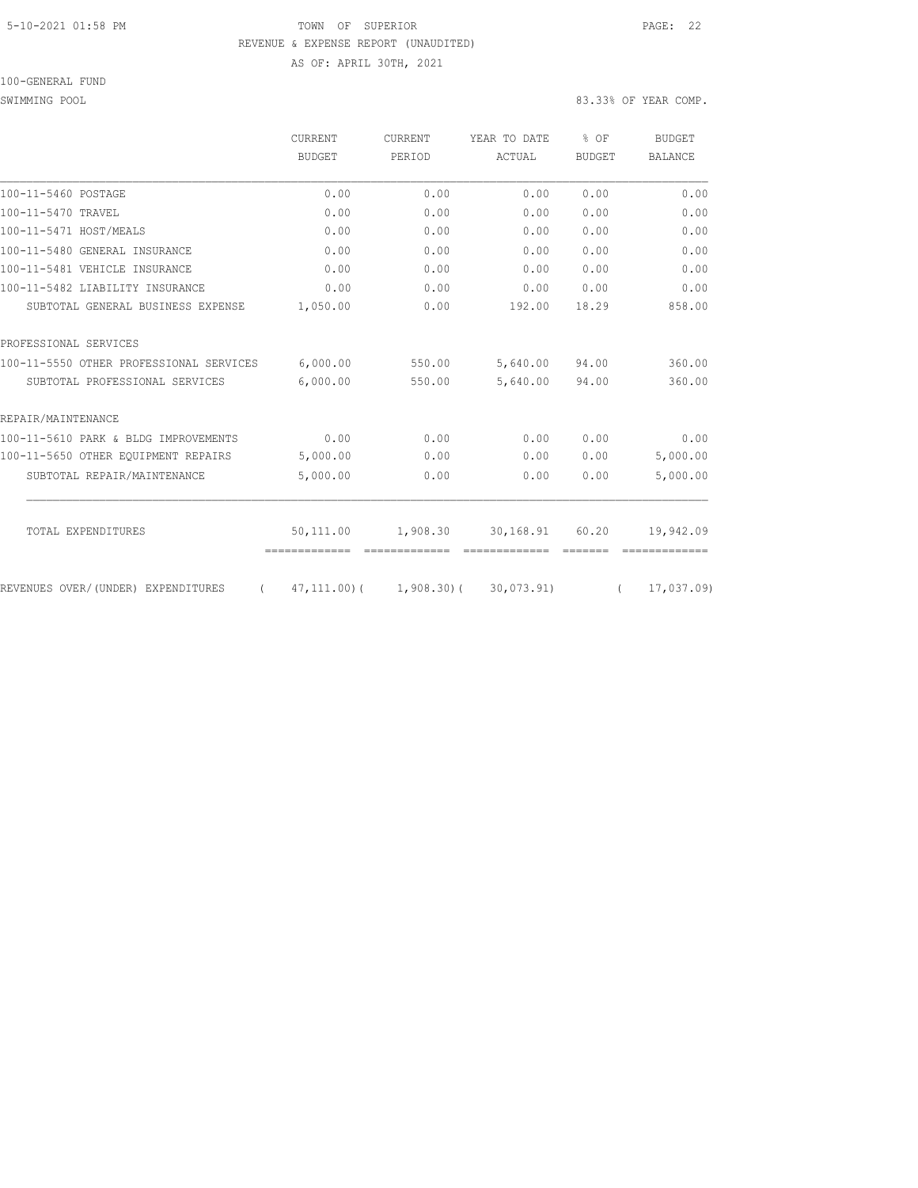5-10-2021 01:58 PM TOWN OF SUPERIOR

REVENUE & EXPENSE REPORT (UNAUDITED)

AS OF: APRIL 30TH, 2021

100-GENERAL FUND

SWIMMING POOL 83.33% OF YEAR COMP.

| | CURRENT BUDGET | CURRENT PERIOD | YEAR TO DATE ACTUAL | % OF BUDGET | BUDGET BALANCE |
|---|---|---|---|---|---|
| 100-11-5460 POSTAGE | 0.00 | 0.00 | 0.00 | 0.00 | 0.00 |
| 100-11-5470 TRAVEL | 0.00 | 0.00 | 0.00 | 0.00 | 0.00 |
| 100-11-5471 HOST/MEALS | 0.00 | 0.00 | 0.00 | 0.00 | 0.00 |
| 100-11-5480 GENERAL INSURANCE | 0.00 | 0.00 | 0.00 | 0.00 | 0.00 |
| 100-11-5481 VEHICLE INSURANCE | 0.00 | 0.00 | 0.00 | 0.00 | 0.00 |
| 100-11-5482 LIABILITY INSURANCE | 0.00 | 0.00 | 0.00 | 0.00 | 0.00 |
| SUBTOTAL GENERAL BUSINESS EXPENSE | 1,050.00 | 0.00 | 192.00 | 18.29 | 858.00 |
| PROFESSIONAL SERVICES | | | | | |
| 100-11-5550 OTHER PROFESSIONAL SERVICES | 6,000.00 | 550.00 | 5,640.00 | 94.00 | 360.00 |
| SUBTOTAL PROFESSIONAL SERVICES | 6,000.00 | 550.00 | 5,640.00 | 94.00 | 360.00 |
| REPAIR/MAINTENANCE | | | | | |
| 100-11-5610 PARK & BLDG IMPROVEMENTS | 0.00 | 0.00 | 0.00 | 0.00 | 0.00 |
| 100-11-5650 OTHER EQUIPMENT REPAIRS | 5,000.00 | 0.00 | 0.00 | 0.00 | 5,000.00 |
| SUBTOTAL REPAIR/MAINTENANCE | 5,000.00 | 0.00 | 0.00 | 0.00 | 5,000.00 |
| TOTAL EXPENDITURES | 50,111.00 | 1,908.30 | 30,168.91 | 60.20 | 19,942.09 |
| REVENUES OVER/(UNDER) EXPENDITURES | ( 47,111.00) | ( 1,908.30) | ( 30,073.91) | | ( 17,037.09) |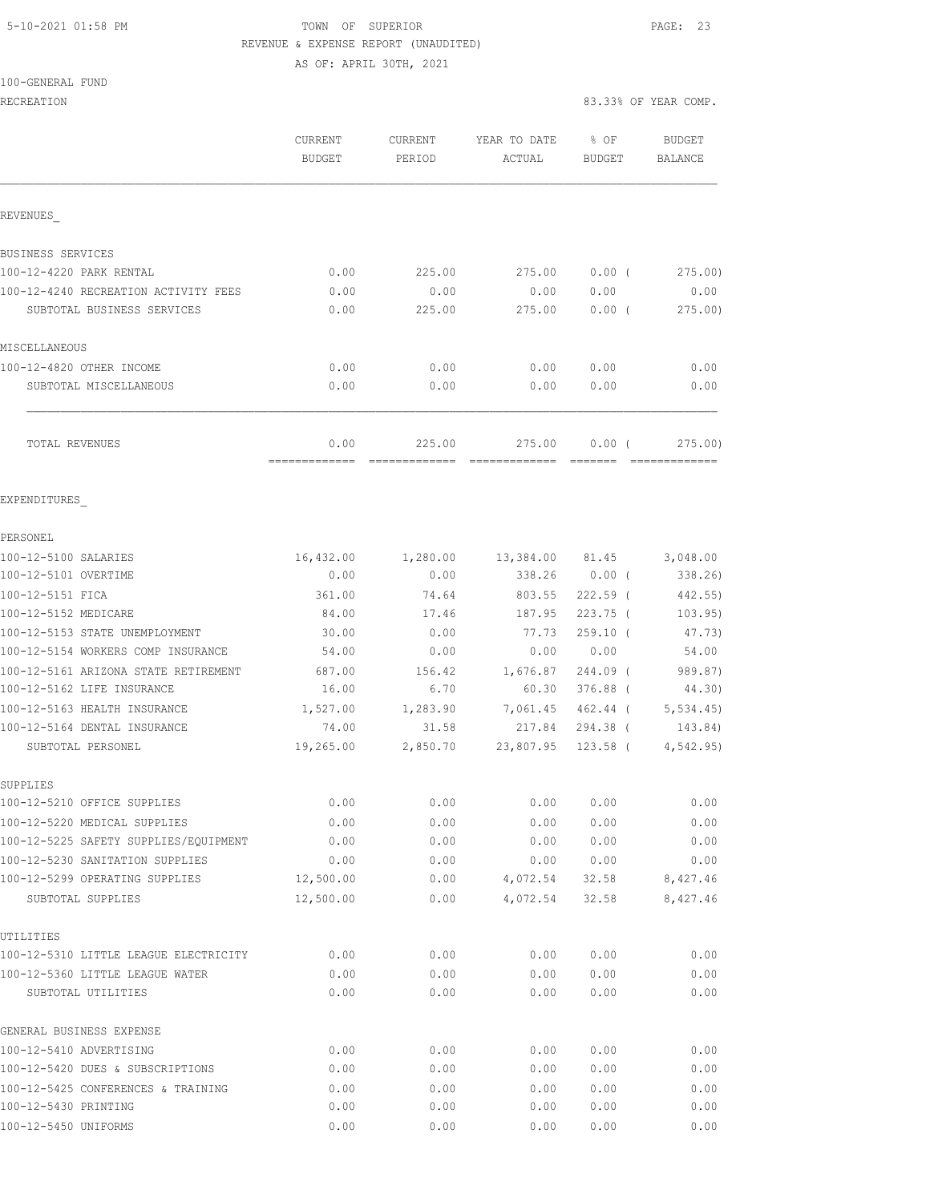5-10-2021 01:58 PM

TOWN OF SUPERIOR

REVENUE & EXPENSE REPORT (UNAUDITED)

AS OF: APRIL 30TH, 2021

100-GENERAL FUND

RECREATION

83.33% OF YEAR COMP.

| | CURRENT BUDGET | CURRENT PERIOD | YEAR TO DATE ACTUAL | % OF BUDGET | BUDGET BALANCE |
|---|---|---|---|---|---|
| **REVENUES** | | | | | |
| BUSINESS SERVICES | | | | | |
| 100-12-4220 PARK RENTAL | 0.00 | 225.00 | 275.00 | 0.00 ( | 275.00) |
| 100-12-4240 RECREATION ACTIVITY FEES | 0.00 | 0.00 | 0.00 | 0.00 | 0.00 |
| SUBTOTAL BUSINESS SERVICES | 0.00 | 225.00 | 275.00 | 0.00 ( | 275.00) |
| MISCELLANEOUS | | | | | |
| 100-12-4820 OTHER INCOME | 0.00 | 0.00 | 0.00 | 0.00 | 0.00 |
| SUBTOTAL MISCELLANEOUS | 0.00 | 0.00 | 0.00 | 0.00 | 0.00 |
| TOTAL REVENUES | 0.00 | 225.00 | 275.00 | 0.00 ( | 275.00) |
| **EXPENDITURES** | | | | | |
| PERSONEL | | | | | |
| 100-12-5100 SALARIES | 16,432.00 | 1,280.00 | 13,384.00 | 81.45 | 3,048.00 |
| 100-12-5101 OVERTIME | 0.00 | 0.00 | 338.26 | 0.00 ( | 338.26) |
| 100-12-5151 FICA | 361.00 | 74.64 | 803.55 | 222.59 ( | 442.55) |
| 100-12-5152 MEDICARE | 84.00 | 17.46 | 187.95 | 223.75 ( | 103.95) |
| 100-12-5153 STATE UNEMPLOYMENT | 30.00 | 0.00 | 77.73 | 259.10 ( | 47.73) |
| 100-12-5154 WORKERS COMP INSURANCE | 54.00 | 0.00 | 0.00 | 0.00 | 54.00 |
| 100-12-5161 ARIZONA STATE RETIREMENT | 687.00 | 156.42 | 1,676.87 | 244.09 ( | 989.87) |
| 100-12-5162 LIFE INSURANCE | 16.00 | 6.70 | 60.30 | 376.88 ( | 44.30) |
| 100-12-5163 HEALTH INSURANCE | 1,527.00 | 1,283.90 | 7,061.45 | 462.44 ( | 5,534.45) |
| 100-12-5164 DENTAL INSURANCE | 74.00 | 31.58 | 217.84 | 294.38 ( | 143.84) |
| SUBTOTAL PERSONEL | 19,265.00 | 2,850.70 | 23,807.95 | 123.58 ( | 4,542.95) |
| SUPPLIES | | | | | |
| 100-12-5210 OFFICE SUPPLIES | 0.00 | 0.00 | 0.00 | 0.00 | 0.00 |
| 100-12-5220 MEDICAL SUPPLIES | 0.00 | 0.00 | 0.00 | 0.00 | 0.00 |
| 100-12-5225 SAFETY SUPPLIES/EQUIPMENT | 0.00 | 0.00 | 0.00 | 0.00 | 0.00 |
| 100-12-5230 SANITATION SUPPLIES | 0.00 | 0.00 | 0.00 | 0.00 | 0.00 |
| 100-12-5299 OPERATING SUPPLIES | 12,500.00 | 0.00 | 4,072.54 | 32.58 | 8,427.46 |
| SUBTOTAL SUPPLIES | 12,500.00 | 0.00 | 4,072.54 | 32.58 | 8,427.46 |
| UTILITIES | | | | | |
| 100-12-5310 LITTLE LEAGUE ELECTRICITY | 0.00 | 0.00 | 0.00 | 0.00 | 0.00 |
| 100-12-5360 LITTLE LEAGUE WATER | 0.00 | 0.00 | 0.00 | 0.00 | 0.00 |
| SUBTOTAL UTILITIES | 0.00 | 0.00 | 0.00 | 0.00 | 0.00 |
| GENERAL BUSINESS EXPENSE | | | | | |
| 100-12-5410 ADVERTISING | 0.00 | 0.00 | 0.00 | 0.00 | 0.00 |
| 100-12-5420 DUES & SUBSCRIPTIONS | 0.00 | 0.00 | 0.00 | 0.00 | 0.00 |
| 100-12-5425 CONFERENCES & TRAINING | 0.00 | 0.00 | 0.00 | 0.00 | 0.00 |
| 100-12-5430 PRINTING | 0.00 | 0.00 | 0.00 | 0.00 | 0.00 |
| 100-12-5450 UNIFORMS | 0.00 | 0.00 | 0.00 | 0.00 | 0.00 |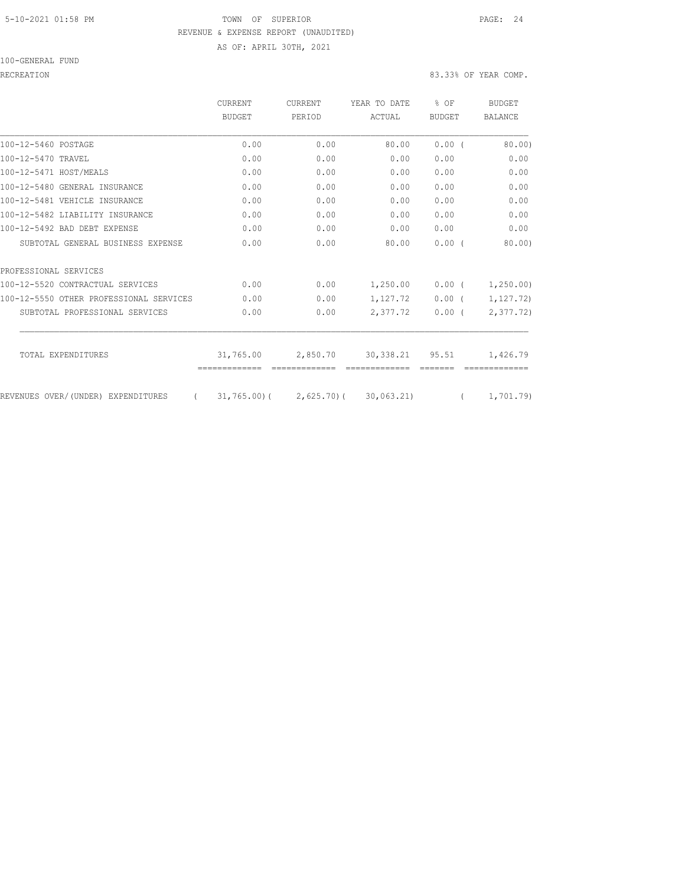5-10-2021 01:58 PM TOWN OF SUPERIOR

REVENUE & EXPENSE REPORT (UNAUDITED)

AS OF: APRIL 30TH, 2021

100-GENERAL FUND

RECREATION 83.33% OF YEAR COMP.

| | CURRENT BUDGET | CURRENT PERIOD | YEAR TO DATE ACTUAL | % OF BUDGET | BUDGET BALANCE |
|---|---|---|---|---|---|
| 100-12-5460 POSTAGE | 0.00 | 0.00 | 80.00 | 0.00 ( | 80.00) |
| 100-12-5470 TRAVEL | 0.00 | 0.00 | 0.00 | 0.00 | 0.00 |
| 100-12-5471 HOST/MEALS | 0.00 | 0.00 | 0.00 | 0.00 | 0.00 |
| 100-12-5480 GENERAL INSURANCE | 0.00 | 0.00 | 0.00 | 0.00 | 0.00 |
| 100-12-5481 VEHICLE INSURANCE | 0.00 | 0.00 | 0.00 | 0.00 | 0.00 |
| 100-12-5482 LIABILITY INSURANCE | 0.00 | 0.00 | 0.00 | 0.00 | 0.00 |
| 100-12-5492 BAD DEBT EXPENSE | 0.00 | 0.00 | 0.00 | 0.00 | 0.00 |
| SUBTOTAL GENERAL BUSINESS EXPENSE | 0.00 | 0.00 | 80.00 | 0.00 ( | 80.00) |
| PROFESSIONAL SERVICES | | | | | |
| 100-12-5520 CONTRACTUAL SERVICES | 0.00 | 0.00 | 1,250.00 | 0.00 ( | 1,250.00) |
| 100-12-5550 OTHER PROFESSIONAL SERVICES | 0.00 | 0.00 | 1,127.72 | 0.00 ( | 1,127.72) |
| SUBTOTAL PROFESSIONAL SERVICES | 0.00 | 0.00 | 2,377.72 | 0.00 ( | 2,377.72) |
| TOTAL EXPENDITURES | 31,765.00 | 2,850.70 | 30,338.21 | 95.51 | 1,426.79 |
| REVENUES OVER/(UNDER) EXPENDITURES | ( 31,765.00)( | 2,625.70)( | 30,063.21) | ( | 1,701.79) |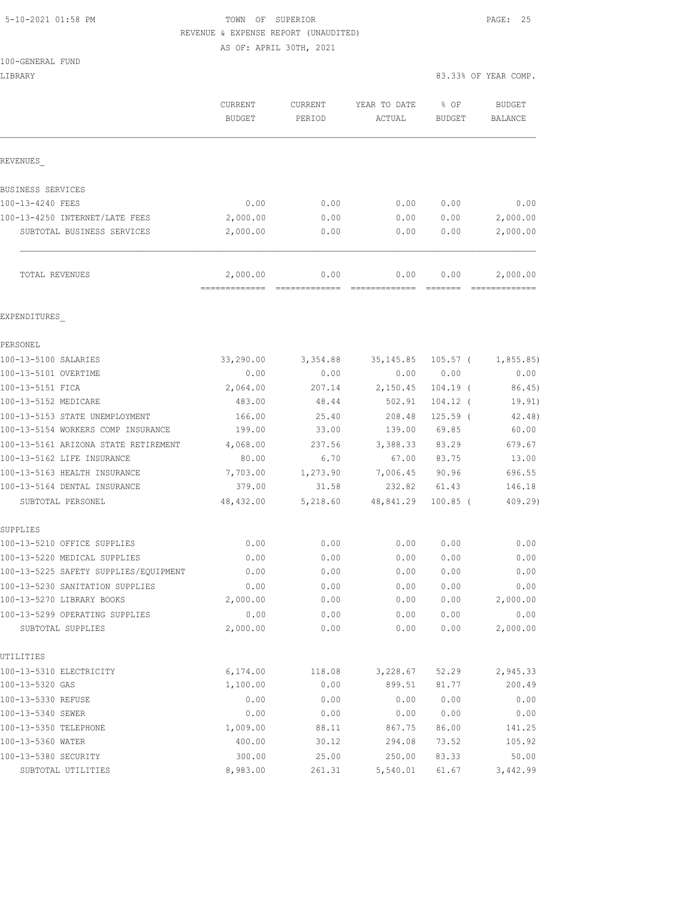5-10-2021 01:58 PM

TOWN OF SUPERIOR

REVENUE & EXPENSE REPORT (UNAUDITED)

AS OF: APRIL 30TH, 2021

100-GENERAL FUND

LIBRARY — 83.33% OF YEAR COMP.

| | CURRENT BUDGET | CURRENT PERIOD | YEAR TO DATE ACTUAL | % OF BUDGET | BUDGET BALANCE |
|---|---|---|---|---|---|
| **REVENUES** | | | | | |
| BUSINESS SERVICES | | | | | |
| 100-13-4240 FEES | 0.00 | 0.00 | 0.00 | 0.00 | 0.00 |
| 100-13-4250 INTERNET/LATE FEES | 2,000.00 | 0.00 | 0.00 | 0.00 | 2,000.00 |
| SUBTOTAL BUSINESS SERVICES | 2,000.00 | 0.00 | 0.00 | 0.00 | 2,000.00 |
| TOTAL REVENUES | 2,000.00 | 0.00 | 0.00 | 0.00 | 2,000.00 |
| **EXPENDITURES** | | | | | |
| PERSONEL | | | | | |
| 100-13-5100 SALARIES | 33,290.00 | 3,354.88 | 35,145.85 | 105.57 | ( 1,855.85) |
| 100-13-5101 OVERTIME | 0.00 | 0.00 | 0.00 | 0.00 | 0.00 |
| 100-13-5151 FICA | 2,064.00 | 207.14 | 2,150.45 | 104.19 | ( 86.45) |
| 100-13-5152 MEDICARE | 483.00 | 48.44 | 502.91 | 104.12 | ( 19.91) |
| 100-13-5153 STATE UNEMPLOYMENT | 166.00 | 25.40 | 208.48 | 125.59 | ( 42.48) |
| 100-13-5154 WORKERS COMP INSURANCE | 199.00 | 33.00 | 139.00 | 69.85 | 60.00 |
| 100-13-5161 ARIZONA STATE RETIREMENT | 4,068.00 | 237.56 | 3,388.33 | 83.29 | 679.67 |
| 100-13-5162 LIFE INSURANCE | 80.00 | 6.70 | 67.00 | 83.75 | 13.00 |
| 100-13-5163 HEALTH INSURANCE | 7,703.00 | 1,273.90 | 7,006.45 | 90.96 | 696.55 |
| 100-13-5164 DENTAL INSURANCE | 379.00 | 31.58 | 232.82 | 61.43 | 146.18 |
| SUBTOTAL PERSONEL | 48,432.00 | 5,218.60 | 48,841.29 | 100.85 | ( 409.29) |
| SUPPLIES | | | | | |
| 100-13-5210 OFFICE SUPPLIES | 0.00 | 0.00 | 0.00 | 0.00 | 0.00 |
| 100-13-5220 MEDICAL SUPPLIES | 0.00 | 0.00 | 0.00 | 0.00 | 0.00 |
| 100-13-5225 SAFETY SUPPLIES/EQUIPMENT | 0.00 | 0.00 | 0.00 | 0.00 | 0.00 |
| 100-13-5230 SANITATION SUPPLIES | 0.00 | 0.00 | 0.00 | 0.00 | 0.00 |
| 100-13-5270 LIBRARY BOOKS | 2,000.00 | 0.00 | 0.00 | 0.00 | 2,000.00 |
| 100-13-5299 OPERATING SUPPLIES | 0.00 | 0.00 | 0.00 | 0.00 | 0.00 |
| SUBTOTAL SUPPLIES | 2,000.00 | 0.00 | 0.00 | 0.00 | 2,000.00 |
| UTILITIES | | | | | |
| 100-13-5310 ELECTRICITY | 6,174.00 | 118.08 | 3,228.67 | 52.29 | 2,945.33 |
| 100-13-5320 GAS | 1,100.00 | 0.00 | 899.51 | 81.77 | 200.49 |
| 100-13-5330 REFUSE | 0.00 | 0.00 | 0.00 | 0.00 | 0.00 |
| 100-13-5340 SEWER | 0.00 | 0.00 | 0.00 | 0.00 | 0.00 |
| 100-13-5350 TELEPHONE | 1,009.00 | 88.11 | 867.75 | 86.00 | 141.25 |
| 100-13-5360 WATER | 400.00 | 30.12 | 294.08 | 73.52 | 105.92 |
| 100-13-5380 SECURITY | 300.00 | 25.00 | 250.00 | 83.33 | 50.00 |
| SUBTOTAL UTILITIES | 8,983.00 | 261.31 | 5,540.01 | 61.67 | 3,442.99 |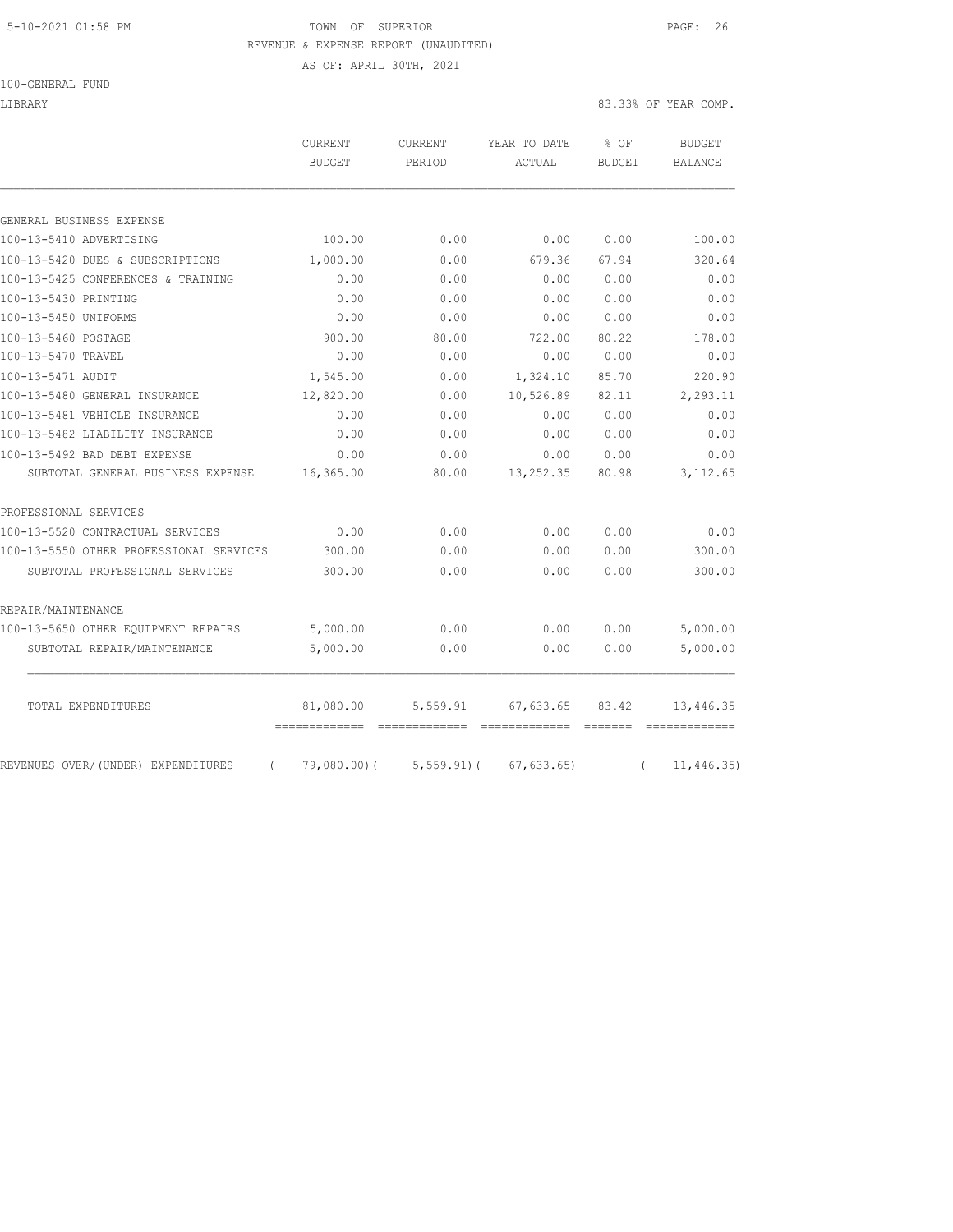5-10-2021 01:58 PM TOWN OF SUPERIOR

REVENUE & EXPENSE REPORT (UNAUDITED)

AS OF: APRIL 30TH, 2021

100-GENERAL FUND

LIBRARY 83.33% OF YEAR COMP.

| | CURRENT BUDGET | CURRENT PERIOD | YEAR TO DATE ACTUAL | % OF BUDGET | BUDGET BALANCE |
|---|---|---|---|---|---|
| GENERAL BUSINESS EXPENSE | | | | | |
| 100-13-5410 ADVERTISING | 100.00 | 0.00 | 0.00 | 0.00 | 100.00 |
| 100-13-5420 DUES & SUBSCRIPTIONS | 1,000.00 | 0.00 | 679.36 | 67.94 | 320.64 |
| 100-13-5425 CONFERENCES & TRAINING | 0.00 | 0.00 | 0.00 | 0.00 | 0.00 |
| 100-13-5430 PRINTING | 0.00 | 0.00 | 0.00 | 0.00 | 0.00 |
| 100-13-5450 UNIFORMS | 0.00 | 0.00 | 0.00 | 0.00 | 0.00 |
| 100-13-5460 POSTAGE | 900.00 | 80.00 | 722.00 | 80.22 | 178.00 |
| 100-13-5470 TRAVEL | 0.00 | 0.00 | 0.00 | 0.00 | 0.00 |
| 100-13-5471 AUDIT | 1,545.00 | 0.00 | 1,324.10 | 85.70 | 220.90 |
| 100-13-5480 GENERAL INSURANCE | 12,820.00 | 0.00 | 10,526.89 | 82.11 | 2,293.11 |
| 100-13-5481 VEHICLE INSURANCE | 0.00 | 0.00 | 0.00 | 0.00 | 0.00 |
| 100-13-5482 LIABILITY INSURANCE | 0.00 | 0.00 | 0.00 | 0.00 | 0.00 |
| 100-13-5492 BAD DEBT EXPENSE | 0.00 | 0.00 | 0.00 | 0.00 | 0.00 |
| SUBTOTAL GENERAL BUSINESS EXPENSE | 16,365.00 | 80.00 | 13,252.35 | 80.98 | 3,112.65 |
| PROFESSIONAL SERVICES | | | | | |
| 100-13-5520 CONTRACTUAL SERVICES | 0.00 | 0.00 | 0.00 | 0.00 | 0.00 |
| 100-13-5550 OTHER PROFESSIONAL SERVICES | 300.00 | 0.00 | 0.00 | 0.00 | 300.00 |
| SUBTOTAL PROFESSIONAL SERVICES | 300.00 | 0.00 | 0.00 | 0.00 | 300.00 |
| REPAIR/MAINTENANCE | | | | | |
| 100-13-5650 OTHER EQUIPMENT REPAIRS | 5,000.00 | 0.00 | 0.00 | 0.00 | 5,000.00 |
| SUBTOTAL REPAIR/MAINTENANCE | 5,000.00 | 0.00 | 0.00 | 0.00 | 5,000.00 |
| TOTAL EXPENDITURES | 81,080.00 | 5,559.91 | 67,633.65 | 83.42 | 13,446.35 |
| REVENUES OVER/(UNDER) EXPENDITURES | ( 79,080.00) | ( 5,559.91) | ( 67,633.65) | | ( 11,446.35) |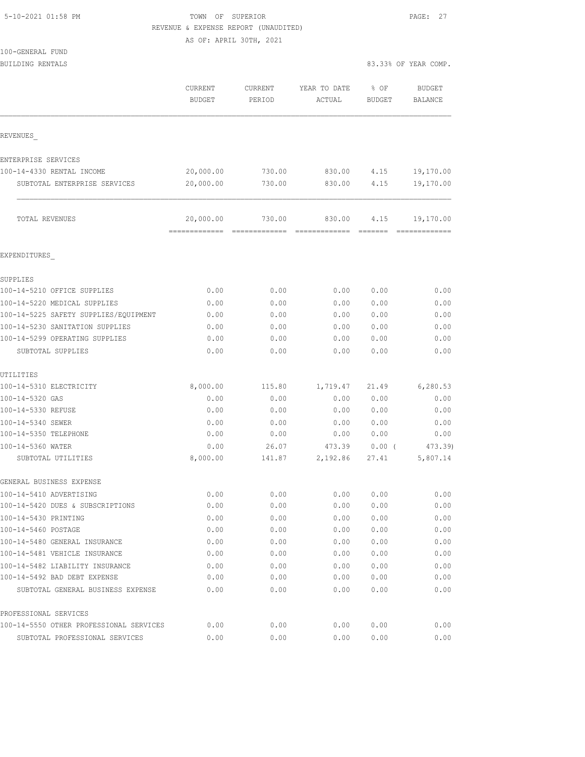TOWN OF SUPERIOR
REVENUE & EXPENSE REPORT (UNAUDITED)
AS OF: APRIL 30TH, 2021

100-GENERAL FUND
BUILDING RENTALS

83.33% OF YEAR COMP.

| | CURRENT BUDGET | CURRENT PERIOD | YEAR TO DATE ACTUAL | % OF BUDGET | BUDGET BALANCE |
|---|---|---|---|---|---|
| REVENUES_ | | | | | |
| ENTERPRISE SERVICES | | | | | |
| 100-14-4330 RENTAL INCOME | 20,000.00 | 730.00 | 830.00 | 4.15 | 19,170.00 |
| SUBTOTAL ENTERPRISE SERVICES | 20,000.00 | 730.00 | 830.00 | 4.15 | 19,170.00 |
| TOTAL REVENUES | 20,000.00 | 730.00 | 830.00 | 4.15 | 19,170.00 |
| EXPENDITURES_ | | | | | |
| SUPPLIES | | | | | |
| 100-14-5210 OFFICE SUPPLIES | 0.00 | 0.00 | 0.00 | 0.00 | 0.00 |
| 100-14-5220 MEDICAL SUPPLIES | 0.00 | 0.00 | 0.00 | 0.00 | 0.00 |
| 100-14-5225 SAFETY SUPPLIES/EQUIPMENT | 0.00 | 0.00 | 0.00 | 0.00 | 0.00 |
| 100-14-5230 SANITATION SUPPLIES | 0.00 | 0.00 | 0.00 | 0.00 | 0.00 |
| 100-14-5299 OPERATING SUPPLIES | 0.00 | 0.00 | 0.00 | 0.00 | 0.00 |
| SUBTOTAL SUPPLIES | 0.00 | 0.00 | 0.00 | 0.00 | 0.00 |
| UTILITIES | | | | | |
| 100-14-5310 ELECTRICITY | 8,000.00 | 115.80 | 1,719.47 | 21.49 | 6,280.53 |
| 100-14-5320 GAS | 0.00 | 0.00 | 0.00 | 0.00 | 0.00 |
| 100-14-5330 REFUSE | 0.00 | 0.00 | 0.00 | 0.00 | 0.00 |
| 100-14-5340 SEWER | 0.00 | 0.00 | 0.00 | 0.00 | 0.00 |
| 100-14-5350 TELEPHONE | 0.00 | 0.00 | 0.00 | 0.00 | 0.00 |
| 100-14-5360 WATER | 0.00 | 26.07 | 473.39 | 0.00 ( | 473.39) |
| SUBTOTAL UTILITIES | 8,000.00 | 141.87 | 2,192.86 | 27.41 | 5,807.14 |
| GENERAL BUSINESS EXPENSE | | | | | |
| 100-14-5410 ADVERTISING | 0.00 | 0.00 | 0.00 | 0.00 | 0.00 |
| 100-14-5420 DUES & SUBSCRIPTIONS | 0.00 | 0.00 | 0.00 | 0.00 | 0.00 |
| 100-14-5430 PRINTING | 0.00 | 0.00 | 0.00 | 0.00 | 0.00 |
| 100-14-5460 POSTAGE | 0.00 | 0.00 | 0.00 | 0.00 | 0.00 |
| 100-14-5480 GENERAL INSURANCE | 0.00 | 0.00 | 0.00 | 0.00 | 0.00 |
| 100-14-5481 VEHICLE INSURANCE | 0.00 | 0.00 | 0.00 | 0.00 | 0.00 |
| 100-14-5482 LIABILITY INSURANCE | 0.00 | 0.00 | 0.00 | 0.00 | 0.00 |
| 100-14-5492 BAD DEBT EXPENSE | 0.00 | 0.00 | 0.00 | 0.00 | 0.00 |
| SUBTOTAL GENERAL BUSINESS EXPENSE | 0.00 | 0.00 | 0.00 | 0.00 | 0.00 |
| PROFESSIONAL SERVICES | | | | | |
| 100-14-5550 OTHER PROFESSIONAL SERVICES | 0.00 | 0.00 | 0.00 | 0.00 | 0.00 |
| SUBTOTAL PROFESSIONAL SERVICES | 0.00 | 0.00 | 0.00 | 0.00 | 0.00 |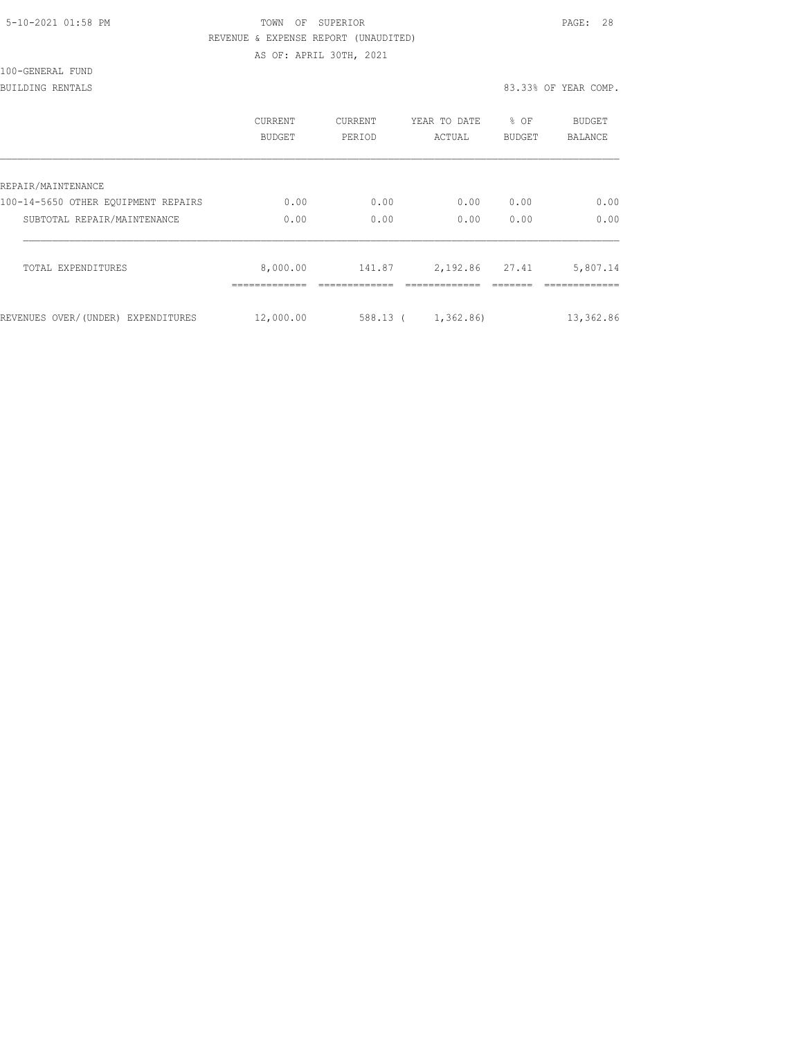TOWN OF SUPERIOR

REVENUE & EXPENSE REPORT (UNAUDITED)

AS OF: APRIL 30TH, 2021

100-GENERAL FUND

BUILDING RENTALS — 83.33% OF YEAR COMP.

| | CURRENT BUDGET | CURRENT PERIOD | YEAR TO DATE ACTUAL | % OF BUDGET | BUDGET BALANCE |
|---|---|---|---|---|---|
| REPAIR/MAINTENANCE | | | | | |
| 100-14-5650 OTHER EQUIPMENT REPAIRS | 0.00 | 0.00 | 0.00 | 0.00 | 0.00 |
| SUBTOTAL REPAIR/MAINTENANCE | 0.00 | 0.00 | 0.00 | 0.00 | 0.00 |
| TOTAL EXPENDITURES | 8,000.00 | 141.87 | 2,192.86 | 27.41 | 5,807.14 |
| REVENUES OVER/(UNDER) EXPENDITURES | 12,000.00 | 588.13 | ( 1,362.86) | | 13,362.86 |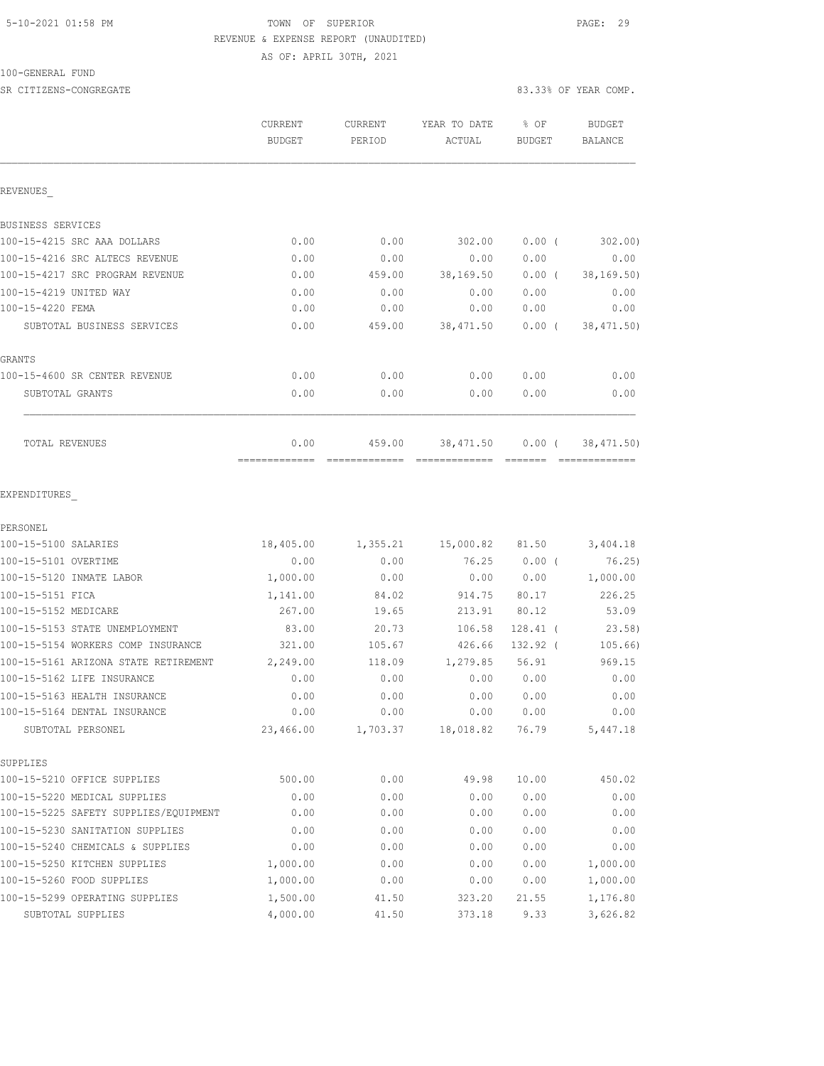5-10-2021 01:58 PM TOWN OF SUPERIOR

REVENUE & EXPENSE REPORT (UNAUDITED)

AS OF: APRIL 30TH, 2021

100-GENERAL FUND

SR CITIZENS-CONGREGATE 83.33% OF YEAR COMP.

| | CURRENT BUDGET | CURRENT PERIOD | YEAR TO DATE ACTUAL | % OF BUDGET | BUDGET BALANCE |
|---|---|---|---|---|---|
| **REVENUES** | | | | | |
| BUSINESS SERVICES | | | | | |
| 100-15-4215 SRC AAA DOLLARS | 0.00 | 0.00 | 302.00 | 0.00 ( | 302.00) |
| 100-15-4216 SRC ALTECS REVENUE | 0.00 | 0.00 | 0.00 | 0.00 | 0.00 |
| 100-15-4217 SRC PROGRAM REVENUE | 0.00 | 459.00 | 38,169.50 | 0.00 ( | 38,169.50) |
| 100-15-4219 UNITED WAY | 0.00 | 0.00 | 0.00 | 0.00 | 0.00 |
| 100-15-4220 FEMA | 0.00 | 0.00 | 0.00 | 0.00 | 0.00 |
| SUBTOTAL BUSINESS SERVICES | 0.00 | 459.00 | 38,471.50 | 0.00 ( | 38,471.50) |
| GRANTS | | | | | |
| 100-15-4600 SR CENTER REVENUE | 0.00 | 0.00 | 0.00 | 0.00 | 0.00 |
| SUBTOTAL GRANTS | 0.00 | 0.00 | 0.00 | 0.00 | 0.00 |
| TOTAL REVENUES | 0.00 | 459.00 | 38,471.50 | 0.00 ( | 38,471.50) |
| **EXPENDITURES** | | | | | |
| PERSONEL | | | | | |
| 100-15-5100 SALARIES | 18,405.00 | 1,355.21 | 15,000.82 | 81.50 | 3,404.18 |
| 100-15-5101 OVERTIME | 0.00 | 0.00 | 76.25 | 0.00 ( | 76.25) |
| 100-15-5120 INMATE LABOR | 1,000.00 | 0.00 | 0.00 | 0.00 | 1,000.00 |
| 100-15-5151 FICA | 1,141.00 | 84.02 | 914.75 | 80.17 | 226.25 |
| 100-15-5152 MEDICARE | 267.00 | 19.65 | 213.91 | 80.12 | 53.09 |
| 100-15-5153 STATE UNEMPLOYMENT | 83.00 | 20.73 | 106.58 | 128.41 ( | 23.58) |
| 100-15-5154 WORKERS COMP INSURANCE | 321.00 | 105.67 | 426.66 | 132.92 ( | 105.66) |
| 100-15-5161 ARIZONA STATE RETIREMENT | 2,249.00 | 118.09 | 1,279.85 | 56.91 | 969.15 |
| 100-15-5162 LIFE INSURANCE | 0.00 | 0.00 | 0.00 | 0.00 | 0.00 |
| 100-15-5163 HEALTH INSURANCE | 0.00 | 0.00 | 0.00 | 0.00 | 0.00 |
| 100-15-5164 DENTAL INSURANCE | 0.00 | 0.00 | 0.00 | 0.00 | 0.00 |
| SUBTOTAL PERSONEL | 23,466.00 | 1,703.37 | 18,018.82 | 76.79 | 5,447.18 |
| SUPPLIES | | | | | |
| 100-15-5210 OFFICE SUPPLIES | 500.00 | 0.00 | 49.98 | 10.00 | 450.02 |
| 100-15-5220 MEDICAL SUPPLIES | 0.00 | 0.00 | 0.00 | 0.00 | 0.00 |
| 100-15-5225 SAFETY SUPPLIES/EQUIPMENT | 0.00 | 0.00 | 0.00 | 0.00 | 0.00 |
| 100-15-5230 SANITATION SUPPLIES | 0.00 | 0.00 | 0.00 | 0.00 | 0.00 |
| 100-15-5240 CHEMICALS & SUPPLIES | 0.00 | 0.00 | 0.00 | 0.00 | 0.00 |
| 100-15-5250 KITCHEN SUPPLIES | 1,000.00 | 0.00 | 0.00 | 0.00 | 1,000.00 |
| 100-15-5260 FOOD SUPPLIES | 1,000.00 | 0.00 | 0.00 | 0.00 | 1,000.00 |
| 100-15-5299 OPERATING SUPPLIES | 1,500.00 | 41.50 | 323.20 | 21.55 | 1,176.80 |
| SUBTOTAL SUPPLIES | 4,000.00 | 41.50 | 373.18 | 9.33 | 3,626.82 |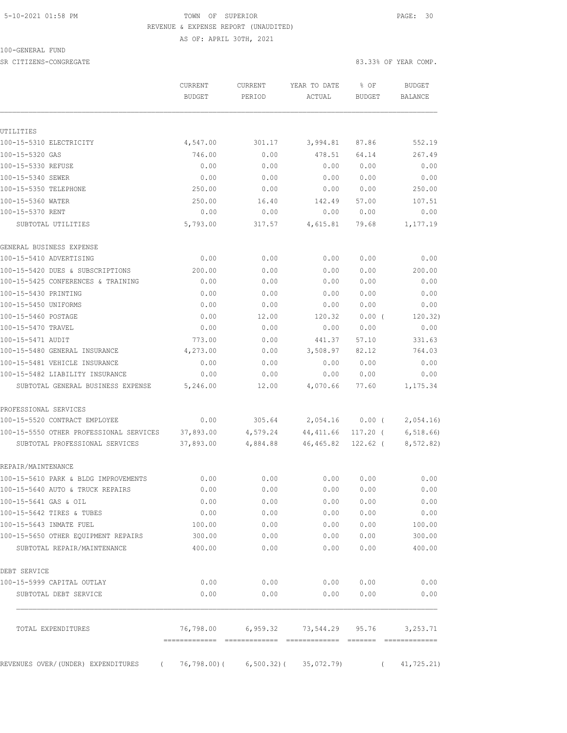5-10-2021 01:58 PM TOWN OF SUPERIOR

REVENUE & EXPENSE REPORT (UNAUDITED)

AS OF: APRIL 30TH, 2021

100-GENERAL FUND

SR CITIZENS-CONGREGATE 83.33% OF YEAR COMP.

| | CURRENT BUDGET | CURRENT PERIOD | YEAR TO DATE ACTUAL | % OF BUDGET | BUDGET BALANCE |
|---|---|---|---|---|---|
| UTILITIES | | | | | |
| 100-15-5310 ELECTRICITY | 4,547.00 | 301.17 | 3,994.81 | 87.86 | 552.19 |
| 100-15-5320 GAS | 746.00 | 0.00 | 478.51 | 64.14 | 267.49 |
| 100-15-5330 REFUSE | 0.00 | 0.00 | 0.00 | 0.00 | 0.00 |
| 100-15-5340 SEWER | 0.00 | 0.00 | 0.00 | 0.00 | 0.00 |
| 100-15-5350 TELEPHONE | 250.00 | 0.00 | 0.00 | 0.00 | 250.00 |
| 100-15-5360 WATER | 250.00 | 16.40 | 142.49 | 57.00 | 107.51 |
| 100-15-5370 RENT | 0.00 | 0.00 | 0.00 | 0.00 | 0.00 |
| SUBTOTAL UTILITIES | 5,793.00 | 317.57 | 4,615.81 | 79.68 | 1,177.19 |
| GENERAL BUSINESS EXPENSE | | | | | |
| 100-15-5410 ADVERTISING | 0.00 | 0.00 | 0.00 | 0.00 | 0.00 |
| 100-15-5420 DUES & SUBSCRIPTIONS | 200.00 | 0.00 | 0.00 | 0.00 | 200.00 |
| 100-15-5425 CONFERENCES & TRAINING | 0.00 | 0.00 | 0.00 | 0.00 | 0.00 |
| 100-15-5430 PRINTING | 0.00 | 0.00 | 0.00 | 0.00 | 0.00 |
| 100-15-5450 UNIFORMS | 0.00 | 0.00 | 0.00 | 0.00 | 0.00 |
| 100-15-5460 POSTAGE | 0.00 | 12.00 | 120.32 | 0.00 ( | 120.32) |
| 100-15-5470 TRAVEL | 0.00 | 0.00 | 0.00 | 0.00 | 0.00 |
| 100-15-5471 AUDIT | 773.00 | 0.00 | 441.37 | 57.10 | 331.63 |
| 100-15-5480 GENERAL INSURANCE | 4,273.00 | 0.00 | 3,508.97 | 82.12 | 764.03 |
| 100-15-5481 VEHICLE INSURANCE | 0.00 | 0.00 | 0.00 | 0.00 | 0.00 |
| 100-15-5482 LIABILITY INSURANCE | 0.00 | 0.00 | 0.00 | 0.00 | 0.00 |
| SUBTOTAL GENERAL BUSINESS EXPENSE | 5,246.00 | 12.00 | 4,070.66 | 77.60 | 1,175.34 |
| PROFESSIONAL SERVICES | | | | | |
| 100-15-5520 CONTRACT EMPLOYEE | 0.00 | 305.64 | 2,054.16 | 0.00 ( | 2,054.16) |
| 100-15-5550 OTHER PROFESSIONAL SERVICES | 37,893.00 | 4,579.24 | 44,411.66 | 117.20 ( | 6,518.66) |
| SUBTOTAL PROFESSIONAL SERVICES | 37,893.00 | 4,884.88 | 46,465.82 | 122.62 ( | 8,572.82) |
| REPAIR/MAINTENANCE | | | | | |
| 100-15-5610 PARK & BLDG IMPROVEMENTS | 0.00 | 0.00 | 0.00 | 0.00 | 0.00 |
| 100-15-5640 AUTO & TRUCK REPAIRS | 0.00 | 0.00 | 0.00 | 0.00 | 0.00 |
| 100-15-5641 GAS & OIL | 0.00 | 0.00 | 0.00 | 0.00 | 0.00 |
| 100-15-5642 TIRES & TUBES | 0.00 | 0.00 | 0.00 | 0.00 | 0.00 |
| 100-15-5643 INMATE FUEL | 100.00 | 0.00 | 0.00 | 0.00 | 100.00 |
| 100-15-5650 OTHER EQUIPMENT REPAIRS | 300.00 | 0.00 | 0.00 | 0.00 | 300.00 |
| SUBTOTAL REPAIR/MAINTENANCE | 400.00 | 0.00 | 0.00 | 0.00 | 400.00 |
| DEBT SERVICE | | | | | |
| 100-15-5999 CAPITAL OUTLAY | 0.00 | 0.00 | 0.00 | 0.00 | 0.00 |
| SUBTOTAL DEBT SERVICE | 0.00 | 0.00 | 0.00 | 0.00 | 0.00 |
| TOTAL EXPENDITURES | 76,798.00 | 6,959.32 | 73,544.29 | 95.76 | 3,253.71 |
| REVENUES OVER/(UNDER) EXPENDITURES | ( 76,798.00)( | 6,500.32)( | 35,072.79) | ( | 41,725.21) |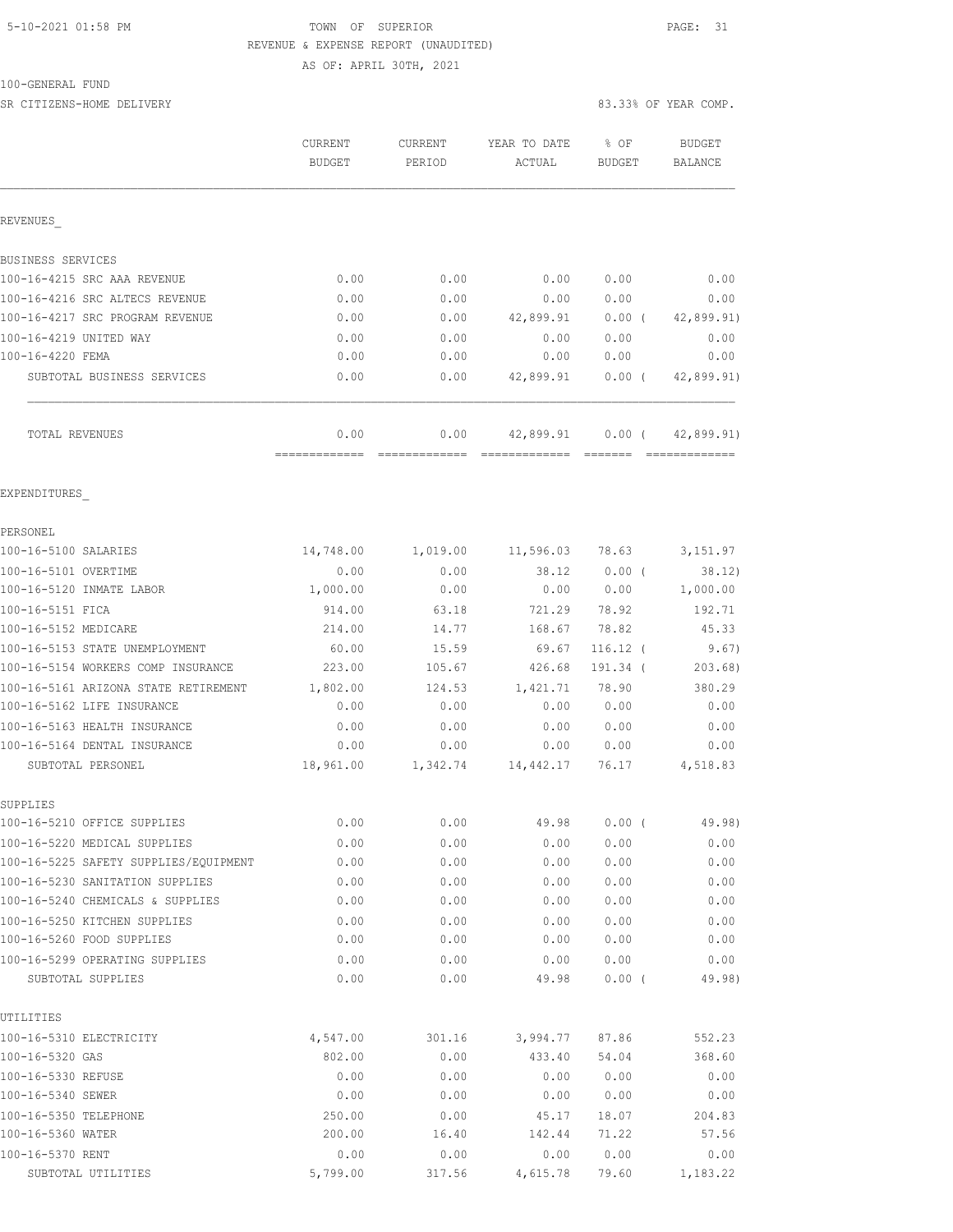5-10-2021 01:58 PM TOWN OF SUPERIOR

REVENUE & EXPENSE REPORT (UNAUDITED)

AS OF: APRIL 30TH, 2021

100-GENERAL FUND

SR CITIZENS-HOME DELIVERY 83.33% OF YEAR COMP.

| | CURRENT BUDGET | CURRENT PERIOD | YEAR TO DATE ACTUAL | % OF BUDGET | BUDGET BALANCE |
|---|---|---|---|---|---|
| **REVENUES** | | | | | |
| BUSINESS SERVICES | | | | | |
| 100-16-4215 SRC AAA REVENUE | 0.00 | 0.00 | 0.00 | 0.00 | 0.00 |
| 100-16-4216 SRC ALTECS REVENUE | 0.00 | 0.00 | 0.00 | 0.00 | 0.00 |
| 100-16-4217 SRC PROGRAM REVENUE | 0.00 | 0.00 | 42,899.91 | 0.00 ( | 42,899.91) |
| 100-16-4219 UNITED WAY | 0.00 | 0.00 | 0.00 | 0.00 | 0.00 |
| 100-16-4220 FEMA | 0.00 | 0.00 | 0.00 | 0.00 | 0.00 |
| SUBTOTAL BUSINESS SERVICES | 0.00 | 0.00 | 42,899.91 | 0.00 ( | 42,899.91) |
| TOTAL REVENUES | 0.00 | 0.00 | 42,899.91 | 0.00 ( | 42,899.91) |
| **EXPENDITURES** | | | | | |
| PERSONEL | | | | | |
| 100-16-5100 SALARIES | 14,748.00 | 1,019.00 | 11,596.03 | 78.63 | 3,151.97 |
| 100-16-5101 OVERTIME | 0.00 | 0.00 | 38.12 | 0.00 ( | 38.12) |
| 100-16-5120 INMATE LABOR | 1,000.00 | 0.00 | 0.00 | 0.00 | 1,000.00 |
| 100-16-5151 FICA | 914.00 | 63.18 | 721.29 | 78.92 | 192.71 |
| 100-16-5152 MEDICARE | 214.00 | 14.77 | 168.67 | 78.82 | 45.33 |
| 100-16-5153 STATE UNEMPLOYMENT | 60.00 | 15.59 | 69.67 | 116.12 ( | 9.67) |
| 100-16-5154 WORKERS COMP INSURANCE | 223.00 | 105.67 | 426.68 | 191.34 ( | 203.68) |
| 100-16-5161 ARIZONA STATE RETIREMENT | 1,802.00 | 124.53 | 1,421.71 | 78.90 | 380.29 |
| 100-16-5162 LIFE INSURANCE | 0.00 | 0.00 | 0.00 | 0.00 | 0.00 |
| 100-16-5163 HEALTH INSURANCE | 0.00 | 0.00 | 0.00 | 0.00 | 0.00 |
| 100-16-5164 DENTAL INSURANCE | 0.00 | 0.00 | 0.00 | 0.00 | 0.00 |
| SUBTOTAL PERSONEL | 18,961.00 | 1,342.74 | 14,442.17 | 76.17 | 4,518.83 |
| SUPPLIES | | | | | |
| 100-16-5210 OFFICE SUPPLIES | 0.00 | 0.00 | 49.98 | 0.00 ( | 49.98) |
| 100-16-5220 MEDICAL SUPPLIES | 0.00 | 0.00 | 0.00 | 0.00 | 0.00 |
| 100-16-5225 SAFETY SUPPLIES/EQUIPMENT | 0.00 | 0.00 | 0.00 | 0.00 | 0.00 |
| 100-16-5230 SANITATION SUPPLIES | 0.00 | 0.00 | 0.00 | 0.00 | 0.00 |
| 100-16-5240 CHEMICALS & SUPPLIES | 0.00 | 0.00 | 0.00 | 0.00 | 0.00 |
| 100-16-5250 KITCHEN SUPPLIES | 0.00 | 0.00 | 0.00 | 0.00 | 0.00 |
| 100-16-5260 FOOD SUPPLIES | 0.00 | 0.00 | 0.00 | 0.00 | 0.00 |
| 100-16-5299 OPERATING SUPPLIES | 0.00 | 0.00 | 0.00 | 0.00 | 0.00 |
| SUBTOTAL SUPPLIES | 0.00 | 0.00 | 49.98 | 0.00 ( | 49.98) |
| UTILITIES | | | | | |
| 100-16-5310 ELECTRICITY | 4,547.00 | 301.16 | 3,994.77 | 87.86 | 552.23 |
| 100-16-5320 GAS | 802.00 | 0.00 | 433.40 | 54.04 | 368.60 |
| 100-16-5330 REFUSE | 0.00 | 0.00 | 0.00 | 0.00 | 0.00 |
| 100-16-5340 SEWER | 0.00 | 0.00 | 0.00 | 0.00 | 0.00 |
| 100-16-5350 TELEPHONE | 250.00 | 0.00 | 45.17 | 18.07 | 204.83 |
| 100-16-5360 WATER | 200.00 | 16.40 | 142.44 | 71.22 | 57.56 |
| 100-16-5370 RENT | 0.00 | 0.00 | 0.00 | 0.00 | 0.00 |
| SUBTOTAL UTILITIES | 5,799.00 | 317.56 | 4,615.78 | 79.60 | 1,183.22 |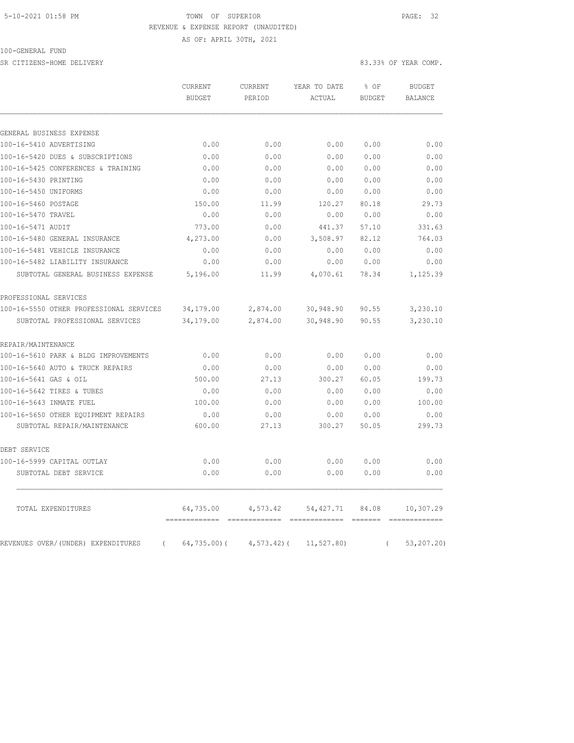TOWN OF SUPERIOR
REVENUE & EXPENSE REPORT (UNAUDITED)
AS OF: APRIL 30TH, 2021

100-GENERAL FUND

SR CITIZENS-HOME DELIVERY — 83.33% OF YEAR COMP.

| | CURRENT BUDGET | CURRENT PERIOD | YEAR TO DATE ACTUAL | % OF BUDGET | BUDGET BALANCE |
|---|---|---|---|---|---|
| GENERAL BUSINESS EXPENSE | | | | | |
| 100-16-5410 ADVERTISING | 0.00 | 0.00 | 0.00 | 0.00 | 0.00 |
| 100-16-5420 DUES & SUBSCRIPTIONS | 0.00 | 0.00 | 0.00 | 0.00 | 0.00 |
| 100-16-5425 CONFERENCES & TRAINING | 0.00 | 0.00 | 0.00 | 0.00 | 0.00 |
| 100-16-5430 PRINTING | 0.00 | 0.00 | 0.00 | 0.00 | 0.00 |
| 100-16-5450 UNIFORMS | 0.00 | 0.00 | 0.00 | 0.00 | 0.00 |
| 100-16-5460 POSTAGE | 150.00 | 11.99 | 120.27 | 80.18 | 29.73 |
| 100-16-5470 TRAVEL | 0.00 | 0.00 | 0.00 | 0.00 | 0.00 |
| 100-16-5471 AUDIT | 773.00 | 0.00 | 441.37 | 57.10 | 331.63 |
| 100-16-5480 GENERAL INSURANCE | 4,273.00 | 0.00 | 3,508.97 | 82.12 | 764.03 |
| 100-16-5481 VEHICLE INSURANCE | 0.00 | 0.00 | 0.00 | 0.00 | 0.00 |
| 100-16-5482 LIABILITY INSURANCE | 0.00 | 0.00 | 0.00 | 0.00 | 0.00 |
| SUBTOTAL GENERAL BUSINESS EXPENSE | 5,196.00 | 11.99 | 4,070.61 | 78.34 | 1,125.39 |
| PROFESSIONAL SERVICES | | | | | |
| 100-16-5550 OTHER PROFESSIONAL SERVICES | 34,179.00 | 2,874.00 | 30,948.90 | 90.55 | 3,230.10 |
| SUBTOTAL PROFESSIONAL SERVICES | 34,179.00 | 2,874.00 | 30,948.90 | 90.55 | 3,230.10 |
| REPAIR/MAINTENANCE | | | | | |
| 100-16-5610 PARK & BLDG IMPROVEMENTS | 0.00 | 0.00 | 0.00 | 0.00 | 0.00 |
| 100-16-5640 AUTO & TRUCK REPAIRS | 0.00 | 0.00 | 0.00 | 0.00 | 0.00 |
| 100-16-5641 GAS & OIL | 500.00 | 27.13 | 300.27 | 60.05 | 199.73 |
| 100-16-5642 TIRES & TUBES | 0.00 | 0.00 | 0.00 | 0.00 | 0.00 |
| 100-16-5643 INMATE FUEL | 100.00 | 0.00 | 0.00 | 0.00 | 100.00 |
| 100-16-5650 OTHER EQUIPMENT REPAIRS | 0.00 | 0.00 | 0.00 | 0.00 | 0.00 |
| SUBTOTAL REPAIR/MAINTENANCE | 600.00 | 27.13 | 300.27 | 50.05 | 299.73 |
| DEBT SERVICE | | | | | |
| 100-16-5999 CAPITAL OUTLAY | 0.00 | 0.00 | 0.00 | 0.00 | 0.00 |
| SUBTOTAL DEBT SERVICE | 0.00 | 0.00 | 0.00 | 0.00 | 0.00 |
| TOTAL EXPENDITURES | 64,735.00 | 4,573.42 | 54,427.71 | 84.08 | 10,307.29 |
| REVENUES OVER/(UNDER) EXPENDITURES | ( 64,735.00) | ( 4,573.42) | ( 11,527.80) | | ( 53,207.20) |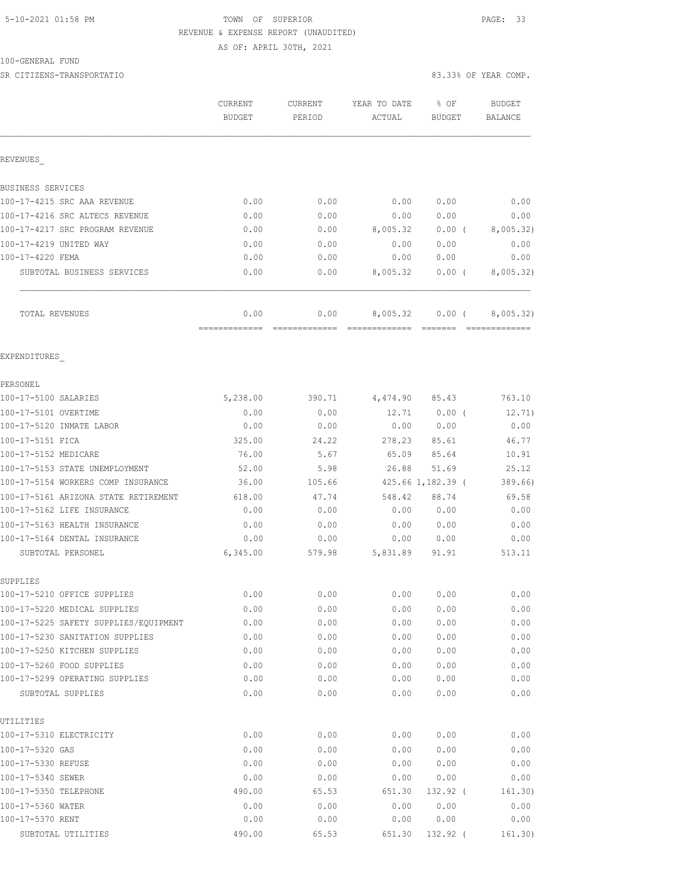5-10-2021 01:58 PM

TOWN OF SUPERIOR

REVENUE & EXPENSE REPORT (UNAUDITED)

AS OF: APRIL 30TH, 2021

100-GENERAL FUND

SR CITIZENS-TRANSPORTATIO

83.33% OF YEAR COMP.

| | CURRENT BUDGET | CURRENT PERIOD | YEAR TO DATE ACTUAL | % OF BUDGET | BUDGET BALANCE |
|---|---|---|---|---|---|
| REVENUES_ | | | | | |
| BUSINESS SERVICES | | | | | |
| 100-17-4215 SRC AAA REVENUE | 0.00 | 0.00 | 0.00 | 0.00 | 0.00 |
| 100-17-4216 SRC ALTECS REVENUE | 0.00 | 0.00 | 0.00 | 0.00 | 0.00 |
| 100-17-4217 SRC PROGRAM REVENUE | 0.00 | 0.00 | 8,005.32 | 0.00 ( | 8,005.32) |
| 100-17-4219 UNITED WAY | 0.00 | 0.00 | 0.00 | 0.00 | 0.00 |
| 100-17-4220 FEMA | 0.00 | 0.00 | 0.00 | 0.00 | 0.00 |
| SUBTOTAL BUSINESS SERVICES | 0.00 | 0.00 | 8,005.32 | 0.00 ( | 8,005.32) |
| TOTAL REVENUES | 0.00 | 0.00 | 8,005.32 | 0.00 ( | 8,005.32) |
| EXPENDITURES_ | | | | | |
| PERSONEL | | | | | |
| 100-17-5100 SALARIES | 5,238.00 | 390.71 | 4,474.90 | 85.43 | 763.10 |
| 100-17-5101 OVERTIME | 0.00 | 0.00 | 12.71 | 0.00 ( | 12.71) |
| 100-17-5120 INMATE LABOR | 0.00 | 0.00 | 0.00 | 0.00 | 0.00 |
| 100-17-5151 FICA | 325.00 | 24.22 | 278.23 | 85.61 | 46.77 |
| 100-17-5152 MEDICARE | 76.00 | 5.67 | 65.09 | 85.64 | 10.91 |
| 100-17-5153 STATE UNEMPLOYMENT | 52.00 | 5.98 | 26.88 | 51.69 | 25.12 |
| 100-17-5154 WORKERS COMP INSURANCE | 36.00 | 105.66 | 425.66 | 1,182.39 ( | 389.66) |
| 100-17-5161 ARIZONA STATE RETIREMENT | 618.00 | 47.74 | 548.42 | 88.74 | 69.58 |
| 100-17-5162 LIFE INSURANCE | 0.00 | 0.00 | 0.00 | 0.00 | 0.00 |
| 100-17-5163 HEALTH INSURANCE | 0.00 | 0.00 | 0.00 | 0.00 | 0.00 |
| 100-17-5164 DENTAL INSURANCE | 0.00 | 0.00 | 0.00 | 0.00 | 0.00 |
| SUBTOTAL PERSONEL | 6,345.00 | 579.98 | 5,831.89 | 91.91 | 513.11 |
| SUPPLIES | | | | | |
| 100-17-5210 OFFICE SUPPLIES | 0.00 | 0.00 | 0.00 | 0.00 | 0.00 |
| 100-17-5220 MEDICAL SUPPLIES | 0.00 | 0.00 | 0.00 | 0.00 | 0.00 |
| 100-17-5225 SAFETY SUPPLIES/EQUIPMENT | 0.00 | 0.00 | 0.00 | 0.00 | 0.00 |
| 100-17-5230 SANITATION SUPPLIES | 0.00 | 0.00 | 0.00 | 0.00 | 0.00 |
| 100-17-5250 KITCHEN SUPPLIES | 0.00 | 0.00 | 0.00 | 0.00 | 0.00 |
| 100-17-5260 FOOD SUPPLIES | 0.00 | 0.00 | 0.00 | 0.00 | 0.00 |
| 100-17-5299 OPERATING SUPPLIES | 0.00 | 0.00 | 0.00 | 0.00 | 0.00 |
| SUBTOTAL SUPPLIES | 0.00 | 0.00 | 0.00 | 0.00 | 0.00 |
| UTILITIES | | | | | |
| 100-17-5310 ELECTRICITY | 0.00 | 0.00 | 0.00 | 0.00 | 0.00 |
| 100-17-5320 GAS | 0.00 | 0.00 | 0.00 | 0.00 | 0.00 |
| 100-17-5330 REFUSE | 0.00 | 0.00 | 0.00 | 0.00 | 0.00 |
| 100-17-5340 SEWER | 0.00 | 0.00 | 0.00 | 0.00 | 0.00 |
| 100-17-5350 TELEPHONE | 490.00 | 65.53 | 651.30 | 132.92 ( | 161.30) |
| 100-17-5360 WATER | 0.00 | 0.00 | 0.00 | 0.00 | 0.00 |
| 100-17-5370 RENT | 0.00 | 0.00 | 0.00 | 0.00 | 0.00 |
| SUBTOTAL UTILITIES | 490.00 | 65.53 | 651.30 | 132.92 ( | 161.30) |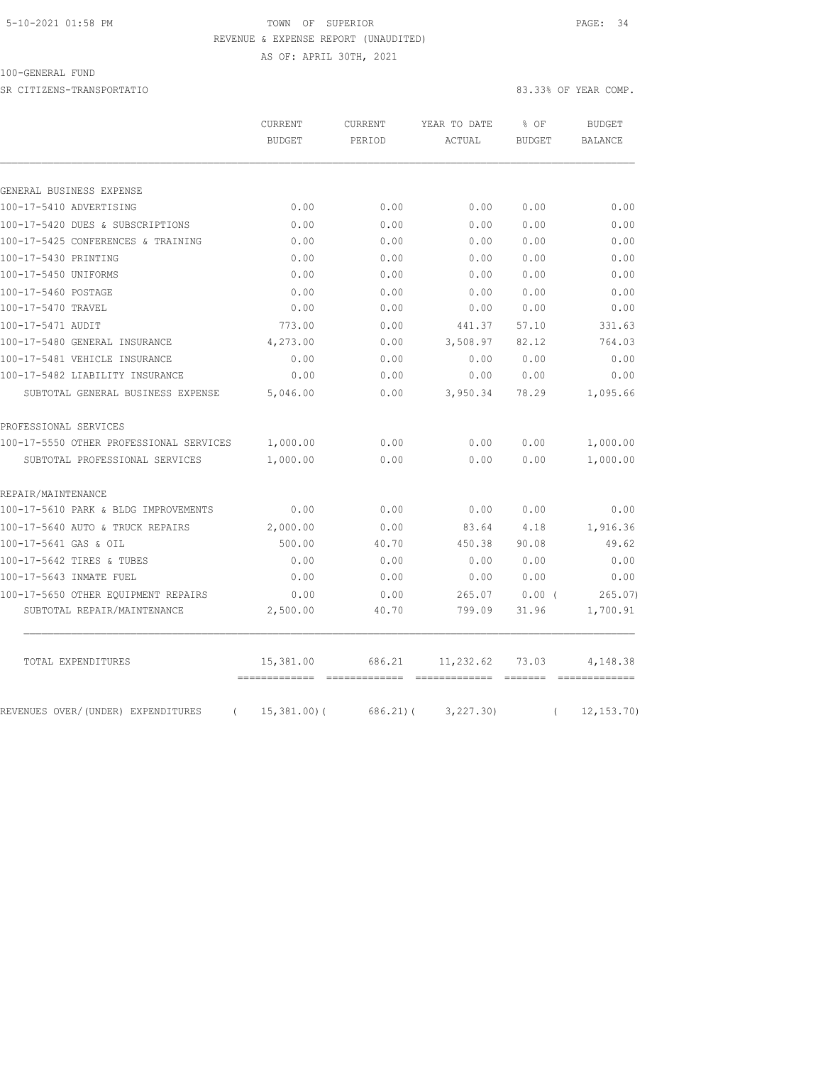5-10-2021 01:58 PM TOWN OF SUPERIOR

REVENUE & EXPENSE REPORT (UNAUDITED)

AS OF: APRIL 30TH, 2021

100-GENERAL FUND

SR CITIZENS-TRANSPORTATIO 83.33% OF YEAR COMP.

| | CURRENT BUDGET | CURRENT PERIOD | YEAR TO DATE ACTUAL | % OF BUDGET | BUDGET BALANCE |
|---|---|---|---|---|---|
| GENERAL BUSINESS EXPENSE | | | | | |
| 100-17-5410 ADVERTISING | 0.00 | 0.00 | 0.00 | 0.00 | 0.00 |
| 100-17-5420 DUES & SUBSCRIPTIONS | 0.00 | 0.00 | 0.00 | 0.00 | 0.00 |
| 100-17-5425 CONFERENCES & TRAINING | 0.00 | 0.00 | 0.00 | 0.00 | 0.00 |
| 100-17-5430 PRINTING | 0.00 | 0.00 | 0.00 | 0.00 | 0.00 |
| 100-17-5450 UNIFORMS | 0.00 | 0.00 | 0.00 | 0.00 | 0.00 |
| 100-17-5460 POSTAGE | 0.00 | 0.00 | 0.00 | 0.00 | 0.00 |
| 100-17-5470 TRAVEL | 0.00 | 0.00 | 0.00 | 0.00 | 0.00 |
| 100-17-5471 AUDIT | 773.00 | 0.00 | 441.37 | 57.10 | 331.63 |
| 100-17-5480 GENERAL INSURANCE | 4,273.00 | 0.00 | 3,508.97 | 82.12 | 764.03 |
| 100-17-5481 VEHICLE INSURANCE | 0.00 | 0.00 | 0.00 | 0.00 | 0.00 |
| 100-17-5482 LIABILITY INSURANCE | 0.00 | 0.00 | 0.00 | 0.00 | 0.00 |
| SUBTOTAL GENERAL BUSINESS EXPENSE | 5,046.00 | 0.00 | 3,950.34 | 78.29 | 1,095.66 |
| PROFESSIONAL SERVICES | | | | | |
| 100-17-5550 OTHER PROFESSIONAL SERVICES | 1,000.00 | 0.00 | 0.00 | 0.00 | 1,000.00 |
| SUBTOTAL PROFESSIONAL SERVICES | 1,000.00 | 0.00 | 0.00 | 0.00 | 1,000.00 |
| REPAIR/MAINTENANCE | | | | | |
| 100-17-5610 PARK & BLDG IMPROVEMENTS | 0.00 | 0.00 | 0.00 | 0.00 | 0.00 |
| 100-17-5640 AUTO & TRUCK REPAIRS | 2,000.00 | 0.00 | 83.64 | 4.18 | 1,916.36 |
| 100-17-5641 GAS & OIL | 500.00 | 40.70 | 450.38 | 90.08 | 49.62 |
| 100-17-5642 TIRES & TUBES | 0.00 | 0.00 | 0.00 | 0.00 | 0.00 |
| 100-17-5643 INMATE FUEL | 0.00 | 0.00 | 0.00 | 0.00 | 0.00 |
| 100-17-5650 OTHER EQUIPMENT REPAIRS | 0.00 | 0.00 | 265.07 | 0.00 | ( 265.07) |
| SUBTOTAL REPAIR/MAINTENANCE | 2,500.00 | 40.70 | 799.09 | 31.96 | 1,700.91 |
| TOTAL EXPENDITURES | 15,381.00 | 686.21 | 11,232.62 | 73.03 | 4,148.38 |
| REVENUES OVER/(UNDER) EXPENDITURES | ( 15,381.00) | ( 686.21) | ( 3,227.30) | | ( 12,153.70) |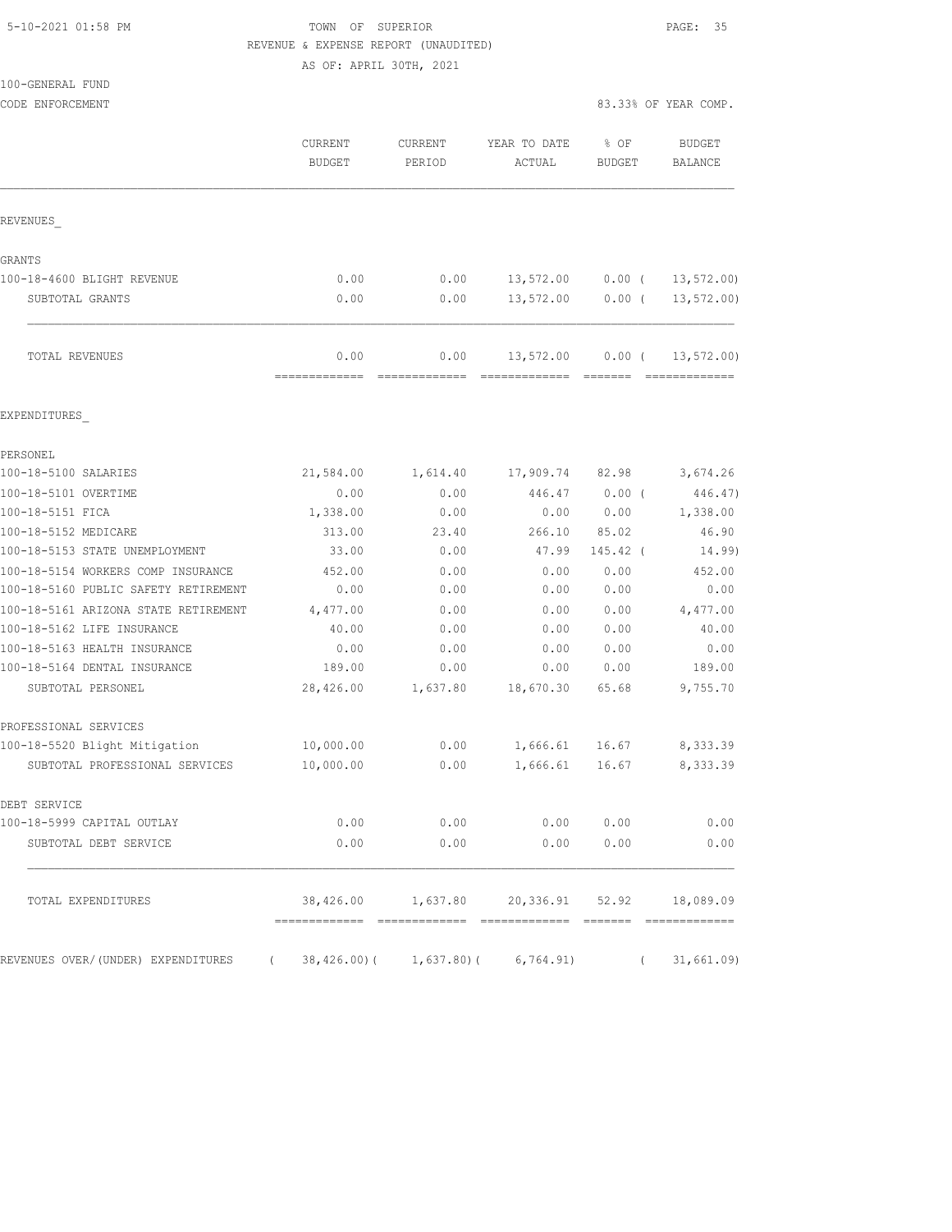5-10-2021 01:58 PM

TOWN OF SUPERIOR

REVENUE & EXPENSE REPORT (UNAUDITED)

AS OF: APRIL 30TH, 2021

100-GENERAL FUND

CODE ENFORCEMENT

83.33% OF YEAR COMP.

| | CURRENT BUDGET | CURRENT PERIOD | YEAR TO DATE ACTUAL | % OF BUDGET | BUDGET BALANCE |
|---|---|---|---|---|---|
| REVENUES_ | | | | | |
| GRANTS | | | | | |
| 100-18-4600 BLIGHT REVENUE | 0.00 | 0.00 | 13,572.00 | 0.00 ( | 13,572.00) |
| SUBTOTAL GRANTS | 0.00 | 0.00 | 13,572.00 | 0.00 ( | 13,572.00) |
| TOTAL REVENUES | 0.00 | 0.00 | 13,572.00 | 0.00 ( | 13,572.00) |
| EXPENDITURES_ | | | | | |
| PERSONEL | | | | | |
| 100-18-5100 SALARIES | 21,584.00 | 1,614.40 | 17,909.74 | 82.98 | 3,674.26 |
| 100-18-5101 OVERTIME | 0.00 | 0.00 | 446.47 | 0.00 ( | 446.47) |
| 100-18-5151 FICA | 1,338.00 | 0.00 | 0.00 | 0.00 | 1,338.00 |
| 100-18-5152 MEDICARE | 313.00 | 23.40 | 266.10 | 85.02 | 46.90 |
| 100-18-5153 STATE UNEMPLOYMENT | 33.00 | 0.00 | 47.99 | 145.42 ( | 14.99) |
| 100-18-5154 WORKERS COMP INSURANCE | 452.00 | 0.00 | 0.00 | 0.00 | 452.00 |
| 100-18-5160 PUBLIC SAFETY RETIREMENT | 0.00 | 0.00 | 0.00 | 0.00 | 0.00 |
| 100-18-5161 ARIZONA STATE RETIREMENT | 4,477.00 | 0.00 | 0.00 | 0.00 | 4,477.00 |
| 100-18-5162 LIFE INSURANCE | 40.00 | 0.00 | 0.00 | 0.00 | 40.00 |
| 100-18-5163 HEALTH INSURANCE | 0.00 | 0.00 | 0.00 | 0.00 | 0.00 |
| 100-18-5164 DENTAL INSURANCE | 189.00 | 0.00 | 0.00 | 0.00 | 189.00 |
| SUBTOTAL PERSONEL | 28,426.00 | 1,637.80 | 18,670.30 | 65.68 | 9,755.70 |
| PROFESSIONAL SERVICES | | | | | |
| 100-18-5520 Blight Mitigation | 10,000.00 | 0.00 | 1,666.61 | 16.67 | 8,333.39 |
| SUBTOTAL PROFESSIONAL SERVICES | 10,000.00 | 0.00 | 1,666.61 | 16.67 | 8,333.39 |
| DEBT SERVICE | | | | | |
| 100-18-5999 CAPITAL OUTLAY | 0.00 | 0.00 | 0.00 | 0.00 | 0.00 |
| SUBTOTAL DEBT SERVICE | 0.00 | 0.00 | 0.00 | 0.00 | 0.00 |
| TOTAL EXPENDITURES | 38,426.00 | 1,637.80 | 20,336.91 | 52.92 | 18,089.09 |
| REVENUES OVER/(UNDER) EXPENDITURES | ( 38,426.00)( | 1,637.80)( | 6,764.91) | ( | 31,661.09) |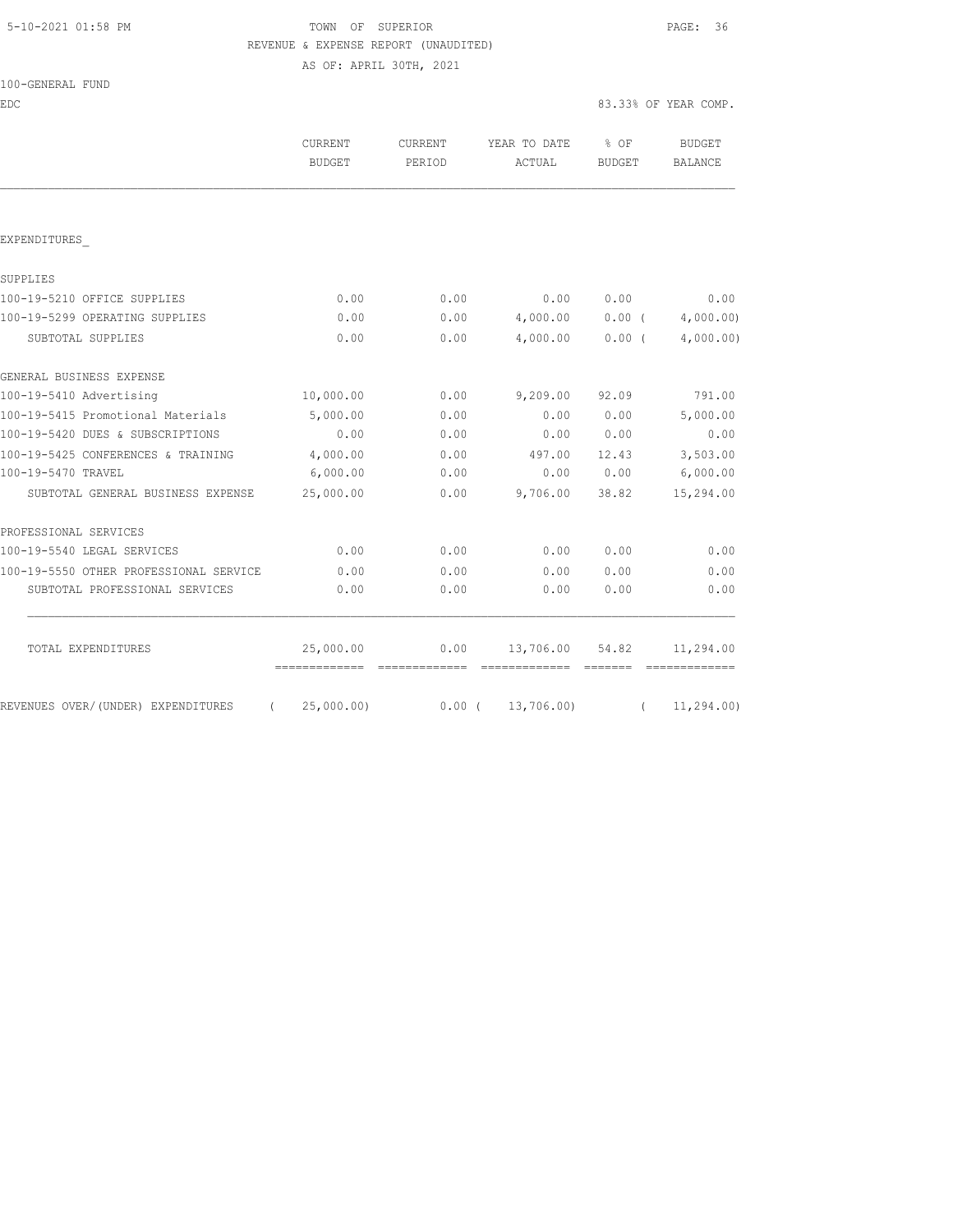TOWN OF SUPERIOR
REVENUE & EXPENSE REPORT (UNAUDITED)
AS OF: APRIL 30TH, 2021

100-GENERAL FUND
EDC

83.33% OF YEAR COMP.

| | CURRENT BUDGET | CURRENT PERIOD | YEAR TO DATE ACTUAL | % OF BUDGET | BUDGET BALANCE |
|---|---|---|---|---|---|
| EXPENDITURES_ | | | | | |
| SUPPLIES | | | | | |
| 100-19-5210 OFFICE SUPPLIES | 0.00 | 0.00 | 0.00 | 0.00 | 0.00 |
| 100-19-5299 OPERATING SUPPLIES | 0.00 | 0.00 | 4,000.00 | 0.00 | ( 4,000.00) |
| SUBTOTAL SUPPLIES | 0.00 | 0.00 | 4,000.00 | 0.00 | ( 4,000.00) |
| GENERAL BUSINESS EXPENSE | | | | | |
| 100-19-5410 Advertising | 10,000.00 | 0.00 | 9,209.00 | 92.09 | 791.00 |
| 100-19-5415 Promotional Materials | 5,000.00 | 0.00 | 0.00 | 0.00 | 5,000.00 |
| 100-19-5420 DUES & SUBSCRIPTIONS | 0.00 | 0.00 | 0.00 | 0.00 | 0.00 |
| 100-19-5425 CONFERENCES & TRAINING | 4,000.00 | 0.00 | 497.00 | 12.43 | 3,503.00 |
| 100-19-5470 TRAVEL | 6,000.00 | 0.00 | 0.00 | 0.00 | 6,000.00 |
| SUBTOTAL GENERAL BUSINESS EXPENSE | 25,000.00 | 0.00 | 9,706.00 | 38.82 | 15,294.00 |
| PROFESSIONAL SERVICES | | | | | |
| 100-19-5540 LEGAL SERVICES | 0.00 | 0.00 | 0.00 | 0.00 | 0.00 |
| 100-19-5550 OTHER PROFESSIONAL SERVICE | 0.00 | 0.00 | 0.00 | 0.00 | 0.00 |
| SUBTOTAL PROFESSIONAL SERVICES | 0.00 | 0.00 | 0.00 | 0.00 | 0.00 |
| TOTAL EXPENDITURES | 25,000.00 | 0.00 | 13,706.00 | 54.82 | 11,294.00 |
| REVENUES OVER/(UNDER) EXPENDITURES | ( 25,000.00) | 0.00 | ( 13,706.00) | | ( 11,294.00) |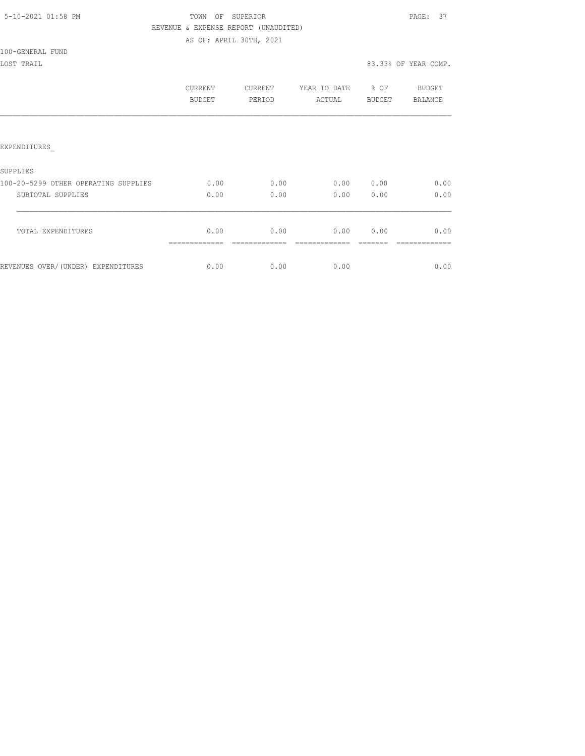5-10-2021 01:58 PM

TOWN OF SUPERIOR

REVENUE & EXPENSE REPORT (UNAUDITED)

AS OF: APRIL 30TH, 2021

100-GENERAL FUND

LOST TRAIL

83.33% OF YEAR COMP.

| | CURRENT BUDGET | CURRENT PERIOD | YEAR TO DATE ACTUAL | % OF BUDGET | BUDGET BALANCE |
|---|---|---|---|---|---|
| EXPENDITURES_ | | | | | |
| SUPPLIES | | | | | |
| 100-20-5299 OTHER OPERATING SUPPLIES | 0.00 | 0.00 | 0.00 | 0.00 | 0.00 |
| SUBTOTAL SUPPLIES | 0.00 | 0.00 | 0.00 | 0.00 | 0.00 |
| TOTAL EXPENDITURES | 0.00 | 0.00 | 0.00 | 0.00 | 0.00 |
| REVENUES OVER/(UNDER) EXPENDITURES | 0.00 | 0.00 | 0.00 | | 0.00 |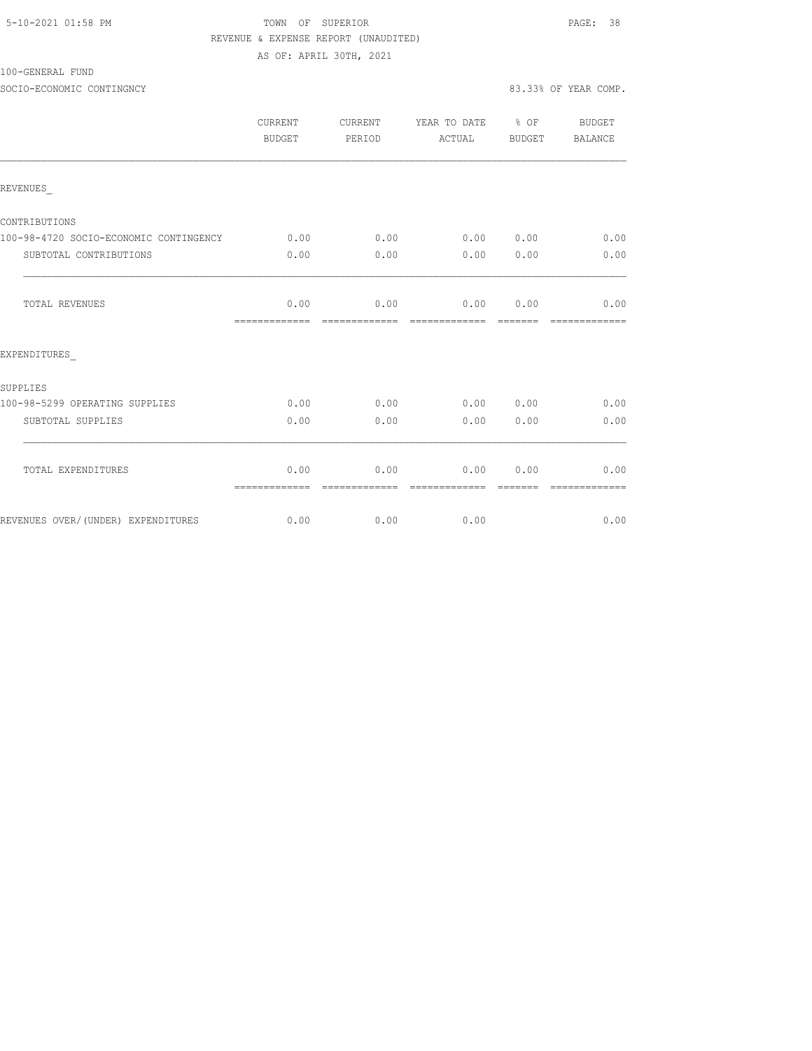5-10-2021 01:58 PM

TOWN OF SUPERIOR

REVENUE & EXPENSE REPORT (UNAUDITED)

AS OF: APRIL 30TH, 2021

100-GENERAL FUND

SOCIO-ECONOMIC CONTINGNCY

83.33% OF YEAR COMP.

| | CURRENT BUDGET | CURRENT PERIOD | YEAR TO DATE ACTUAL | % OF BUDGET | BUDGET BALANCE |
|---|---|---|---|---|---|
| REVENUES_ | | | | | |
| CONTRIBUTIONS | | | | | |
| 100-98-4720 SOCIO-ECONOMIC CONTINGENCY | 0.00 | 0.00 | 0.00 | 0.00 | 0.00 |
| SUBTOTAL CONTRIBUTIONS | 0.00 | 0.00 | 0.00 | 0.00 | 0.00 |
| TOTAL REVENUES | 0.00 | 0.00 | 0.00 | 0.00 | 0.00 |
| EXPENDITURES_ | | | | | |
| SUPPLIES | | | | | |
| 100-98-5299 OPERATING SUPPLIES | 0.00 | 0.00 | 0.00 | 0.00 | 0.00 |
| SUBTOTAL SUPPLIES | 0.00 | 0.00 | 0.00 | 0.00 | 0.00 |
| TOTAL EXPENDITURES | 0.00 | 0.00 | 0.00 | 0.00 | 0.00 |
| REVENUES OVER/(UNDER) EXPENDITURES | 0.00 | 0.00 | 0.00 | | 0.00 |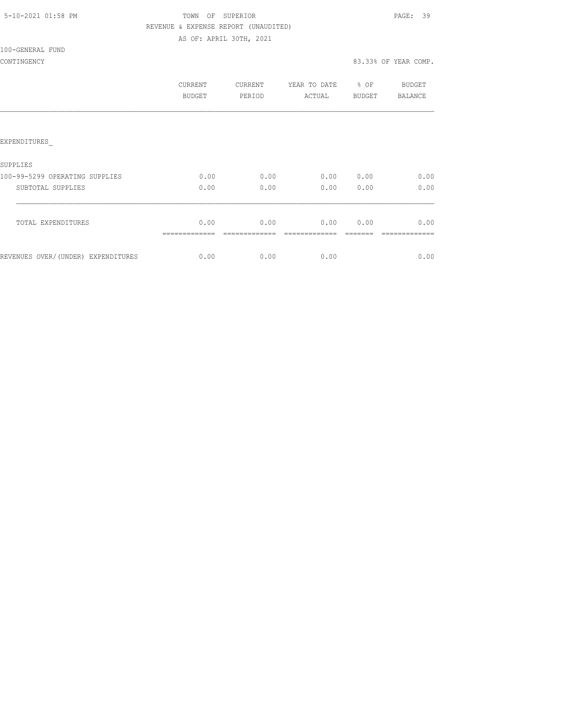5-10-2021 01:58 PM

TOWN OF SUPERIOR

REVENUE & EXPENSE REPORT (UNAUDITED)

AS OF: APRIL 30TH, 2021

100-GENERAL FUND

CONTINGENCY

83.33% OF YEAR COMP.

| | CURRENT BUDGET | CURRENT PERIOD | YEAR TO DATE ACTUAL | % OF BUDGET | BUDGET BALANCE |
|---|---|---|---|---|---|
| EXPENDITURES_ | | | | | |
| SUPPLIES | | | | | |
| 100-99-5299 OPERATING SUPPLIES | 0.00 | 0.00 | 0.00 | 0.00 | 0.00 |
| SUBTOTAL SUPPLIES | 0.00 | 0.00 | 0.00 | 0.00 | 0.00 |
| TOTAL EXPENDITURES | 0.00 | 0.00 | 0.00 | 0.00 | 0.00 |
| REVENUES OVER/(UNDER) EXPENDITURES | 0.00 | 0.00 | 0.00 | | 0.00 |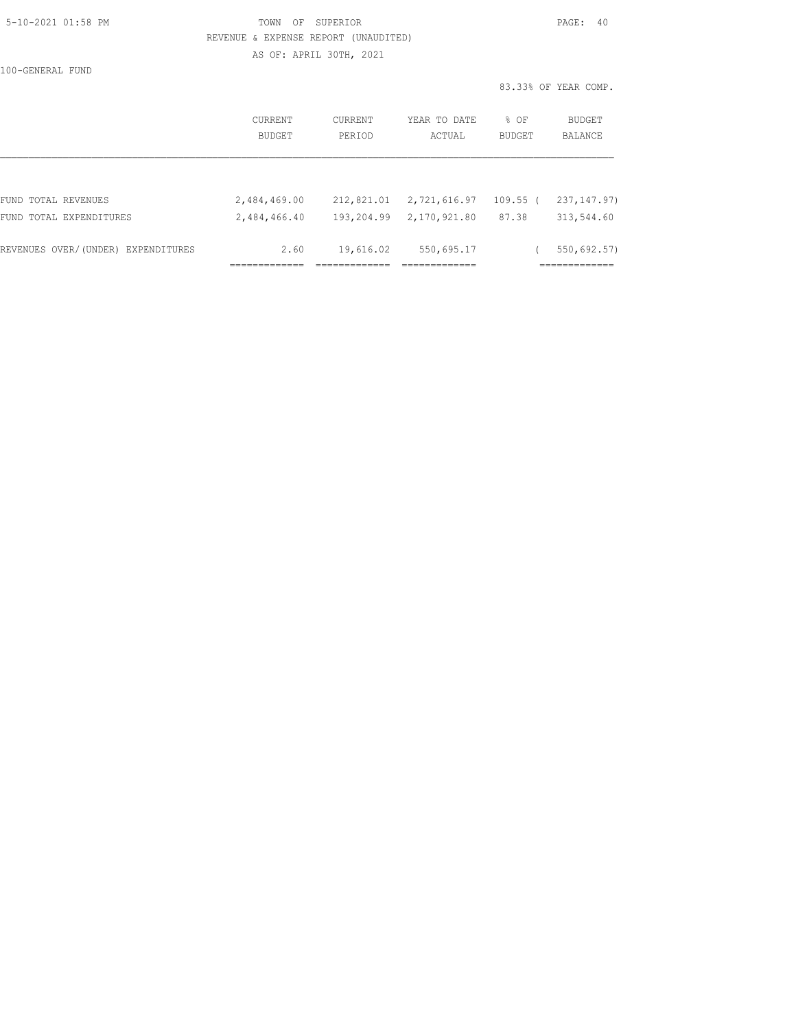5-10-2021 01:58 PM

TOWN OF SUPERIOR

REVENUE & EXPENSE REPORT (UNAUDITED)

AS OF: APRIL 30TH, 2021

100-GENERAL FUND

83.33% OF YEAR COMP.

| | CURRENT BUDGET | CURRENT PERIOD | YEAR TO DATE ACTUAL | % OF BUDGET | BUDGET BALANCE |
|---|---|---|---|---|---|
| FUND TOTAL REVENUES | 2,484,469.00 | 212,821.01 | 2,721,616.97 | 109.55 | ( 237,147.97) |
| FUND TOTAL EXPENDITURES | 2,484,466.40 | 193,204.99 | 2,170,921.80 | 87.38 | 313,544.60 |
| REVENUES OVER/(UNDER) EXPENDITURES | 2.60 | 19,616.02 | 550,695.17 | | ( 550,692.57) |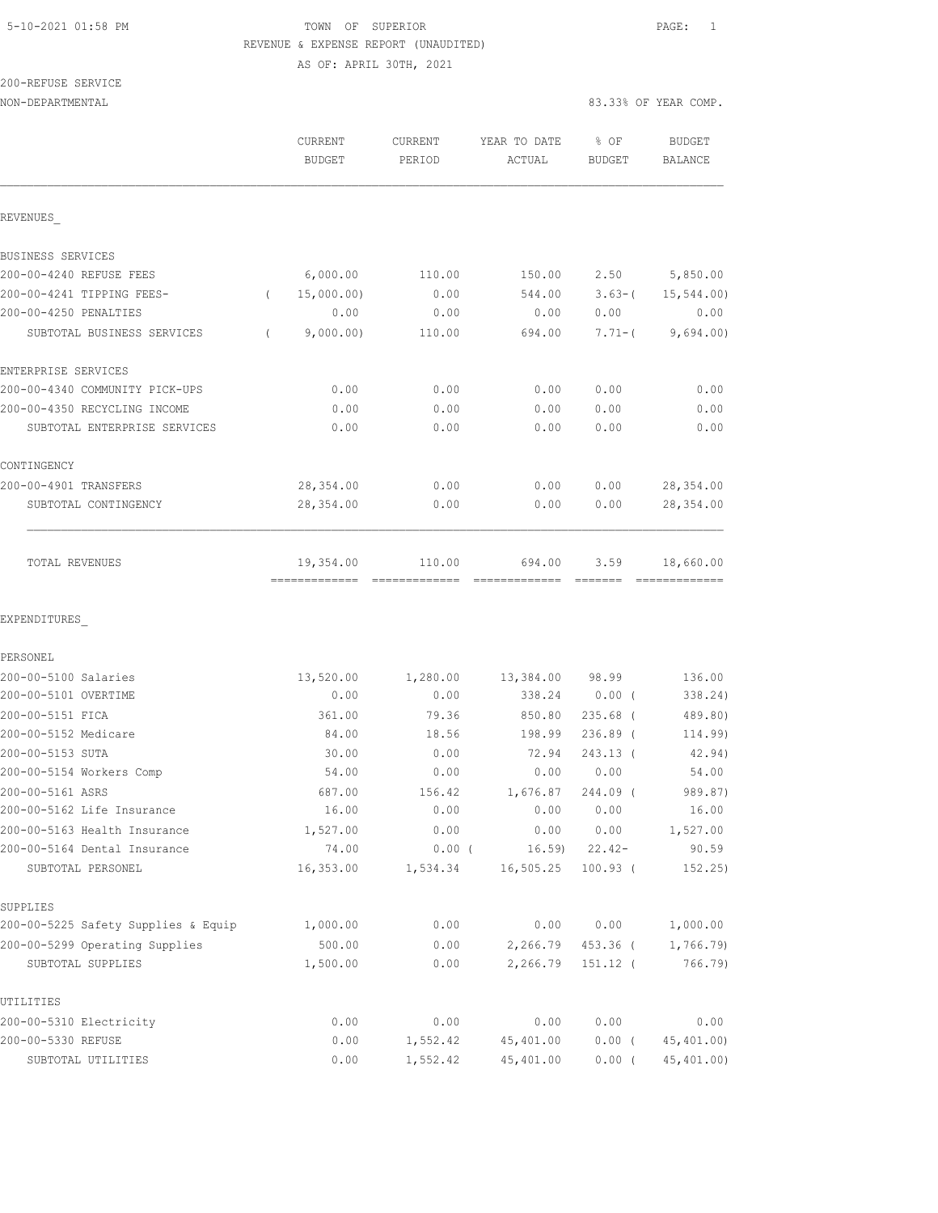5-10-2021 01:58 PM

TOWN OF SUPERIOR

REVENUE & EXPENSE REPORT (UNAUDITED)

AS OF: APRIL 30TH, 2021

200-REFUSE SERVICE

NON-DEPARTMENTAL — 83.33% OF YEAR COMP.

| | CURRENT BUDGET | CURRENT PERIOD | YEAR TO DATE ACTUAL | % OF BUDGET | BUDGET BALANCE |
|---|---|---|---|---|---|
| **REVENUES** | | | | | |
| BUSINESS SERVICES | | | | | |
| 200-00-4240 REFUSE FEES | 6,000.00 | 110.00 | 150.00 | 2.50 | 5,850.00 |
| 200-00-4241 TIPPING FEES- | ( 15,000.00) | 0.00 | 544.00 | 3.63-( | 15,544.00) |
| 200-00-4250 PENALTIES | 0.00 | 0.00 | 0.00 | 0.00 | 0.00 |
| SUBTOTAL BUSINESS SERVICES | ( 9,000.00) | 110.00 | 694.00 | 7.71-( | 9,694.00) |
| ENTERPRISE SERVICES | | | | | |
| 200-00-4340 COMMUNITY PICK-UPS | 0.00 | 0.00 | 0.00 | 0.00 | 0.00 |
| 200-00-4350 RECYCLING INCOME | 0.00 | 0.00 | 0.00 | 0.00 | 0.00 |
| SUBTOTAL ENTERPRISE SERVICES | 0.00 | 0.00 | 0.00 | 0.00 | 0.00 |
| CONTINGENCY | | | | | |
| 200-00-4901 TRANSFERS | 28,354.00 | 0.00 | 0.00 | 0.00 | 28,354.00 |
| SUBTOTAL CONTINGENCY | 28,354.00 | 0.00 | 0.00 | 0.00 | 28,354.00 |
| TOTAL REVENUES | 19,354.00 | 110.00 | 694.00 | 3.59 | 18,660.00 |
| **EXPENDITURES** | | | | | |
| PERSONEL | | | | | |
| 200-00-5100 Salaries | 13,520.00 | 1,280.00 | 13,384.00 | 98.99 | 136.00 |
| 200-00-5101 OVERTIME | 0.00 | 0.00 | 338.24 | 0.00 ( | 338.24) |
| 200-00-5151 FICA | 361.00 | 79.36 | 850.80 | 235.68 ( | 489.80) |
| 200-00-5152 Medicare | 84.00 | 18.56 | 198.99 | 236.89 ( | 114.99) |
| 200-00-5153 SUTA | 30.00 | 0.00 | 72.94 | 243.13 ( | 42.94) |
| 200-00-5154 Workers Comp | 54.00 | 0.00 | 0.00 | 0.00 | 54.00 |
| 200-00-5161 ASRS | 687.00 | 156.42 | 1,676.87 | 244.09 ( | 989.87) |
| 200-00-5162 Life Insurance | 16.00 | 0.00 | 0.00 | 0.00 | 16.00 |
| 200-00-5163 Health Insurance | 1,527.00 | 0.00 | 0.00 | 0.00 | 1,527.00 |
| 200-00-5164 Dental Insurance | 74.00 | 0.00 ( | 16.59) | 22.42- | 90.59 |
| SUBTOTAL PERSONEL | 16,353.00 | 1,534.34 | 16,505.25 | 100.93 ( | 152.25) |
| SUPPLIES | | | | | |
| 200-00-5225 Safety Supplies & Equip | 1,000.00 | 0.00 | 0.00 | 0.00 | 1,000.00 |
| 200-00-5299 Operating Supplies | 500.00 | 0.00 | 2,266.79 | 453.36 ( | 1,766.79) |
| SUBTOTAL SUPPLIES | 1,500.00 | 0.00 | 2,266.79 | 151.12 ( | 766.79) |
| UTILITIES | | | | | |
| 200-00-5310 Electricity | 0.00 | 0.00 | 0.00 | 0.00 | 0.00 |
| 200-00-5330 REFUSE | 0.00 | 1,552.42 | 45,401.00 | 0.00 ( | 45,401.00) |
| SUBTOTAL UTILITIES | 0.00 | 1,552.42 | 45,401.00 | 0.00 ( | 45,401.00) |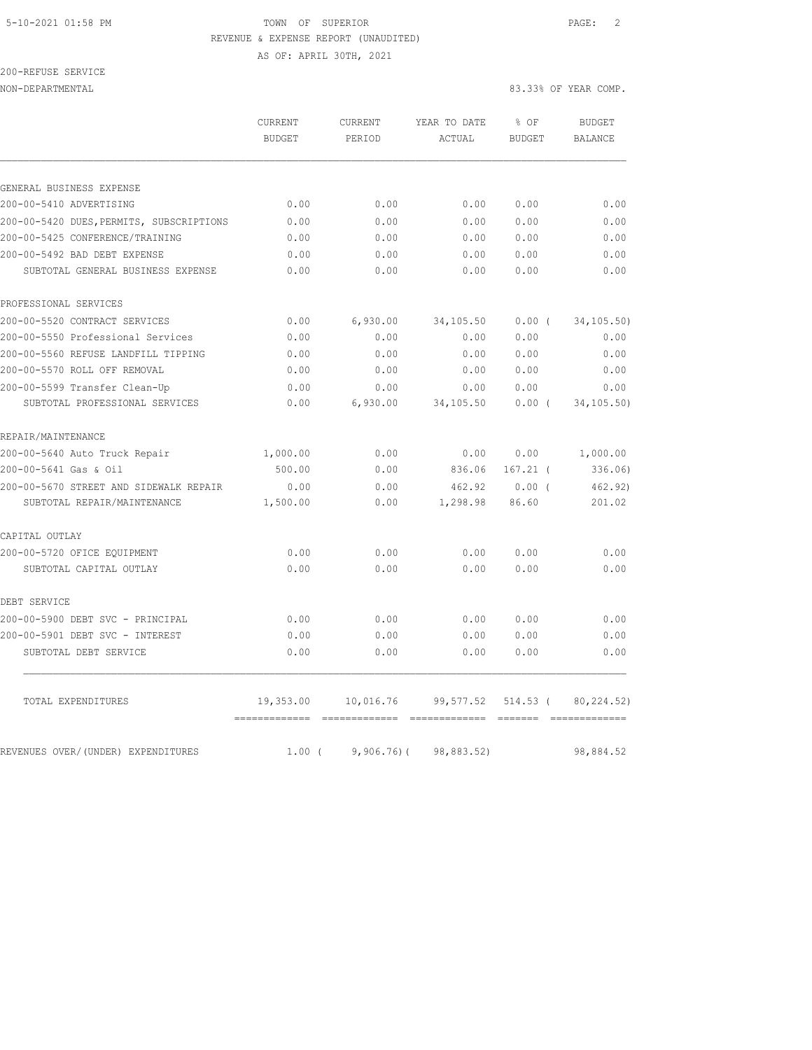5-10-2021 01:58 PM TOWN OF SUPERIOR

REVENUE & EXPENSE REPORT (UNAUDITED)

AS OF: APRIL 30TH, 2021

200-REFUSE SERVICE

NON-DEPARTMENTAL 83.33% OF YEAR COMP.

| | CURRENT BUDGET | CURRENT PERIOD | YEAR TO DATE ACTUAL | % OF BUDGET | BUDGET BALANCE |
|---|---|---|---|---|---|
| GENERAL BUSINESS EXPENSE | | | | | |
| 200-00-5410 ADVERTISING | 0.00 | 0.00 | 0.00 | 0.00 | 0.00 |
| 200-00-5420 DUES,PERMITS, SUBSCRIPTIONS | 0.00 | 0.00 | 0.00 | 0.00 | 0.00 |
| 200-00-5425 CONFERENCE/TRAINING | 0.00 | 0.00 | 0.00 | 0.00 | 0.00 |
| 200-00-5492 BAD DEBT EXPENSE | 0.00 | 0.00 | 0.00 | 0.00 | 0.00 |
| SUBTOTAL GENERAL BUSINESS EXPENSE | 0.00 | 0.00 | 0.00 | 0.00 | 0.00 |
| PROFESSIONAL SERVICES | | | | | |
| 200-00-5520 CONTRACT SERVICES | 0.00 | 6,930.00 | 34,105.50 | 0.00 ( | 34,105.50) |
| 200-00-5550 Professional Services | 0.00 | 0.00 | 0.00 | 0.00 | 0.00 |
| 200-00-5560 REFUSE LANDFILL TIPPING | 0.00 | 0.00 | 0.00 | 0.00 | 0.00 |
| 200-00-5570 ROLL OFF REMOVAL | 0.00 | 0.00 | 0.00 | 0.00 | 0.00 |
| 200-00-5599 Transfer Clean-Up | 0.00 | 0.00 | 0.00 | 0.00 | 0.00 |
| SUBTOTAL PROFESSIONAL SERVICES | 0.00 | 6,930.00 | 34,105.50 | 0.00 ( | 34,105.50) |
| REPAIR/MAINTENANCE | | | | | |
| 200-00-5640 Auto Truck Repair | 1,000.00 | 0.00 | 0.00 | 0.00 | 1,000.00 |
| 200-00-5641 Gas & Oil | 500.00 | 0.00 | 836.06 | 167.21 ( | 336.06) |
| 200-00-5670 STREET AND SIDEWALK REPAIR | 0.00 | 0.00 | 462.92 | 0.00 ( | 462.92) |
| SUBTOTAL REPAIR/MAINTENANCE | 1,500.00 | 0.00 | 1,298.98 | 86.60 | 201.02 |
| CAPITAL OUTLAY | | | | | |
| 200-00-5720 OFICE EQUIPMENT | 0.00 | 0.00 | 0.00 | 0.00 | 0.00 |
| SUBTOTAL CAPITAL OUTLAY | 0.00 | 0.00 | 0.00 | 0.00 | 0.00 |
| DEBT SERVICE | | | | | |
| 200-00-5900 DEBT SVC - PRINCIPAL | 0.00 | 0.00 | 0.00 | 0.00 | 0.00 |
| 200-00-5901 DEBT SVC - INTEREST | 0.00 | 0.00 | 0.00 | 0.00 | 0.00 |
| SUBTOTAL DEBT SERVICE | 0.00 | 0.00 | 0.00 | 0.00 | 0.00 |
| TOTAL EXPENDITURES | 19,353.00 | 10,016.76 | 99,577.52 | 514.53 ( | 80,224.52) |
| REVENUES OVER/(UNDER) EXPENDITURES | 1.00 ( | 9,906.76)( | 98,883.52) | | 98,884.52 |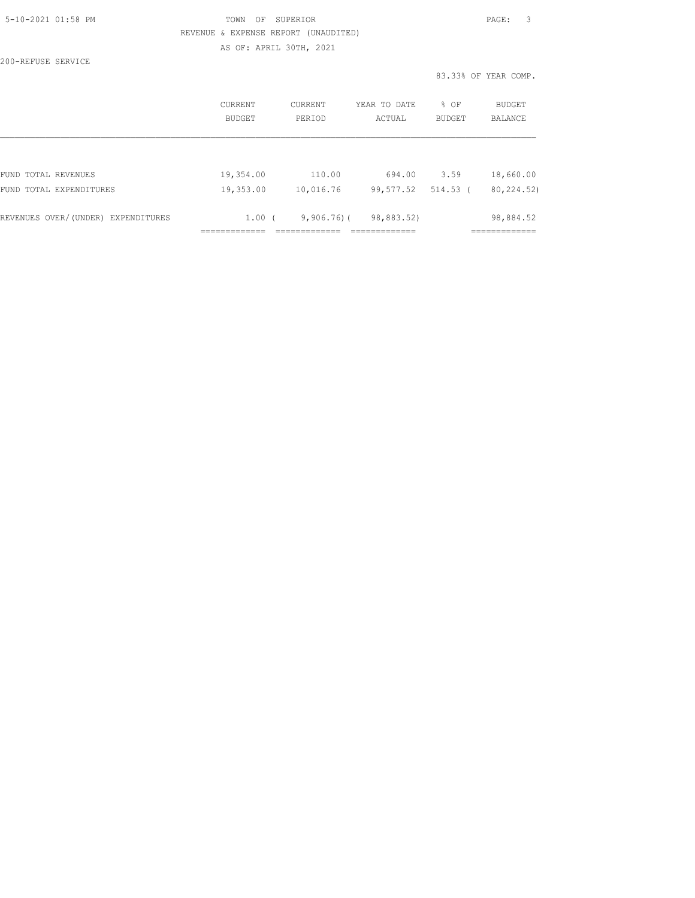TOWN OF SUPERIOR

REVENUE & EXPENSE REPORT (UNAUDITED)

AS OF: APRIL 30TH, 2021

200-REFUSE SERVICE

83.33% OF YEAR COMP.

| | CURRENT BUDGET | CURRENT PERIOD | YEAR TO DATE ACTUAL | % OF BUDGET | BUDGET BALANCE |
|---|---|---|---|---|---|
| FUND TOTAL REVENUES | 19,354.00 | 110.00 | 694.00 | 3.59 | 18,660.00 |
| FUND TOTAL EXPENDITURES | 19,353.00 | 10,016.76 | 99,577.52 | 514.53 | ( 80,224.52) |
| REVENUES OVER/(UNDER) EXPENDITURES | 1.00 | ( 9,906.76) | ( 98,883.52) | | 98,884.52 |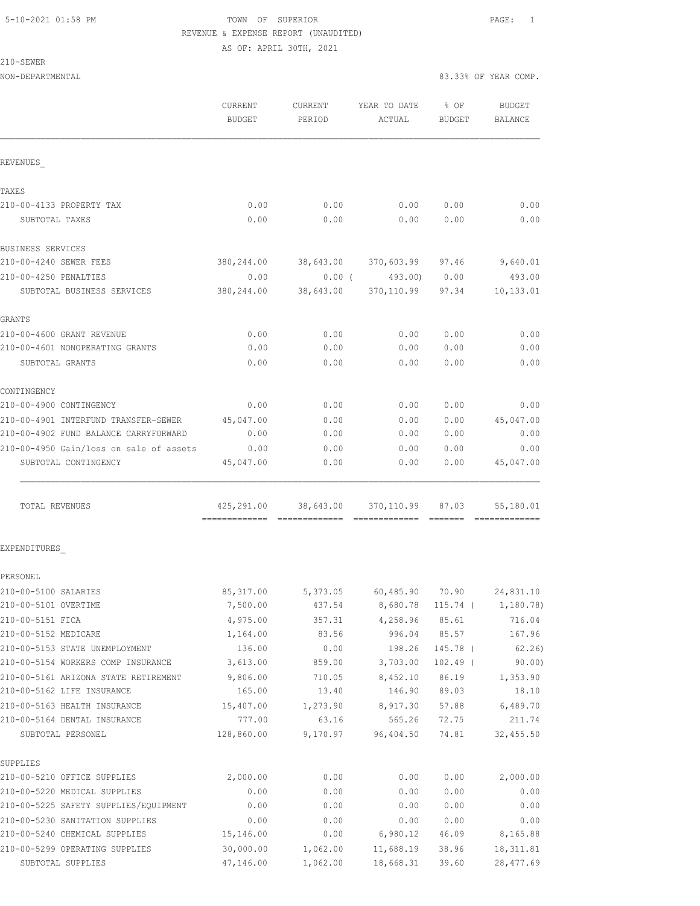TOWN OF SUPERIOR
REVENUE & EXPENSE REPORT (UNAUDITED)
AS OF: APRIL 30TH, 2021

210-SEWER

NON-DEPARTMENTAL — 83.33% OF YEAR COMP.

| | CURRENT BUDGET | CURRENT PERIOD | YEAR TO DATE ACTUAL | % OF BUDGET | BUDGET BALANCE |
|---|---|---|---|---|---|
| **REVENUES** | | | | | |
| **TAXES** | | | | | |
| 210-00-4133 PROPERTY TAX | 0.00 | 0.00 | 0.00 | 0.00 | 0.00 |
| SUBTOTAL TAXES | 0.00 | 0.00 | 0.00 | 0.00 | 0.00 |
| **BUSINESS SERVICES** | | | | | |
| 210-00-4240 SEWER FEES | 380,244.00 | 38,643.00 | 370,603.99 | 97.46 | 9,640.01 |
| 210-00-4250 PENALTIES | 0.00 | 0.00 | ( 493.00) | 0.00 | 493.00 |
| SUBTOTAL BUSINESS SERVICES | 380,244.00 | 38,643.00 | 370,110.99 | 97.34 | 10,133.01 |
| **GRANTS** | | | | | |
| 210-00-4600 GRANT REVENUE | 0.00 | 0.00 | 0.00 | 0.00 | 0.00 |
| 210-00-4601 NONOPERATING GRANTS | 0.00 | 0.00 | 0.00 | 0.00 | 0.00 |
| SUBTOTAL GRANTS | 0.00 | 0.00 | 0.00 | 0.00 | 0.00 |
| **CONTINGENCY** | | | | | |
| 210-00-4900 CONTINGENCY | 0.00 | 0.00 | 0.00 | 0.00 | 0.00 |
| 210-00-4901 INTERFUND TRANSFER-SEWER | 45,047.00 | 0.00 | 0.00 | 0.00 | 45,047.00 |
| 210-00-4902 FUND BALANCE CARRYFORWARD | 0.00 | 0.00 | 0.00 | 0.00 | 0.00 |
| 210-00-4950 Gain/loss on sale of assets | 0.00 | 0.00 | 0.00 | 0.00 | 0.00 |
| SUBTOTAL CONTINGENCY | 45,047.00 | 0.00 | 0.00 | 0.00 | 45,047.00 |
| TOTAL REVENUES | 425,291.00 | 38,643.00 | 370,110.99 | 87.03 | 55,180.01 |
| **EXPENDITURES** | | | | | |
| **PERSONEL** | | | | | |
| 210-00-5100 SALARIES | 85,317.00 | 5,373.05 | 60,485.90 | 70.90 | 24,831.10 |
| 210-00-5101 OVERTIME | 7,500.00 | 437.54 | 8,680.78 | 115.74 | ( 1,180.78) |
| 210-00-5151 FICA | 4,975.00 | 357.31 | 4,258.96 | 85.61 | 716.04 |
| 210-00-5152 MEDICARE | 1,164.00 | 83.56 | 996.04 | 85.57 | 167.96 |
| 210-00-5153 STATE UNEMPLOYMENT | 136.00 | 0.00 | 198.26 | 145.78 | ( 62.26) |
| 210-00-5154 WORKERS COMP INSURANCE | 3,613.00 | 859.00 | 3,703.00 | 102.49 | ( 90.00) |
| 210-00-5161 ARIZONA STATE RETIREMENT | 9,806.00 | 710.05 | 8,452.10 | 86.19 | 1,353.90 |
| 210-00-5162 LIFE INSURANCE | 165.00 | 13.40 | 146.90 | 89.03 | 18.10 |
| 210-00-5163 HEALTH INSURANCE | 15,407.00 | 1,273.90 | 8,917.30 | 57.88 | 6,489.70 |
| 210-00-5164 DENTAL INSURANCE | 777.00 | 63.16 | 565.26 | 72.75 | 211.74 |
| SUBTOTAL PERSONEL | 128,860.00 | 9,170.97 | 96,404.50 | 74.81 | 32,455.50 |
| **SUPPLIES** | | | | | |
| 210-00-5210 OFFICE SUPPLIES | 2,000.00 | 0.00 | 0.00 | 0.00 | 2,000.00 |
| 210-00-5220 MEDICAL SUPPLIES | 0.00 | 0.00 | 0.00 | 0.00 | 0.00 |
| 210-00-5225 SAFETY SUPPLIES/EQUIPMENT | 0.00 | 0.00 | 0.00 | 0.00 | 0.00 |
| 210-00-5230 SANITATION SUPPLIES | 0.00 | 0.00 | 0.00 | 0.00 | 0.00 |
| 210-00-5240 CHEMICAL SUPPLIES | 15,146.00 | 0.00 | 6,980.12 | 46.09 | 8,165.88 |
| 210-00-5299 OPERATING SUPPLIES | 30,000.00 | 1,062.00 | 11,688.19 | 38.96 | 18,311.81 |
| SUBTOTAL SUPPLIES | 47,146.00 | 1,062.00 | 18,668.31 | 39.60 | 28,477.69 |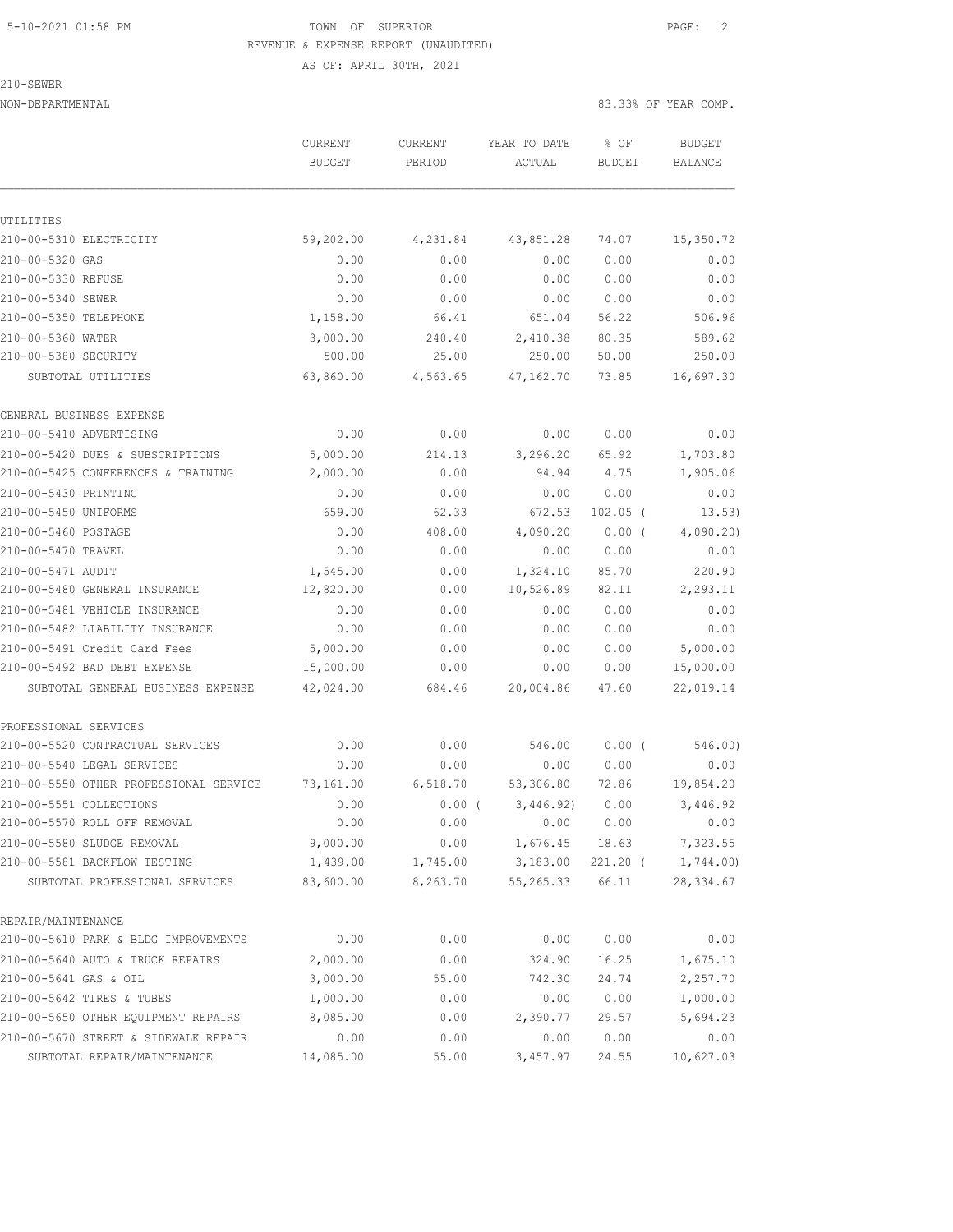5-10-2021 01:58 PM TOWN OF SUPERIOR

REVENUE & EXPENSE REPORT (UNAUDITED)

AS OF: APRIL 30TH, 2021

210-SEWER

NON-DEPARTMENTAL 83.33% OF YEAR COMP.

| | CURRENT BUDGET | CURRENT PERIOD | YEAR TO DATE ACTUAL | % OF BUDGET | BUDGET BALANCE |
|---|---|---|---|---|---|
| UTILITIES | | | | | |
| 210-00-5310 ELECTRICITY | 59,202.00 | 4,231.84 | 43,851.28 | 74.07 | 15,350.72 |
| 210-00-5320 GAS | 0.00 | 0.00 | 0.00 | 0.00 | 0.00 |
| 210-00-5330 REFUSE | 0.00 | 0.00 | 0.00 | 0.00 | 0.00 |
| 210-00-5340 SEWER | 0.00 | 0.00 | 0.00 | 0.00 | 0.00 |
| 210-00-5350 TELEPHONE | 1,158.00 | 66.41 | 651.04 | 56.22 | 506.96 |
| 210-00-5360 WATER | 3,000.00 | 240.40 | 2,410.38 | 80.35 | 589.62 |
| 210-00-5380 SECURITY | 500.00 | 25.00 | 250.00 | 50.00 | 250.00 |
| SUBTOTAL UTILITIES | 63,860.00 | 4,563.65 | 47,162.70 | 73.85 | 16,697.30 |
| GENERAL BUSINESS EXPENSE | | | | | |
| 210-00-5410 ADVERTISING | 0.00 | 0.00 | 0.00 | 0.00 | 0.00 |
| 210-00-5420 DUES & SUBSCRIPTIONS | 5,000.00 | 214.13 | 3,296.20 | 65.92 | 1,703.80 |
| 210-00-5425 CONFERENCES & TRAINING | 2,000.00 | 0.00 | 94.94 | 4.75 | 1,905.06 |
| 210-00-5430 PRINTING | 0.00 | 0.00 | 0.00 | 0.00 | 0.00 |
| 210-00-5450 UNIFORMS | 659.00 | 62.33 | 672.53 | 102.05 ( | 13.53) |
| 210-00-5460 POSTAGE | 0.00 | 408.00 | 4,090.20 | 0.00 ( | 4,090.20) |
| 210-00-5470 TRAVEL | 0.00 | 0.00 | 0.00 | 0.00 | 0.00 |
| 210-00-5471 AUDIT | 1,545.00 | 0.00 | 1,324.10 | 85.70 | 220.90 |
| 210-00-5480 GENERAL INSURANCE | 12,820.00 | 0.00 | 10,526.89 | 82.11 | 2,293.11 |
| 210-00-5481 VEHICLE INSURANCE | 0.00 | 0.00 | 0.00 | 0.00 | 0.00 |
| 210-00-5482 LIABILITY INSURANCE | 0.00 | 0.00 | 0.00 | 0.00 | 0.00 |
| 210-00-5491 Credit Card Fees | 5,000.00 | 0.00 | 0.00 | 0.00 | 5,000.00 |
| 210-00-5492 BAD DEBT EXPENSE | 15,000.00 | 0.00 | 0.00 | 0.00 | 15,000.00 |
| SUBTOTAL GENERAL BUSINESS EXPENSE | 42,024.00 | 684.46 | 20,004.86 | 47.60 | 22,019.14 |
| PROFESSIONAL SERVICES | | | | | |
| 210-00-5520 CONTRACTUAL SERVICES | 0.00 | 0.00 | 546.00 | 0.00 ( | 546.00) |
| 210-00-5540 LEGAL SERVICES | 0.00 | 0.00 | 0.00 | 0.00 | 0.00 |
| 210-00-5550 OTHER PROFESSIONAL SERVICE | 73,161.00 | 6,518.70 | 53,306.80 | 72.86 | 19,854.20 |
| 210-00-5551 COLLECTIONS | 0.00 | 0.00 ( | 3,446.92) | 0.00 | 3,446.92 |
| 210-00-5570 ROLL OFF REMOVAL | 0.00 | 0.00 | 0.00 | 0.00 | 0.00 |
| 210-00-5580 SLUDGE REMOVAL | 9,000.00 | 0.00 | 1,676.45 | 18.63 | 7,323.55 |
| 210-00-5581 BACKFLOW TESTING | 1,439.00 | 1,745.00 | 3,183.00 | 221.20 ( | 1,744.00) |
| SUBTOTAL PROFESSIONAL SERVICES | 83,600.00 | 8,263.70 | 55,265.33 | 66.11 | 28,334.67 |
| REPAIR/MAINTENANCE | | | | | |
| 210-00-5610 PARK & BLDG IMPROVEMENTS | 0.00 | 0.00 | 0.00 | 0.00 | 0.00 |
| 210-00-5640 AUTO & TRUCK REPAIRS | 2,000.00 | 0.00 | 324.90 | 16.25 | 1,675.10 |
| 210-00-5641 GAS & OIL | 3,000.00 | 55.00 | 742.30 | 24.74 | 2,257.70 |
| 210-00-5642 TIRES & TUBES | 1,000.00 | 0.00 | 0.00 | 0.00 | 1,000.00 |
| 210-00-5650 OTHER EQUIPMENT REPAIRS | 8,085.00 | 0.00 | 2,390.77 | 29.57 | 5,694.23 |
| 210-00-5670 STREET & SIDEWALK REPAIR | 0.00 | 0.00 | 0.00 | 0.00 | 0.00 |
| SUBTOTAL REPAIR/MAINTENANCE | 14,085.00 | 55.00 | 3,457.97 | 24.55 | 10,627.03 |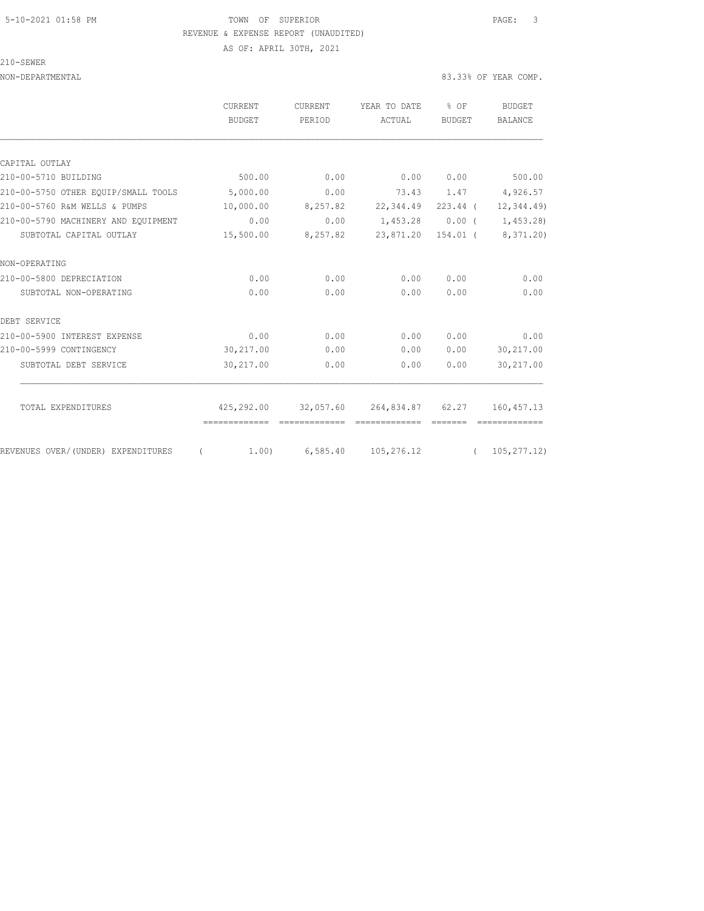TOWN OF SUPERIOR

REVENUE & EXPENSE REPORT (UNAUDITED)

AS OF: APRIL 30TH, 2021

210-SEWER

NON-DEPARTMENTAL — 83.33% OF YEAR COMP.

| | CURRENT BUDGET | CURRENT PERIOD | YEAR TO DATE ACTUAL | % OF BUDGET | BUDGET BALANCE |
|---|---|---|---|---|---|
| **CAPITAL OUTLAY** | | | | | |
| 210-00-5710 BUILDING | 500.00 | 0.00 | 0.00 | 0.00 | 500.00 |
| 210-00-5750 OTHER EQUIP/SMALL TOOLS | 5,000.00 | 0.00 | 73.43 | 1.47 | 4,926.57 |
| 210-00-5760 R&M WELLS & PUMPS | 10,000.00 | 8,257.82 | 22,344.49 | 223.44 | ( 12,344.49) |
| 210-00-5790 MACHINERY AND EQUIPMENT | 0.00 | 0.00 | 1,453.28 | 0.00 | ( 1,453.28) |
| SUBTOTAL CAPITAL OUTLAY | 15,500.00 | 8,257.82 | 23,871.20 | 154.01 | ( 8,371.20) |
| **NON-OPERATING** | | | | | |
| 210-00-5800 DEPRECIATION | 0.00 | 0.00 | 0.00 | 0.00 | 0.00 |
| SUBTOTAL NON-OPERATING | 0.00 | 0.00 | 0.00 | 0.00 | 0.00 |
| **DEBT SERVICE** | | | | | |
| 210-00-5900 INTEREST EXPENSE | 0.00 | 0.00 | 0.00 | 0.00 | 0.00 |
| 210-00-5999 CONTINGENCY | 30,217.00 | 0.00 | 0.00 | 0.00 | 30,217.00 |
| SUBTOTAL DEBT SERVICE | 30,217.00 | 0.00 | 0.00 | 0.00 | 30,217.00 |
| TOTAL EXPENDITURES | 425,292.00 | 32,057.60 | 264,834.87 | 62.27 | 160,457.13 |
| REVENUES OVER/(UNDER) EXPENDITURES | ( 1.00) | 6,585.40 | 105,276.12 | | ( 105,277.12) |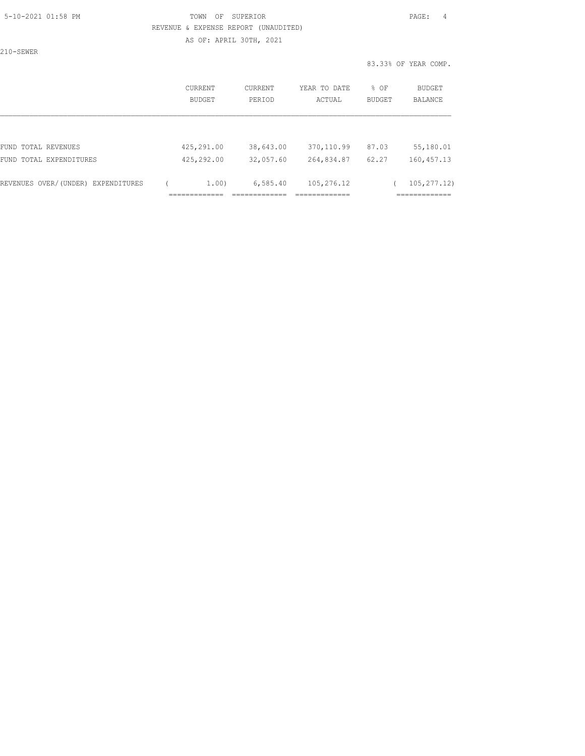TOWN OF SUPERIOR

REVENUE & EXPENSE REPORT (UNAUDITED)

AS OF: APRIL 30TH, 2021

210-SEWER

83.33% OF YEAR COMP.

| | CURRENT BUDGET | CURRENT PERIOD | YEAR TO DATE ACTUAL | % OF BUDGET | BUDGET BALANCE |
|---|---|---|---|---|---|
| FUND TOTAL REVENUES | 425,291.00 | 38,643.00 | 370,110.99 | 87.03 | 55,180.01 |
| FUND TOTAL EXPENDITURES | 425,292.00 | 32,057.60 | 264,834.87 | 62.27 | 160,457.13 |
| REVENUES OVER/(UNDER) EXPENDITURES | ( 1.00) | 6,585.40 | 105,276.12 | | ( 105,277.12) |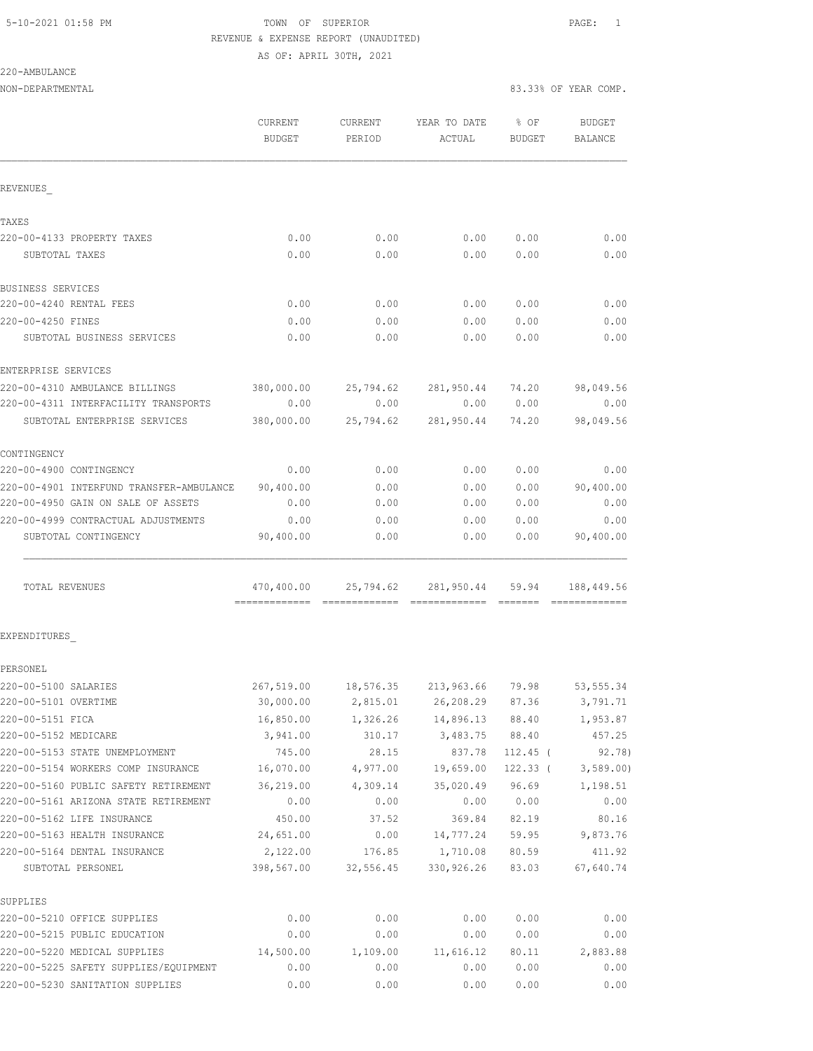5-10-2021 01:58 PM

TOWN OF SUPERIOR

REVENUE & EXPENSE REPORT (UNAUDITED)

AS OF: APRIL 30TH, 2021

220-AMBULANCE

NON-DEPARTMENTAL

83.33% OF YEAR COMP.

| | CURRENT BUDGET | CURRENT PERIOD | YEAR TO DATE ACTUAL | % OF BUDGET | BUDGET BALANCE |
|---|---|---|---|---|---|
| **REVENUES_** | | | | | |
| **TAXES** | | | | | |
| 220-00-4133 PROPERTY TAXES | 0.00 | 0.00 | 0.00 | 0.00 | 0.00 |
| SUBTOTAL TAXES | 0.00 | 0.00 | 0.00 | 0.00 | 0.00 |
| **BUSINESS SERVICES** | | | | | |
| 220-00-4240 RENTAL FEES | 0.00 | 0.00 | 0.00 | 0.00 | 0.00 |
| 220-00-4250 FINES | 0.00 | 0.00 | 0.00 | 0.00 | 0.00 |
| SUBTOTAL BUSINESS SERVICES | 0.00 | 0.00 | 0.00 | 0.00 | 0.00 |
| **ENTERPRISE SERVICES** | | | | | |
| 220-00-4310 AMBULANCE BILLINGS | 380,000.00 | 25,794.62 | 281,950.44 | 74.20 | 98,049.56 |
| 220-00-4311 INTERFACILITY TRANSPORTS | 0.00 | 0.00 | 0.00 | 0.00 | 0.00 |
| SUBTOTAL ENTERPRISE SERVICES | 380,000.00 | 25,794.62 | 281,950.44 | 74.20 | 98,049.56 |
| **CONTINGENCY** | | | | | |
| 220-00-4900 CONTINGENCY | 0.00 | 0.00 | 0.00 | 0.00 | 0.00 |
| 220-00-4901 INTERFUND TRANSFER-AMBULANCE | 90,400.00 | 0.00 | 0.00 | 0.00 | 90,400.00 |
| 220-00-4950 GAIN ON SALE OF ASSETS | 0.00 | 0.00 | 0.00 | 0.00 | 0.00 |
| 220-00-4999 CONTRACTUAL ADJUSTMENTS | 0.00 | 0.00 | 0.00 | 0.00 | 0.00 |
| SUBTOTAL CONTINGENCY | 90,400.00 | 0.00 | 0.00 | 0.00 | 90,400.00 |
| TOTAL REVENUES | 470,400.00 | 25,794.62 | 281,950.44 | 59.94 | 188,449.56 |
| **EXPENDITURES_** | | | | | |
| **PERSONEL** | | | | | |
| 220-00-5100 SALARIES | 267,519.00 | 18,576.35 | 213,963.66 | 79.98 | 53,555.34 |
| 220-00-5101 OVERTIME | 30,000.00 | 2,815.01 | 26,208.29 | 87.36 | 3,791.71 |
| 220-00-5151 FICA | 16,850.00 | 1,326.26 | 14,896.13 | 88.40 | 1,953.87 |
| 220-00-5152 MEDICARE | 3,941.00 | 310.17 | 3,483.75 | 88.40 | 457.25 |
| 220-00-5153 STATE UNEMPLOYMENT | 745.00 | 28.15 | 837.78 | 112.45 | ( 92.78) |
| 220-00-5154 WORKERS COMP INSURANCE | 16,070.00 | 4,977.00 | 19,659.00 | 122.33 | ( 3,589.00) |
| 220-00-5160 PUBLIC SAFETY RETIREMENT | 36,219.00 | 4,309.14 | 35,020.49 | 96.69 | 1,198.51 |
| 220-00-5161 ARIZONA STATE RETIREMENT | 0.00 | 0.00 | 0.00 | 0.00 | 0.00 |
| 220-00-5162 LIFE INSURANCE | 450.00 | 37.52 | 369.84 | 82.19 | 80.16 |
| 220-00-5163 HEALTH INSURANCE | 24,651.00 | 0.00 | 14,777.24 | 59.95 | 9,873.76 |
| 220-00-5164 DENTAL INSURANCE | 2,122.00 | 176.85 | 1,710.08 | 80.59 | 411.92 |
| SUBTOTAL PERSONEL | 398,567.00 | 32,556.45 | 330,926.26 | 83.03 | 67,640.74 |
| **SUPPLIES** | | | | | |
| 220-00-5210 OFFICE SUPPLIES | 0.00 | 0.00 | 0.00 | 0.00 | 0.00 |
| 220-00-5215 PUBLIC EDUCATION | 0.00 | 0.00 | 0.00 | 0.00 | 0.00 |
| 220-00-5220 MEDICAL SUPPLIES | 14,500.00 | 1,109.00 | 11,616.12 | 80.11 | 2,883.88 |
| 220-00-5225 SAFETY SUPPLIES/EQUIPMENT | 0.00 | 0.00 | 0.00 | 0.00 | 0.00 |
| 220-00-5230 SANITATION SUPPLIES | 0.00 | 0.00 | 0.00 | 0.00 | 0.00 |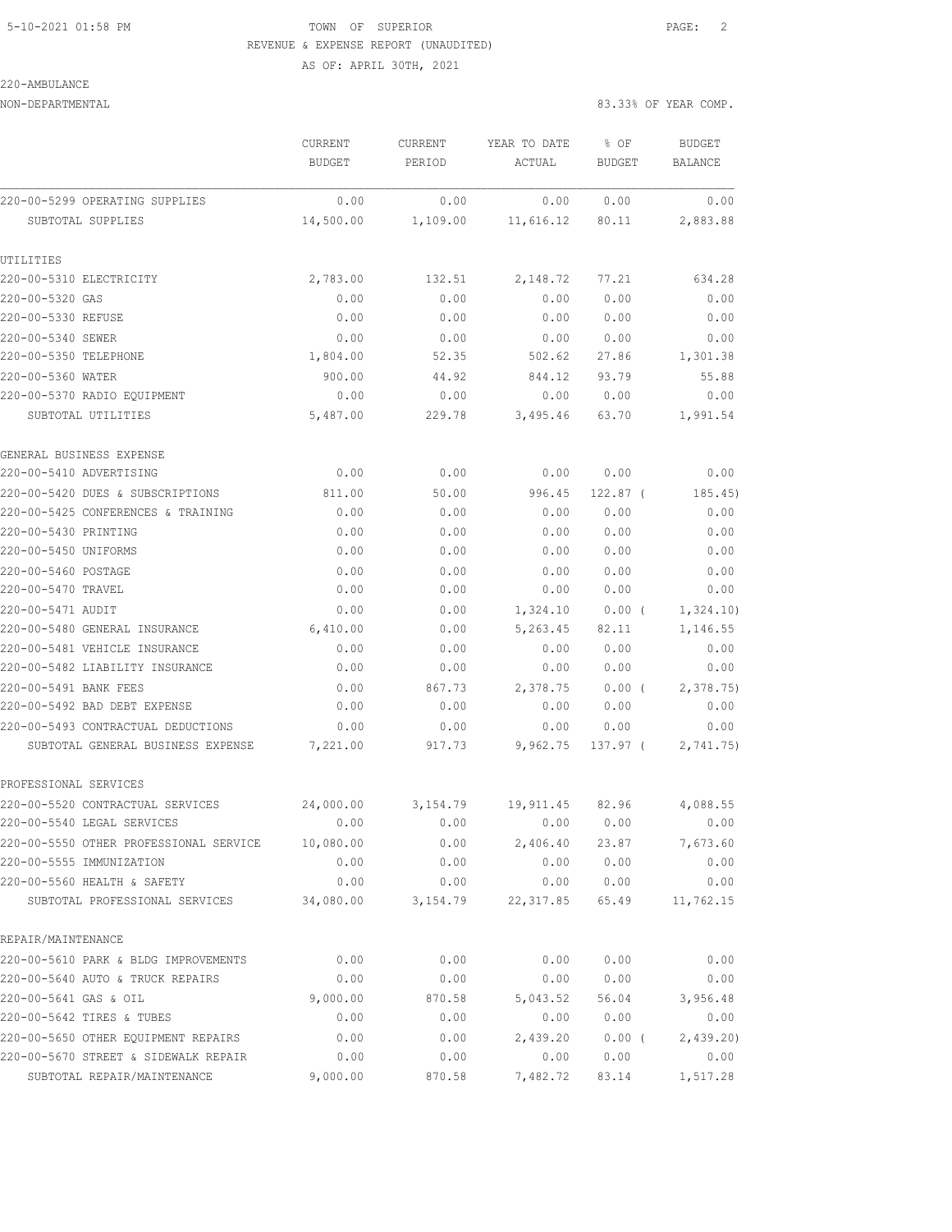5-10-2021 01:58 PM TOWN OF SUPERIOR

REVENUE & EXPENSE REPORT (UNAUDITED)

AS OF: APRIL 30TH, 2021

220-AMBULANCE

NON-DEPARTMENTAL 83.33% OF YEAR COMP.

| | CURRENT BUDGET | CURRENT PERIOD | YEAR TO DATE ACTUAL | % OF BUDGET | BUDGET BALANCE |
|---|---|---|---|---|---|
| 220-00-5299 OPERATING SUPPLIES | 0.00 | 0.00 | 0.00 | 0.00 | 0.00 |
| SUBTOTAL SUPPLIES | 14,500.00 | 1,109.00 | 11,616.12 | 80.11 | 2,883.88 |
| UTILITIES | | | | | |
| 220-00-5310 ELECTRICITY | 2,783.00 | 132.51 | 2,148.72 | 77.21 | 634.28 |
| 220-00-5320 GAS | 0.00 | 0.00 | 0.00 | 0.00 | 0.00 |
| 220-00-5330 REFUSE | 0.00 | 0.00 | 0.00 | 0.00 | 0.00 |
| 220-00-5340 SEWER | 0.00 | 0.00 | 0.00 | 0.00 | 0.00 |
| 220-00-5350 TELEPHONE | 1,804.00 | 52.35 | 502.62 | 27.86 | 1,301.38 |
| 220-00-5360 WATER | 900.00 | 44.92 | 844.12 | 93.79 | 55.88 |
| 220-00-5370 RADIO EQUIPMENT | 0.00 | 0.00 | 0.00 | 0.00 | 0.00 |
| SUBTOTAL UTILITIES | 5,487.00 | 229.78 | 3,495.46 | 63.70 | 1,991.54 |
| GENERAL BUSINESS EXPENSE | | | | | |
| 220-00-5410 ADVERTISING | 0.00 | 0.00 | 0.00 | 0.00 | 0.00 |
| 220-00-5420 DUES & SUBSCRIPTIONS | 811.00 | 50.00 | 996.45 | 122.87 ( | 185.45) |
| 220-00-5425 CONFERENCES & TRAINING | 0.00 | 0.00 | 0.00 | 0.00 | 0.00 |
| 220-00-5430 PRINTING | 0.00 | 0.00 | 0.00 | 0.00 | 0.00 |
| 220-00-5450 UNIFORMS | 0.00 | 0.00 | 0.00 | 0.00 | 0.00 |
| 220-00-5460 POSTAGE | 0.00 | 0.00 | 0.00 | 0.00 | 0.00 |
| 220-00-5470 TRAVEL | 0.00 | 0.00 | 0.00 | 0.00 | 0.00 |
| 220-00-5471 AUDIT | 0.00 | 0.00 | 1,324.10 | 0.00 ( | 1,324.10) |
| 220-00-5480 GENERAL INSURANCE | 6,410.00 | 0.00 | 5,263.45 | 82.11 | 1,146.55 |
| 220-00-5481 VEHICLE INSURANCE | 0.00 | 0.00 | 0.00 | 0.00 | 0.00 |
| 220-00-5482 LIABILITY INSURANCE | 0.00 | 0.00 | 0.00 | 0.00 | 0.00 |
| 220-00-5491 BANK FEES | 0.00 | 867.73 | 2,378.75 | 0.00 ( | 2,378.75) |
| 220-00-5492 BAD DEBT EXPENSE | 0.00 | 0.00 | 0.00 | 0.00 | 0.00 |
| 220-00-5493 CONTRACTUAL DEDUCTIONS | 0.00 | 0.00 | 0.00 | 0.00 | 0.00 |
| SUBTOTAL GENERAL BUSINESS EXPENSE | 7,221.00 | 917.73 | 9,962.75 | 137.97 ( | 2,741.75) |
| PROFESSIONAL SERVICES | | | | | |
| 220-00-5520 CONTRACTUAL SERVICES | 24,000.00 | 3,154.79 | 19,911.45 | 82.96 | 4,088.55 |
| 220-00-5540 LEGAL SERVICES | 0.00 | 0.00 | 0.00 | 0.00 | 0.00 |
| 220-00-5550 OTHER PROFESSIONAL SERVICE | 10,080.00 | 0.00 | 2,406.40 | 23.87 | 7,673.60 |
| 220-00-5555 IMMUNIZATION | 0.00 | 0.00 | 0.00 | 0.00 | 0.00 |
| 220-00-5560 HEALTH & SAFETY | 0.00 | 0.00 | 0.00 | 0.00 | 0.00 |
| SUBTOTAL PROFESSIONAL SERVICES | 34,080.00 | 3,154.79 | 22,317.85 | 65.49 | 11,762.15 |
| REPAIR/MAINTENANCE | | | | | |
| 220-00-5610 PARK & BLDG IMPROVEMENTS | 0.00 | 0.00 | 0.00 | 0.00 | 0.00 |
| 220-00-5640 AUTO & TRUCK REPAIRS | 0.00 | 0.00 | 0.00 | 0.00 | 0.00 |
| 220-00-5641 GAS & OIL | 9,000.00 | 870.58 | 5,043.52 | 56.04 | 3,956.48 |
| 220-00-5642 TIRES & TUBES | 0.00 | 0.00 | 0.00 | 0.00 | 0.00 |
| 220-00-5650 OTHER EQUIPMENT REPAIRS | 0.00 | 0.00 | 2,439.20 | 0.00 ( | 2,439.20) |
| 220-00-5670 STREET & SIDEWALK REPAIR | 0.00 | 0.00 | 0.00 | 0.00 | 0.00 |
| SUBTOTAL REPAIR/MAINTENANCE | 9,000.00 | 870.58 | 7,482.72 | 83.14 | 1,517.28 |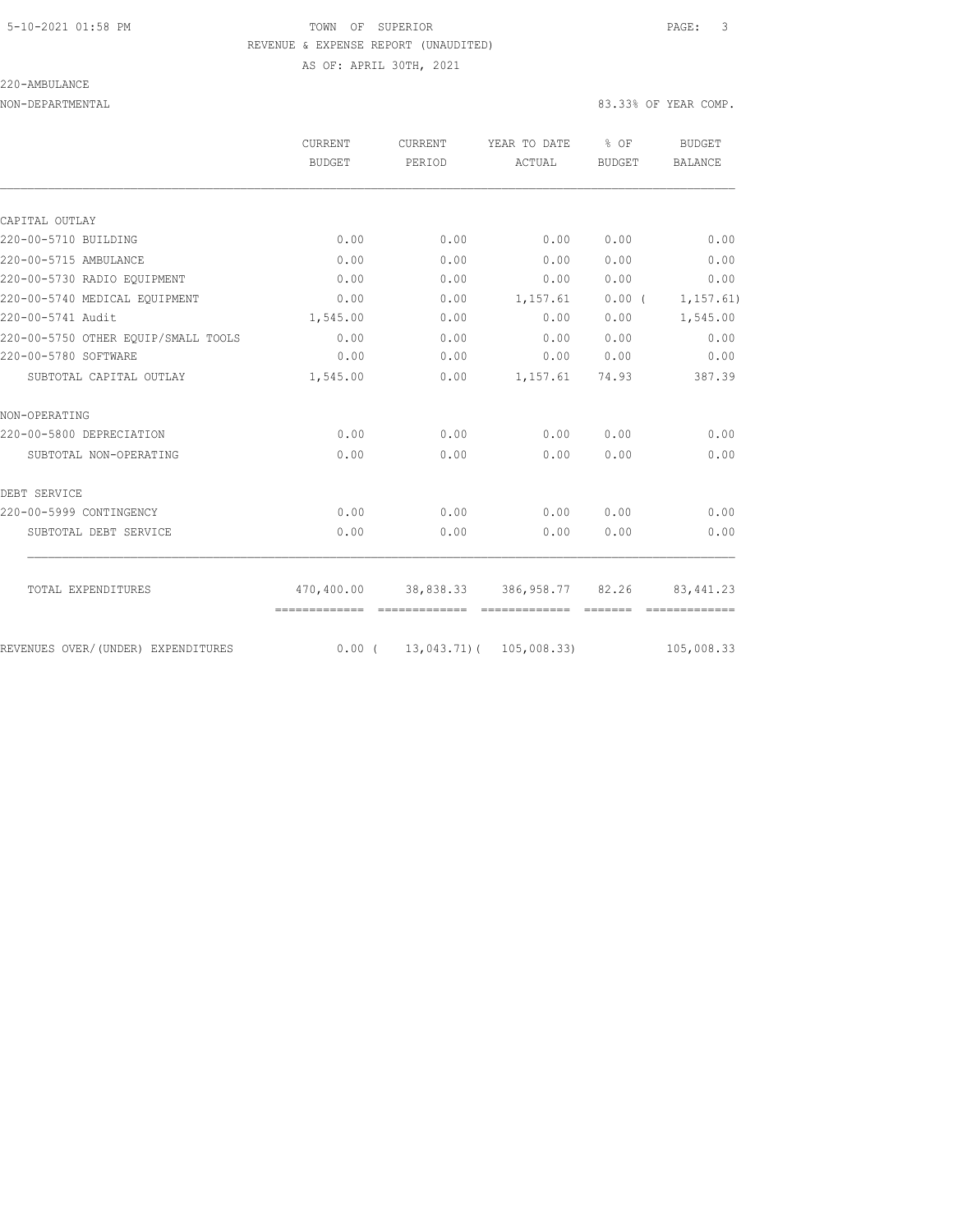TOWN OF SUPERIOR

REVENUE & EXPENSE REPORT (UNAUDITED)

AS OF: APRIL 30TH, 2021

220-AMBULANCE

NON-DEPARTMENTAL 83.33% OF YEAR COMP.

| | CURRENT BUDGET | CURRENT PERIOD | YEAR TO DATE ACTUAL | % OF BUDGET | BUDGET BALANCE |
|---|---|---|---|---|---|
| CAPITAL OUTLAY | | | | | |
| 220-00-5710 BUILDING | 0.00 | 0.00 | 0.00 | 0.00 | 0.00 |
| 220-00-5715 AMBULANCE | 0.00 | 0.00 | 0.00 | 0.00 | 0.00 |
| 220-00-5730 RADIO EQUIPMENT | 0.00 | 0.00 | 0.00 | 0.00 | 0.00 |
| 220-00-5740 MEDICAL EQUIPMENT | 0.00 | 0.00 | 1,157.61 | 0.00 ( | 1,157.61) |
| 220-00-5741 Audit | 1,545.00 | 0.00 | 0.00 | 0.00 | 1,545.00 |
| 220-00-5750 OTHER EQUIP/SMALL TOOLS | 0.00 | 0.00 | 0.00 | 0.00 | 0.00 |
| 220-00-5780 SOFTWARE | 0.00 | 0.00 | 0.00 | 0.00 | 0.00 |
| SUBTOTAL CAPITAL OUTLAY | 1,545.00 | 0.00 | 1,157.61 | 74.93 | 387.39 |
| NON-OPERATING | | | | | |
| 220-00-5800 DEPRECIATION | 0.00 | 0.00 | 0.00 | 0.00 | 0.00 |
| SUBTOTAL NON-OPERATING | 0.00 | 0.00 | 0.00 | 0.00 | 0.00 |
| DEBT SERVICE | | | | | |
| 220-00-5999 CONTINGENCY | 0.00 | 0.00 | 0.00 | 0.00 | 0.00 |
| SUBTOTAL DEBT SERVICE | 0.00 | 0.00 | 0.00 | 0.00 | 0.00 |
| TOTAL EXPENDITURES | 470,400.00 | 38,838.33 | 386,958.77 | 82.26 | 83,441.23 |
| REVENUES OVER/(UNDER) EXPENDITURES | 0.00 ( | 13,043.71)( | 105,008.33) | | 105,008.33 |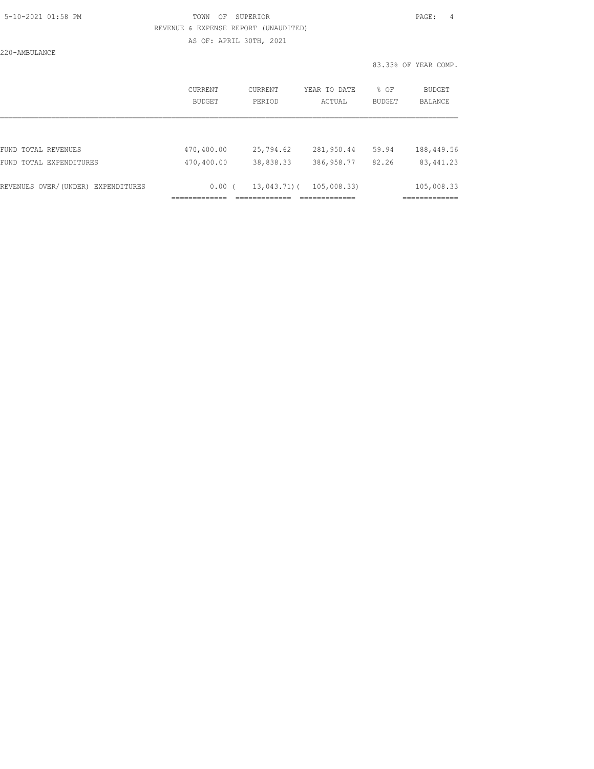220-AMBULANCE

83.33% OF YEAR COMP.

| | CURRENT BUDGET | CURRENT PERIOD | YEAR TO DATE ACTUAL | % OF BUDGET | BUDGET BALANCE |
|---|---|---|---|---|---|
| FUND TOTAL REVENUES | 470,400.00 | 25,794.62 | 281,950.44 | 59.94 | 188,449.56 |
| FUND TOTAL EXPENDITURES | 470,400.00 | 38,838.33 | 386,958.77 | 82.26 | 83,441.23 |
| REVENUES OVER/(UNDER) EXPENDITURES | 0.00 | ( 13,043.71) | ( 105,008.33) | | 105,008.33 |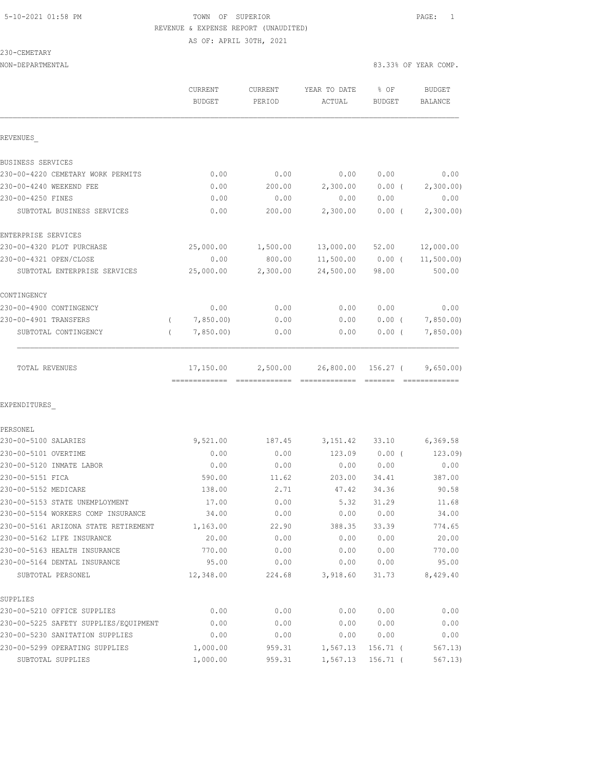TOWN OF SUPERIOR
REVENUE & EXPENSE REPORT (UNAUDITED)
AS OF: APRIL 30TH, 2021

230-CEMETARY
NON-DEPARTMENTAL

83.33% OF YEAR COMP.

| | CURRENT BUDGET | CURRENT PERIOD | YEAR TO DATE ACTUAL | % OF BUDGET | BUDGET BALANCE |
|---|---|---|---|---|---|
| **REVENUES** | | | | | |
| BUSINESS SERVICES | | | | | |
| 230-00-4220 CEMETARY WORK PERMITS | 0.00 | 0.00 | 0.00 | 0.00 | 0.00 |
| 230-00-4240 WEEKEND FEE | 0.00 | 200.00 | 2,300.00 | 0.00 ( | 2,300.00) |
| 230-00-4250 FINES | 0.00 | 0.00 | 0.00 | 0.00 | 0.00 |
| SUBTOTAL BUSINESS SERVICES | 0.00 | 200.00 | 2,300.00 | 0.00 ( | 2,300.00) |
| ENTERPRISE SERVICES | | | | | |
| 230-00-4320 PLOT PURCHASE | 25,000.00 | 1,500.00 | 13,000.00 | 52.00 | 12,000.00 |
| 230-00-4321 OPEN/CLOSE | 0.00 | 800.00 | 11,500.00 | 0.00 ( | 11,500.00) |
| SUBTOTAL ENTERPRISE SERVICES | 25,000.00 | 2,300.00 | 24,500.00 | 98.00 | 500.00 |
| CONTINGENCY | | | | | |
| 230-00-4900 CONTINGENCY | 0.00 | 0.00 | 0.00 | 0.00 | 0.00 |
| 230-00-4901 TRANSFERS | ( 7,850.00) | 0.00 | 0.00 | 0.00 ( | 7,850.00) |
| SUBTOTAL CONTINGENCY | ( 7,850.00) | 0.00 | 0.00 | 0.00 ( | 7,850.00) |
| TOTAL REVENUES | 17,150.00 | 2,500.00 | 26,800.00 | 156.27 ( | 9,650.00) |
| **EXPENDITURES** | | | | | |
| PERSONEL | | | | | |
| 230-00-5100 SALARIES | 9,521.00 | 187.45 | 3,151.42 | 33.10 | 6,369.58 |
| 230-00-5101 OVERTIME | 0.00 | 0.00 | 123.09 | 0.00 ( | 123.09) |
| 230-00-5120 INMATE LABOR | 0.00 | 0.00 | 0.00 | 0.00 | 0.00 |
| 230-00-5151 FICA | 590.00 | 11.62 | 203.00 | 34.41 | 387.00 |
| 230-00-5152 MEDICARE | 138.00 | 2.71 | 47.42 | 34.36 | 90.58 |
| 230-00-5153 STATE UNEMPLOYMENT | 17.00 | 0.00 | 5.32 | 31.29 | 11.68 |
| 230-00-5154 WORKERS COMP INSURANCE | 34.00 | 0.00 | 0.00 | 0.00 | 34.00 |
| 230-00-5161 ARIZONA STATE RETIREMENT | 1,163.00 | 22.90 | 388.35 | 33.39 | 774.65 |
| 230-00-5162 LIFE INSURANCE | 20.00 | 0.00 | 0.00 | 0.00 | 20.00 |
| 230-00-5163 HEALTH INSURANCE | 770.00 | 0.00 | 0.00 | 0.00 | 770.00 |
| 230-00-5164 DENTAL INSURANCE | 95.00 | 0.00 | 0.00 | 0.00 | 95.00 |
| SUBTOTAL PERSONEL | 12,348.00 | 224.68 | 3,918.60 | 31.73 | 8,429.40 |
| SUPPLIES | | | | | |
| 230-00-5210 OFFICE SUPPLIES | 0.00 | 0.00 | 0.00 | 0.00 | 0.00 |
| 230-00-5225 SAFETY SUPPLIES/EQUIPMENT | 0.00 | 0.00 | 0.00 | 0.00 | 0.00 |
| 230-00-5230 SANITATION SUPPLIES | 0.00 | 0.00 | 0.00 | 0.00 | 0.00 |
| 230-00-5299 OPERATING SUPPLIES | 1,000.00 | 959.31 | 1,567.13 | 156.71 ( | 567.13) |
| SUBTOTAL SUPPLIES | 1,000.00 | 959.31 | 1,567.13 | 156.71 ( | 567.13) |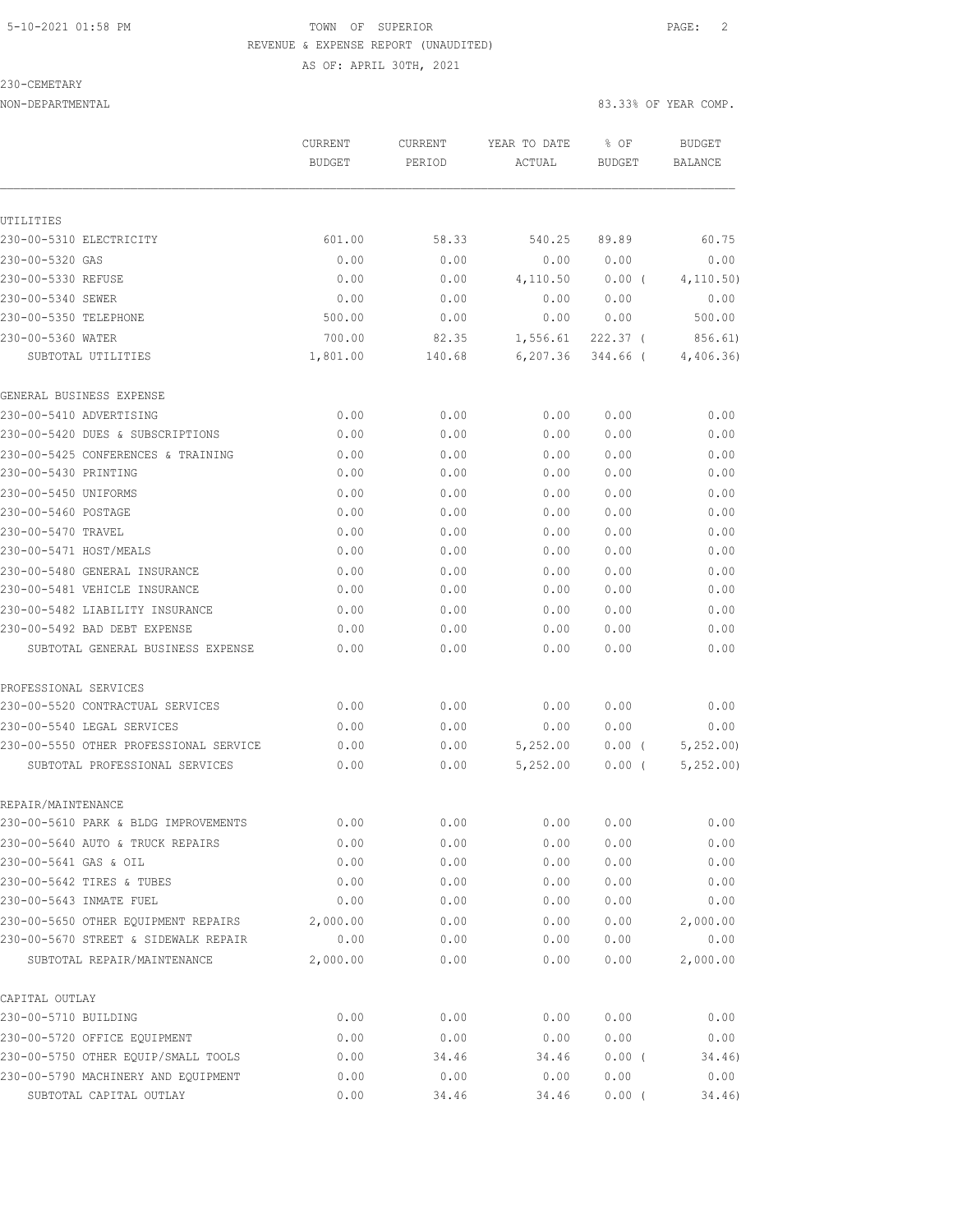5-10-2021 01:58 PM TOWN OF SUPERIOR

REVENUE & EXPENSE REPORT (UNAUDITED)

AS OF: APRIL 30TH, 2021

230-CEMETARY

NON-DEPARTMENTAL 83.33% OF YEAR COMP.

| | CURRENT BUDGET | CURRENT PERIOD | YEAR TO DATE ACTUAL | % OF BUDGET | BUDGET BALANCE |
|---|---|---|---|---|---|
| **UTILITIES** | | | | | |
| 230-00-5310 ELECTRICITY | 601.00 | 58.33 | 540.25 | 89.89 | 60.75 |
| 230-00-5320 GAS | 0.00 | 0.00 | 0.00 | 0.00 | 0.00 |
| 230-00-5330 REFUSE | 0.00 | 0.00 | 4,110.50 | 0.00 ( | 4,110.50) |
| 230-00-5340 SEWER | 0.00 | 0.00 | 0.00 | 0.00 | 0.00 |
| 230-00-5350 TELEPHONE | 500.00 | 0.00 | 0.00 | 0.00 | 500.00 |
| 230-00-5360 WATER | 700.00 | 82.35 | 1,556.61 | 222.37 ( | 856.61) |
| SUBTOTAL UTILITIES | 1,801.00 | 140.68 | 6,207.36 | 344.66 ( | 4,406.36) |
| **GENERAL BUSINESS EXPENSE** | | | | | |
| 230-00-5410 ADVERTISING | 0.00 | 0.00 | 0.00 | 0.00 | 0.00 |
| 230-00-5420 DUES & SUBSCRIPTIONS | 0.00 | 0.00 | 0.00 | 0.00 | 0.00 |
| 230-00-5425 CONFERENCES & TRAINING | 0.00 | 0.00 | 0.00 | 0.00 | 0.00 |
| 230-00-5430 PRINTING | 0.00 | 0.00 | 0.00 | 0.00 | 0.00 |
| 230-00-5450 UNIFORMS | 0.00 | 0.00 | 0.00 | 0.00 | 0.00 |
| 230-00-5460 POSTAGE | 0.00 | 0.00 | 0.00 | 0.00 | 0.00 |
| 230-00-5470 TRAVEL | 0.00 | 0.00 | 0.00 | 0.00 | 0.00 |
| 230-00-5471 HOST/MEALS | 0.00 | 0.00 | 0.00 | 0.00 | 0.00 |
| 230-00-5480 GENERAL INSURANCE | 0.00 | 0.00 | 0.00 | 0.00 | 0.00 |
| 230-00-5481 VEHICLE INSURANCE | 0.00 | 0.00 | 0.00 | 0.00 | 0.00 |
| 230-00-5482 LIABILITY INSURANCE | 0.00 | 0.00 | 0.00 | 0.00 | 0.00 |
| 230-00-5492 BAD DEBT EXPENSE | 0.00 | 0.00 | 0.00 | 0.00 | 0.00 |
| SUBTOTAL GENERAL BUSINESS EXPENSE | 0.00 | 0.00 | 0.00 | 0.00 | 0.00 |
| **PROFESSIONAL SERVICES** | | | | | |
| 230-00-5520 CONTRACTUAL SERVICES | 0.00 | 0.00 | 0.00 | 0.00 | 0.00 |
| 230-00-5540 LEGAL SERVICES | 0.00 | 0.00 | 0.00 | 0.00 | 0.00 |
| 230-00-5550 OTHER PROFESSIONAL SERVICE | 0.00 | 0.00 | 5,252.00 | 0.00 ( | 5,252.00) |
| SUBTOTAL PROFESSIONAL SERVICES | 0.00 | 0.00 | 5,252.00 | 0.00 ( | 5,252.00) |
| **REPAIR/MAINTENANCE** | | | | | |
| 230-00-5610 PARK & BLDG IMPROVEMENTS | 0.00 | 0.00 | 0.00 | 0.00 | 0.00 |
| 230-00-5640 AUTO & TRUCK REPAIRS | 0.00 | 0.00 | 0.00 | 0.00 | 0.00 |
| 230-00-5641 GAS & OIL | 0.00 | 0.00 | 0.00 | 0.00 | 0.00 |
| 230-00-5642 TIRES & TUBES | 0.00 | 0.00 | 0.00 | 0.00 | 0.00 |
| 230-00-5643 INMATE FUEL | 0.00 | 0.00 | 0.00 | 0.00 | 0.00 |
| 230-00-5650 OTHER EQUIPMENT REPAIRS | 2,000.00 | 0.00 | 0.00 | 0.00 | 2,000.00 |
| 230-00-5670 STREET & SIDEWALK REPAIR | 0.00 | 0.00 | 0.00 | 0.00 | 0.00 |
| SUBTOTAL REPAIR/MAINTENANCE | 2,000.00 | 0.00 | 0.00 | 0.00 | 2,000.00 |
| **CAPITAL OUTLAY** | | | | | |
| 230-00-5710 BUILDING | 0.00 | 0.00 | 0.00 | 0.00 | 0.00 |
| 230-00-5720 OFFICE EQUIPMENT | 0.00 | 0.00 | 0.00 | 0.00 | 0.00 |
| 230-00-5750 OTHER EQUIP/SMALL TOOLS | 0.00 | 34.46 | 34.46 | 0.00 ( | 34.46) |
| 230-00-5790 MACHINERY AND EQUIPMENT | 0.00 | 0.00 | 0.00 | 0.00 | 0.00 |
| SUBTOTAL CAPITAL OUTLAY | 0.00 | 34.46 | 34.46 | 0.00 ( | 34.46) |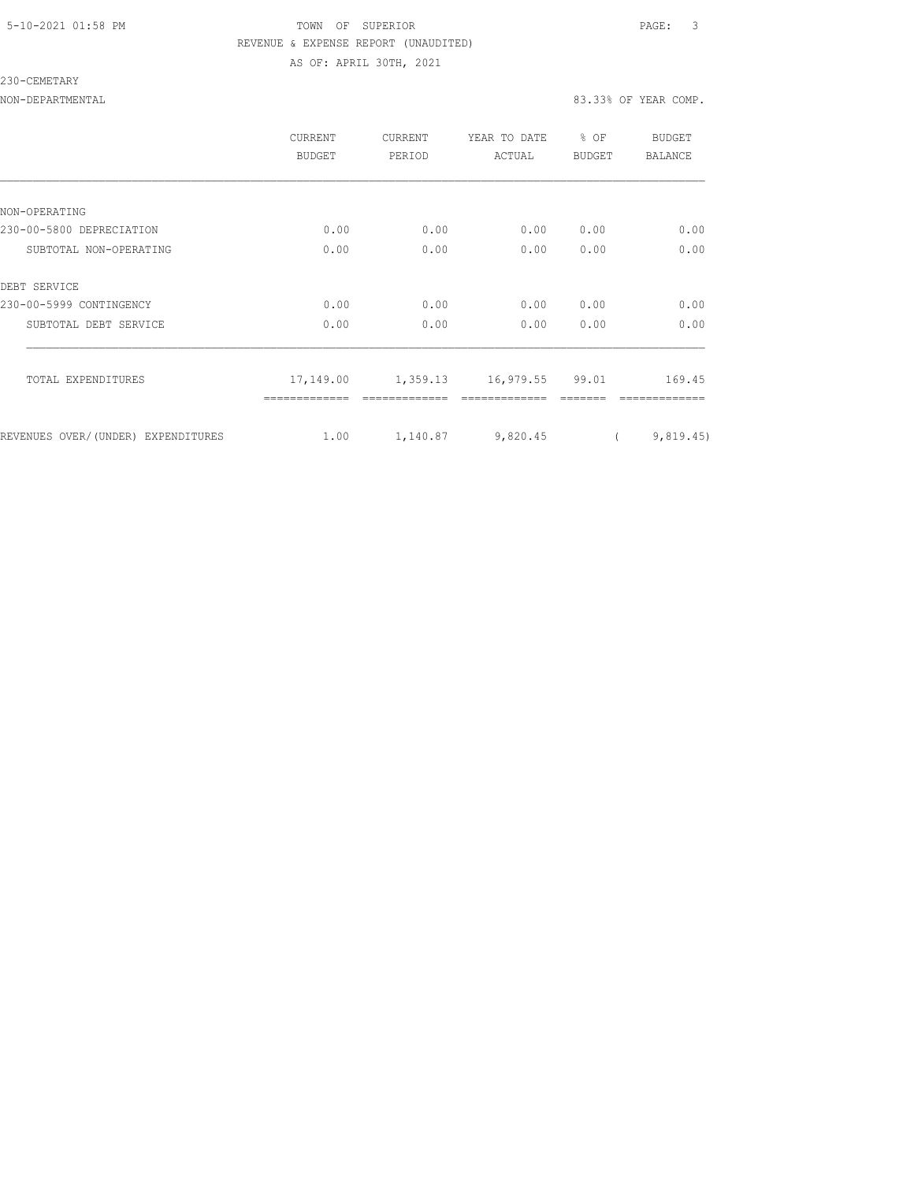TOWN OF SUPERIOR

REVENUE & EXPENSE REPORT (UNAUDITED)

AS OF: APRIL 30TH, 2021

230-CEMETARY

NON-DEPARTMENTAL — 83.33% OF YEAR COMP.

| | CURRENT BUDGET | CURRENT PERIOD | YEAR TO DATE ACTUAL | % OF BUDGET | BUDGET BALANCE |
|---|---|---|---|---|---|
| NON-OPERATING | | | | | |
| 230-00-5800 DEPRECIATION | 0.00 | 0.00 | 0.00 | 0.00 | 0.00 |
| SUBTOTAL NON-OPERATING | 0.00 | 0.00 | 0.00 | 0.00 | 0.00 |
| DEBT SERVICE | | | | | |
| 230-00-5999 CONTINGENCY | 0.00 | 0.00 | 0.00 | 0.00 | 0.00 |
| SUBTOTAL DEBT SERVICE | 0.00 | 0.00 | 0.00 | 0.00 | 0.00 |
| TOTAL EXPENDITURES | 17,149.00 | 1,359.13 | 16,979.55 | 99.01 | 169.45 |
| REVENUES OVER/(UNDER) EXPENDITURES | 1.00 | 1,140.87 | 9,820.45 | | ( 9,819.45) |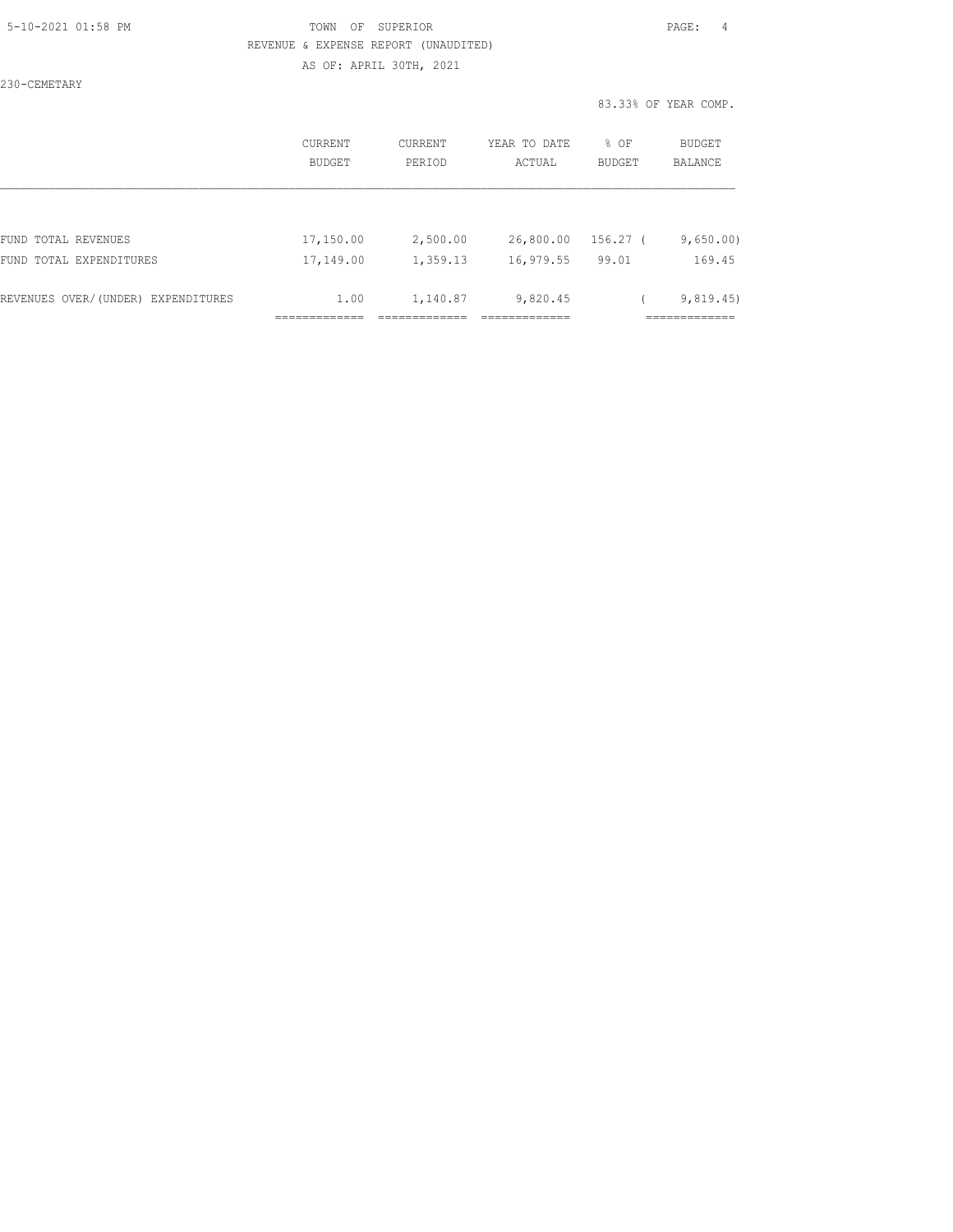TOWN OF SUPERIOR

REVENUE & EXPENSE REPORT (UNAUDITED)

AS OF: APRIL 30TH, 2021

230-CEMETARY

83.33% OF YEAR COMP.

| | CURRENT BUDGET | CURRENT PERIOD | YEAR TO DATE ACTUAL | % OF BUDGET | BUDGET BALANCE |
|---|---|---|---|---|---|
| FUND TOTAL REVENUES | 17,150.00 | 2,500.00 | 26,800.00 | 156.27 | ( 9,650.00) |
| FUND TOTAL EXPENDITURES | 17,149.00 | 1,359.13 | 16,979.55 | 99.01 | 169.45 |
| REVENUES OVER/(UNDER) EXPENDITURES | 1.00 | 1,140.87 | 9,820.45 | | ( 9,819.45) |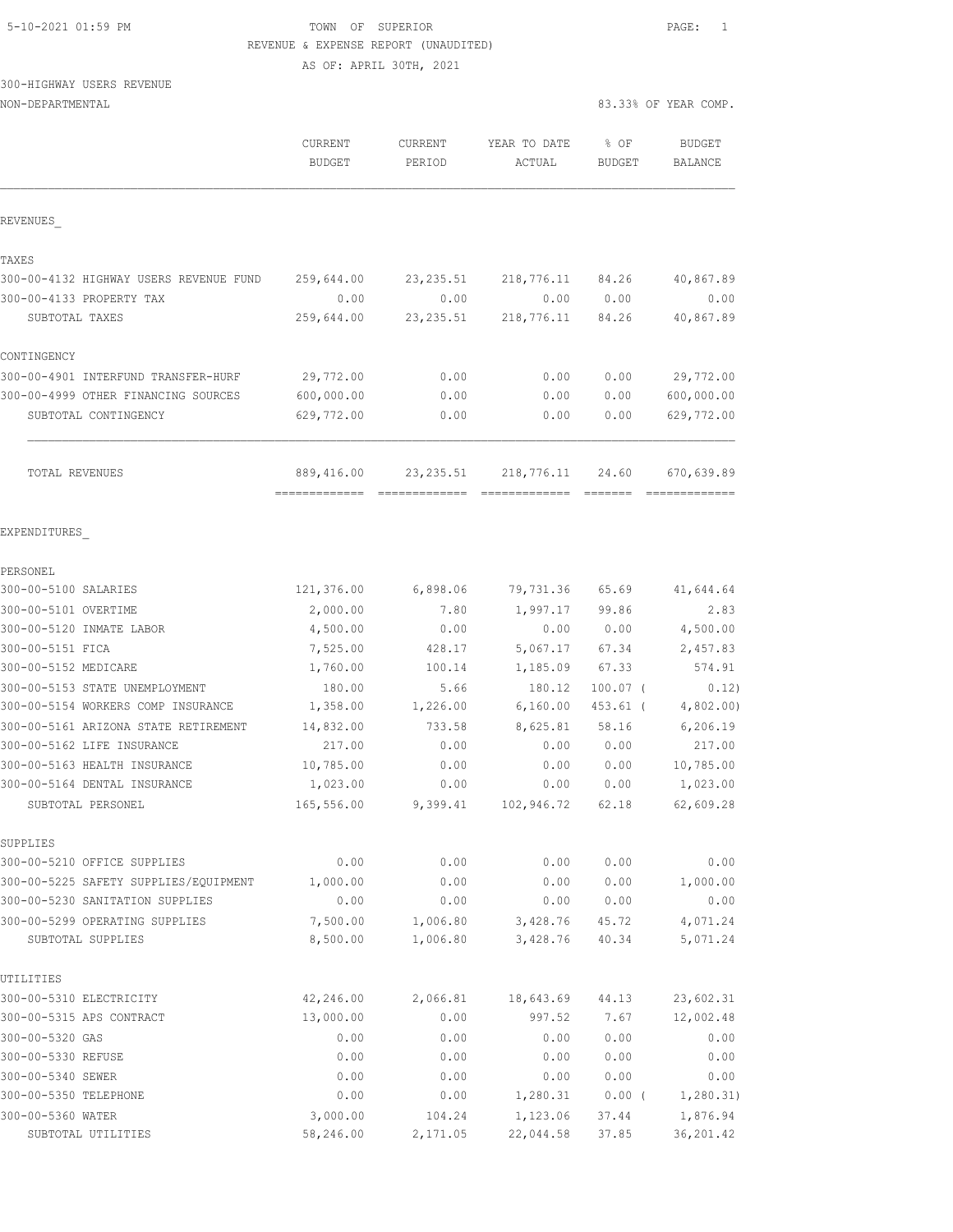5-10-2021 01:59 PM

TOWN OF SUPERIOR

REVENUE & EXPENSE REPORT (UNAUDITED)

AS OF: APRIL 30TH, 2021

300-HIGHWAY USERS REVENUE

NON-DEPARTMENTAL

83.33% OF YEAR COMP.

| | CURRENT BUDGET | CURRENT PERIOD | YEAR TO DATE ACTUAL | % OF BUDGET | BUDGET BALANCE |
|---|---|---|---|---|---|
| **REVENUES_** | | | | | |
| **TAXES** | | | | | |
| 300-00-4132 HIGHWAY USERS REVENUE FUND | 259,644.00 | 23,235.51 | 218,776.11 | 84.26 | 40,867.89 |
| 300-00-4133 PROPERTY TAX | 0.00 | 0.00 | 0.00 | 0.00 | 0.00 |
| SUBTOTAL TAXES | 259,644.00 | 23,235.51 | 218,776.11 | 84.26 | 40,867.89 |
| **CONTINGENCY** | | | | | |
| 300-00-4901 INTERFUND TRANSFER-HURF | 29,772.00 | 0.00 | 0.00 | 0.00 | 29,772.00 |
| 300-00-4999 OTHER FINANCING SOURCES | 600,000.00 | 0.00 | 0.00 | 0.00 | 600,000.00 |
| SUBTOTAL CONTINGENCY | 629,772.00 | 0.00 | 0.00 | 0.00 | 629,772.00 |
| TOTAL REVENUES | 889,416.00 | 23,235.51 | 218,776.11 | 24.60 | 670,639.89 |
| **EXPENDITURES_** | | | | | |
| **PERSONEL** | | | | | |
| 300-00-5100 SALARIES | 121,376.00 | 6,898.06 | 79,731.36 | 65.69 | 41,644.64 |
| 300-00-5101 OVERTIME | 2,000.00 | 7.80 | 1,997.17 | 99.86 | 2.83 |
| 300-00-5120 INMATE LABOR | 4,500.00 | 0.00 | 0.00 | 0.00 | 4,500.00 |
| 300-00-5151 FICA | 7,525.00 | 428.17 | 5,067.17 | 67.34 | 2,457.83 |
| 300-00-5152 MEDICARE | 1,760.00 | 100.14 | 1,185.09 | 67.33 | 574.91 |
| 300-00-5153 STATE UNEMPLOYMENT | 180.00 | 5.66 | 180.12 | 100.07 | ( 0.12) |
| 300-00-5154 WORKERS COMP INSURANCE | 1,358.00 | 1,226.00 | 6,160.00 | 453.61 | ( 4,802.00) |
| 300-00-5161 ARIZONA STATE RETIREMENT | 14,832.00 | 733.58 | 8,625.81 | 58.16 | 6,206.19 |
| 300-00-5162 LIFE INSURANCE | 217.00 | 0.00 | 0.00 | 0.00 | 217.00 |
| 300-00-5163 HEALTH INSURANCE | 10,785.00 | 0.00 | 0.00 | 0.00 | 10,785.00 |
| 300-00-5164 DENTAL INSURANCE | 1,023.00 | 0.00 | 0.00 | 0.00 | 1,023.00 |
| SUBTOTAL PERSONEL | 165,556.00 | 9,399.41 | 102,946.72 | 62.18 | 62,609.28 |
| **SUPPLIES** | | | | | |
| 300-00-5210 OFFICE SUPPLIES | 0.00 | 0.00 | 0.00 | 0.00 | 0.00 |
| 300-00-5225 SAFETY SUPPLIES/EQUIPMENT | 1,000.00 | 0.00 | 0.00 | 0.00 | 1,000.00 |
| 300-00-5230 SANITATION SUPPLIES | 0.00 | 0.00 | 0.00 | 0.00 | 0.00 |
| 300-00-5299 OPERATING SUPPLIES | 7,500.00 | 1,006.80 | 3,428.76 | 45.72 | 4,071.24 |
| SUBTOTAL SUPPLIES | 8,500.00 | 1,006.80 | 3,428.76 | 40.34 | 5,071.24 |
| **UTILITIES** | | | | | |
| 300-00-5310 ELECTRICITY | 42,246.00 | 2,066.81 | 18,643.69 | 44.13 | 23,602.31 |
| 300-00-5315 APS CONTRACT | 13,000.00 | 0.00 | 997.52 | 7.67 | 12,002.48 |
| 300-00-5320 GAS | 0.00 | 0.00 | 0.00 | 0.00 | 0.00 |
| 300-00-5330 REFUSE | 0.00 | 0.00 | 0.00 | 0.00 | 0.00 |
| 300-00-5340 SEWER | 0.00 | 0.00 | 0.00 | 0.00 | 0.00 |
| 300-00-5350 TELEPHONE | 0.00 | 0.00 | 1,280.31 | 0.00 | ( 1,280.31) |
| 300-00-5360 WATER | 3,000.00 | 104.24 | 1,123.06 | 37.44 | 1,876.94 |
| SUBTOTAL UTILITIES | 58,246.00 | 2,171.05 | 22,044.58 | 37.85 | 36,201.42 |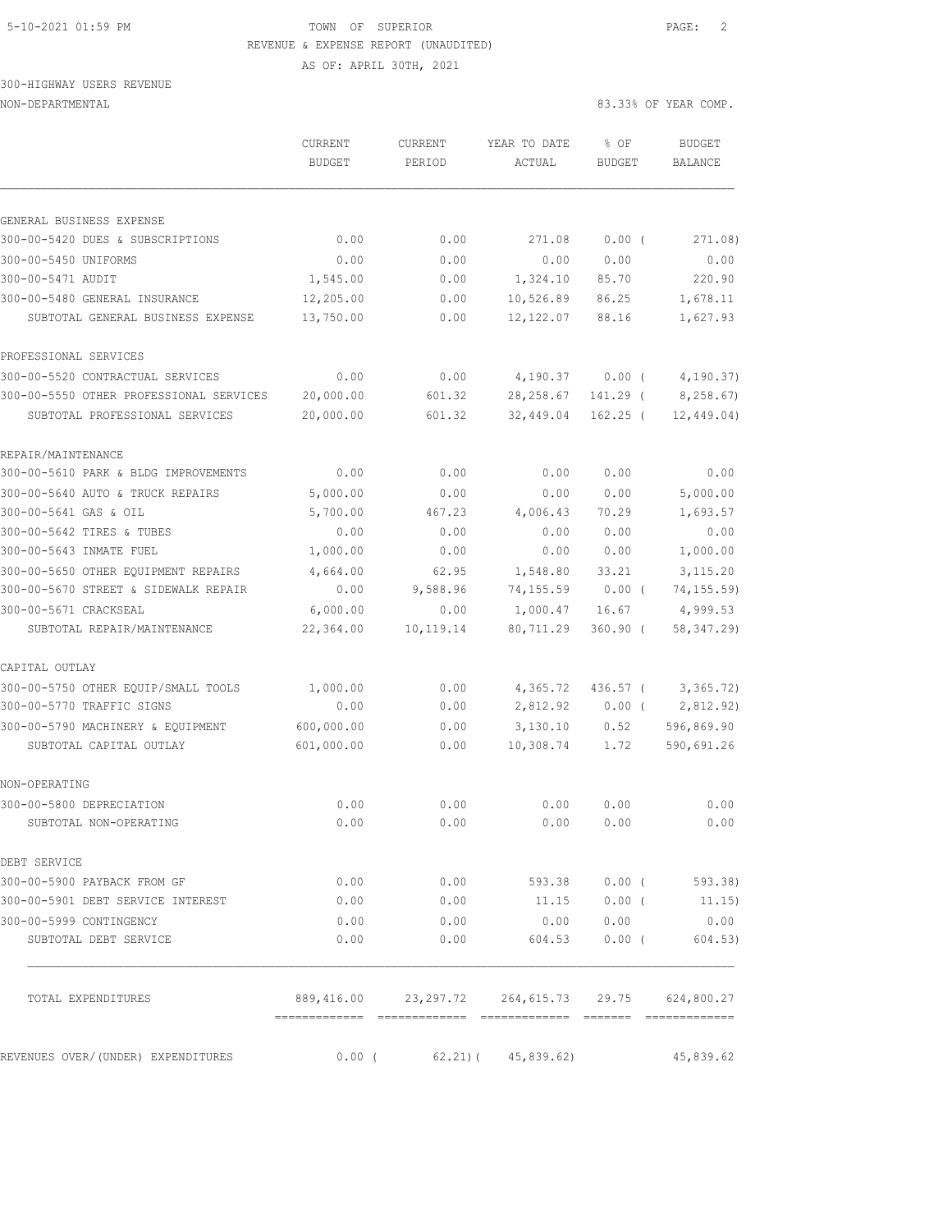5-10-2021 01:59 PM

TOWN OF SUPERIOR

REVENUE & EXPENSE REPORT (UNAUDITED)

AS OF: APRIL 30TH, 2021

300-HIGHWAY USERS REVENUE

NON-DEPARTMENTAL — 83.33% OF YEAR COMP.

| | CURRENT BUDGET | CURRENT PERIOD | YEAR TO DATE ACTUAL | % OF BUDGET | BUDGET BALANCE |
|---|---|---|---|---|---|
| **GENERAL BUSINESS EXPENSE** | | | | | |
| 300-00-5420 DUES & SUBSCRIPTIONS | 0.00 | 0.00 | 271.08 | 0.00 ( | 271.08) |
| 300-00-5450 UNIFORMS | 0.00 | 0.00 | 0.00 | 0.00 | 0.00 |
| 300-00-5471 AUDIT | 1,545.00 | 0.00 | 1,324.10 | 85.70 | 220.90 |
| 300-00-5480 GENERAL INSURANCE | 12,205.00 | 0.00 | 10,526.89 | 86.25 | 1,678.11 |
| SUBTOTAL GENERAL BUSINESS EXPENSE | 13,750.00 | 0.00 | 12,122.07 | 88.16 | 1,627.93 |
| **PROFESSIONAL SERVICES** | | | | | |
| 300-00-5520 CONTRACTUAL SERVICES | 0.00 | 0.00 | 4,190.37 | 0.00 ( | 4,190.37) |
| 300-00-5550 OTHER PROFESSIONAL SERVICES | 20,000.00 | 601.32 | 28,258.67 | 141.29 ( | 8,258.67) |
| SUBTOTAL PROFESSIONAL SERVICES | 20,000.00 | 601.32 | 32,449.04 | 162.25 ( | 12,449.04) |
| **REPAIR/MAINTENANCE** | | | | | |
| 300-00-5610 PARK & BLDG IMPROVEMENTS | 0.00 | 0.00 | 0.00 | 0.00 | 0.00 |
| 300-00-5640 AUTO & TRUCK REPAIRS | 5,000.00 | 0.00 | 0.00 | 0.00 | 5,000.00 |
| 300-00-5641 GAS & OIL | 5,700.00 | 467.23 | 4,006.43 | 70.29 | 1,693.57 |
| 300-00-5642 TIRES & TUBES | 0.00 | 0.00 | 0.00 | 0.00 | 0.00 |
| 300-00-5643 INMATE FUEL | 1,000.00 | 0.00 | 0.00 | 0.00 | 1,000.00 |
| 300-00-5650 OTHER EQUIPMENT REPAIRS | 4,664.00 | 62.95 | 1,548.80 | 33.21 | 3,115.20 |
| 300-00-5670 STREET & SIDEWALK REPAIR | 0.00 | 9,588.96 | 74,155.59 | 0.00 ( | 74,155.59) |
| 300-00-5671 CRACKSEAL | 6,000.00 | 0.00 | 1,000.47 | 16.67 | 4,999.53 |
| SUBTOTAL REPAIR/MAINTENANCE | 22,364.00 | 10,119.14 | 80,711.29 | 360.90 ( | 58,347.29) |
| **CAPITAL OUTLAY** | | | | | |
| 300-00-5750 OTHER EQUIP/SMALL TOOLS | 1,000.00 | 0.00 | 4,365.72 | 436.57 ( | 3,365.72) |
| 300-00-5770 TRAFFIC SIGNS | 0.00 | 0.00 | 2,812.92 | 0.00 ( | 2,812.92) |
| 300-00-5790 MACHINERY & EQUIPMENT | 600,000.00 | 0.00 | 3,130.10 | 0.52 | 596,869.90 |
| SUBTOTAL CAPITAL OUTLAY | 601,000.00 | 0.00 | 10,308.74 | 1.72 | 590,691.26 |
| **NON-OPERATING** | | | | | |
| 300-00-5800 DEPRECIATION | 0.00 | 0.00 | 0.00 | 0.00 | 0.00 |
| SUBTOTAL NON-OPERATING | 0.00 | 0.00 | 0.00 | 0.00 | 0.00 |
| **DEBT SERVICE** | | | | | |
| 300-00-5900 PAYBACK FROM GF | 0.00 | 0.00 | 593.38 | 0.00 ( | 593.38) |
| 300-00-5901 DEBT SERVICE INTEREST | 0.00 | 0.00 | 11.15 | 0.00 ( | 11.15) |
| 300-00-5999 CONTINGENCY | 0.00 | 0.00 | 0.00 | 0.00 | 0.00 |
| SUBTOTAL DEBT SERVICE | 0.00 | 0.00 | 604.53 | 0.00 ( | 604.53) |
| TOTAL EXPENDITURES | 889,416.00 | 23,297.72 | 264,615.73 | 29.75 | 624,800.27 |
| REVENUES OVER/(UNDER) EXPENDITURES | 0.00 ( | 62.21)( | 45,839.62) | | 45,839.62 |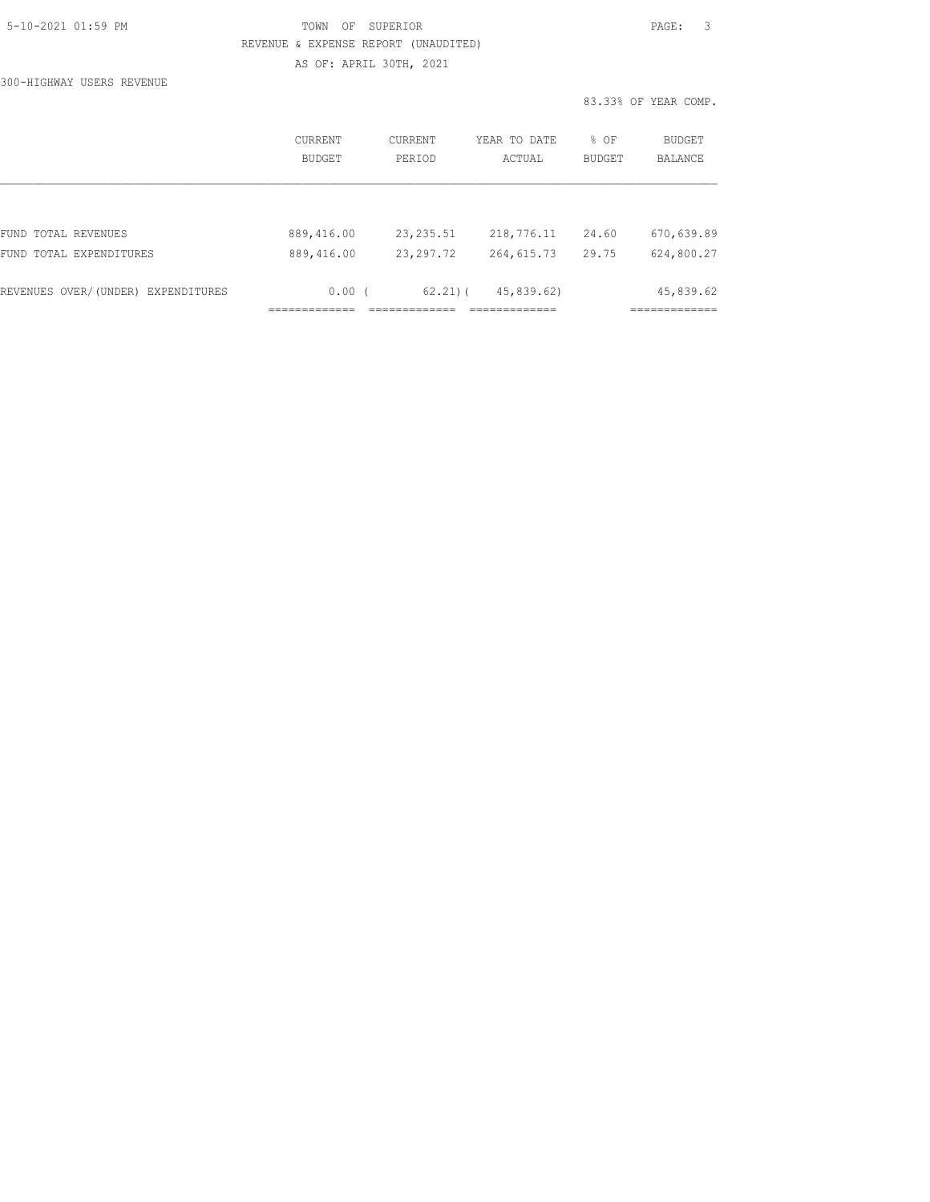TOWN OF SUPERIOR

REVENUE & EXPENSE REPORT (UNAUDITED)

AS OF: APRIL 30TH, 2021

300-HIGHWAY USERS REVENUE

83.33% OF YEAR COMP.

| | CURRENT BUDGET | CURRENT PERIOD | YEAR TO DATE ACTUAL | % OF BUDGET | BUDGET BALANCE |
|---|---|---|---|---|---|
| FUND TOTAL REVENUES | 889,416.00 | 23,235.51 | 218,776.11 | 24.60 | 670,639.89 |
| FUND TOTAL EXPENDITURES | 889,416.00 | 23,297.72 | 264,615.73 | 29.75 | 624,800.27 |
| REVENUES OVER/(UNDER) EXPENDITURES | 0.00 | ( 62.21) | ( 45,839.62) | | 45,839.62 |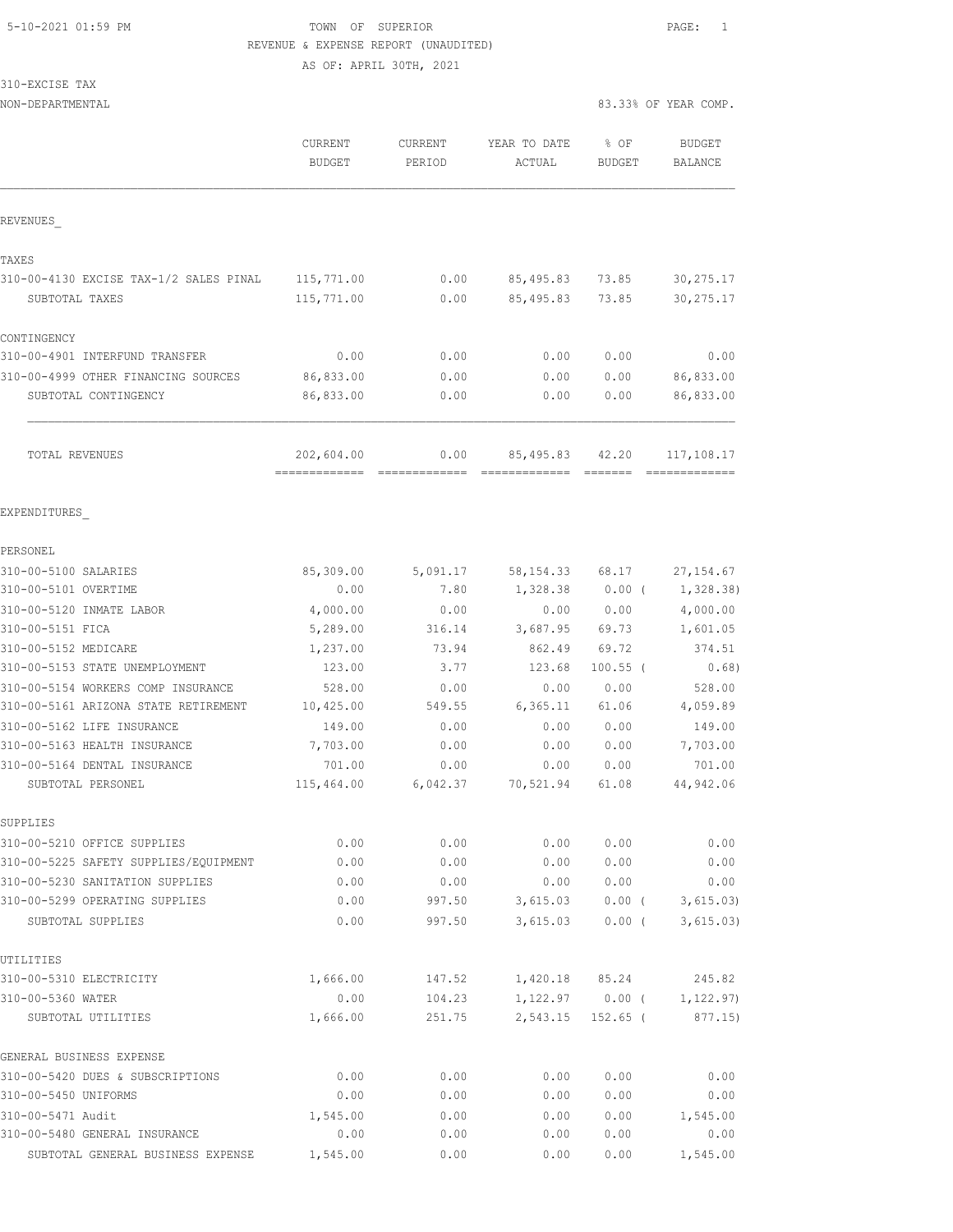5-10-2021 01:59 PM

TOWN OF SUPERIOR

REVENUE & EXPENSE REPORT (UNAUDITED)

AS OF: APRIL 30TH, 2021

310-EXCISE TAX

NON-DEPARTMENTAL — 83.33% OF YEAR COMP.

| | CURRENT BUDGET | CURRENT PERIOD | YEAR TO DATE ACTUAL | % OF BUDGET | BUDGET BALANCE |
|---|---|---|---|---|---|
| **REVENUES** | | | | | |
| **TAXES** | | | | | |
| 310-00-4130 EXCISE TAX-1/2 SALES PINAL | 115,771.00 | 0.00 | 85,495.83 | 73.85 | 30,275.17 |
| SUBTOTAL TAXES | 115,771.00 | 0.00 | 85,495.83 | 73.85 | 30,275.17 |
| **CONTINGENCY** | | | | | |
| 310-00-4901 INTERFUND TRANSFER | 0.00 | 0.00 | 0.00 | 0.00 | 0.00 |
| 310-00-4999 OTHER FINANCING SOURCES | 86,833.00 | 0.00 | 0.00 | 0.00 | 86,833.00 |
| SUBTOTAL CONTINGENCY | 86,833.00 | 0.00 | 0.00 | 0.00 | 86,833.00 |
| TOTAL REVENUES | 202,604.00 | 0.00 | 85,495.83 | 42.20 | 117,108.17 |
| **EXPENDITURES** | | | | | |
| **PERSONEL** | | | | | |
| 310-00-5100 SALARIES | 85,309.00 | 5,091.17 | 58,154.33 | 68.17 | 27,154.67 |
| 310-00-5101 OVERTIME | 0.00 | 7.80 | 1,328.38 | 0.00 | ( 1,328.38) |
| 310-00-5120 INMATE LABOR | 4,000.00 | 0.00 | 0.00 | 0.00 | 4,000.00 |
| 310-00-5151 FICA | 5,289.00 | 316.14 | 3,687.95 | 69.73 | 1,601.05 |
| 310-00-5152 MEDICARE | 1,237.00 | 73.94 | 862.49 | 69.72 | 374.51 |
| 310-00-5153 STATE UNEMPLOYMENT | 123.00 | 3.77 | 123.68 | 100.55 | ( 0.68) |
| 310-00-5154 WORKERS COMP INSURANCE | 528.00 | 0.00 | 0.00 | 0.00 | 528.00 |
| 310-00-5161 ARIZONA STATE RETIREMENT | 10,425.00 | 549.55 | 6,365.11 | 61.06 | 4,059.89 |
| 310-00-5162 LIFE INSURANCE | 149.00 | 0.00 | 0.00 | 0.00 | 149.00 |
| 310-00-5163 HEALTH INSURANCE | 7,703.00 | 0.00 | 0.00 | 0.00 | 7,703.00 |
| 310-00-5164 DENTAL INSURANCE | 701.00 | 0.00 | 0.00 | 0.00 | 701.00 |
| SUBTOTAL PERSONEL | 115,464.00 | 6,042.37 | 70,521.94 | 61.08 | 44,942.06 |
| **SUPPLIES** | | | | | |
| 310-00-5210 OFFICE SUPPLIES | 0.00 | 0.00 | 0.00 | 0.00 | 0.00 |
| 310-00-5225 SAFETY SUPPLIES/EQUIPMENT | 0.00 | 0.00 | 0.00 | 0.00 | 0.00 |
| 310-00-5230 SANITATION SUPPLIES | 0.00 | 0.00 | 0.00 | 0.00 | 0.00 |
| 310-00-5299 OPERATING SUPPLIES | 0.00 | 997.50 | 3,615.03 | 0.00 | ( 3,615.03) |
| SUBTOTAL SUPPLIES | 0.00 | 997.50 | 3,615.03 | 0.00 | ( 3,615.03) |
| **UTILITIES** | | | | | |
| 310-00-5310 ELECTRICITY | 1,666.00 | 147.52 | 1,420.18 | 85.24 | 245.82 |
| 310-00-5360 WATER | 0.00 | 104.23 | 1,122.97 | 0.00 | ( 1,122.97) |
| SUBTOTAL UTILITIES | 1,666.00 | 251.75 | 2,543.15 | 152.65 | ( 877.15) |
| **GENERAL BUSINESS EXPENSE** | | | | | |
| 310-00-5420 DUES & SUBSCRIPTIONS | 0.00 | 0.00 | 0.00 | 0.00 | 0.00 |
| 310-00-5450 UNIFORMS | 0.00 | 0.00 | 0.00 | 0.00 | 0.00 |
| 310-00-5471 Audit | 1,545.00 | 0.00 | 0.00 | 0.00 | 1,545.00 |
| 310-00-5480 GENERAL INSURANCE | 0.00 | 0.00 | 0.00 | 0.00 | 0.00 |
| SUBTOTAL GENERAL BUSINESS EXPENSE | 1,545.00 | 0.00 | 0.00 | 0.00 | 1,545.00 |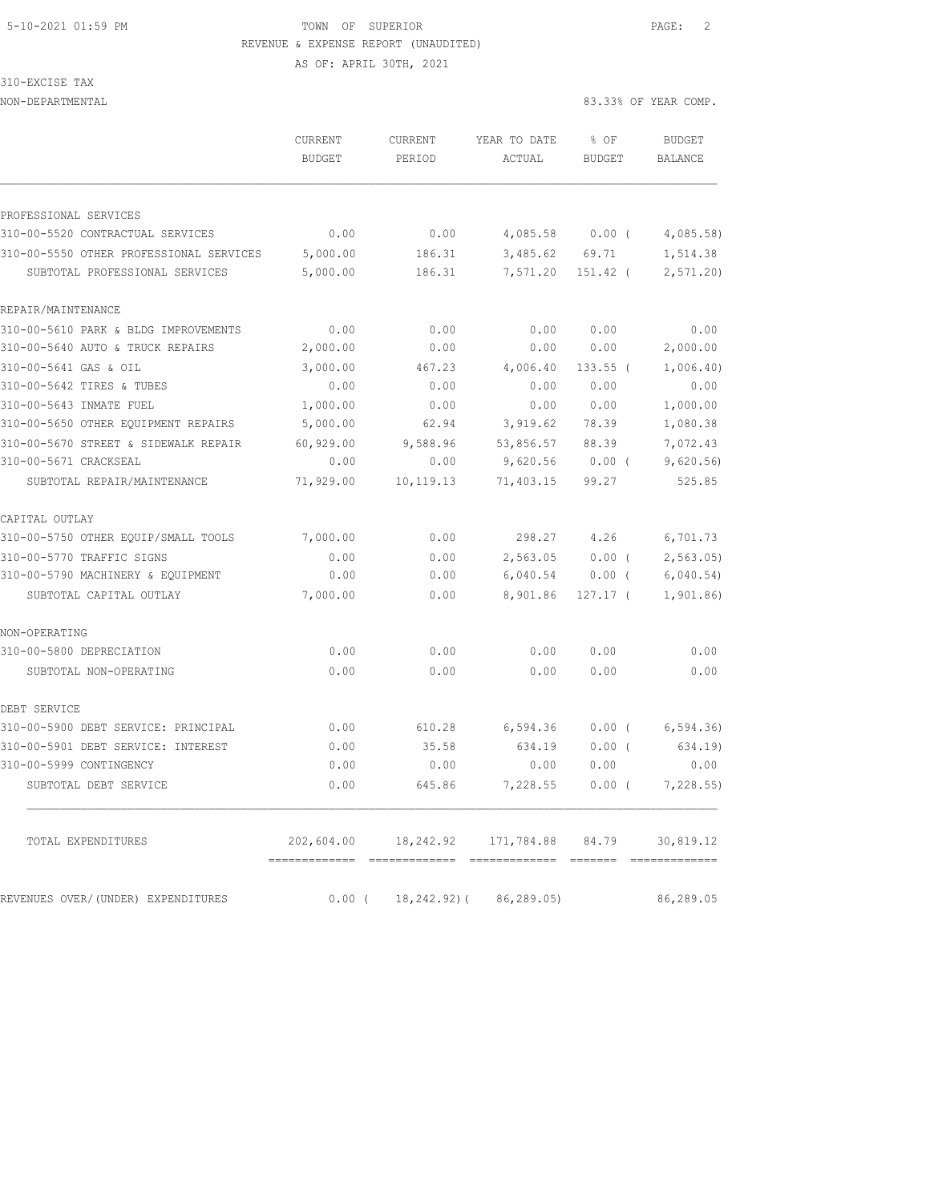5-10-2021 01:59 PM TOWN OF SUPERIOR

REVENUE & EXPENSE REPORT (UNAUDITED)

AS OF: APRIL 30TH, 2021

310-EXCISE TAX

NON-DEPARTMENTAL 83.33% OF YEAR COMP.

| | CURRENT BUDGET | CURRENT PERIOD | YEAR TO DATE ACTUAL | % OF BUDGET | BUDGET BALANCE |
|---|---|---|---|---|---|
| PROFESSIONAL SERVICES | | | | | |
| 310-00-5520 CONTRACTUAL SERVICES | 0.00 | 0.00 | 4,085.58 | 0.00 ( | 4,085.58) |
| 310-00-5550 OTHER PROFESSIONAL SERVICES | 5,000.00 | 186.31 | 3,485.62 | 69.71 | 1,514.38 |
| SUBTOTAL PROFESSIONAL SERVICES | 5,000.00 | 186.31 | 7,571.20 | 151.42 ( | 2,571.20) |
| REPAIR/MAINTENANCE | | | | | |
| 310-00-5610 PARK & BLDG IMPROVEMENTS | 0.00 | 0.00 | 0.00 | 0.00 | 0.00 |
| 310-00-5640 AUTO & TRUCK REPAIRS | 2,000.00 | 0.00 | 0.00 | 0.00 | 2,000.00 |
| 310-00-5641 GAS & OIL | 3,000.00 | 467.23 | 4,006.40 | 133.55 ( | 1,006.40) |
| 310-00-5642 TIRES & TUBES | 0.00 | 0.00 | 0.00 | 0.00 | 0.00 |
| 310-00-5643 INMATE FUEL | 1,000.00 | 0.00 | 0.00 | 0.00 | 1,000.00 |
| 310-00-5650 OTHER EQUIPMENT REPAIRS | 5,000.00 | 62.94 | 3,919.62 | 78.39 | 1,080.38 |
| 310-00-5670 STREET & SIDEWALK REPAIR | 60,929.00 | 9,588.96 | 53,856.57 | 88.39 | 7,072.43 |
| 310-00-5671 CRACKSEAL | 0.00 | 0.00 | 9,620.56 | 0.00 ( | 9,620.56) |
| SUBTOTAL REPAIR/MAINTENANCE | 71,929.00 | 10,119.13 | 71,403.15 | 99.27 | 525.85 |
| CAPITAL OUTLAY | | | | | |
| 310-00-5750 OTHER EQUIP/SMALL TOOLS | 7,000.00 | 0.00 | 298.27 | 4.26 | 6,701.73 |
| 310-00-5770 TRAFFIC SIGNS | 0.00 | 0.00 | 2,563.05 | 0.00 ( | 2,563.05) |
| 310-00-5790 MACHINERY & EQUIPMENT | 0.00 | 0.00 | 6,040.54 | 0.00 ( | 6,040.54) |
| SUBTOTAL CAPITAL OUTLAY | 7,000.00 | 0.00 | 8,901.86 | 127.17 ( | 1,901.86) |
| NON-OPERATING | | | | | |
| 310-00-5800 DEPRECIATION | 0.00 | 0.00 | 0.00 | 0.00 | 0.00 |
| SUBTOTAL NON-OPERATING | 0.00 | 0.00 | 0.00 | 0.00 | 0.00 |
| DEBT SERVICE | | | | | |
| 310-00-5900 DEBT SERVICE: PRINCIPAL | 0.00 | 610.28 | 6,594.36 | 0.00 ( | 6,594.36) |
| 310-00-5901 DEBT SERVICE: INTEREST | 0.00 | 35.58 | 634.19 | 0.00 ( | 634.19) |
| 310-00-5999 CONTINGENCY | 0.00 | 0.00 | 0.00 | 0.00 | 0.00 |
| SUBTOTAL DEBT SERVICE | 0.00 | 645.86 | 7,228.55 | 0.00 ( | 7,228.55) |
| TOTAL EXPENDITURES | 202,604.00 | 18,242.92 | 171,784.88 | 84.79 | 30,819.12 |
| REVENUES OVER/(UNDER) EXPENDITURES | 0.00 ( | 18,242.92)( | 86,289.05) | | 86,289.05 |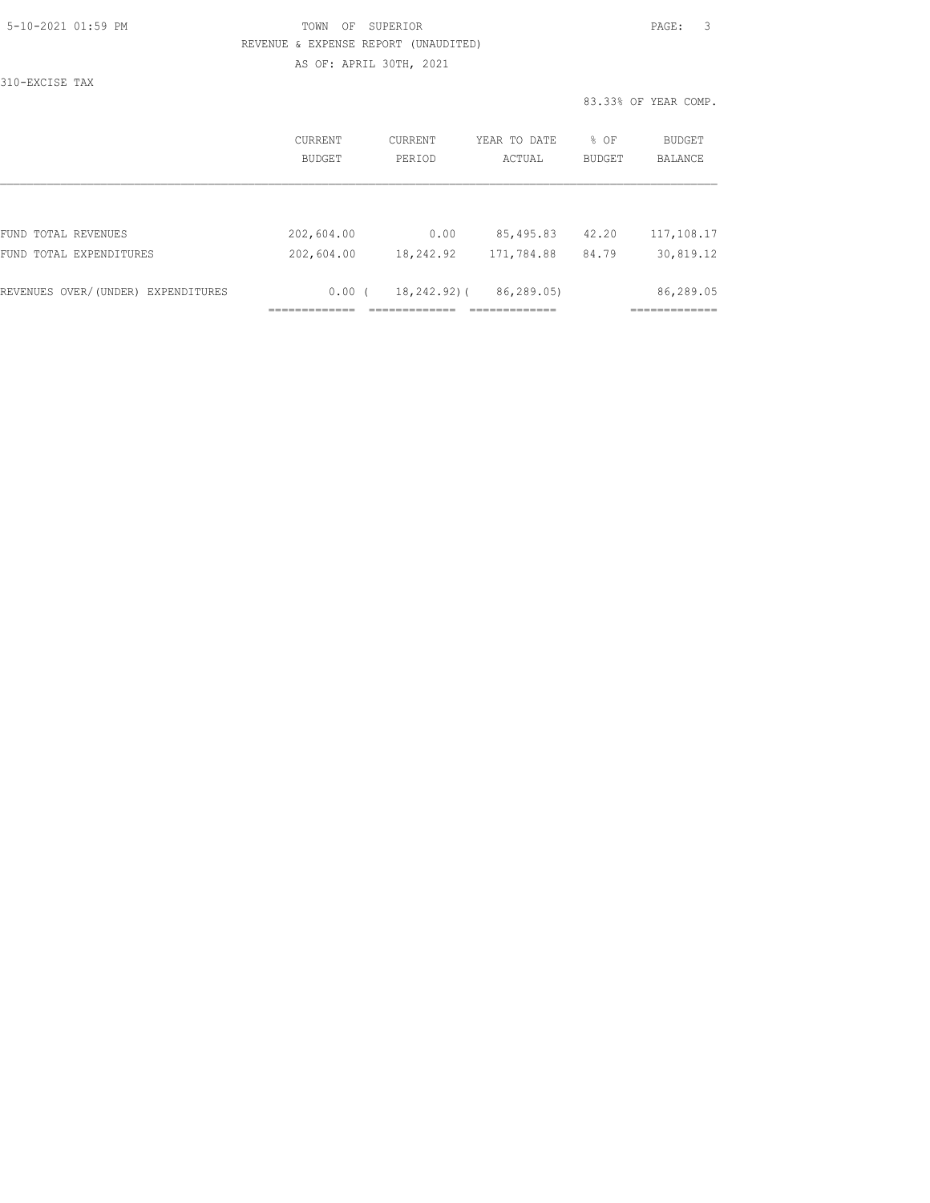TOWN OF SUPERIOR

REVENUE & EXPENSE REPORT (UNAUDITED)

AS OF: APRIL 30TH, 2021

310-EXCISE TAX

83.33% OF YEAR COMP.

|  | CURRENT BUDGET | CURRENT PERIOD | YEAR TO DATE ACTUAL | % OF BUDGET | BUDGET BALANCE |
|---|---|---|---|---|---|
| FUND TOTAL REVENUES | 202,604.00 | 0.00 | 85,495.83 | 42.20 | 117,108.17 |
| FUND TOTAL EXPENDITURES | 202,604.00 | 18,242.92 | 171,784.88 | 84.79 | 30,819.12 |
| REVENUES OVER/(UNDER) EXPENDITURES | 0.00 | ( 18,242.92) | ( 86,289.05) |  | 86,289.05 |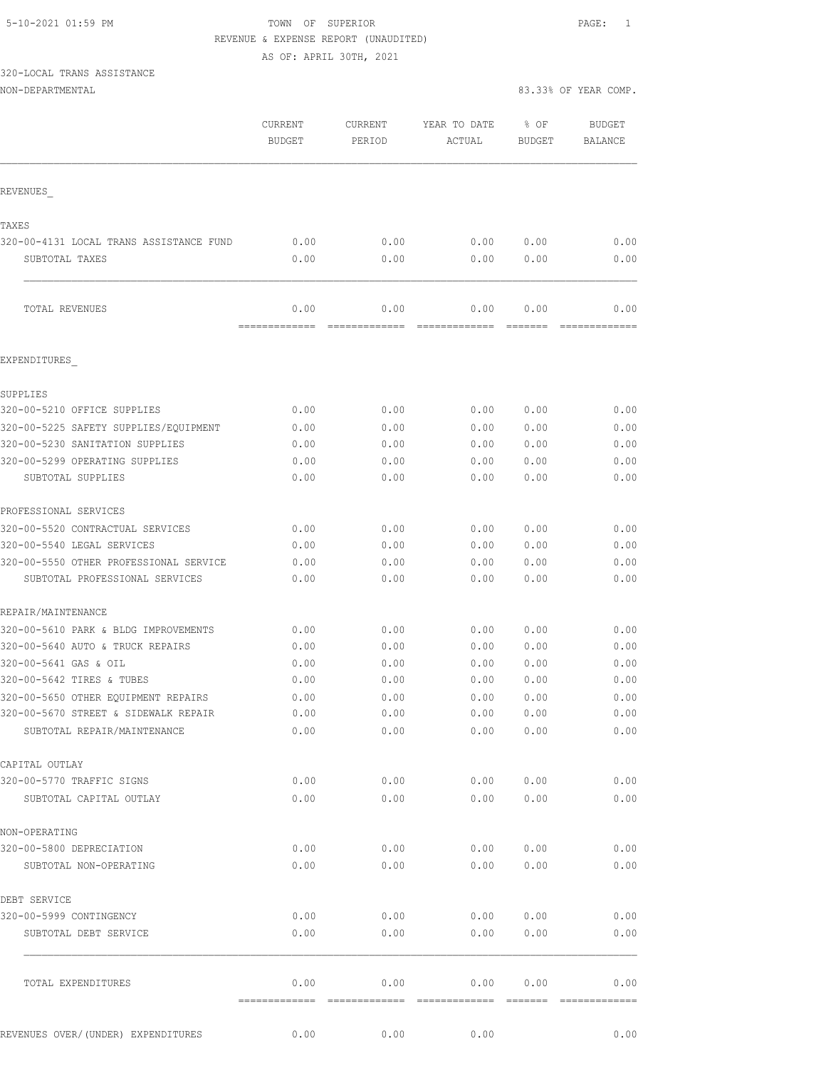5-10-2021 01:59 PM

TOWN OF SUPERIOR

REVENUE & EXPENSE REPORT (UNAUDITED)

AS OF: APRIL 30TH, 2021

320-LOCAL TRANS ASSISTANCE

NON-DEPARTMENTAL

83.33% OF YEAR COMP.

| | CURRENT BUDGET | CURRENT PERIOD | YEAR TO DATE ACTUAL | % OF BUDGET | BUDGET BALANCE |
|---|---|---|---|---|---|
| **REVENUES** | | | | | |
| TAXES | | | | | |
| 320-00-4131 LOCAL TRANS ASSISTANCE FUND | 0.00 | 0.00 | 0.00 | 0.00 | 0.00 |
| SUBTOTAL TAXES | 0.00 | 0.00 | 0.00 | 0.00 | 0.00 |
| TOTAL REVENUES | 0.00 | 0.00 | 0.00 | 0.00 | 0.00 |
| **EXPENDITURES** | | | | | |
| SUPPLIES | | | | | |
| 320-00-5210 OFFICE SUPPLIES | 0.00 | 0.00 | 0.00 | 0.00 | 0.00 |
| 320-00-5225 SAFETY SUPPLIES/EQUIPMENT | 0.00 | 0.00 | 0.00 | 0.00 | 0.00 |
| 320-00-5230 SANITATION SUPPLIES | 0.00 | 0.00 | 0.00 | 0.00 | 0.00 |
| 320-00-5299 OPERATING SUPPLIES | 0.00 | 0.00 | 0.00 | 0.00 | 0.00 |
| SUBTOTAL SUPPLIES | 0.00 | 0.00 | 0.00 | 0.00 | 0.00 |
| PROFESSIONAL SERVICES | | | | | |
| 320-00-5520 CONTRACTUAL SERVICES | 0.00 | 0.00 | 0.00 | 0.00 | 0.00 |
| 320-00-5540 LEGAL SERVICES | 0.00 | 0.00 | 0.00 | 0.00 | 0.00 |
| 320-00-5550 OTHER PROFESSIONAL SERVICE | 0.00 | 0.00 | 0.00 | 0.00 | 0.00 |
| SUBTOTAL PROFESSIONAL SERVICES | 0.00 | 0.00 | 0.00 | 0.00 | 0.00 |
| REPAIR/MAINTENANCE | | | | | |
| 320-00-5610 PARK & BLDG IMPROVEMENTS | 0.00 | 0.00 | 0.00 | 0.00 | 0.00 |
| 320-00-5640 AUTO & TRUCK REPAIRS | 0.00 | 0.00 | 0.00 | 0.00 | 0.00 |
| 320-00-5641 GAS & OIL | 0.00 | 0.00 | 0.00 | 0.00 | 0.00 |
| 320-00-5642 TIRES & TUBES | 0.00 | 0.00 | 0.00 | 0.00 | 0.00 |
| 320-00-5650 OTHER EQUIPMENT REPAIRS | 0.00 | 0.00 | 0.00 | 0.00 | 0.00 |
| 320-00-5670 STREET & SIDEWALK REPAIR | 0.00 | 0.00 | 0.00 | 0.00 | 0.00 |
| SUBTOTAL REPAIR/MAINTENANCE | 0.00 | 0.00 | 0.00 | 0.00 | 0.00 |
| CAPITAL OUTLAY | | | | | |
| 320-00-5770 TRAFFIC SIGNS | 0.00 | 0.00 | 0.00 | 0.00 | 0.00 |
| SUBTOTAL CAPITAL OUTLAY | 0.00 | 0.00 | 0.00 | 0.00 | 0.00 |
| NON-OPERATING | | | | | |
| 320-00-5800 DEPRECIATION | 0.00 | 0.00 | 0.00 | 0.00 | 0.00 |
| SUBTOTAL NON-OPERATING | 0.00 | 0.00 | 0.00 | 0.00 | 0.00 |
| DEBT SERVICE | | | | | |
| 320-00-5999 CONTINGENCY | 0.00 | 0.00 | 0.00 | 0.00 | 0.00 |
| SUBTOTAL DEBT SERVICE | 0.00 | 0.00 | 0.00 | 0.00 | 0.00 |
| TOTAL EXPENDITURES | 0.00 | 0.00 | 0.00 | 0.00 | 0.00 |
| REVENUES OVER/(UNDER) EXPENDITURES | 0.00 | 0.00 | 0.00 | | 0.00 |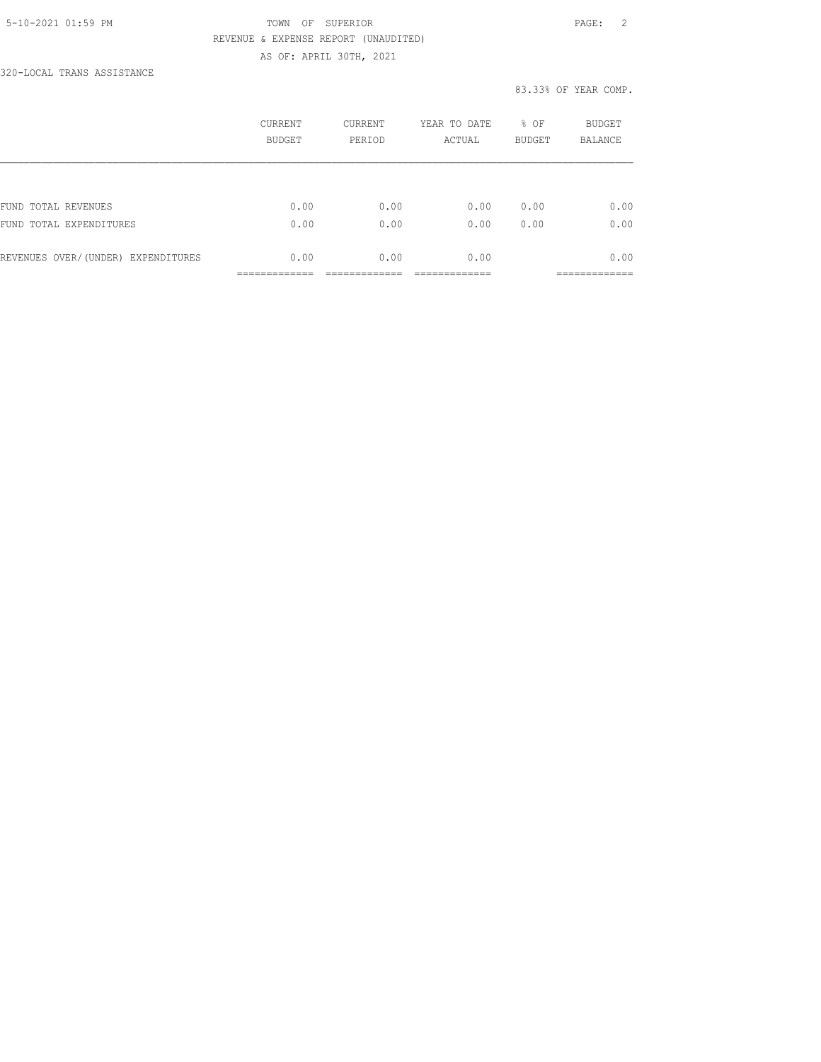320-LOCAL TRANS ASSISTANCE

83.33% OF YEAR COMP.

| | CURRENT BUDGET | CURRENT PERIOD | YEAR TO DATE ACTUAL | % OF BUDGET | BUDGET BALANCE |
|---|---|---|---|---|---|
| FUND TOTAL REVENUES | 0.00 | 0.00 | 0.00 | 0.00 | 0.00 |
| FUND TOTAL EXPENDITURES | 0.00 | 0.00 | 0.00 | 0.00 | 0.00 |
| REVENUES OVER/(UNDER) EXPENDITURES | 0.00 | 0.00 | 0.00 | | 0.00 |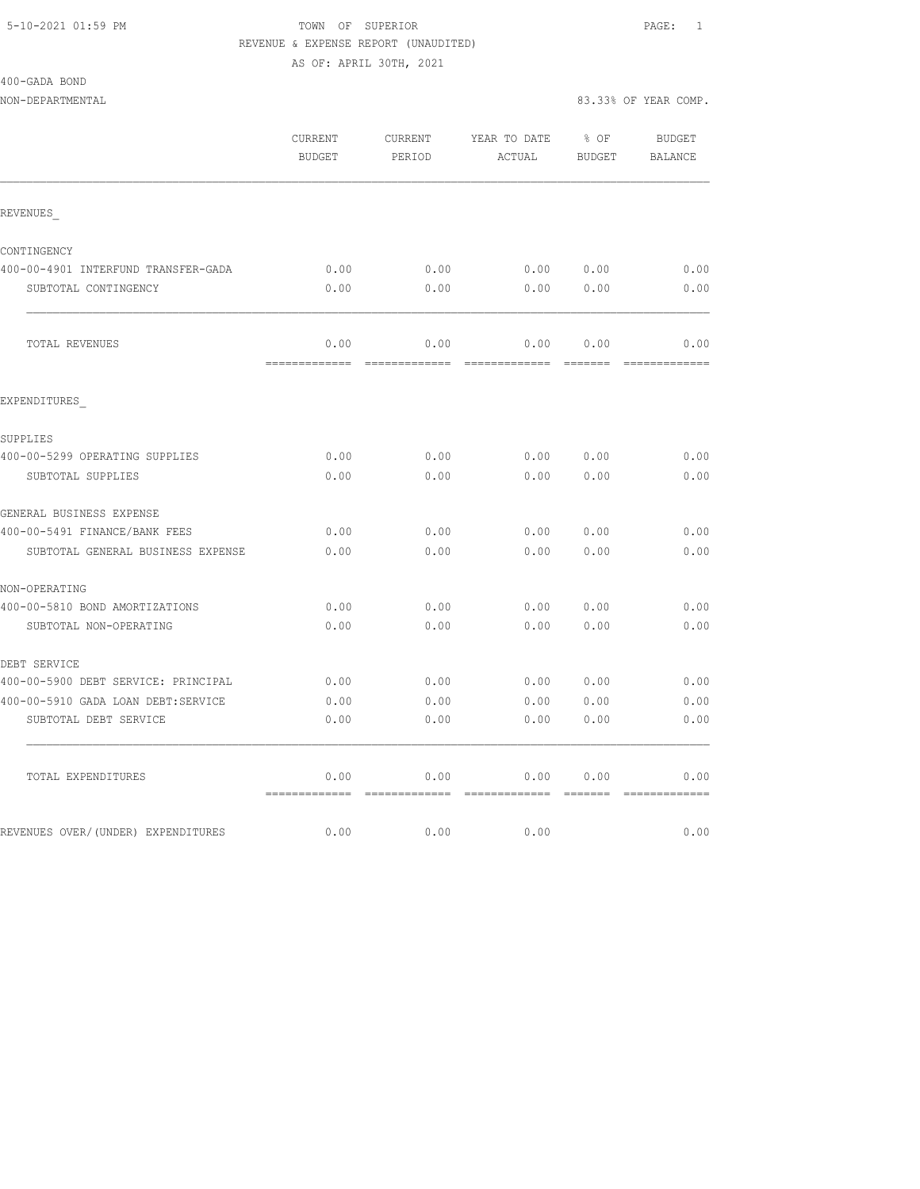TOWN OF SUPERIOR
REVENUE & EXPENSE REPORT (UNAUDITED)
AS OF: APRIL 30TH, 2021

400-GADA BOND
NON-DEPARTMENTAL

83.33% OF YEAR COMP.

| | CURRENT BUDGET | CURRENT PERIOD | YEAR TO DATE ACTUAL | % OF BUDGET | BUDGET BALANCE |
|---|---|---|---|---|---|
| **REVENUES_** | | | | | |
| CONTINGENCY | | | | | |
| 400-00-4901 INTERFUND TRANSFER-GADA | 0.00 | 0.00 | 0.00 | 0.00 | 0.00 |
| SUBTOTAL CONTINGENCY | 0.00 | 0.00 | 0.00 | 0.00 | 0.00 |
| TOTAL REVENUES | 0.00 | 0.00 | 0.00 | 0.00 | 0.00 |
| **EXPENDITURES_** | | | | | |
| SUPPLIES | | | | | |
| 400-00-5299 OPERATING SUPPLIES | 0.00 | 0.00 | 0.00 | 0.00 | 0.00 |
| SUBTOTAL SUPPLIES | 0.00 | 0.00 | 0.00 | 0.00 | 0.00 |
| GENERAL BUSINESS EXPENSE | | | | | |
| 400-00-5491 FINANCE/BANK FEES | 0.00 | 0.00 | 0.00 | 0.00 | 0.00 |
| SUBTOTAL GENERAL BUSINESS EXPENSE | 0.00 | 0.00 | 0.00 | 0.00 | 0.00 |
| NON-OPERATING | | | | | |
| 400-00-5810 BOND AMORTIZATIONS | 0.00 | 0.00 | 0.00 | 0.00 | 0.00 |
| SUBTOTAL NON-OPERATING | 0.00 | 0.00 | 0.00 | 0.00 | 0.00 |
| DEBT SERVICE | | | | | |
| 400-00-5900 DEBT SERVICE: PRINCIPAL | 0.00 | 0.00 | 0.00 | 0.00 | 0.00 |
| 400-00-5910 GADA LOAN DEBT:SERVICE | 0.00 | 0.00 | 0.00 | 0.00 | 0.00 |
| SUBTOTAL DEBT SERVICE | 0.00 | 0.00 | 0.00 | 0.00 | 0.00 |
| TOTAL EXPENDITURES | 0.00 | 0.00 | 0.00 | 0.00 | 0.00 |
| REVENUES OVER/(UNDER) EXPENDITURES | 0.00 | 0.00 | 0.00 | | 0.00 |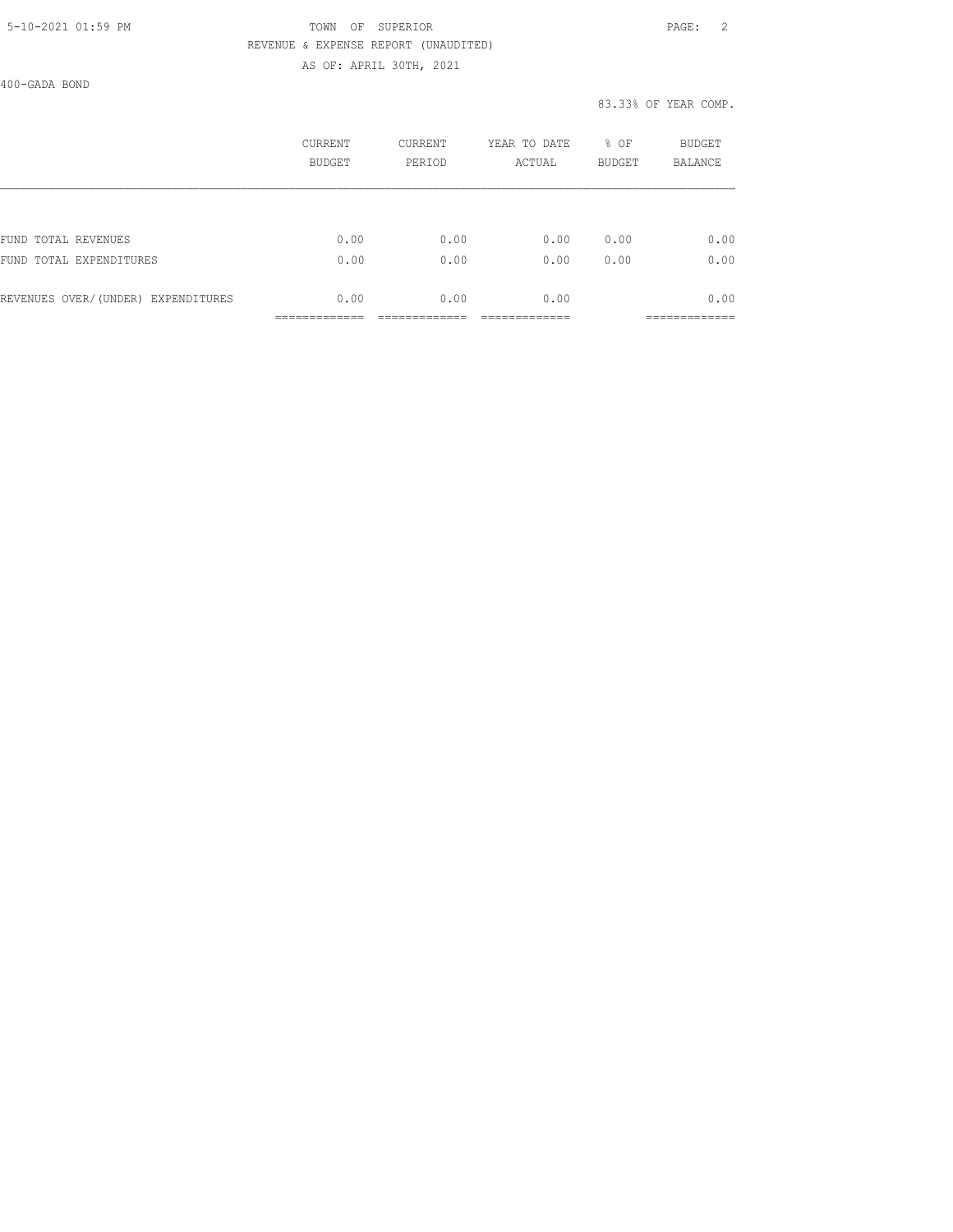TOWN OF SUPERIOR

REVENUE & EXPENSE REPORT (UNAUDITED)

AS OF: APRIL 30TH, 2021

400-GADA BOND

83.33% OF YEAR COMP.

| | CURRENT BUDGET | CURRENT PERIOD | YEAR TO DATE ACTUAL | % OF BUDGET | BUDGET BALANCE |
|---|---|---|---|---|---|
| FUND TOTAL REVENUES | 0.00 | 0.00 | 0.00 | 0.00 | 0.00 |
| FUND TOTAL EXPENDITURES | 0.00 | 0.00 | 0.00 | 0.00 | 0.00 |
| REVENUES OVER/(UNDER) EXPENDITURES | 0.00 | 0.00 | 0.00 | | 0.00 |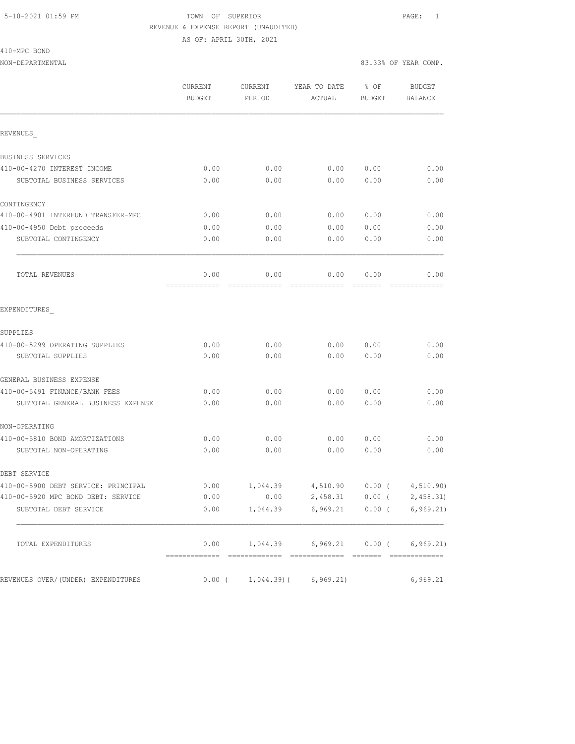5-10-2021 01:59 PM TOWN OF SUPERIOR

REVENUE & EXPENSE REPORT (UNAUDITED)

AS OF: APRIL 30TH, 2021

410-MPC BOND

NON-DEPARTMENTAL 83.33% OF YEAR COMP.

| | CURRENT BUDGET | CURRENT PERIOD | YEAR TO DATE ACTUAL | % OF BUDGET | BUDGET BALANCE |
|---|---|---|---|---|---|
| **REVENUES** | | | | | |
| BUSINESS SERVICES | | | | | |
| 410-00-4270 INTEREST INCOME | 0.00 | 0.00 | 0.00 | 0.00 | 0.00 |
| SUBTOTAL BUSINESS SERVICES | 0.00 | 0.00 | 0.00 | 0.00 | 0.00 |
| CONTINGENCY | | | | | |
| 410-00-4901 INTERFUND TRANSFER-MPC | 0.00 | 0.00 | 0.00 | 0.00 | 0.00 |
| 410-00-4950 Debt proceeds | 0.00 | 0.00 | 0.00 | 0.00 | 0.00 |
| SUBTOTAL CONTINGENCY | 0.00 | 0.00 | 0.00 | 0.00 | 0.00 |
| TOTAL REVENUES | 0.00 | 0.00 | 0.00 | 0.00 | 0.00 |
| **EXPENDITURES** | | | | | |
| SUPPLIES | | | | | |
| 410-00-5299 OPERATING SUPPLIES | 0.00 | 0.00 | 0.00 | 0.00 | 0.00 |
| SUBTOTAL SUPPLIES | 0.00 | 0.00 | 0.00 | 0.00 | 0.00 |
| GENERAL BUSINESS EXPENSE | | | | | |
| 410-00-5491 FINANCE/BANK FEES | 0.00 | 0.00 | 0.00 | 0.00 | 0.00 |
| SUBTOTAL GENERAL BUSINESS EXPENSE | 0.00 | 0.00 | 0.00 | 0.00 | 0.00 |
| NON-OPERATING | | | | | |
| 410-00-5810 BOND AMORTIZATIONS | 0.00 | 0.00 | 0.00 | 0.00 | 0.00 |
| SUBTOTAL NON-OPERATING | 0.00 | 0.00 | 0.00 | 0.00 | 0.00 |
| DEBT SERVICE | | | | | |
| 410-00-5900 DEBT SERVICE: PRINCIPAL | 0.00 | 1,044.39 | 4,510.90 | 0.00 | ( 4,510.90) |
| 410-00-5920 MPC BOND DEBT: SERVICE | 0.00 | 0.00 | 2,458.31 | 0.00 | ( 2,458.31) |
| SUBTOTAL DEBT SERVICE | 0.00 | 1,044.39 | 6,969.21 | 0.00 | ( 6,969.21) |
| TOTAL EXPENDITURES | 0.00 | 1,044.39 | 6,969.21 | 0.00 | ( 6,969.21) |
| REVENUES OVER/(UNDER) EXPENDITURES | 0.00 | ( 1,044.39) | ( 6,969.21) | | 6,969.21 |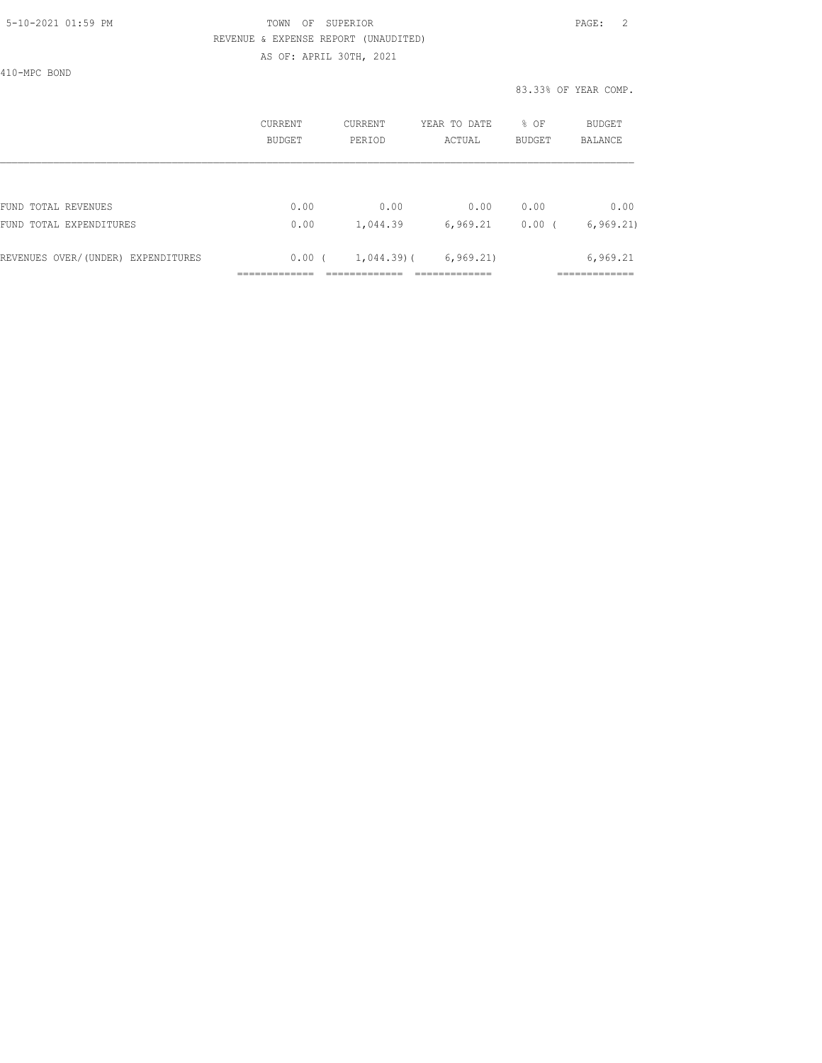TOWN OF SUPERIOR

REVENUE & EXPENSE REPORT (UNAUDITED)

AS OF: APRIL 30TH, 2021

410-MPC BOND

83.33% OF YEAR COMP.

| | CURRENT BUDGET | CURRENT PERIOD | YEAR TO DATE ACTUAL | % OF BUDGET | BUDGET BALANCE |
|---|---|---|---|---|---|
| FUND TOTAL REVENUES | 0.00 | 0.00 | 0.00 | 0.00 | 0.00 |
| FUND TOTAL EXPENDITURES | 0.00 | 1,044.39 | 6,969.21 | 0.00 | ( 6,969.21) |
| REVENUES OVER/(UNDER) EXPENDITURES | 0.00 | ( 1,044.39) | ( 6,969.21) | | 6,969.21 |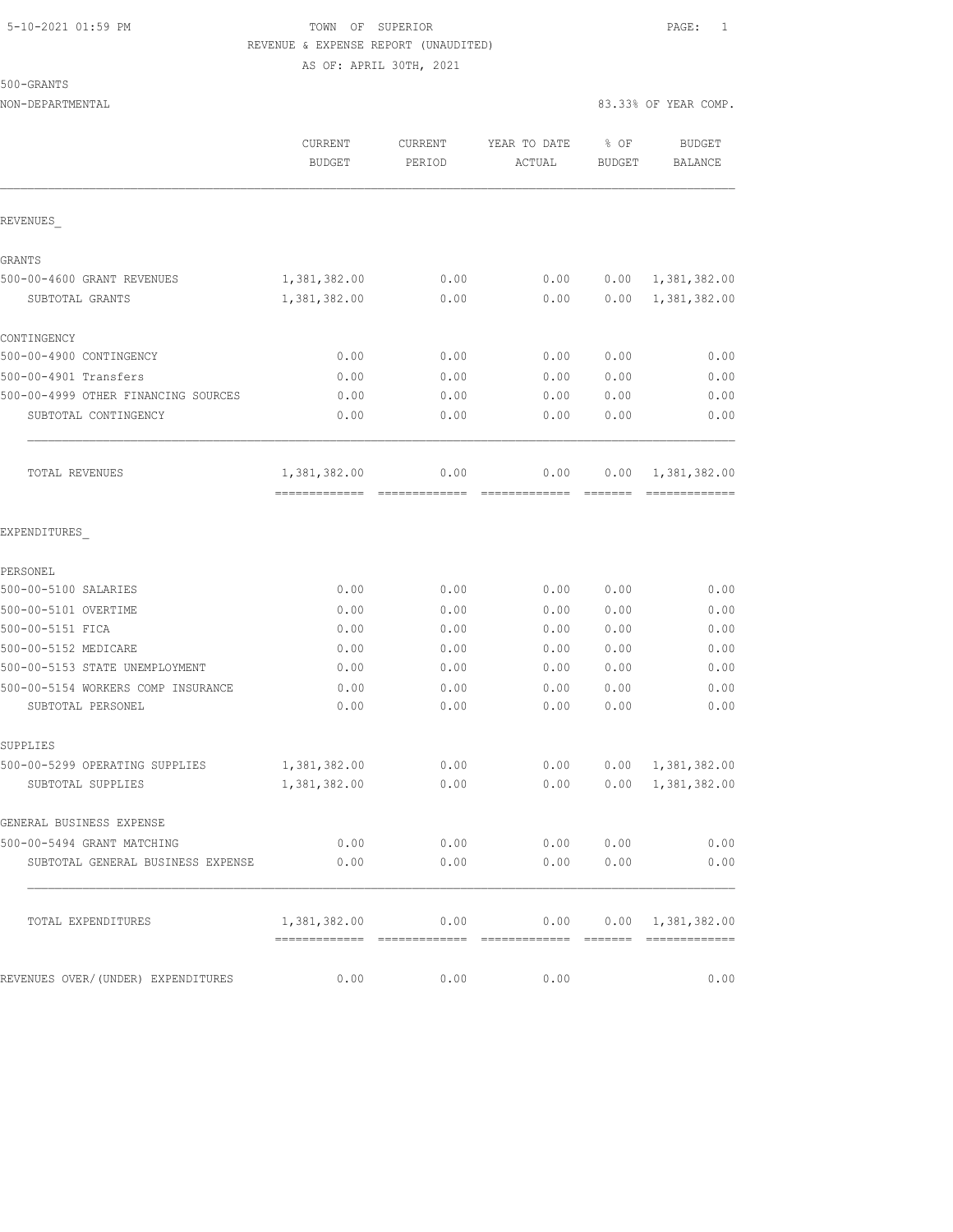5-10-2021 01:59 PM

# TOWN OF SUPERIOR

REVENUE & EXPENSE REPORT (UNAUDITED)

AS OF: APRIL 30TH, 2021

500-GRANTS

NON-DEPARTMENTAL

83.33% OF YEAR COMP.

| | CURRENT BUDGET | CURRENT PERIOD | YEAR TO DATE ACTUAL | % OF BUDGET | BUDGET BALANCE |
|---|---|---|---|---|---|
| **REVENUES_** | | | | | |
| GRANTS | | | | | |
| 500-00-4600 GRANT REVENUES | 1,381,382.00 | 0.00 | 0.00 | 0.00 | 1,381,382.00 |
| SUBTOTAL GRANTS | 1,381,382.00 | 0.00 | 0.00 | 0.00 | 1,381,382.00 |
| CONTINGENCY | | | | | |
| 500-00-4900 CONTINGENCY | 0.00 | 0.00 | 0.00 | 0.00 | 0.00 |
| 500-00-4901 Transfers | 0.00 | 0.00 | 0.00 | 0.00 | 0.00 |
| 500-00-4999 OTHER FINANCING SOURCES | 0.00 | 0.00 | 0.00 | 0.00 | 0.00 |
| SUBTOTAL CONTINGENCY | 0.00 | 0.00 | 0.00 | 0.00 | 0.00 |
| TOTAL REVENUES | 1,381,382.00 | 0.00 | 0.00 | 0.00 | 1,381,382.00 |
| **EXPENDITURES_** | | | | | |
| PERSONEL | | | | | |
| 500-00-5100 SALARIES | 0.00 | 0.00 | 0.00 | 0.00 | 0.00 |
| 500-00-5101 OVERTIME | 0.00 | 0.00 | 0.00 | 0.00 | 0.00 |
| 500-00-5151 FICA | 0.00 | 0.00 | 0.00 | 0.00 | 0.00 |
| 500-00-5152 MEDICARE | 0.00 | 0.00 | 0.00 | 0.00 | 0.00 |
| 500-00-5153 STATE UNEMPLOYMENT | 0.00 | 0.00 | 0.00 | 0.00 | 0.00 |
| 500-00-5154 WORKERS COMP INSURANCE | 0.00 | 0.00 | 0.00 | 0.00 | 0.00 |
| SUBTOTAL PERSONEL | 0.00 | 0.00 | 0.00 | 0.00 | 0.00 |
| SUPPLIES | | | | | |
| 500-00-5299 OPERATING SUPPLIES | 1,381,382.00 | 0.00 | 0.00 | 0.00 | 1,381,382.00 |
| SUBTOTAL SUPPLIES | 1,381,382.00 | 0.00 | 0.00 | 0.00 | 1,381,382.00 |
| GENERAL BUSINESS EXPENSE | | | | | |
| 500-00-5494 GRANT MATCHING | 0.00 | 0.00 | 0.00 | 0.00 | 0.00 |
| SUBTOTAL GENERAL BUSINESS EXPENSE | 0.00 | 0.00 | 0.00 | 0.00 | 0.00 |
| TOTAL EXPENDITURES | 1,381,382.00 | 0.00 | 0.00 | 0.00 | 1,381,382.00 |
| REVENUES OVER/(UNDER) EXPENDITURES | 0.00 | 0.00 | 0.00 | | 0.00 |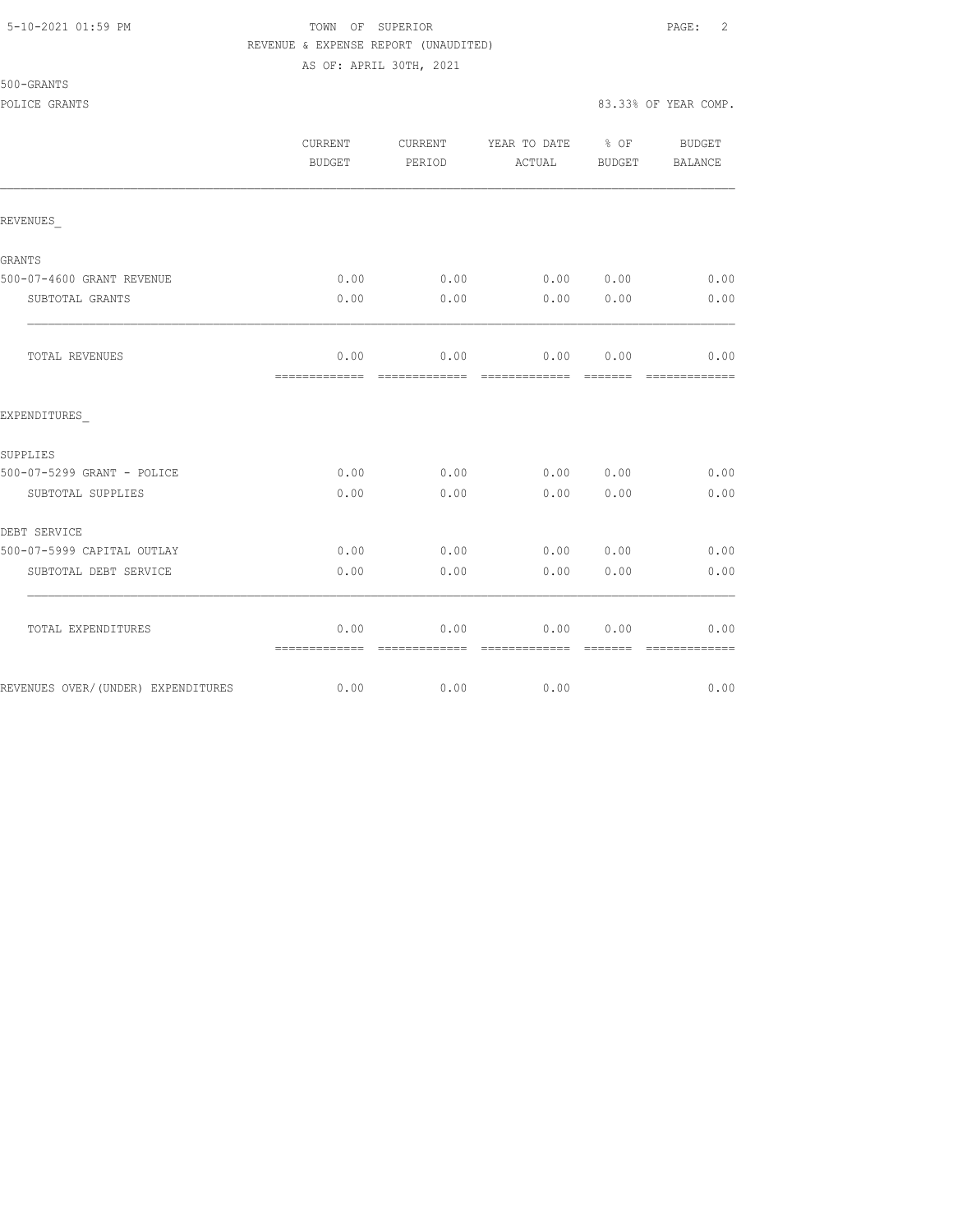TOWN OF SUPERIOR
REVENUE & EXPENSE REPORT (UNAUDITED)
AS OF: APRIL 30TH, 2021

500-GRANTS

POLICE GRANTS — 83.33% OF YEAR COMP.

| | CURRENT BUDGET | CURRENT PERIOD | YEAR TO DATE ACTUAL | % OF BUDGET | BUDGET BALANCE |
|---|---|---|---|---|---|
| **REVENUES_** | | | | | |
| GRANTS | | | | | |
| 500-07-4600 GRANT REVENUE | 0.00 | 0.00 | 0.00 | 0.00 | 0.00 |
| SUBTOTAL GRANTS | 0.00 | 0.00 | 0.00 | 0.00 | 0.00 |
| TOTAL REVENUES | 0.00 | 0.00 | 0.00 | 0.00 | 0.00 |
| **EXPENDITURES_** | | | | | |
| SUPPLIES | | | | | |
| 500-07-5299 GRANT - POLICE | 0.00 | 0.00 | 0.00 | 0.00 | 0.00 |
| SUBTOTAL SUPPLIES | 0.00 | 0.00 | 0.00 | 0.00 | 0.00 |
| DEBT SERVICE | | | | | |
| 500-07-5999 CAPITAL OUTLAY | 0.00 | 0.00 | 0.00 | 0.00 | 0.00 |
| SUBTOTAL DEBT SERVICE | 0.00 | 0.00 | 0.00 | 0.00 | 0.00 |
| TOTAL EXPENDITURES | 0.00 | 0.00 | 0.00 | 0.00 | 0.00 |
| REVENUES OVER/(UNDER) EXPENDITURES | 0.00 | 0.00 | 0.00 | | 0.00 |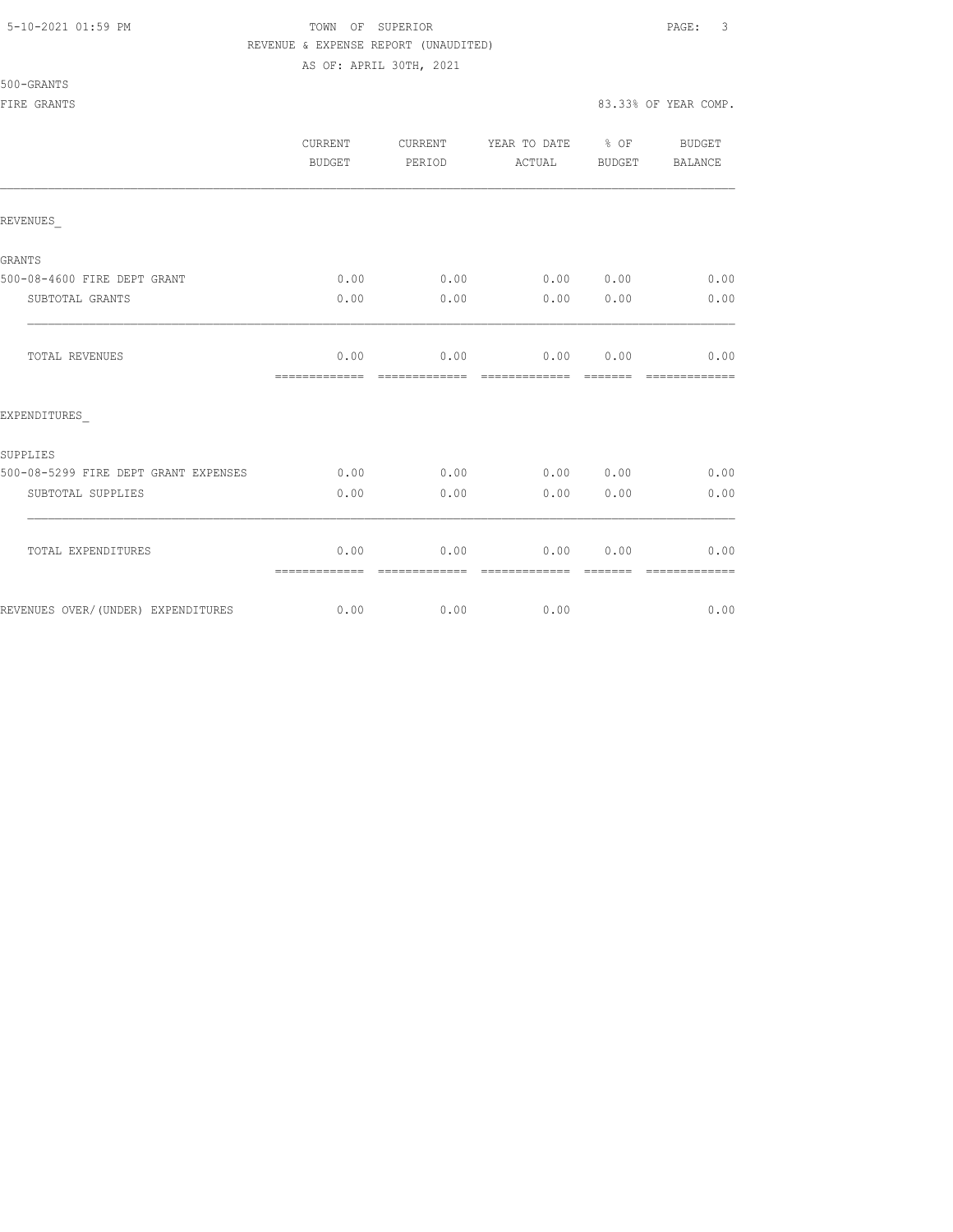TOWN OF SUPERIOR

REVENUE & EXPENSE REPORT (UNAUDITED)

AS OF: APRIL 30TH, 2021

500-GRANTS

FIRE GRANTS — 83.33% OF YEAR COMP.

| | CURRENT BUDGET | CURRENT PERIOD | YEAR TO DATE ACTUAL | % OF BUDGET | BUDGET BALANCE |
|---|---|---|---|---|---|
| REVENUES_ | | | | | |
| GRANTS | | | | | |
| 500-08-4600 FIRE DEPT GRANT | 0.00 | 0.00 | 0.00 | 0.00 | 0.00 |
| SUBTOTAL GRANTS | 0.00 | 0.00 | 0.00 | 0.00 | 0.00 |
| TOTAL REVENUES | 0.00 | 0.00 | 0.00 | 0.00 | 0.00 |
| EXPENDITURES_ | | | | | |
| SUPPLIES | | | | | |
| 500-08-5299 FIRE DEPT GRANT EXPENSES | 0.00 | 0.00 | 0.00 | 0.00 | 0.00 |
| SUBTOTAL SUPPLIES | 0.00 | 0.00 | 0.00 | 0.00 | 0.00 |
| TOTAL EXPENDITURES | 0.00 | 0.00 | 0.00 | 0.00 | 0.00 |
| REVENUES OVER/(UNDER) EXPENDITURES | 0.00 | 0.00 | 0.00 | | 0.00 |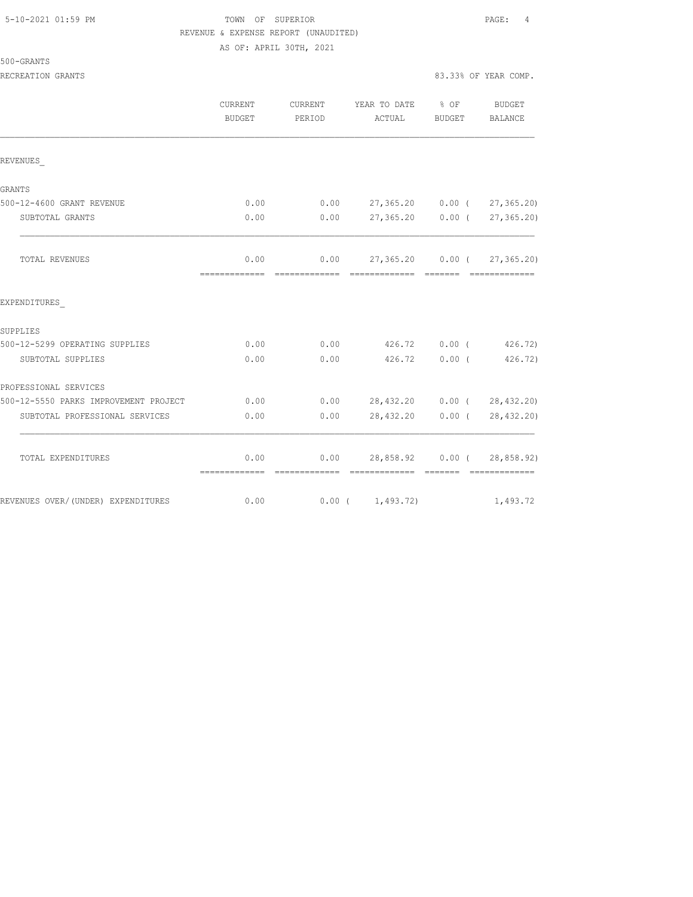TOWN OF SUPERIOR
REVENUE & EXPENSE REPORT (UNAUDITED)
AS OF: APRIL 30TH, 2021

500-GRANTS
RECREATION GRANTS — 83.33% OF YEAR COMP.

| | CURRENT BUDGET | CURRENT PERIOD | YEAR TO DATE ACTUAL | % OF BUDGET | BUDGET BALANCE |
|---|---|---|---|---|---|
| **REVENUES_** | | | | | |
| GRANTS | | | | | |
| 500-12-4600 GRANT REVENUE | 0.00 | 0.00 | 27,365.20 | 0.00 | ( 27,365.20) |
| SUBTOTAL GRANTS | 0.00 | 0.00 | 27,365.20 | 0.00 | ( 27,365.20) |
| TOTAL REVENUES | 0.00 | 0.00 | 27,365.20 | 0.00 | ( 27,365.20) |
| **EXPENDITURES_** | | | | | |
| SUPPLIES | | | | | |
| 500-12-5299 OPERATING SUPPLIES | 0.00 | 0.00 | 426.72 | 0.00 | ( 426.72) |
| SUBTOTAL SUPPLIES | 0.00 | 0.00 | 426.72 | 0.00 | ( 426.72) |
| PROFESSIONAL SERVICES | | | | | |
| 500-12-5550 PARKS IMPROVEMENT PROJECT | 0.00 | 0.00 | 28,432.20 | 0.00 | ( 28,432.20) |
| SUBTOTAL PROFESSIONAL SERVICES | 0.00 | 0.00 | 28,432.20 | 0.00 | ( 28,432.20) |
| TOTAL EXPENDITURES | 0.00 | 0.00 | 28,858.92 | 0.00 | ( 28,858.92) |
| REVENUES OVER/(UNDER) EXPENDITURES | 0.00 | 0.00 | ( 1,493.72) | | 1,493.72 |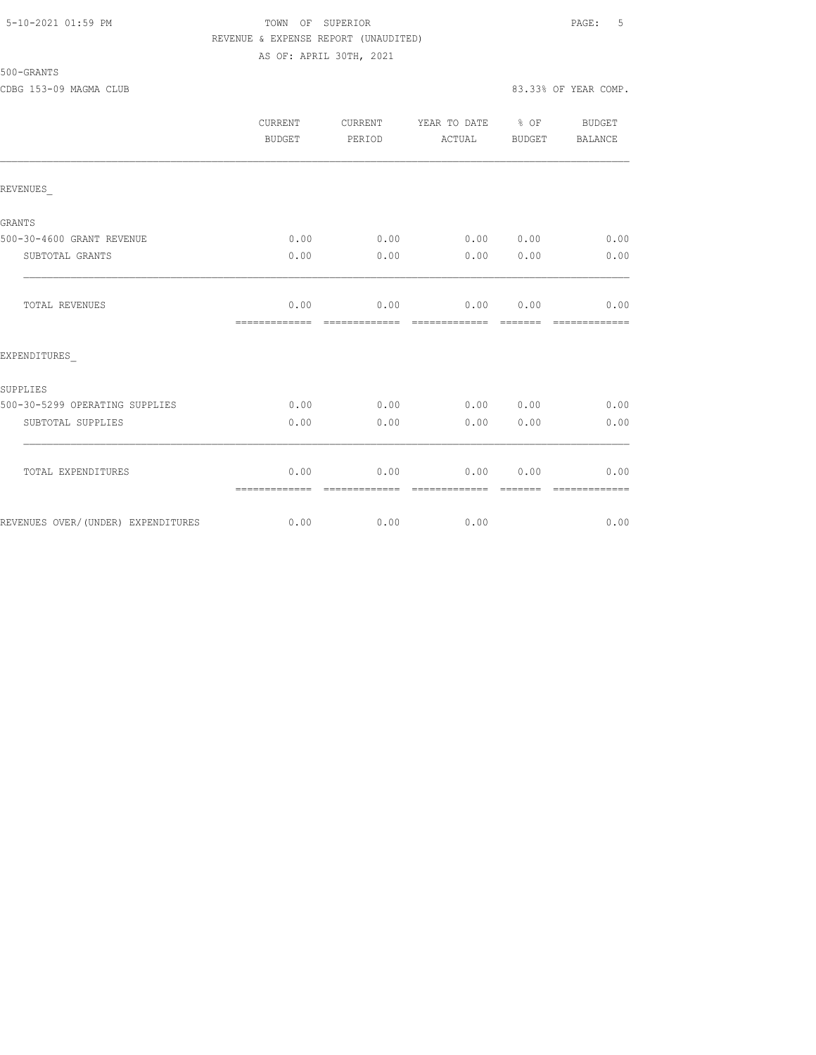5-10-2021 01:59 PM

TOWN OF SUPERIOR

REVENUE & EXPENSE REPORT (UNAUDITED)

AS OF: APRIL 30TH, 2021

500-GRANTS

CDBG 153-09 MAGMA CLUB

83.33% OF YEAR COMP.

| | CURRENT BUDGET | CURRENT PERIOD | YEAR TO DATE ACTUAL | % OF BUDGET | BUDGET BALANCE |
|---|---|---|---|---|---|
| REVENUES_ | | | | | |
| GRANTS | | | | | |
| 500-30-4600 GRANT REVENUE | 0.00 | 0.00 | 0.00 | 0.00 | 0.00 |
| SUBTOTAL GRANTS | 0.00 | 0.00 | 0.00 | 0.00 | 0.00 |
| TOTAL REVENUES | 0.00 | 0.00 | 0.00 | 0.00 | 0.00 |
| EXPENDITURES_ | | | | | |
| SUPPLIES | | | | | |
| 500-30-5299 OPERATING SUPPLIES | 0.00 | 0.00 | 0.00 | 0.00 | 0.00 |
| SUBTOTAL SUPPLIES | 0.00 | 0.00 | 0.00 | 0.00 | 0.00 |
| TOTAL EXPENDITURES | 0.00 | 0.00 | 0.00 | 0.00 | 0.00 |
| REVENUES OVER/(UNDER) EXPENDITURES | 0.00 | 0.00 | 0.00 | | 0.00 |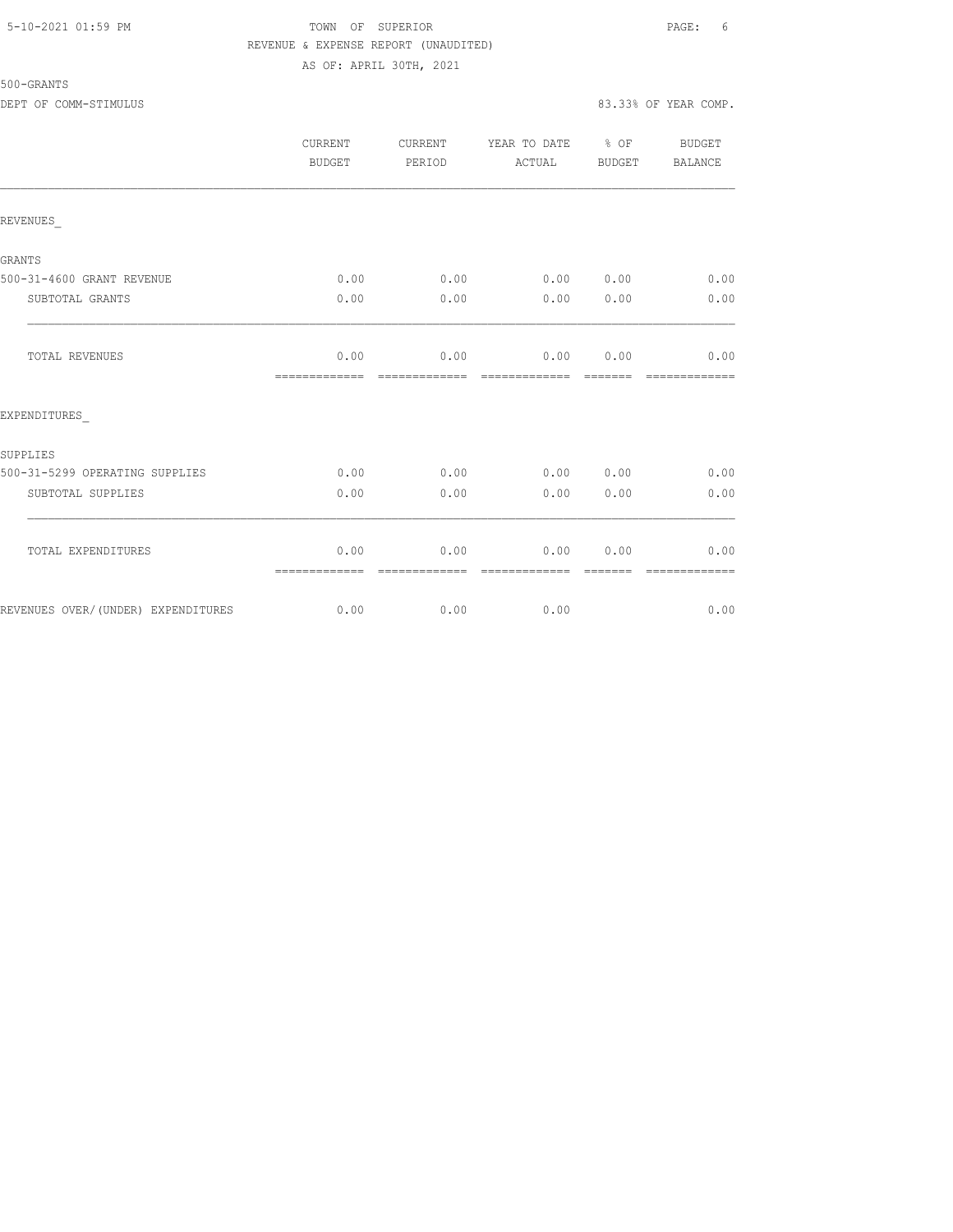TOWN OF SUPERIOR

REVENUE & EXPENSE REPORT (UNAUDITED)

AS OF: APRIL 30TH, 2021

500-GRANTS

DEPT OF COMM-STIMULUS — 83.33% OF YEAR COMP.

| | CURRENT BUDGET | CURRENT PERIOD | YEAR TO DATE ACTUAL | % OF BUDGET | BUDGET BALANCE |
|---|---|---|---|---|---|
| **REVENUES_** | | | | | |
| GRANTS | | | | | |
| 500-31-4600 GRANT REVENUE | 0.00 | 0.00 | 0.00 | 0.00 | 0.00 |
| SUBTOTAL GRANTS | 0.00 | 0.00 | 0.00 | 0.00 | 0.00 |
| TOTAL REVENUES | 0.00 | 0.00 | 0.00 | 0.00 | 0.00 |
| **EXPENDITURES_** | | | | | |
| SUPPLIES | | | | | |
| 500-31-5299 OPERATING SUPPLIES | 0.00 | 0.00 | 0.00 | 0.00 | 0.00 |
| SUBTOTAL SUPPLIES | 0.00 | 0.00 | 0.00 | 0.00 | 0.00 |
| TOTAL EXPENDITURES | 0.00 | 0.00 | 0.00 | 0.00 | 0.00 |
| REVENUES OVER/(UNDER) EXPENDITURES | 0.00 | 0.00 | 0.00 | | 0.00 |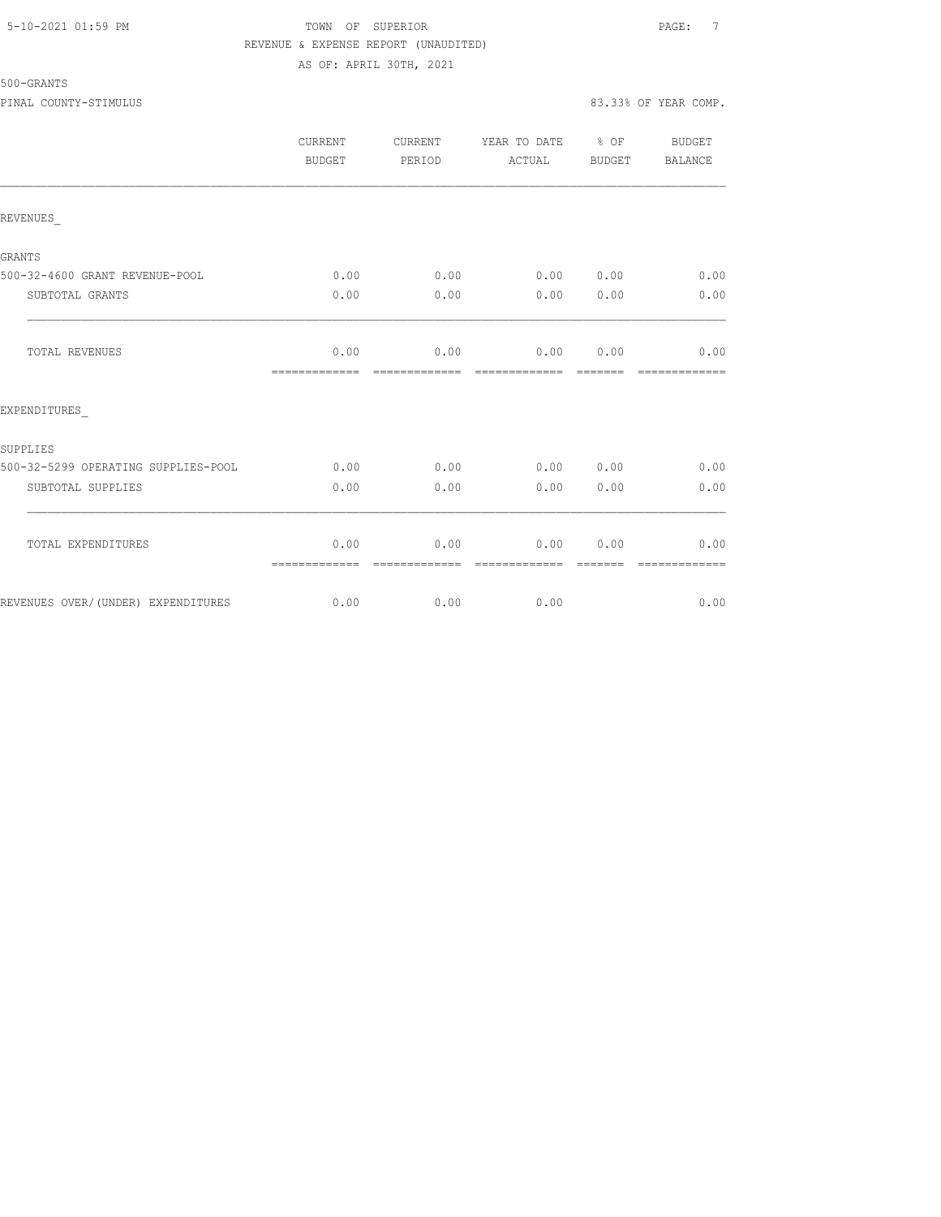5-10-2021 01:59 PM

TOWN OF SUPERIOR

REVENUE & EXPENSE REPORT (UNAUDITED)

AS OF: APRIL 30TH, 2021

500-GRANTS

PINAL COUNTY-STIMULUS

83.33% OF YEAR COMP.

| | CURRENT BUDGET | CURRENT PERIOD | YEAR TO DATE ACTUAL | % OF BUDGET | BUDGET BALANCE |
|---|---|---|---|---|---|
| REVENUES_ | | | | | |
| GRANTS | | | | | |
| 500-32-4600 GRANT REVENUE-POOL | 0.00 | 0.00 | 0.00 | 0.00 | 0.00 |
| SUBTOTAL GRANTS | 0.00 | 0.00 | 0.00 | 0.00 | 0.00 |
| TOTAL REVENUES | 0.00 | 0.00 | 0.00 | 0.00 | 0.00 |
| EXPENDITURES_ | | | | | |
| SUPPLIES | | | | | |
| 500-32-5299 OPERATING SUPPLIES-POOL | 0.00 | 0.00 | 0.00 | 0.00 | 0.00 |
| SUBTOTAL SUPPLIES | 0.00 | 0.00 | 0.00 | 0.00 | 0.00 |
| TOTAL EXPENDITURES | 0.00 | 0.00 | 0.00 | 0.00 | 0.00 |
| REVENUES OVER/(UNDER) EXPENDITURES | 0.00 | 0.00 | 0.00 | | 0.00 |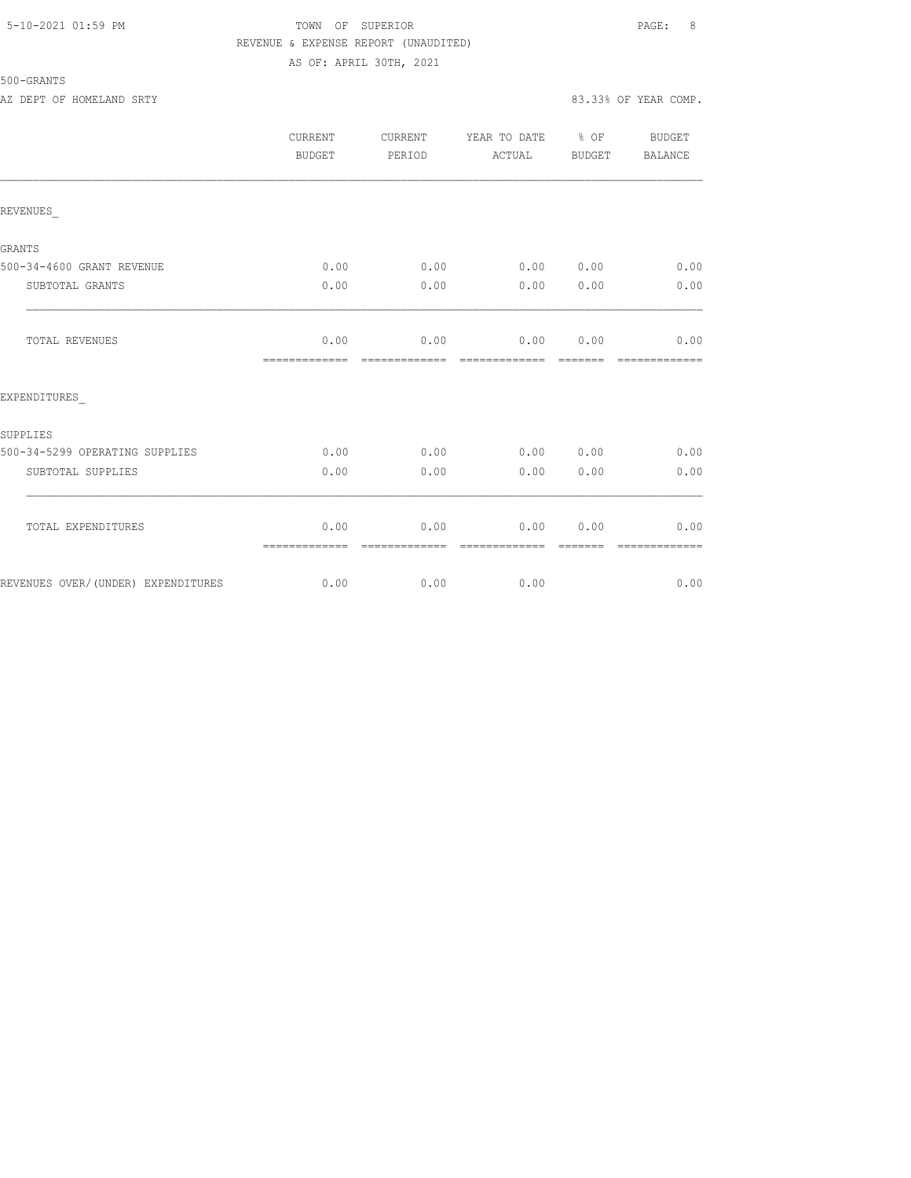TOWN OF SUPERIOR

REVENUE & EXPENSE REPORT (UNAUDITED)

AS OF: APRIL 30TH, 2021

500-GRANTS

AZ DEPT OF HOMELAND SRTY — 83.33% OF YEAR COMP.

| | CURRENT BUDGET | CURRENT PERIOD | YEAR TO DATE ACTUAL | % OF BUDGET | BUDGET BALANCE |
|---|---|---|---|---|---|
| **REVENUES_** | | | | | |
| GRANTS | | | | | |
| 500-34-4600 GRANT REVENUE | 0.00 | 0.00 | 0.00 | 0.00 | 0.00 |
| SUBTOTAL GRANTS | 0.00 | 0.00 | 0.00 | 0.00 | 0.00 |
| TOTAL REVENUES | 0.00 | 0.00 | 0.00 | 0.00 | 0.00 |
| **EXPENDITURES_** | | | | | |
| SUPPLIES | | | | | |
| 500-34-5299 OPERATING SUPPLIES | 0.00 | 0.00 | 0.00 | 0.00 | 0.00 |
| SUBTOTAL SUPPLIES | 0.00 | 0.00 | 0.00 | 0.00 | 0.00 |
| TOTAL EXPENDITURES | 0.00 | 0.00 | 0.00 | 0.00 | 0.00 |
| REVENUES OVER/(UNDER) EXPENDITURES | 0.00 | 0.00 | 0.00 | | 0.00 |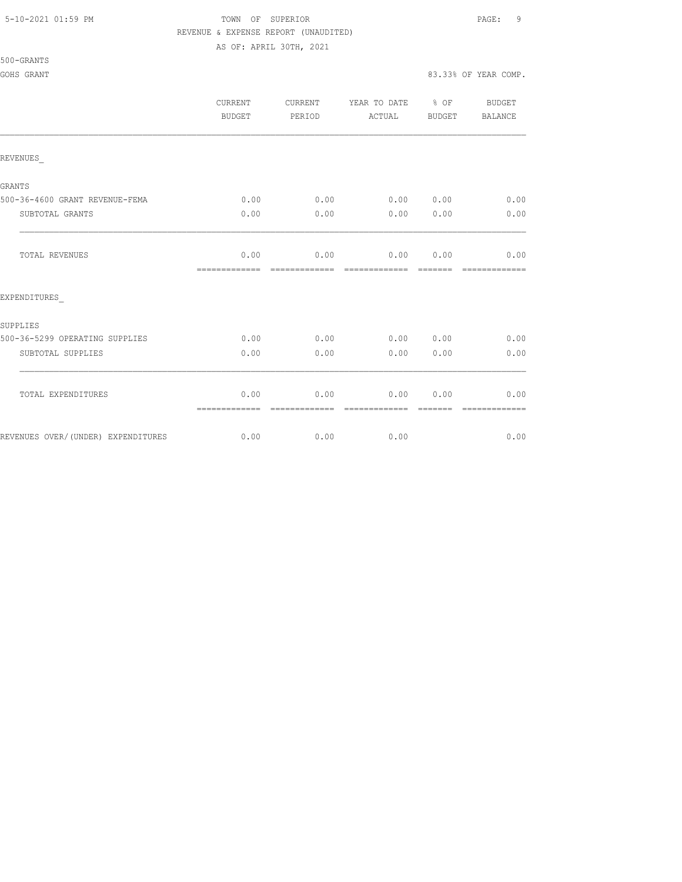5-10-2021 01:59 PM

TOWN OF SUPERIOR

REVENUE & EXPENSE REPORT (UNAUDITED)

AS OF: APRIL 30TH, 2021

500-GRANTS

GOHS GRANT

83.33% OF YEAR COMP.

| | CURRENT BUDGET | CURRENT PERIOD | YEAR TO DATE ACTUAL | % OF BUDGET | BUDGET BALANCE |
|---|---|---|---|---|---|
| REVENUES_ | | | | | |
| GRANTS | | | | | |
| 500-36-4600 GRANT REVENUE-FEMA | 0.00 | 0.00 | 0.00 | 0.00 | 0.00 |
| SUBTOTAL GRANTS | 0.00 | 0.00 | 0.00 | 0.00 | 0.00 |
| TOTAL REVENUES | 0.00 | 0.00 | 0.00 | 0.00 | 0.00 |
| EXPENDITURES_ | | | | | |
| SUPPLIES | | | | | |
| 500-36-5299 OPERATING SUPPLIES | 0.00 | 0.00 | 0.00 | 0.00 | 0.00 |
| SUBTOTAL SUPPLIES | 0.00 | 0.00 | 0.00 | 0.00 | 0.00 |
| TOTAL EXPENDITURES | 0.00 | 0.00 | 0.00 | 0.00 | 0.00 |
| REVENUES OVER/(UNDER) EXPENDITURES | 0.00 | 0.00 | 0.00 | | 0.00 |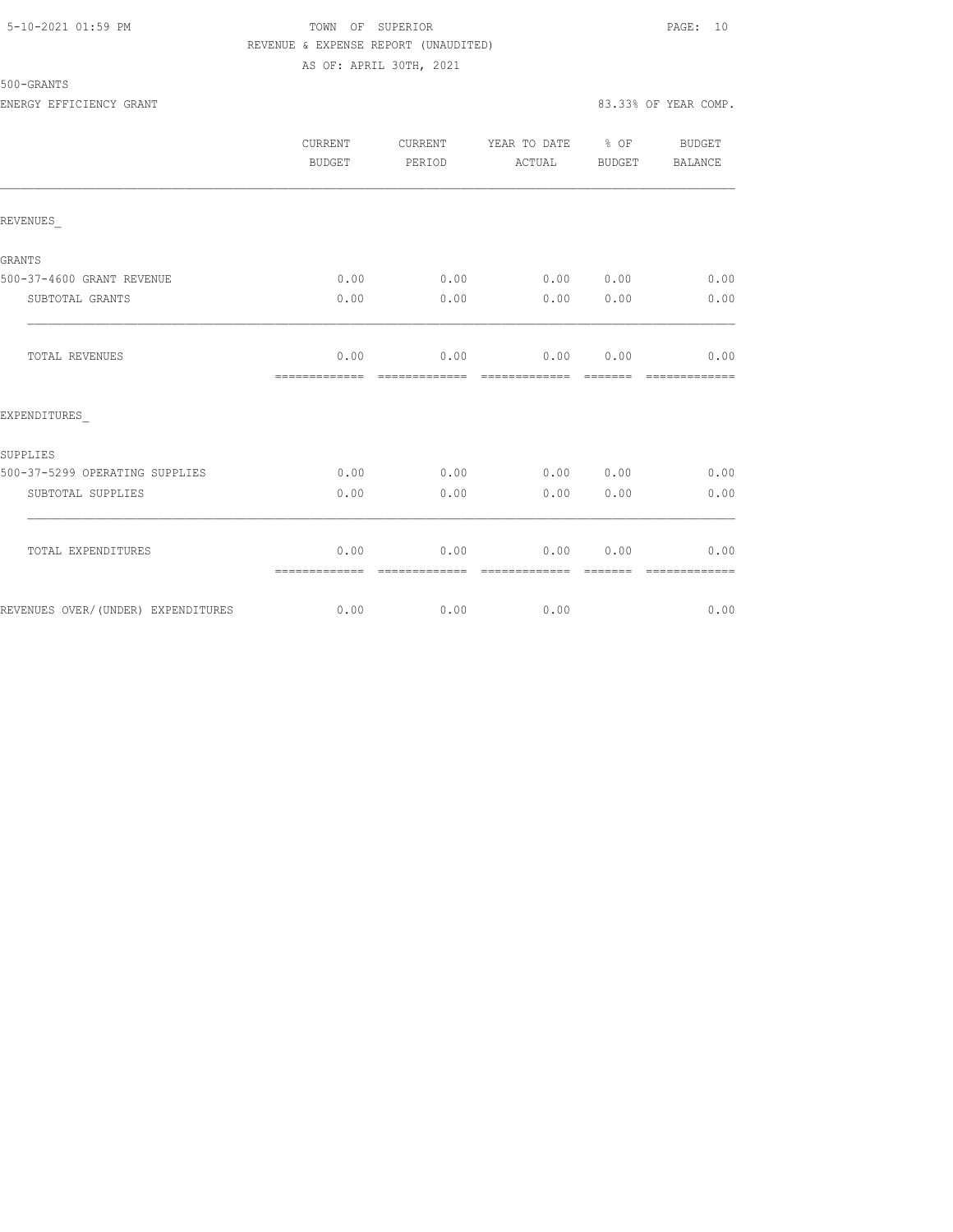5-10-2021 01:59 PM

TOWN OF SUPERIOR

REVENUE & EXPENSE REPORT (UNAUDITED)

AS OF: APRIL 30TH, 2021

500-GRANTS

ENERGY EFFICIENCY GRANT

83.33% OF YEAR COMP.

| | CURRENT BUDGET | CURRENT PERIOD | YEAR TO DATE ACTUAL | % OF BUDGET | BUDGET BALANCE |
|---|---|---|---|---|---|
| REVENUES_ | | | | | |
| GRANTS | | | | | |
| 500-37-4600 GRANT REVENUE | 0.00 | 0.00 | 0.00 | 0.00 | 0.00 |
| SUBTOTAL GRANTS | 0.00 | 0.00 | 0.00 | 0.00 | 0.00 |
| TOTAL REVENUES | 0.00 | 0.00 | 0.00 | 0.00 | 0.00 |
| EXPENDITURES_ | | | | | |
| SUPPLIES | | | | | |
| 500-37-5299 OPERATING SUPPLIES | 0.00 | 0.00 | 0.00 | 0.00 | 0.00 |
| SUBTOTAL SUPPLIES | 0.00 | 0.00 | 0.00 | 0.00 | 0.00 |
| TOTAL EXPENDITURES | 0.00 | 0.00 | 0.00 | 0.00 | 0.00 |
| REVENUES OVER/(UNDER) EXPENDITURES | 0.00 | 0.00 | 0.00 | | 0.00 |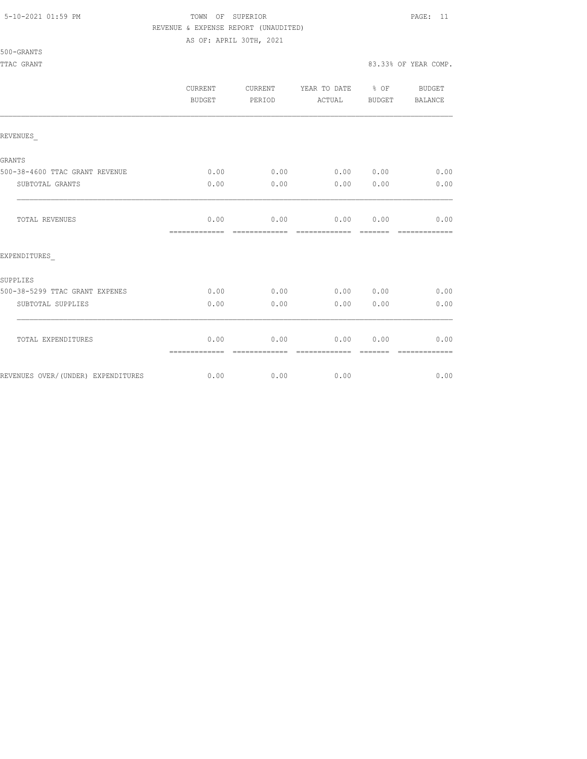TOWN OF SUPERIOR

REVENUE & EXPENSE REPORT (UNAUDITED)

AS OF: APRIL 30TH, 2021

500-GRANTS

TTAC GRANT

83.33% OF YEAR COMP.

| | CURRENT BUDGET | CURRENT PERIOD | YEAR TO DATE ACTUAL | % OF BUDGET | BUDGET BALANCE |
|---|---|---|---|---|---|
| REVENUES_ | | | | | |
| GRANTS | | | | | |
| 500-38-4600 TTAC GRANT REVENUE | 0.00 | 0.00 | 0.00 | 0.00 | 0.00 |
| SUBTOTAL GRANTS | 0.00 | 0.00 | 0.00 | 0.00 | 0.00 |
| TOTAL REVENUES | 0.00 | 0.00 | 0.00 | 0.00 | 0.00 |
| EXPENDITURES_ | | | | | |
| SUPPLIES | | | | | |
| 500-38-5299 TTAC GRANT EXPENES | 0.00 | 0.00 | 0.00 | 0.00 | 0.00 |
| SUBTOTAL SUPPLIES | 0.00 | 0.00 | 0.00 | 0.00 | 0.00 |
| TOTAL EXPENDITURES | 0.00 | 0.00 | 0.00 | 0.00 | 0.00 |
| REVENUES OVER/(UNDER) EXPENDITURES | 0.00 | 0.00 | 0.00 | | 0.00 |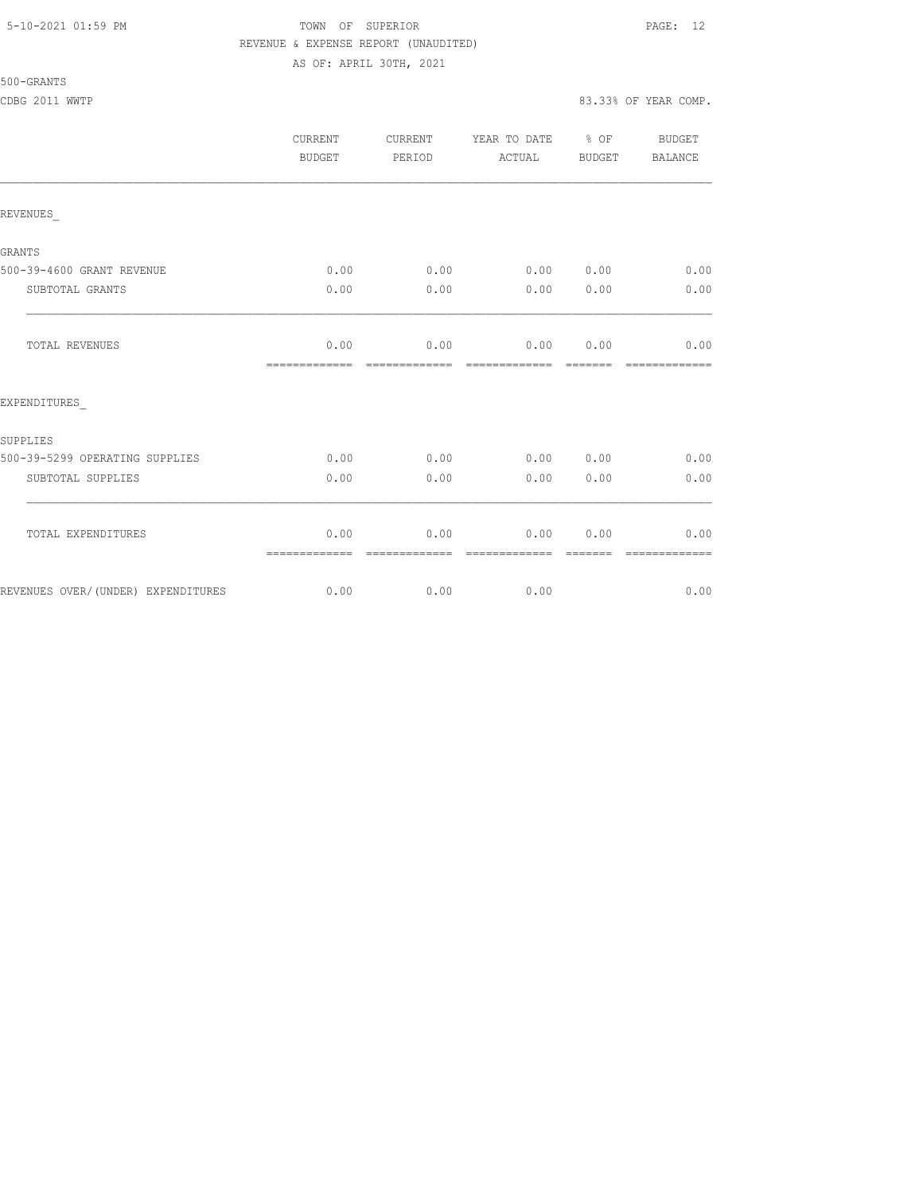5-10-2021 01:59 PM

TOWN OF SUPERIOR

REVENUE & EXPENSE REPORT (UNAUDITED)

AS OF: APRIL 30TH, 2021

500-GRANTS

CDBG 2011 WWTP

83.33% OF YEAR COMP.

| | CURRENT BUDGET | CURRENT PERIOD | YEAR TO DATE ACTUAL | % OF BUDGET | BUDGET BALANCE |
|---|---|---|---|---|---|
| REVENUES_ | | | | | |
| GRANTS | | | | | |
| 500-39-4600 GRANT REVENUE | 0.00 | 0.00 | 0.00 | 0.00 | 0.00 |
| SUBTOTAL GRANTS | 0.00 | 0.00 | 0.00 | 0.00 | 0.00 |
| TOTAL REVENUES | 0.00 | 0.00 | 0.00 | 0.00 | 0.00 |
| EXPENDITURES_ | | | | | |
| SUPPLIES | | | | | |
| 500-39-5299 OPERATING SUPPLIES | 0.00 | 0.00 | 0.00 | 0.00 | 0.00 |
| SUBTOTAL SUPPLIES | 0.00 | 0.00 | 0.00 | 0.00 | 0.00 |
| TOTAL EXPENDITURES | 0.00 | 0.00 | 0.00 | 0.00 | 0.00 |
| REVENUES OVER/(UNDER) EXPENDITURES | 0.00 | 0.00 | 0.00 | | 0.00 |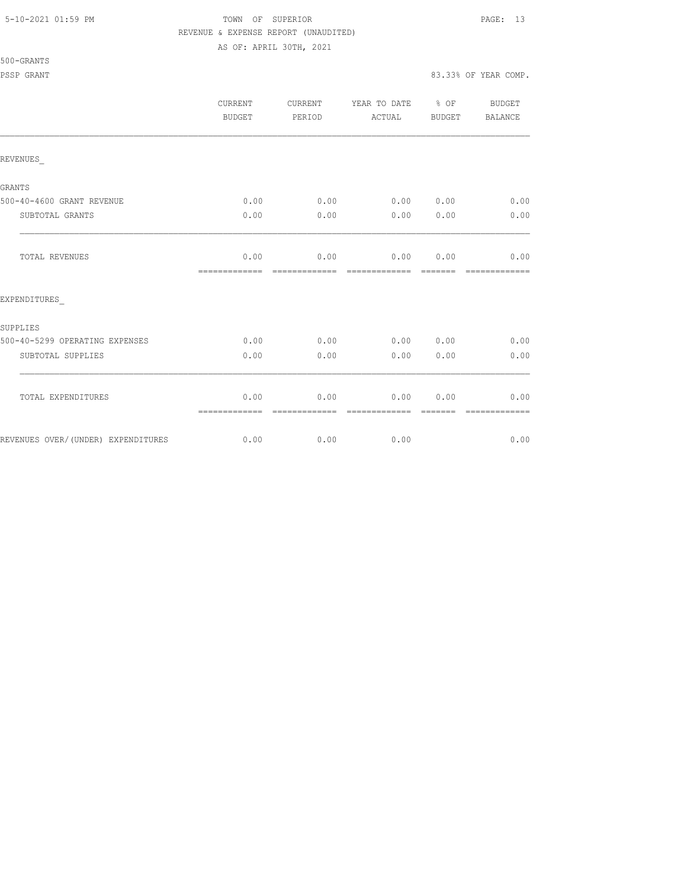TOWN OF SUPERIOR

REVENUE & EXPENSE REPORT (UNAUDITED)

AS OF: APRIL 30TH, 2021

500-GRANTS

PSSP GRANT

83.33% OF YEAR COMP.

| | CURRENT BUDGET | CURRENT PERIOD | YEAR TO DATE ACTUAL | % OF BUDGET | BUDGET BALANCE |
|---|---|---|---|---|---|
| REVENUES_ | | | | | |
| GRANTS | | | | | |
| 500-40-4600 GRANT REVENUE | 0.00 | 0.00 | 0.00 | 0.00 | 0.00 |
| SUBTOTAL GRANTS | 0.00 | 0.00 | 0.00 | 0.00 | 0.00 |
| TOTAL REVENUES | 0.00 | 0.00 | 0.00 | 0.00 | 0.00 |
| EXPENDITURES_ | | | | | |
| SUPPLIES | | | | | |
| 500-40-5299 OPERATING EXPENSES | 0.00 | 0.00 | 0.00 | 0.00 | 0.00 |
| SUBTOTAL SUPPLIES | 0.00 | 0.00 | 0.00 | 0.00 | 0.00 |
| TOTAL EXPENDITURES | 0.00 | 0.00 | 0.00 | 0.00 | 0.00 |
| REVENUES OVER/(UNDER) EXPENDITURES | 0.00 | 0.00 | 0.00 | | 0.00 |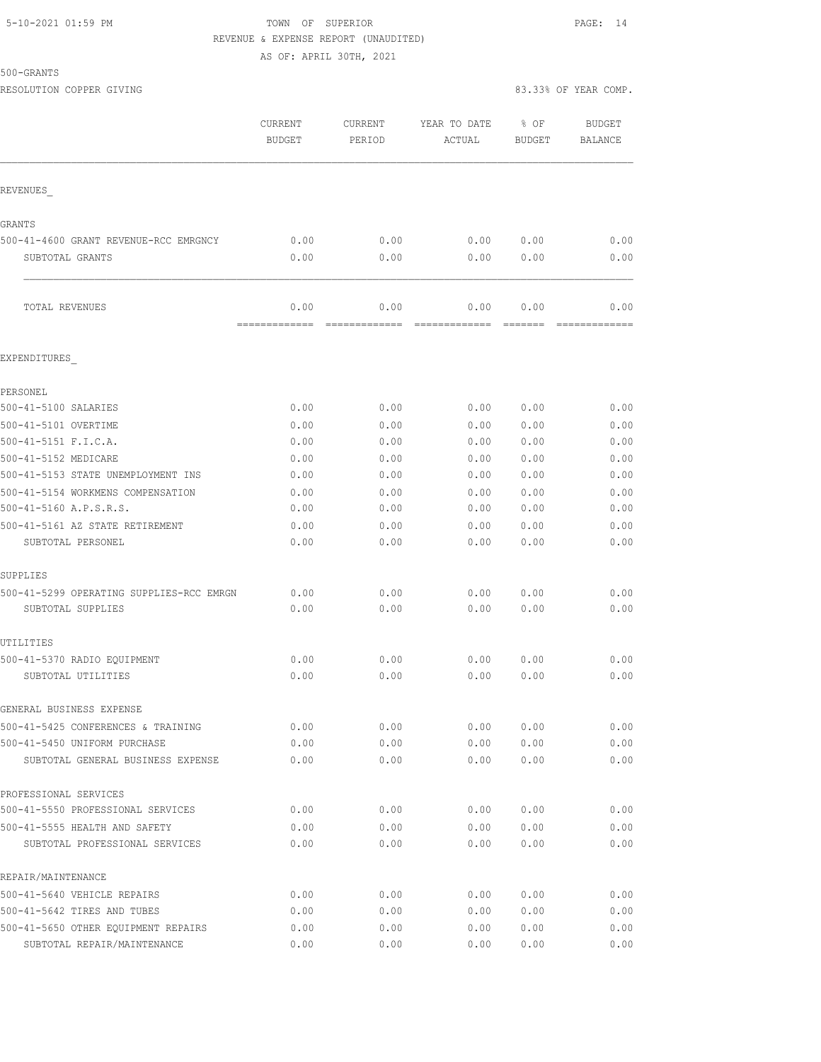5-10-2021 01:59 PM

TOWN OF SUPERIOR

REVENUE & EXPENSE REPORT (UNAUDITED)

AS OF: APRIL 30TH, 2021

500-GRANTS

RESOLUTION COPPER GIVING

83.33% OF YEAR COMP.

| | CURRENT BUDGET | CURRENT PERIOD | YEAR TO DATE ACTUAL | % OF BUDGET | BUDGET BALANCE |
|---|---|---|---|---|---|
| REVENUES_ | | | | | |
| GRANTS | | | | | |
| 500-41-4600 GRANT REVENUE-RCC EMRGNCY | 0.00 | 0.00 | 0.00 | 0.00 | 0.00 |
| SUBTOTAL GRANTS | 0.00 | 0.00 | 0.00 | 0.00 | 0.00 |
| TOTAL REVENUES | 0.00 | 0.00 | 0.00 | 0.00 | 0.00 |
| EXPENDITURES_ | | | | | |
| PERSONEL | | | | | |
| 500-41-5100 SALARIES | 0.00 | 0.00 | 0.00 | 0.00 | 0.00 |
| 500-41-5101 OVERTIME | 0.00 | 0.00 | 0.00 | 0.00 | 0.00 |
| 500-41-5151 F.I.C.A. | 0.00 | 0.00 | 0.00 | 0.00 | 0.00 |
| 500-41-5152 MEDICARE | 0.00 | 0.00 | 0.00 | 0.00 | 0.00 |
| 500-41-5153 STATE UNEMPLOYMENT INS | 0.00 | 0.00 | 0.00 | 0.00 | 0.00 |
| 500-41-5154 WORKMENS COMPENSATION | 0.00 | 0.00 | 0.00 | 0.00 | 0.00 |
| 500-41-5160 A.P.S.R.S. | 0.00 | 0.00 | 0.00 | 0.00 | 0.00 |
| 500-41-5161 AZ STATE RETIREMENT | 0.00 | 0.00 | 0.00 | 0.00 | 0.00 |
| SUBTOTAL PERSONEL | 0.00 | 0.00 | 0.00 | 0.00 | 0.00 |
| SUPPLIES | | | | | |
| 500-41-5299 OPERATING SUPPLIES-RCC EMRGN | 0.00 | 0.00 | 0.00 | 0.00 | 0.00 |
| SUBTOTAL SUPPLIES | 0.00 | 0.00 | 0.00 | 0.00 | 0.00 |
| UTILITIES | | | | | |
| 500-41-5370 RADIO EQUIPMENT | 0.00 | 0.00 | 0.00 | 0.00 | 0.00 |
| SUBTOTAL UTILITIES | 0.00 | 0.00 | 0.00 | 0.00 | 0.00 |
| GENERAL BUSINESS EXPENSE | | | | | |
| 500-41-5425 CONFERENCES & TRAINING | 0.00 | 0.00 | 0.00 | 0.00 | 0.00 |
| 500-41-5450 UNIFORM PURCHASE | 0.00 | 0.00 | 0.00 | 0.00 | 0.00 |
| SUBTOTAL GENERAL BUSINESS EXPENSE | 0.00 | 0.00 | 0.00 | 0.00 | 0.00 |
| PROFESSIONAL SERVICES | | | | | |
| 500-41-5550 PROFESSIONAL SERVICES | 0.00 | 0.00 | 0.00 | 0.00 | 0.00 |
| 500-41-5555 HEALTH AND SAFETY | 0.00 | 0.00 | 0.00 | 0.00 | 0.00 |
| SUBTOTAL PROFESSIONAL SERVICES | 0.00 | 0.00 | 0.00 | 0.00 | 0.00 |
| REPAIR/MAINTENANCE | | | | | |
| 500-41-5640 VEHICLE REPAIRS | 0.00 | 0.00 | 0.00 | 0.00 | 0.00 |
| 500-41-5642 TIRES AND TUBES | 0.00 | 0.00 | 0.00 | 0.00 | 0.00 |
| 500-41-5650 OTHER EQUIPMENT REPAIRS | 0.00 | 0.00 | 0.00 | 0.00 | 0.00 |
| SUBTOTAL REPAIR/MAINTENANCE | 0.00 | 0.00 | 0.00 | 0.00 | 0.00 |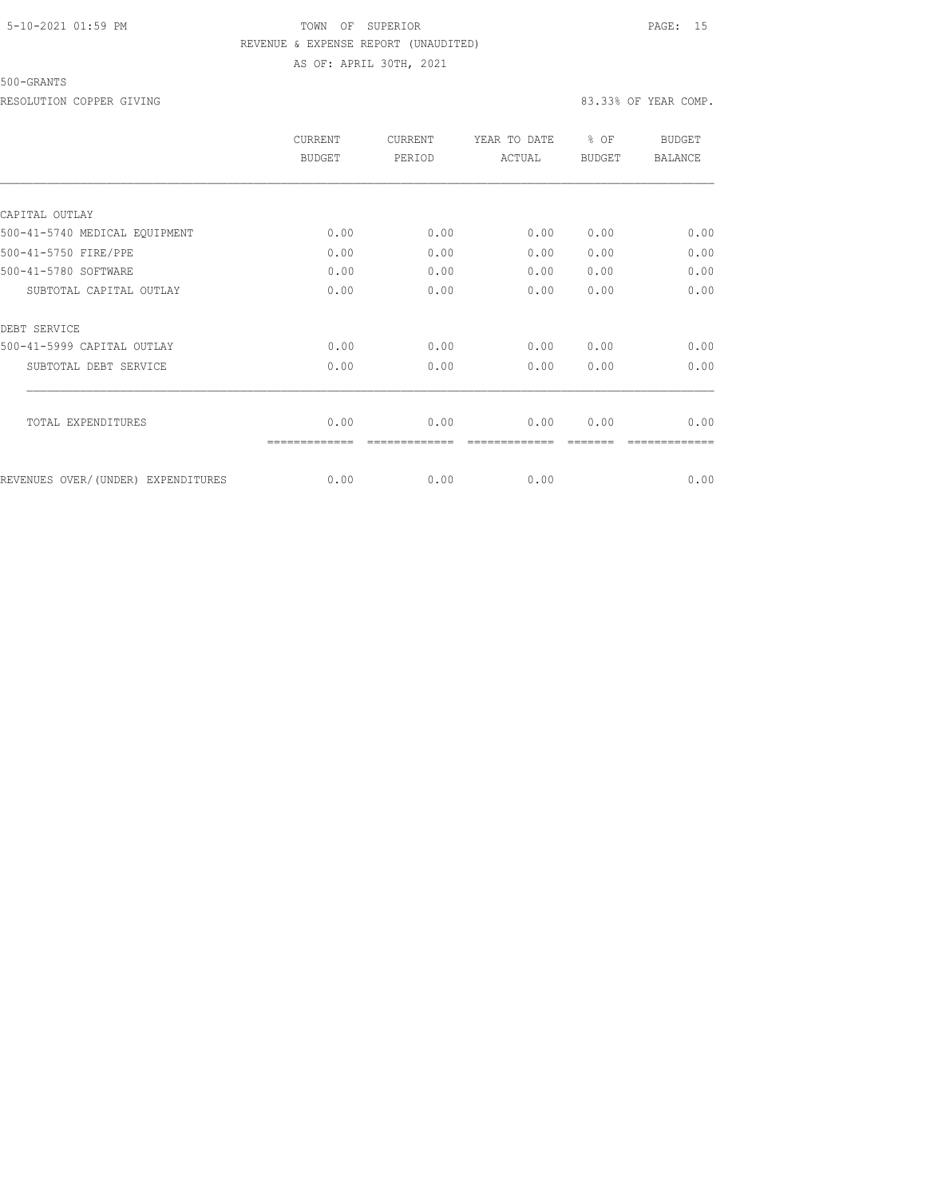TOWN OF SUPERIOR

REVENUE & EXPENSE REPORT (UNAUDITED)

AS OF: APRIL 30TH, 2021

500-GRANTS

RESOLUTION COPPER GIVING — 83.33% OF YEAR COMP.

| | CURRENT BUDGET | CURRENT PERIOD | YEAR TO DATE ACTUAL | % OF BUDGET | BUDGET BALANCE |
|---|---|---|---|---|---|
| CAPITAL OUTLAY | | | | | |
| 500-41-5740 MEDICAL EQUIPMENT | 0.00 | 0.00 | 0.00 | 0.00 | 0.00 |
| 500-41-5750 FIRE/PPE | 0.00 | 0.00 | 0.00 | 0.00 | 0.00 |
| 500-41-5780 SOFTWARE | 0.00 | 0.00 | 0.00 | 0.00 | 0.00 |
| SUBTOTAL CAPITAL OUTLAY | 0.00 | 0.00 | 0.00 | 0.00 | 0.00 |
| DEBT SERVICE | | | | | |
| 500-41-5999 CAPITAL OUTLAY | 0.00 | 0.00 | 0.00 | 0.00 | 0.00 |
| SUBTOTAL DEBT SERVICE | 0.00 | 0.00 | 0.00 | 0.00 | 0.00 |
| TOTAL EXPENDITURES | 0.00 | 0.00 | 0.00 | 0.00 | 0.00 |
| REVENUES OVER/(UNDER) EXPENDITURES | 0.00 | 0.00 | 0.00 | | 0.00 |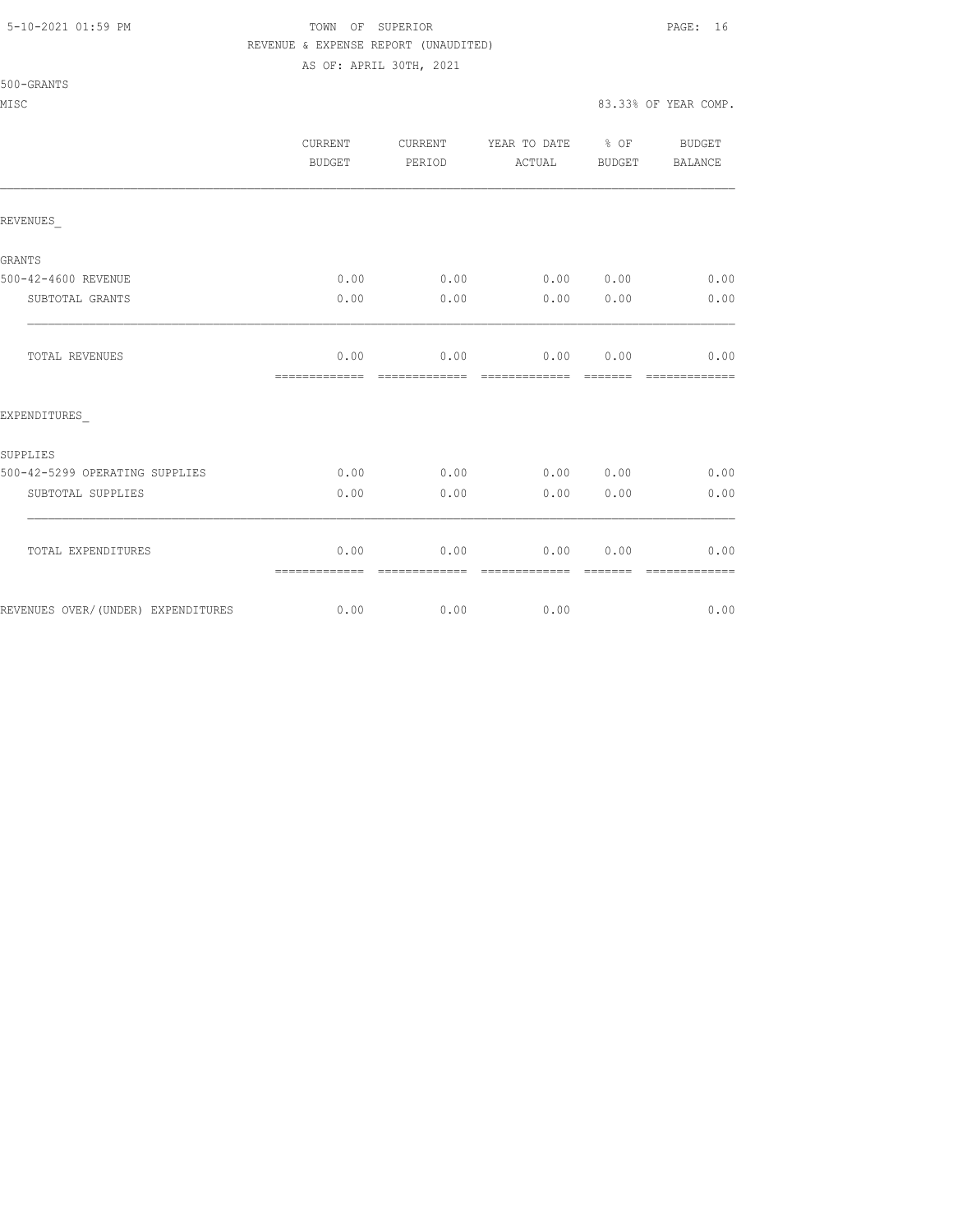TOWN OF SUPERIOR

REVENUE & EXPENSE REPORT (UNAUDITED)

AS OF: APRIL 30TH, 2021

500-GRANTS

MISC — 83.33% OF YEAR COMP.

| | CURRENT BUDGET | CURRENT PERIOD | YEAR TO DATE ACTUAL | % OF BUDGET | BUDGET BALANCE |
|---|---|---|---|---|---|
| REVENUES_ | | | | | |
| GRANTS | | | | | |
| 500-42-4600 REVENUE | 0.00 | 0.00 | 0.00 | 0.00 | 0.00 |
| SUBTOTAL GRANTS | 0.00 | 0.00 | 0.00 | 0.00 | 0.00 |
| TOTAL REVENUES | 0.00 | 0.00 | 0.00 | 0.00 | 0.00 |
| EXPENDITURES_ | | | | | |
| SUPPLIES | | | | | |
| 500-42-5299 OPERATING SUPPLIES | 0.00 | 0.00 | 0.00 | 0.00 | 0.00 |
| SUBTOTAL SUPPLIES | 0.00 | 0.00 | 0.00 | 0.00 | 0.00 |
| TOTAL EXPENDITURES | 0.00 | 0.00 | 0.00 | 0.00 | 0.00 |
| REVENUES OVER/(UNDER) EXPENDITURES | 0.00 | 0.00 | 0.00 | | 0.00 |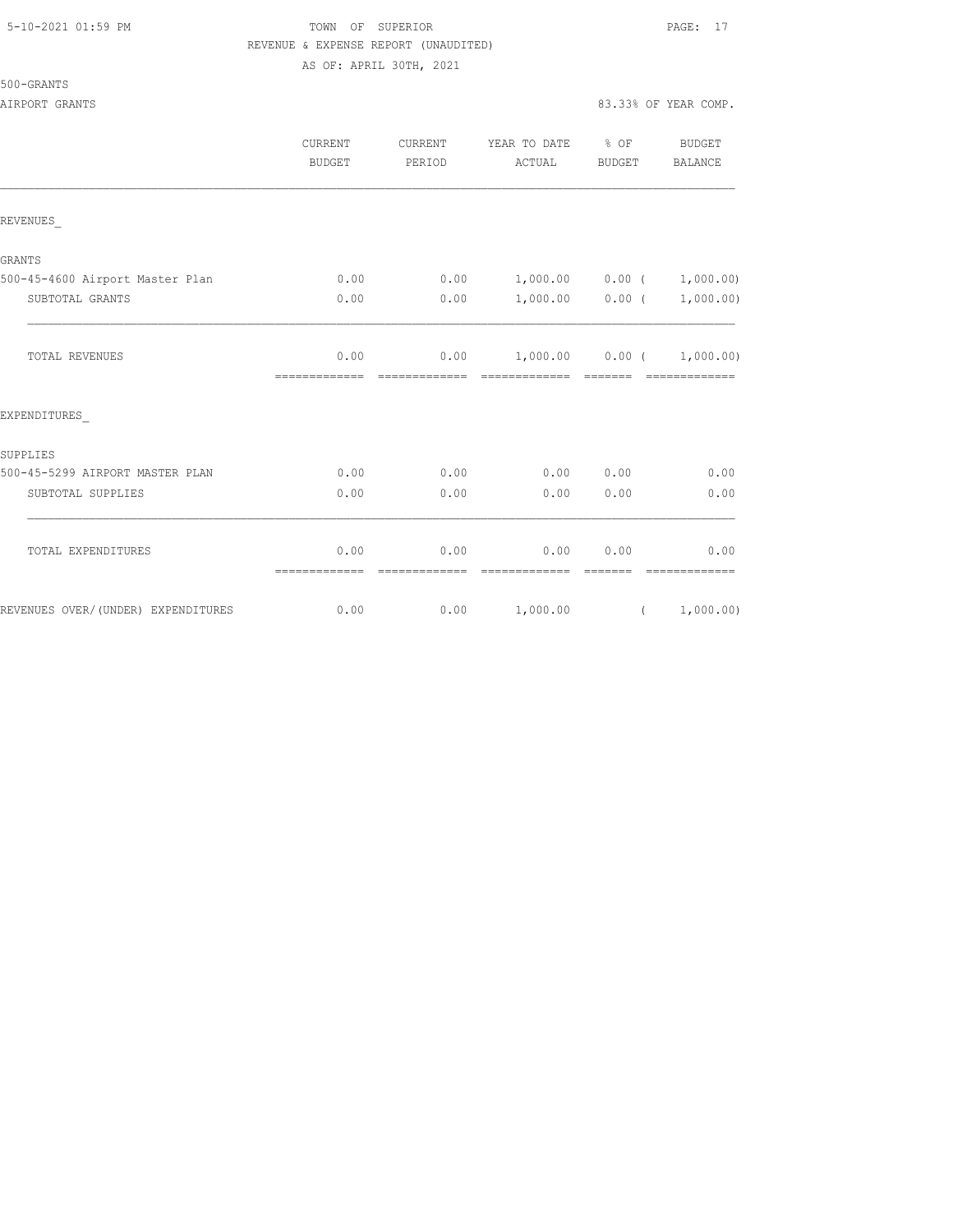TOWN OF SUPERIOR
REVENUE & EXPENSE REPORT (UNAUDITED)
AS OF: APRIL 30TH, 2021

500-GRANTS
AIRPORT GRANTS

83.33% OF YEAR COMP.

| | CURRENT BUDGET | CURRENT PERIOD | YEAR TO DATE ACTUAL | % OF BUDGET | BUDGET BALANCE |
|---|---|---|---|---|---|
| REVENUES_ | | | | | |
| GRANTS | | | | | |
| 500-45-4600 Airport Master Plan | 0.00 | 0.00 | 1,000.00 | 0.00 | ( 1,000.00) |
| SUBTOTAL GRANTS | 0.00 | 0.00 | 1,000.00 | 0.00 | ( 1,000.00) |
| TOTAL REVENUES | 0.00 | 0.00 | 1,000.00 | 0.00 | ( 1,000.00) |
| EXPENDITURES_ | | | | | |
| SUPPLIES | | | | | |
| 500-45-5299 AIRPORT MASTER PLAN | 0.00 | 0.00 | 0.00 | 0.00 | 0.00 |
| SUBTOTAL SUPPLIES | 0.00 | 0.00 | 0.00 | 0.00 | 0.00 |
| TOTAL EXPENDITURES | 0.00 | 0.00 | 0.00 | 0.00 | 0.00 |
| REVENUES OVER/(UNDER) EXPENDITURES | 0.00 | 0.00 | 1,000.00 | | ( 1,000.00) |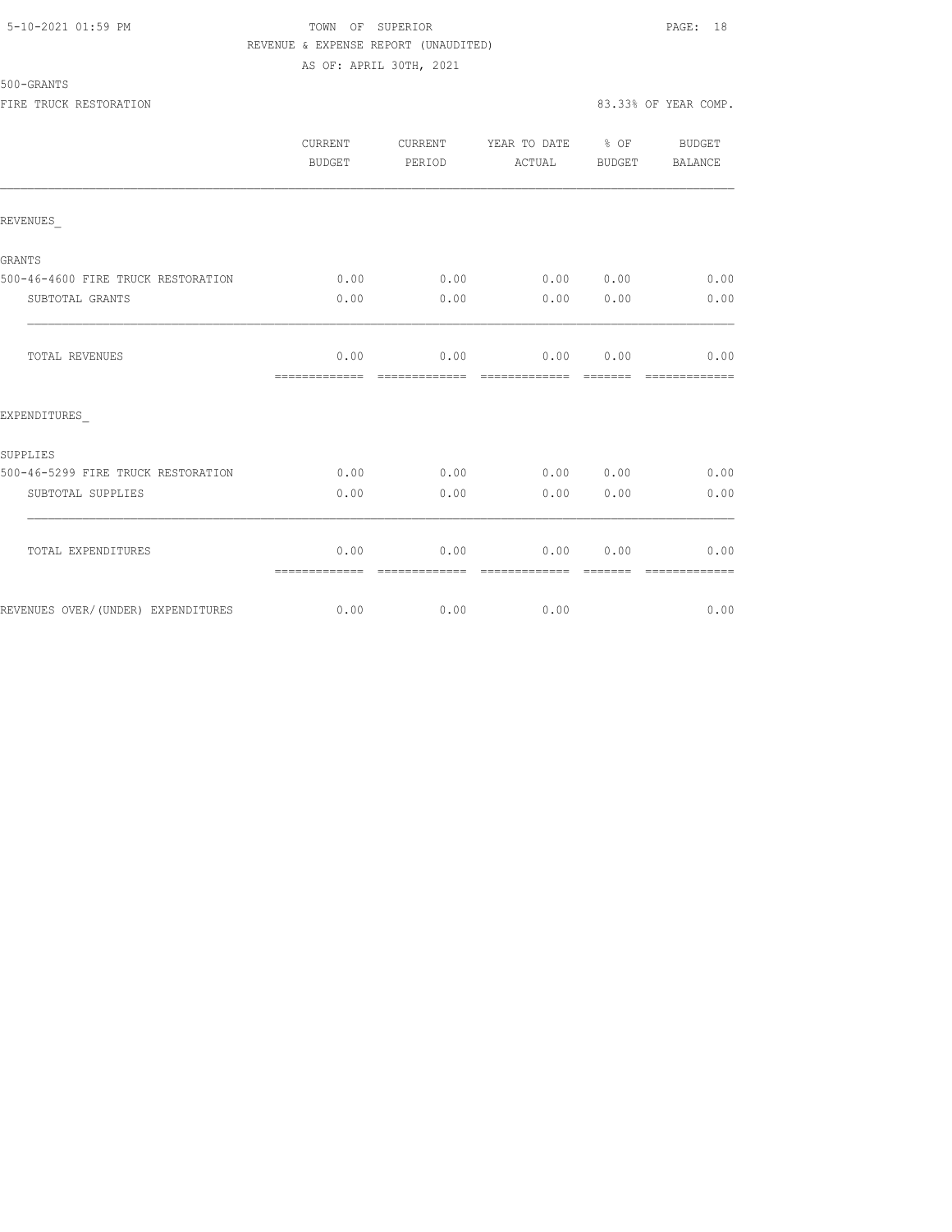TOWN OF SUPERIOR

REVENUE & EXPENSE REPORT (UNAUDITED)

AS OF: APRIL 30TH, 2021

500-GRANTS

FIRE TRUCK RESTORATION — 83.33% OF YEAR COMP.

| | CURRENT BUDGET | CURRENT PERIOD | YEAR TO DATE ACTUAL | % OF BUDGET | BUDGET BALANCE |
|---|---|---|---|---|---|
| **REVENUES_** | | | | | |
| GRANTS | | | | | |
| 500-46-4600 FIRE TRUCK RESTORATION | 0.00 | 0.00 | 0.00 | 0.00 | 0.00 |
| SUBTOTAL GRANTS | 0.00 | 0.00 | 0.00 | 0.00 | 0.00 |
| TOTAL REVENUES | 0.00 | 0.00 | 0.00 | 0.00 | 0.00 |
| **EXPENDITURES_** | | | | | |
| SUPPLIES | | | | | |
| 500-46-5299 FIRE TRUCK RESTORATION | 0.00 | 0.00 | 0.00 | 0.00 | 0.00 |
| SUBTOTAL SUPPLIES | 0.00 | 0.00 | 0.00 | 0.00 | 0.00 |
| TOTAL EXPENDITURES | 0.00 | 0.00 | 0.00 | 0.00 | 0.00 |
| REVENUES OVER/(UNDER) EXPENDITURES | 0.00 | 0.00 | 0.00 | | 0.00 |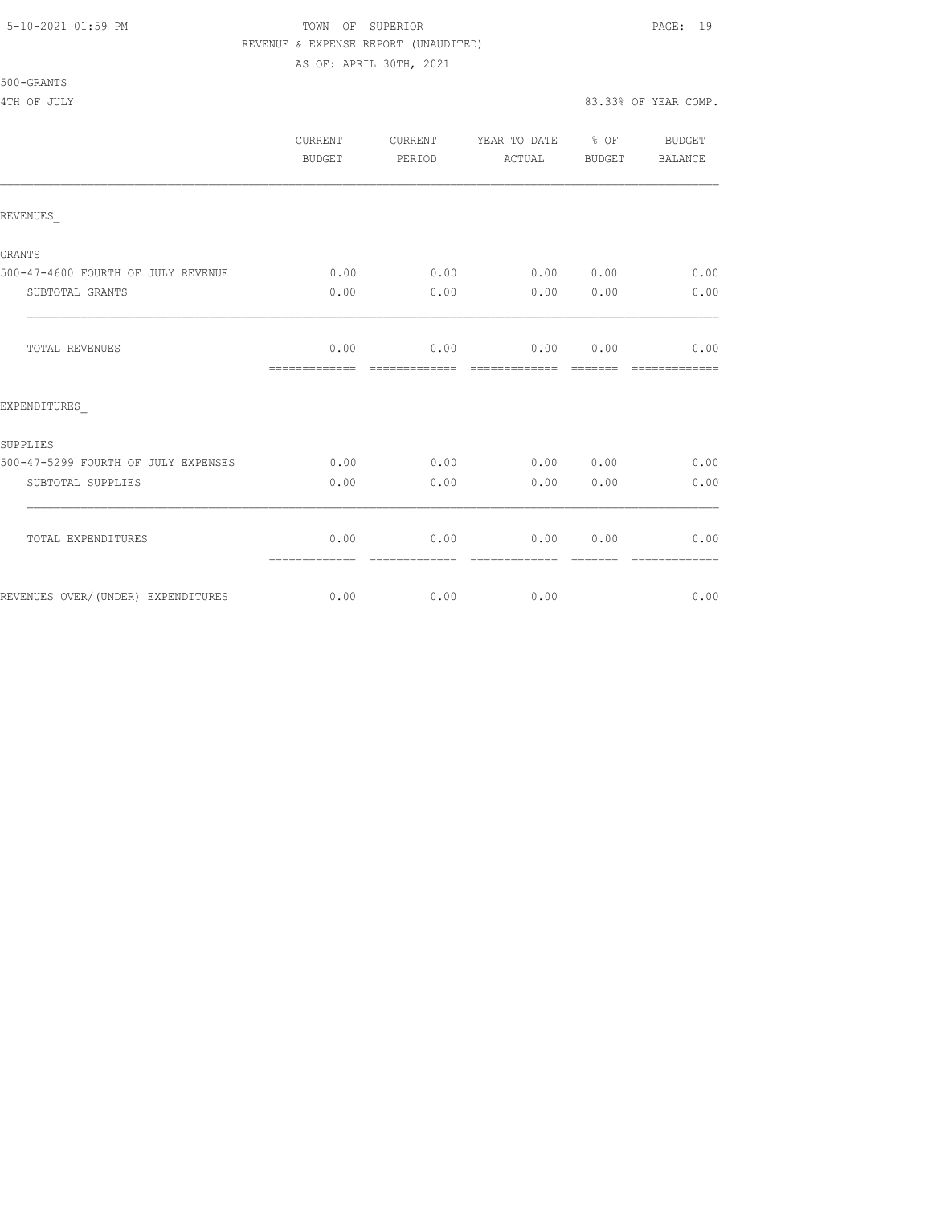TOWN OF SUPERIOR
REVENUE & EXPENSE REPORT (UNAUDITED)
AS OF: APRIL 30TH, 2021

500-GRANTS
4TH OF JULY — 83.33% OF YEAR COMP.

| | CURRENT BUDGET | CURRENT PERIOD | YEAR TO DATE ACTUAL | % OF BUDGET | BUDGET BALANCE |
|---|---|---|---|---|---|
| REVENUES_ | | | | | |
| GRANTS | | | | | |
| 500-47-4600 FOURTH OF JULY REVENUE | 0.00 | 0.00 | 0.00 | 0.00 | 0.00 |
| SUBTOTAL GRANTS | 0.00 | 0.00 | 0.00 | 0.00 | 0.00 |
| TOTAL REVENUES | 0.00 | 0.00 | 0.00 | 0.00 | 0.00 |
| EXPENDITURES_ | | | | | |
| SUPPLIES | | | | | |
| 500-47-5299 FOURTH OF JULY EXPENSES | 0.00 | 0.00 | 0.00 | 0.00 | 0.00 |
| SUBTOTAL SUPPLIES | 0.00 | 0.00 | 0.00 | 0.00 | 0.00 |
| TOTAL EXPENDITURES | 0.00 | 0.00 | 0.00 | 0.00 | 0.00 |
| REVENUES OVER/(UNDER) EXPENDITURES | 0.00 | 0.00 | 0.00 | | 0.00 |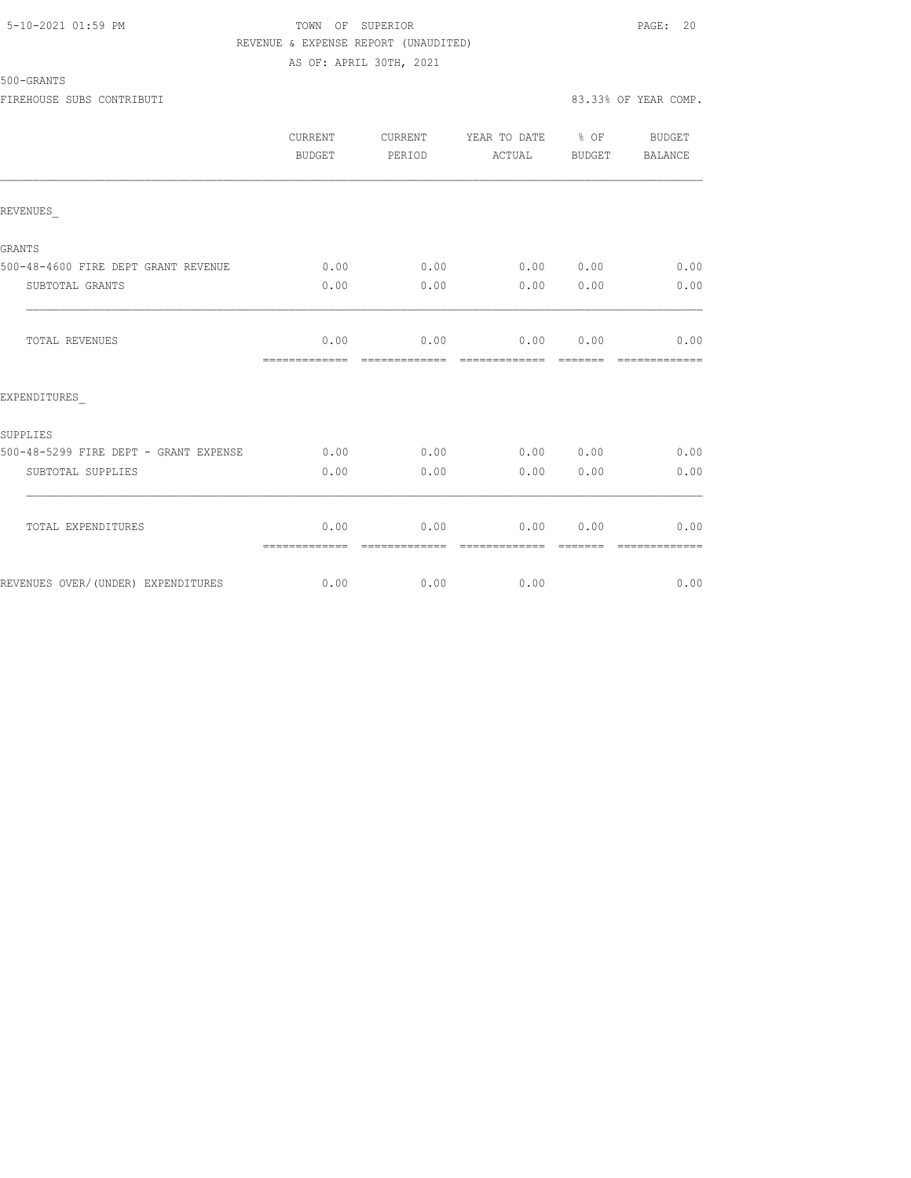TOWN OF SUPERIOR

REVENUE & EXPENSE REPORT (UNAUDITED)

AS OF: APRIL 30TH, 2021

500-GRANTS

FIREHOUSE SUBS CONTRIBUTI

83.33% OF YEAR COMP.

| | CURRENT BUDGET | CURRENT PERIOD | YEAR TO DATE ACTUAL | % OF BUDGET | BUDGET BALANCE |
|---|---|---|---|---|---|
| REVENUES_ | | | | | |
| GRANTS | | | | | |
| 500-48-4600 FIRE DEPT GRANT REVENUE | 0.00 | 0.00 | 0.00 | 0.00 | 0.00 |
| SUBTOTAL GRANTS | 0.00 | 0.00 | 0.00 | 0.00 | 0.00 |
| TOTAL REVENUES | 0.00 | 0.00 | 0.00 | 0.00 | 0.00 |
| EXPENDITURES_ | | | | | |
| SUPPLIES | | | | | |
| 500-48-5299 FIRE DEPT - GRANT EXPENSE | 0.00 | 0.00 | 0.00 | 0.00 | 0.00 |
| SUBTOTAL SUPPLIES | 0.00 | 0.00 | 0.00 | 0.00 | 0.00 |
| TOTAL EXPENDITURES | 0.00 | 0.00 | 0.00 | 0.00 | 0.00 |
| REVENUES OVER/(UNDER) EXPENDITURES | 0.00 | 0.00 | 0.00 | | 0.00 |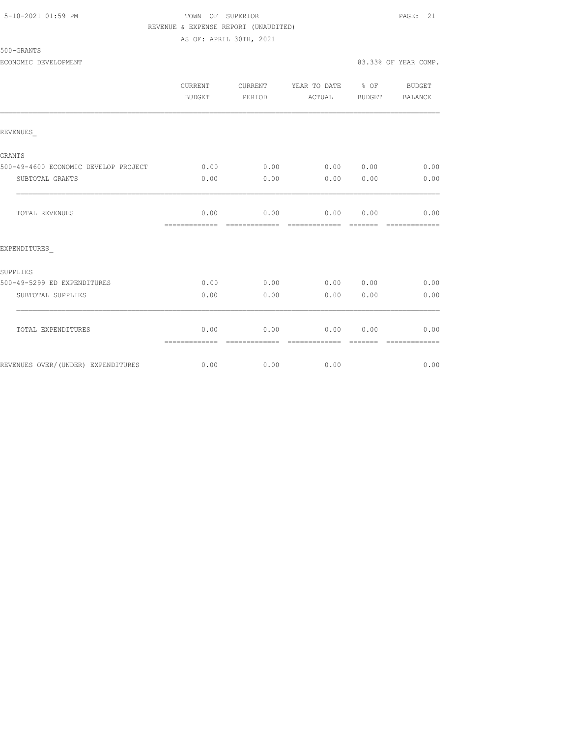5-10-2021 01:59 PM

TOWN OF SUPERIOR

REVENUE & EXPENSE REPORT (UNAUDITED)

AS OF: APRIL 30TH, 2021

500-GRANTS

ECONOMIC DEVELOPMENT — 83.33% OF YEAR COMP.

| | CURRENT BUDGET | CURRENT PERIOD | YEAR TO DATE ACTUAL | % OF BUDGET | BUDGET BALANCE |
|---|---|---|---|---|---|
| REVENUES_ | | | | | |
| GRANTS | | | | | |
| 500-49-4600 ECONOMIC DEVELOP PROJECT | 0.00 | 0.00 | 0.00 | 0.00 | 0.00 |
| SUBTOTAL GRANTS | 0.00 | 0.00 | 0.00 | 0.00 | 0.00 |
| TOTAL REVENUES | 0.00 | 0.00 | 0.00 | 0.00 | 0.00 |
| EXPENDITURES_ | | | | | |
| SUPPLIES | | | | | |
| 500-49-5299 ED EXPENDITURES | 0.00 | 0.00 | 0.00 | 0.00 | 0.00 |
| SUBTOTAL SUPPLIES | 0.00 | 0.00 | 0.00 | 0.00 | 0.00 |
| TOTAL EXPENDITURES | 0.00 | 0.00 | 0.00 | 0.00 | 0.00 |
| REVENUES OVER/(UNDER) EXPENDITURES | 0.00 | 0.00 | 0.00 | | 0.00 |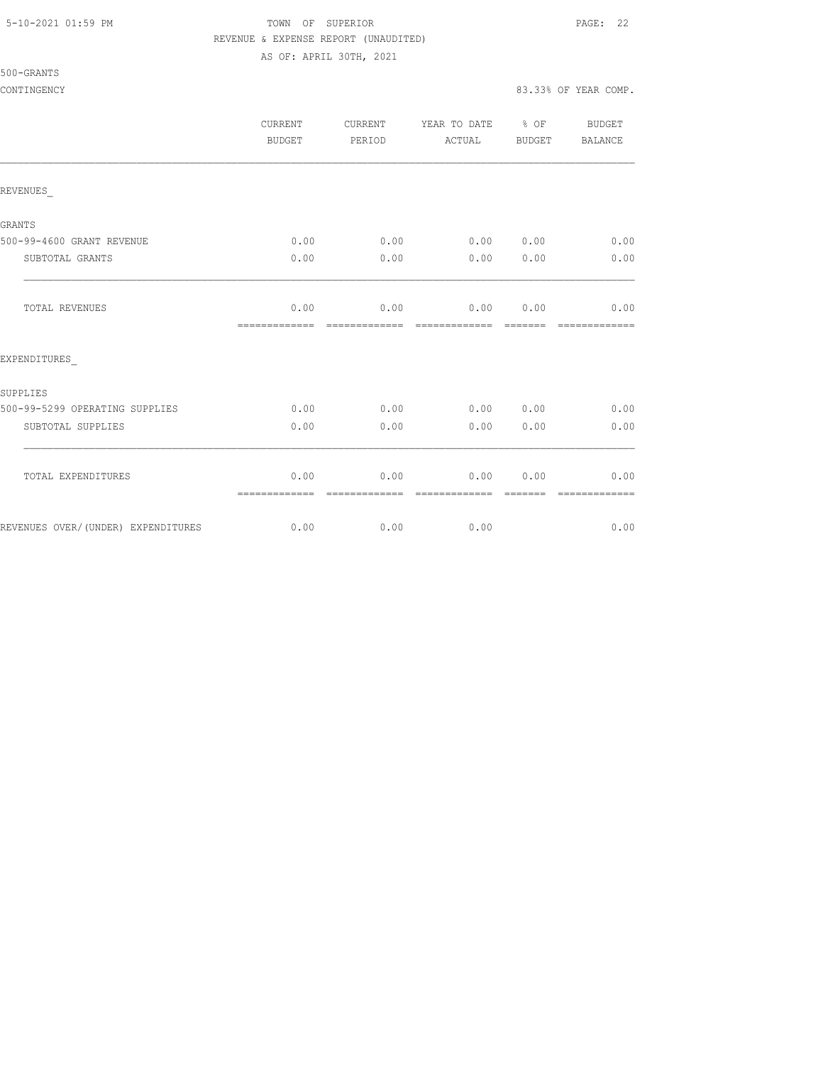TOWN OF SUPERIOR

REVENUE & EXPENSE REPORT (UNAUDITED)

AS OF: APRIL 30TH, 2021

500-GRANTS

CONTINGENCY — 83.33% OF YEAR COMP.

| | CURRENT BUDGET | CURRENT PERIOD | YEAR TO DATE ACTUAL | % OF BUDGET | BUDGET BALANCE |
|---|---|---|---|---|---|
| **REVENUES_** | | | | | |
| GRANTS | | | | | |
| 500-99-4600 GRANT REVENUE | 0.00 | 0.00 | 0.00 | 0.00 | 0.00 |
| SUBTOTAL GRANTS | 0.00 | 0.00 | 0.00 | 0.00 | 0.00 |
| TOTAL REVENUES | 0.00 | 0.00 | 0.00 | 0.00 | 0.00 |
| **EXPENDITURES_** | | | | | |
| SUPPLIES | | | | | |
| 500-99-5299 OPERATING SUPPLIES | 0.00 | 0.00 | 0.00 | 0.00 | 0.00 |
| SUBTOTAL SUPPLIES | 0.00 | 0.00 | 0.00 | 0.00 | 0.00 |
| TOTAL EXPENDITURES | 0.00 | 0.00 | 0.00 | 0.00 | 0.00 |
| REVENUES OVER/(UNDER) EXPENDITURES | 0.00 | 0.00 | 0.00 | | 0.00 |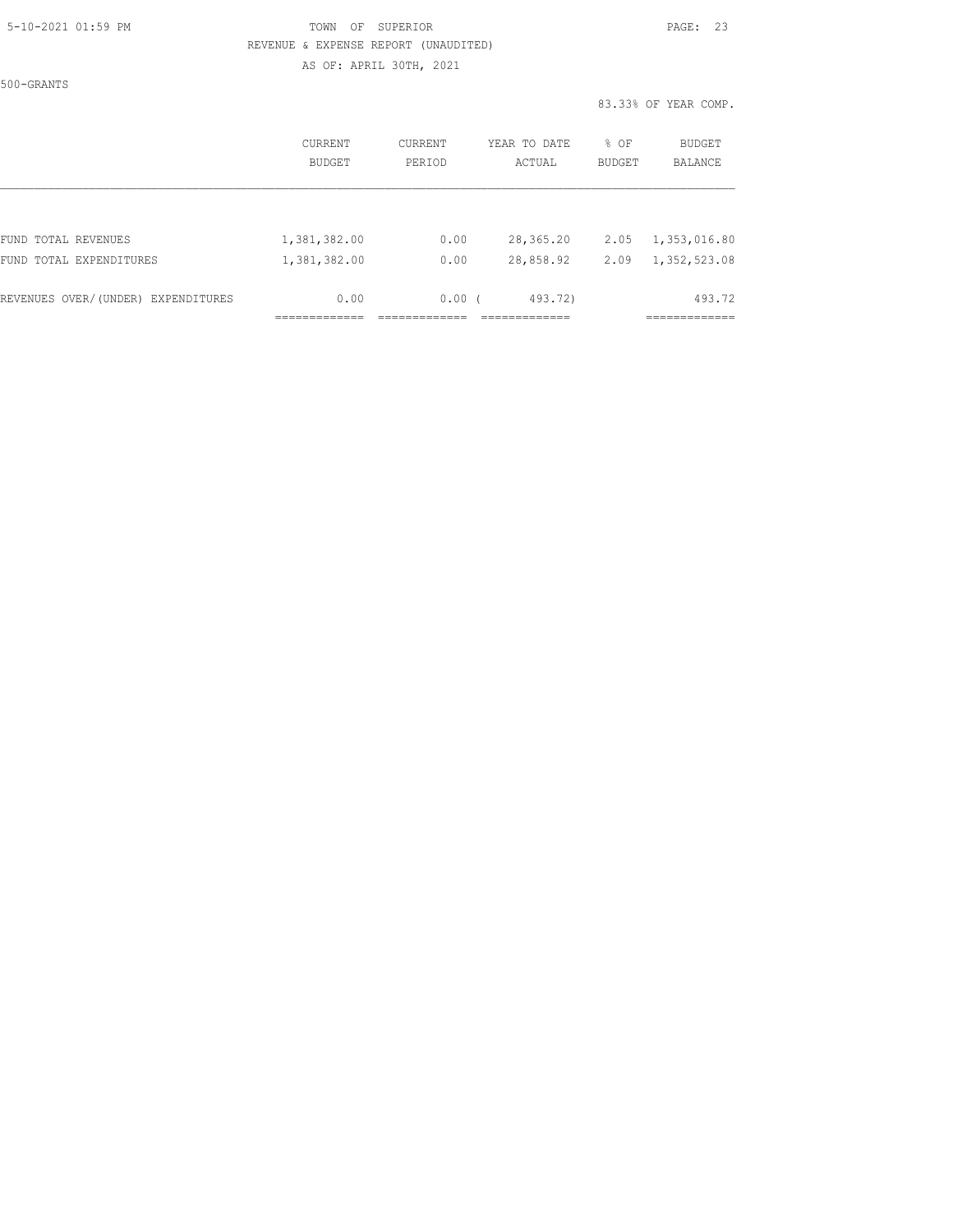TOWN OF SUPERIOR

REVENUE & EXPENSE REPORT (UNAUDITED)

AS OF: APRIL 30TH, 2021

500-GRANTS

83.33% OF YEAR COMP.

| | CURRENT BUDGET | CURRENT PERIOD | YEAR TO DATE ACTUAL | % OF BUDGET | BUDGET BALANCE |
|---|---|---|---|---|---|
| FUND TOTAL REVENUES | 1,381,382.00 | 0.00 | 28,365.20 | 2.05 | 1,353,016.80 |
| FUND TOTAL EXPENDITURES | 1,381,382.00 | 0.00 | 28,858.92 | 2.09 | 1,352,523.08 |
| REVENUES OVER/(UNDER) EXPENDITURES | 0.00 | 0.00 | ( 493.72) | | 493.72 |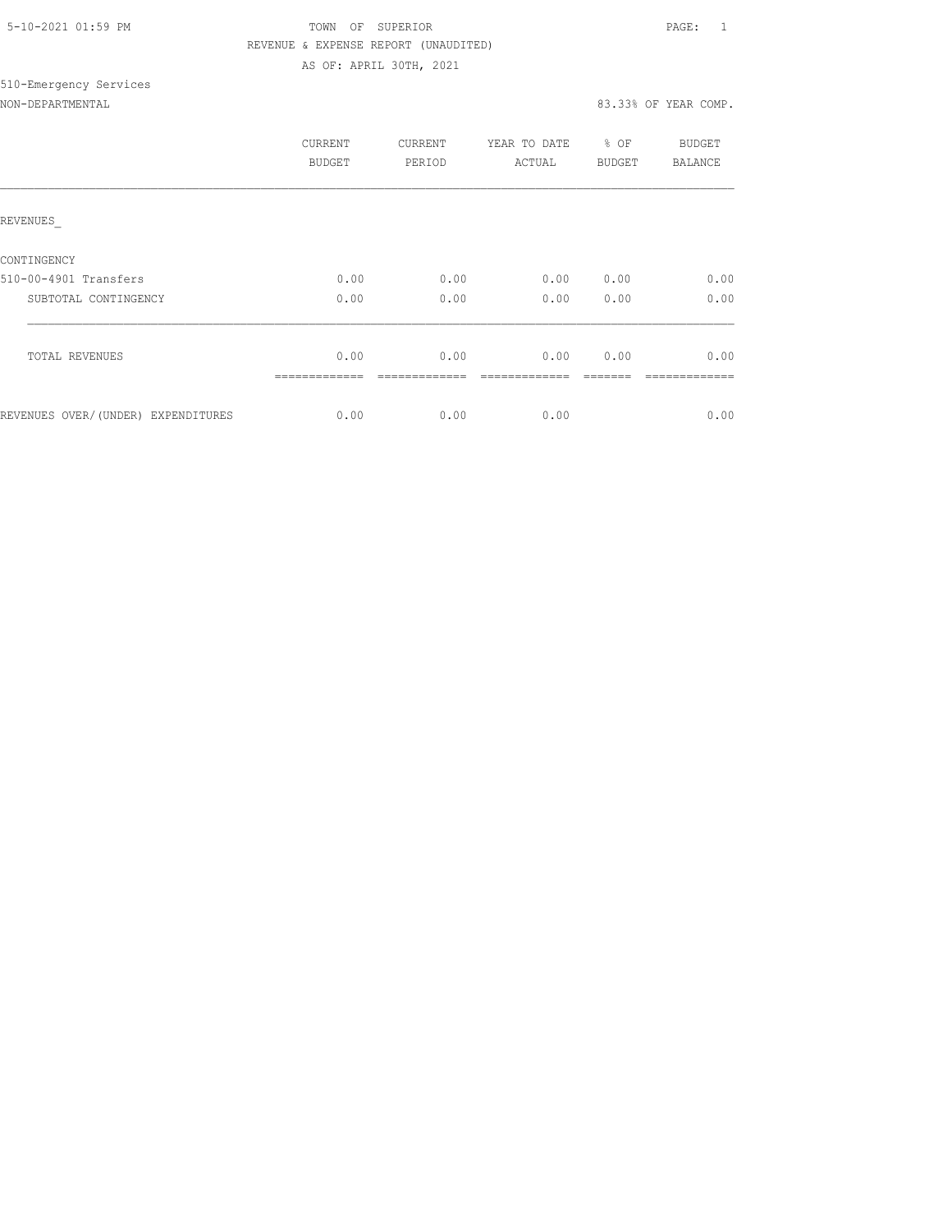5-10-2021 01:59 PM

TOWN OF SUPERIOR

REVENUE & EXPENSE REPORT (UNAUDITED)

AS OF: APRIL 30TH, 2021

510-Emergency Services

NON-DEPARTMENTAL

83.33% OF YEAR COMP.

| | CURRENT BUDGET | CURRENT PERIOD | YEAR TO DATE ACTUAL | % OF BUDGET | BUDGET BALANCE |
|---|---|---|---|---|---|
| REVENUES_ | | | | | |
| CONTINGENCY | | | | | |
| 510-00-4901 Transfers | 0.00 | 0.00 | 0.00 | 0.00 | 0.00 |
| SUBTOTAL CONTINGENCY | 0.00 | 0.00 | 0.00 | 0.00 | 0.00 |
| TOTAL REVENUES | 0.00 | 0.00 | 0.00 | 0.00 | 0.00 |
| REVENUES OVER/(UNDER) EXPENDITURES | 0.00 | 0.00 | 0.00 | | 0.00 |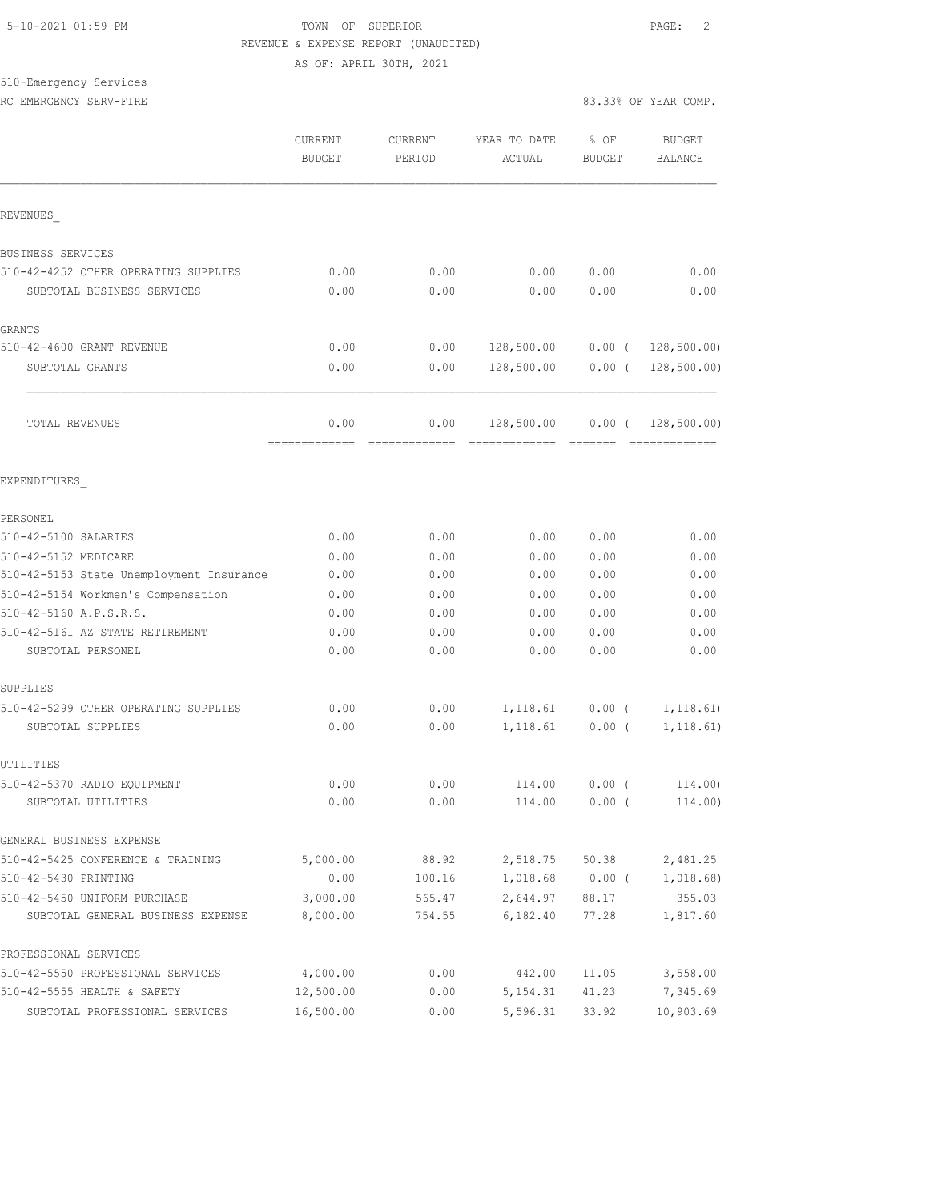5-10-2021 01:59 PM

TOWN OF SUPERIOR

REVENUE & EXPENSE REPORT (UNAUDITED)

AS OF: APRIL 30TH, 2021

510-Emergency Services

RC EMERGENCY SERV-FIRE

83.33% OF YEAR COMP.

| | CURRENT BUDGET | CURRENT PERIOD | YEAR TO DATE ACTUAL | % OF BUDGET | BUDGET BALANCE |
|---|---|---|---|---|---|
| **REVENUES** | | | | | |
| BUSINESS SERVICES | | | | | |
| 510-42-4252 OTHER OPERATING SUPPLIES | 0.00 | 0.00 | 0.00 | 0.00 | 0.00 |
| SUBTOTAL BUSINESS SERVICES | 0.00 | 0.00 | 0.00 | 0.00 | 0.00 |
| GRANTS | | | | | |
| 510-42-4600 GRANT REVENUE | 0.00 | 0.00 | 128,500.00 | 0.00 ( | 128,500.00) |
| SUBTOTAL GRANTS | 0.00 | 0.00 | 128,500.00 | 0.00 ( | 128,500.00) |
| TOTAL REVENUES | 0.00 | 0.00 | 128,500.00 | 0.00 ( | 128,500.00) |
| **EXPENDITURES** | | | | | |
| PERSONEL | | | | | |
| 510-42-5100 SALARIES | 0.00 | 0.00 | 0.00 | 0.00 | 0.00 |
| 510-42-5152 MEDICARE | 0.00 | 0.00 | 0.00 | 0.00 | 0.00 |
| 510-42-5153 State Unemployment Insurance | 0.00 | 0.00 | 0.00 | 0.00 | 0.00 |
| 510-42-5154 Workmen's Compensation | 0.00 | 0.00 | 0.00 | 0.00 | 0.00 |
| 510-42-5160 A.P.S.R.S. | 0.00 | 0.00 | 0.00 | 0.00 | 0.00 |
| 510-42-5161 AZ STATE RETIREMENT | 0.00 | 0.00 | 0.00 | 0.00 | 0.00 |
| SUBTOTAL PERSONEL | 0.00 | 0.00 | 0.00 | 0.00 | 0.00 |
| SUPPLIES | | | | | |
| 510-42-5299 OTHER OPERATING SUPPLIES | 0.00 | 0.00 | 1,118.61 | 0.00 ( | 1,118.61) |
| SUBTOTAL SUPPLIES | 0.00 | 0.00 | 1,118.61 | 0.00 ( | 1,118.61) |
| UTILITIES | | | | | |
| 510-42-5370 RADIO EQUIPMENT | 0.00 | 0.00 | 114.00 | 0.00 ( | 114.00) |
| SUBTOTAL UTILITIES | 0.00 | 0.00 | 114.00 | 0.00 ( | 114.00) |
| GENERAL BUSINESS EXPENSE | | | | | |
| 510-42-5425 CONFERENCE & TRAINING | 5,000.00 | 88.92 | 2,518.75 | 50.38 | 2,481.25 |
| 510-42-5430 PRINTING | 0.00 | 100.16 | 1,018.68 | 0.00 ( | 1,018.68) |
| 510-42-5450 UNIFORM PURCHASE | 3,000.00 | 565.47 | 2,644.97 | 88.17 | 355.03 |
| SUBTOTAL GENERAL BUSINESS EXPENSE | 8,000.00 | 754.55 | 6,182.40 | 77.28 | 1,817.60 |
| PROFESSIONAL SERVICES | | | | | |
| 510-42-5550 PROFESSIONAL SERVICES | 4,000.00 | 0.00 | 442.00 | 11.05 | 3,558.00 |
| 510-42-5555 HEALTH & SAFETY | 12,500.00 | 0.00 | 5,154.31 | 41.23 | 7,345.69 |
| SUBTOTAL PROFESSIONAL SERVICES | 16,500.00 | 0.00 | 5,596.31 | 33.92 | 10,903.69 |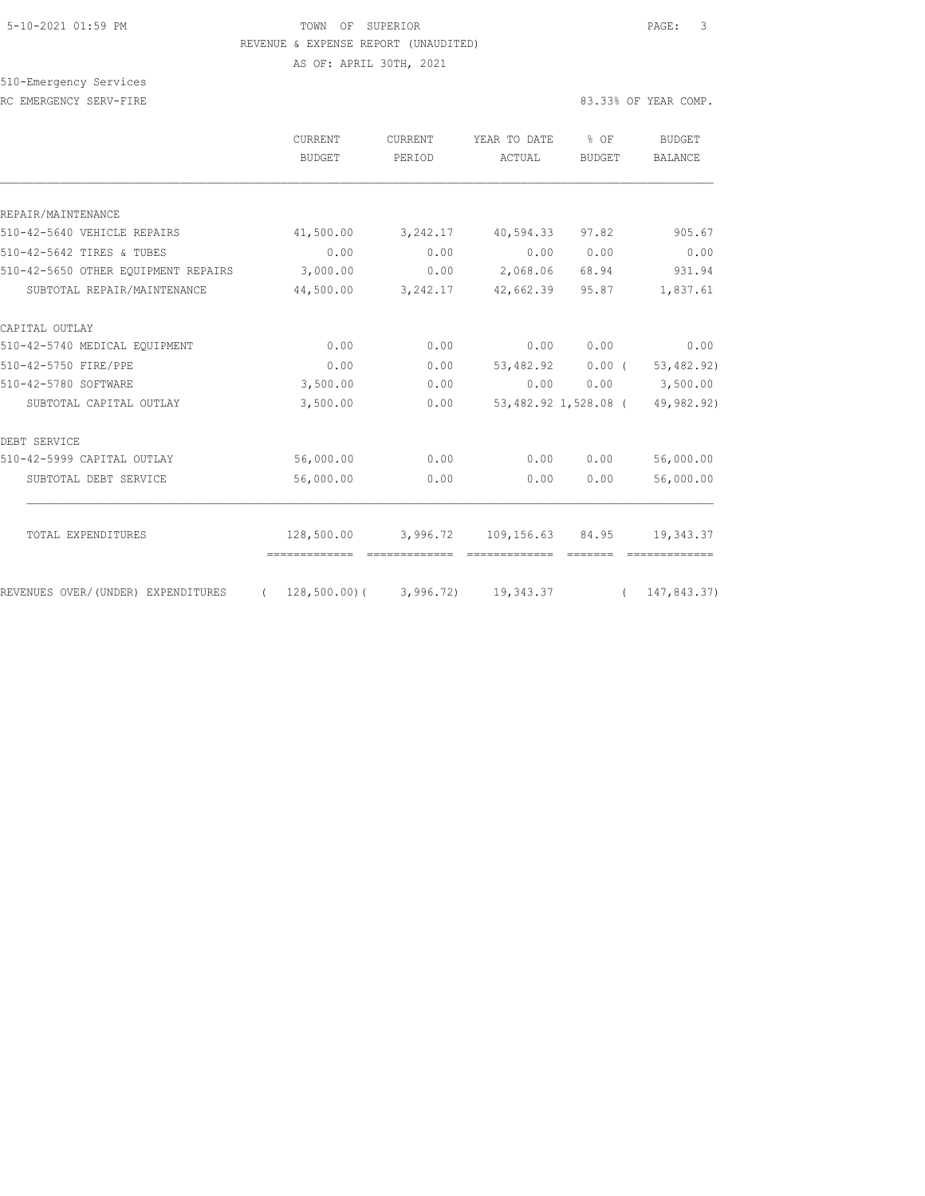TOWN OF SUPERIOR
REVENUE & EXPENSE REPORT (UNAUDITED)
AS OF: APRIL 30TH, 2021

510-Emergency Services

RC EMERGENCY SERV-FIRE — 83.33% OF YEAR COMP.

| | CURRENT BUDGET | CURRENT PERIOD | YEAR TO DATE ACTUAL | % OF BUDGET | BUDGET BALANCE |
|---|---|---|---|---|---|
| REPAIR/MAINTENANCE | | | | | |
| 510-42-5640 VEHICLE REPAIRS | 41,500.00 | 3,242.17 | 40,594.33 | 97.82 | 905.67 |
| 510-42-5642 TIRES & TUBES | 0.00 | 0.00 | 0.00 | 0.00 | 0.00 |
| 510-42-5650 OTHER EQUIPMENT REPAIRS | 3,000.00 | 0.00 | 2,068.06 | 68.94 | 931.94 |
| SUBTOTAL REPAIR/MAINTENANCE | 44,500.00 | 3,242.17 | 42,662.39 | 95.87 | 1,837.61 |
| CAPITAL OUTLAY | | | | | |
| 510-42-5740 MEDICAL EQUIPMENT | 0.00 | 0.00 | 0.00 | 0.00 | 0.00 |
| 510-42-5750 FIRE/PPE | 0.00 | 0.00 | 53,482.92 | 0.00 | ( 53,482.92) |
| 510-42-5780 SOFTWARE | 3,500.00 | 0.00 | 0.00 | 0.00 | 3,500.00 |
| SUBTOTAL CAPITAL OUTLAY | 3,500.00 | 0.00 | 53,482.92 | 1,528.08 | ( 49,982.92) |
| DEBT SERVICE | | | | | |
| 510-42-5999 CAPITAL OUTLAY | 56,000.00 | 0.00 | 0.00 | 0.00 | 56,000.00 |
| SUBTOTAL DEBT SERVICE | 56,000.00 | 0.00 | 0.00 | 0.00 | 56,000.00 |
| TOTAL EXPENDITURES | 128,500.00 | 3,996.72 | 109,156.63 | 84.95 | 19,343.37 |
| REVENUES OVER/(UNDER) EXPENDITURES | ( 128,500.00) | ( 3,996.72) | 19,343.37 | | ( 147,843.37) |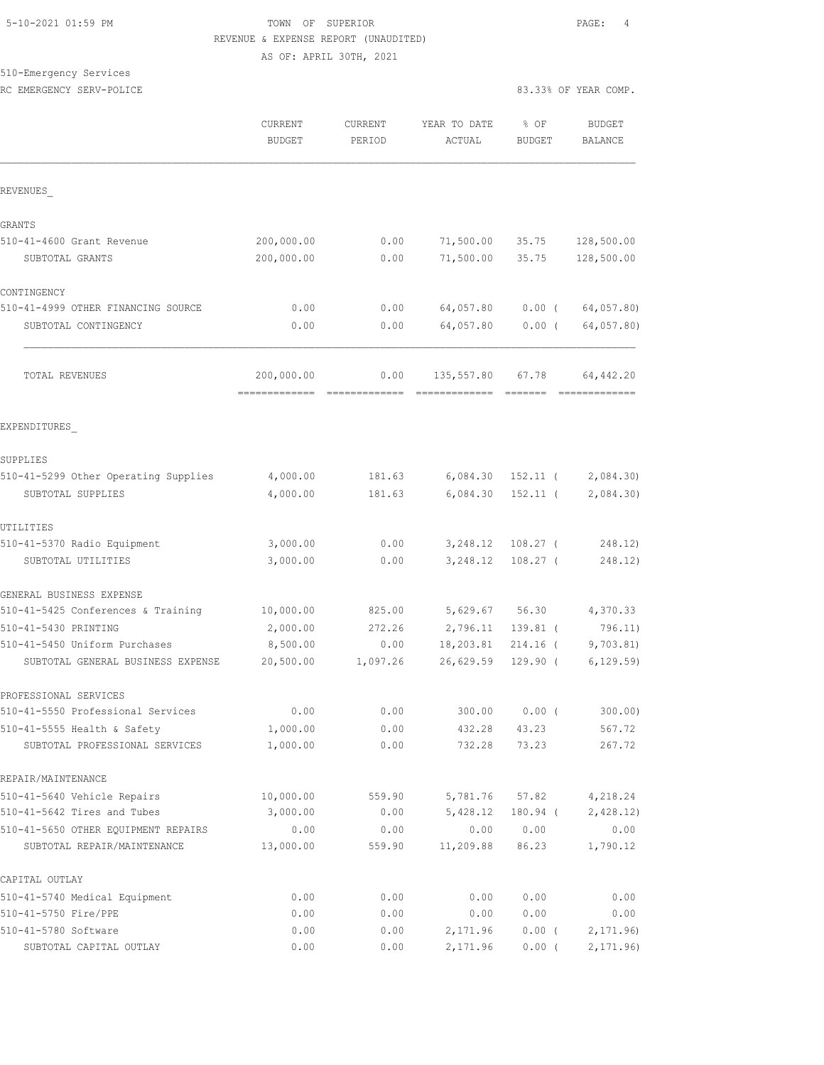TOWN OF SUPERIOR
REVENUE & EXPENSE REPORT (UNAUDITED)
AS OF: APRIL 30TH, 2021

510-Emergency Services
RC EMERGENCY SERV-POLICE

83.33% OF YEAR COMP.

| | CURRENT BUDGET | CURRENT PERIOD | YEAR TO DATE ACTUAL | % OF BUDGET | BUDGET BALANCE |
|---|---|---|---|---|---|
| **REVENUES** | | | | | |
| GRANTS | | | | | |
| 510-41-4600 Grant Revenue | 200,000.00 | 0.00 | 71,500.00 | 35.75 | 128,500.00 |
| SUBTOTAL GRANTS | 200,000.00 | 0.00 | 71,500.00 | 35.75 | 128,500.00 |
| CONTINGENCY | | | | | |
| 510-41-4999 OTHER FINANCING SOURCE | 0.00 | 0.00 | 64,057.80 | 0.00 ( | 64,057.80) |
| SUBTOTAL CONTINGENCY | 0.00 | 0.00 | 64,057.80 | 0.00 ( | 64,057.80) |
| TOTAL REVENUES | 200,000.00 | 0.00 | 135,557.80 | 67.78 | 64,442.20 |
| **EXPENDITURES** | | | | | |
| SUPPLIES | | | | | |
| 510-41-5299 Other Operating Supplies | 4,000.00 | 181.63 | 6,084.30 | 152.11 ( | 2,084.30) |
| SUBTOTAL SUPPLIES | 4,000.00 | 181.63 | 6,084.30 | 152.11 ( | 2,084.30) |
| UTILITIES | | | | | |
| 510-41-5370 Radio Equipment | 3,000.00 | 0.00 | 3,248.12 | 108.27 ( | 248.12) |
| SUBTOTAL UTILITIES | 3,000.00 | 0.00 | 3,248.12 | 108.27 ( | 248.12) |
| GENERAL BUSINESS EXPENSE | | | | | |
| 510-41-5425 Conferences & Training | 10,000.00 | 825.00 | 5,629.67 | 56.30 | 4,370.33 |
| 510-41-5430 PRINTING | 2,000.00 | 272.26 | 2,796.11 | 139.81 ( | 796.11) |
| 510-41-5450 Uniform Purchases | 8,500.00 | 0.00 | 18,203.81 | 214.16 ( | 9,703.81) |
| SUBTOTAL GENERAL BUSINESS EXPENSE | 20,500.00 | 1,097.26 | 26,629.59 | 129.90 ( | 6,129.59) |
| PROFESSIONAL SERVICES | | | | | |
| 510-41-5550 Professional Services | 0.00 | 0.00 | 300.00 | 0.00 ( | 300.00) |
| 510-41-5555 Health & Safety | 1,000.00 | 0.00 | 432.28 | 43.23 | 567.72 |
| SUBTOTAL PROFESSIONAL SERVICES | 1,000.00 | 0.00 | 732.28 | 73.23 | 267.72 |
| REPAIR/MAINTENANCE | | | | | |
| 510-41-5640 Vehicle Repairs | 10,000.00 | 559.90 | 5,781.76 | 57.82 | 4,218.24 |
| 510-41-5642 Tires and Tubes | 3,000.00 | 0.00 | 5,428.12 | 180.94 ( | 2,428.12) |
| 510-41-5650 OTHER EQUIPMENT REPAIRS | 0.00 | 0.00 | 0.00 | 0.00 | 0.00 |
| SUBTOTAL REPAIR/MAINTENANCE | 13,000.00 | 559.90 | 11,209.88 | 86.23 | 1,790.12 |
| CAPITAL OUTLAY | | | | | |
| 510-41-5740 Medical Equipment | 0.00 | 0.00 | 0.00 | 0.00 | 0.00 |
| 510-41-5750 Fire/PPE | 0.00 | 0.00 | 0.00 | 0.00 | 0.00 |
| 510-41-5780 Software | 0.00 | 0.00 | 2,171.96 | 0.00 ( | 2,171.96) |
| SUBTOTAL CAPITAL OUTLAY | 0.00 | 0.00 | 2,171.96 | 0.00 ( | 2,171.96) |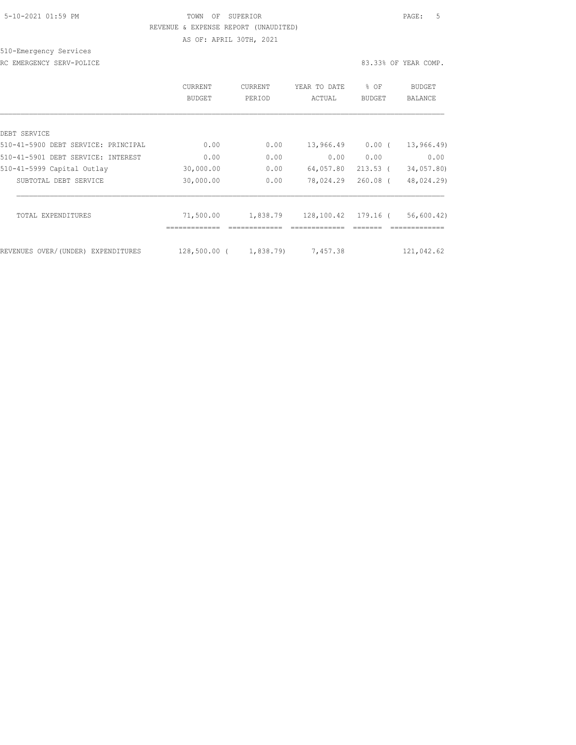TOWN OF SUPERIOR

REVENUE & EXPENSE REPORT (UNAUDITED)

AS OF: APRIL 30TH, 2021

510-Emergency Services

RC EMERGENCY SERV-POLICE

83.33% OF YEAR COMP.

| | CURRENT BUDGET | CURRENT PERIOD | YEAR TO DATE ACTUAL | % OF BUDGET | BUDGET BALANCE |
|---|---|---|---|---|---|
| DEBT SERVICE | | | | | |
| 510-41-5900 DEBT SERVICE: PRINCIPAL | 0.00 | 0.00 | 13,966.49 | 0.00 | ( 13,966.49) |
| 510-41-5901 DEBT SERVICE: INTEREST | 0.00 | 0.00 | 0.00 | 0.00 | 0.00 |
| 510-41-5999 Capital Outlay | 30,000.00 | 0.00 | 64,057.80 | 213.53 | ( 34,057.80) |
| SUBTOTAL DEBT SERVICE | 30,000.00 | 0.00 | 78,024.29 | 260.08 | ( 48,024.29) |
| TOTAL EXPENDITURES | 71,500.00 | 1,838.79 | 128,100.42 | 179.16 | ( 56,600.42) |
| REVENUES OVER/(UNDER) EXPENDITURES | 128,500.00 | ( 1,838.79) | 7,457.38 | | 121,042.62 |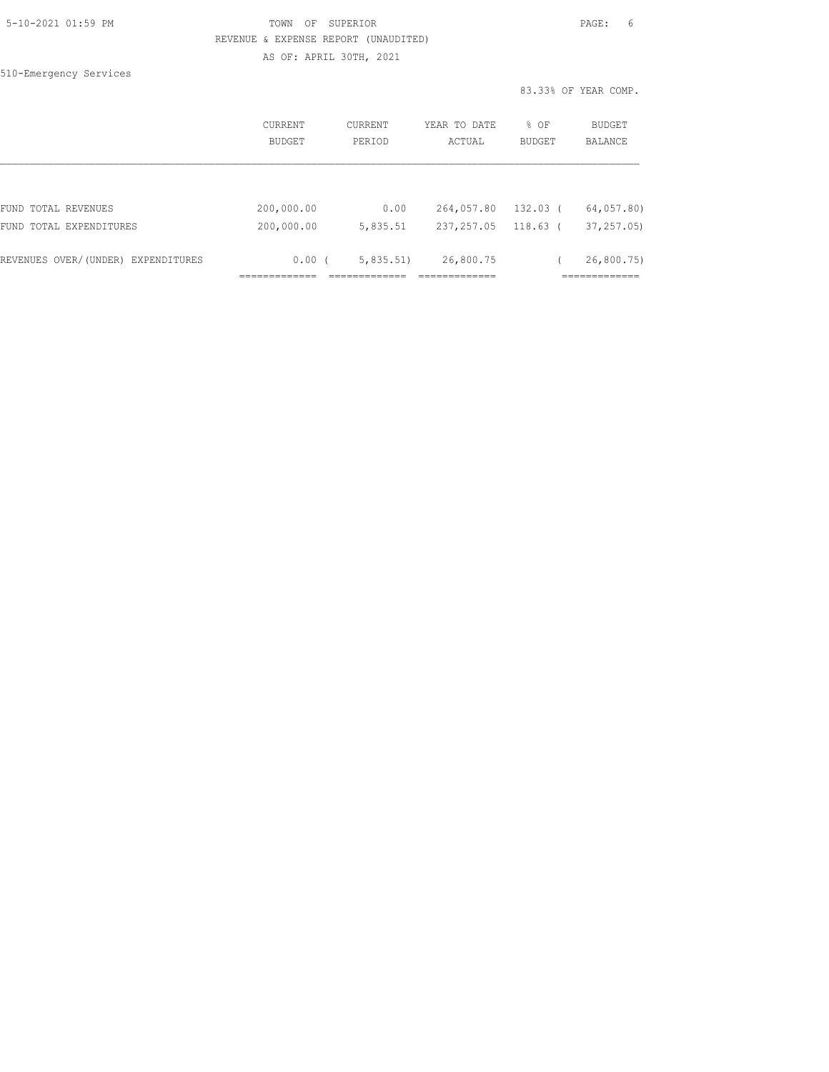TOWN OF SUPERIOR
REVENUE & EXPENSE REPORT (UNAUDITED)
AS OF: APRIL 30TH, 2021

510-Emergency Services

83.33% OF YEAR COMP.

|  | CURRENT BUDGET | CURRENT PERIOD | YEAR TO DATE ACTUAL | % OF BUDGET | BUDGET BALANCE |
|---|---|---|---|---|---|
| FUND TOTAL REVENUES | 200,000.00 | 0.00 | 264,057.80 | 132.03 | ( 64,057.80) |
| FUND TOTAL EXPENDITURES | 200,000.00 | 5,835.51 | 237,257.05 | 118.63 | ( 37,257.05) |
| REVENUES OVER/(UNDER) EXPENDITURES | 0.00 | ( 5,835.51) | 26,800.75 |  | ( 26,800.75) |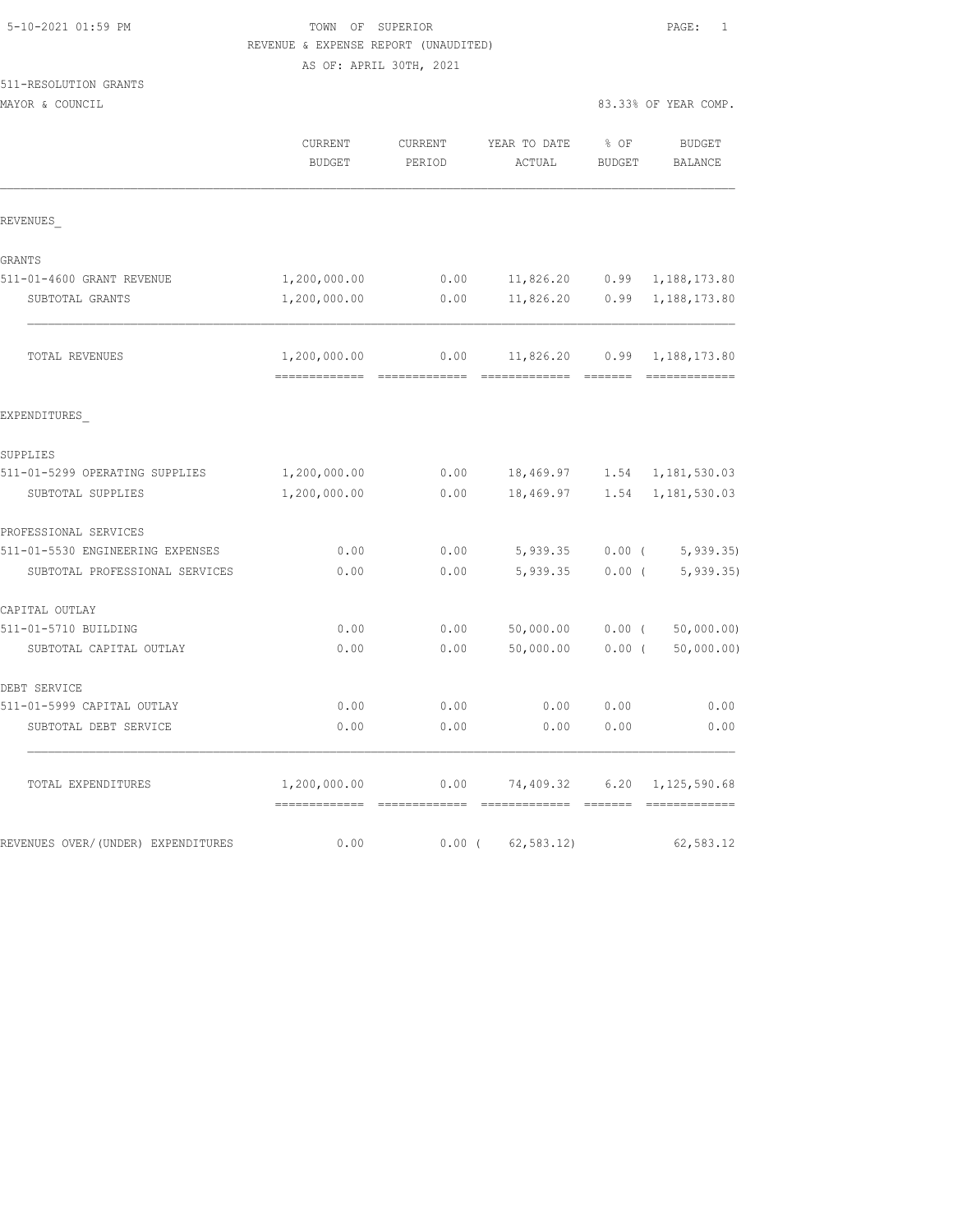5-10-2021 01:59 PM

TOWN OF SUPERIOR

REVENUE & EXPENSE REPORT (UNAUDITED)

AS OF: APRIL 30TH, 2021

511-RESOLUTION GRANTS

MAYOR & COUNCIL

83.33% OF YEAR COMP.

| | CURRENT BUDGET | CURRENT PERIOD | YEAR TO DATE ACTUAL | % OF BUDGET | BUDGET BALANCE |
|---|---|---|---|---|---|
| REVENUES_ | | | | | |
| GRANTS | | | | | |
| 511-01-4600 GRANT REVENUE | 1,200,000.00 | 0.00 | 11,826.20 | 0.99 | 1,188,173.80 |
| SUBTOTAL GRANTS | 1,200,000.00 | 0.00 | 11,826.20 | 0.99 | 1,188,173.80 |
| TOTAL REVENUES | 1,200,000.00 | 0.00 | 11,826.20 | 0.99 | 1,188,173.80 |
| EXPENDITURES_ | | | | | |
| SUPPLIES | | | | | |
| 511-01-5299 OPERATING SUPPLIES | 1,200,000.00 | 0.00 | 18,469.97 | 1.54 | 1,181,530.03 |
| SUBTOTAL SUPPLIES | 1,200,000.00 | 0.00 | 18,469.97 | 1.54 | 1,181,530.03 |
| PROFESSIONAL SERVICES | | | | | |
| 511-01-5530 ENGINEERING EXPENSES | 0.00 | 0.00 | 5,939.35 | 0.00 | ( 5,939.35) |
| SUBTOTAL PROFESSIONAL SERVICES | 0.00 | 0.00 | 5,939.35 | 0.00 | ( 5,939.35) |
| CAPITAL OUTLAY | | | | | |
| 511-01-5710 BUILDING | 0.00 | 0.00 | 50,000.00 | 0.00 | ( 50,000.00) |
| SUBTOTAL CAPITAL OUTLAY | 0.00 | 0.00 | 50,000.00 | 0.00 | ( 50,000.00) |
| DEBT SERVICE | | | | | |
| 511-01-5999 CAPITAL OUTLAY | 0.00 | 0.00 | 0.00 | 0.00 | 0.00 |
| SUBTOTAL DEBT SERVICE | 0.00 | 0.00 | 0.00 | 0.00 | 0.00 |
| TOTAL EXPENDITURES | 1,200,000.00 | 0.00 | 74,409.32 | 6.20 | 1,125,590.68 |
| REVENUES OVER/(UNDER) EXPENDITURES | 0.00 | 0.00 | ( 62,583.12) | | 62,583.12 |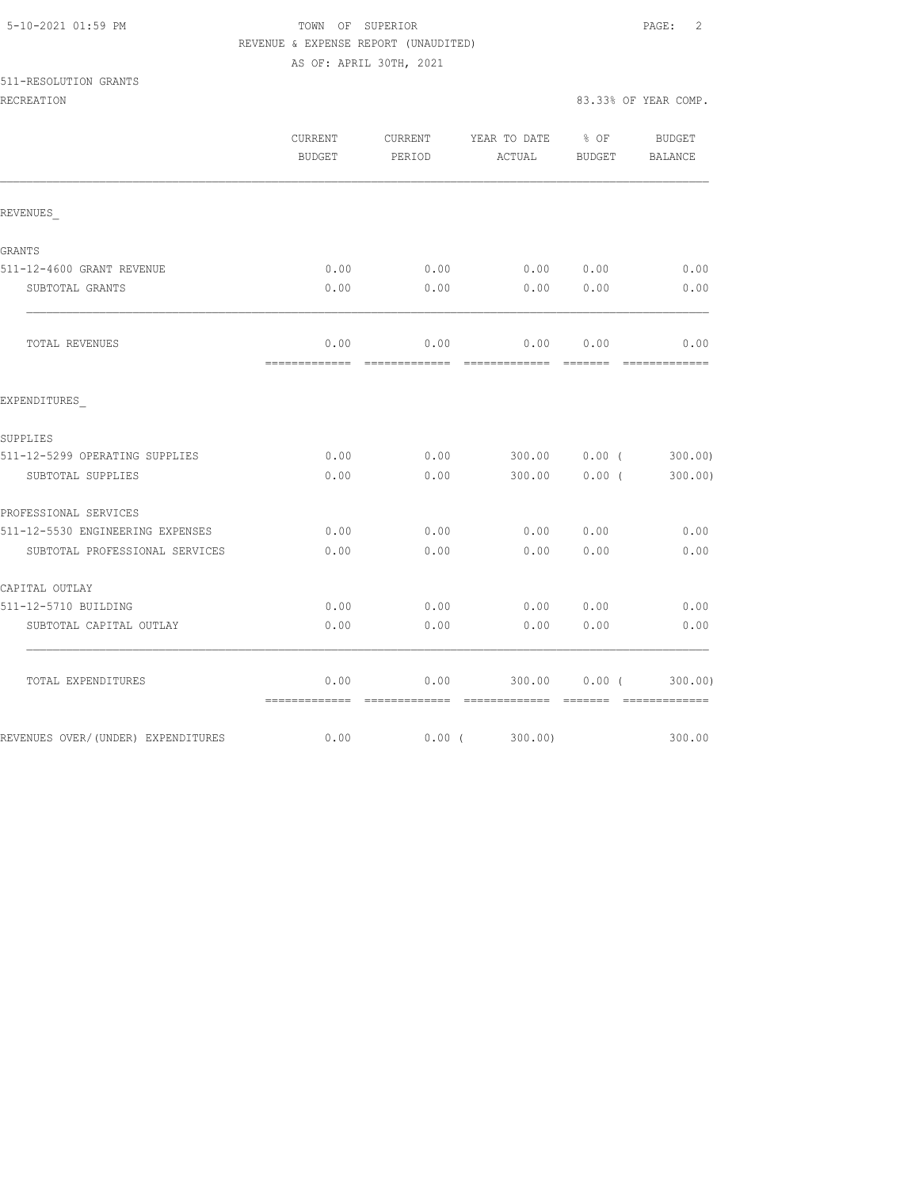5-10-2021 01:59 PM

TOWN OF SUPERIOR

REVENUE & EXPENSE REPORT (UNAUDITED)

AS OF: APRIL 30TH, 2021

511-RESOLUTION GRANTS

RECREATION

83.33% OF YEAR COMP.

| | CURRENT BUDGET | CURRENT PERIOD | YEAR TO DATE ACTUAL | % OF BUDGET | BUDGET BALANCE |
|---|---|---|---|---|---|
| REVENUES_ | | | | | |
| GRANTS | | | | | |
| 511-12-4600 GRANT REVENUE | 0.00 | 0.00 | 0.00 | 0.00 | 0.00 |
| SUBTOTAL GRANTS | 0.00 | 0.00 | 0.00 | 0.00 | 0.00 |
| TOTAL REVENUES | 0.00 | 0.00 | 0.00 | 0.00 | 0.00 |
| EXPENDITURES_ | | | | | |
| SUPPLIES | | | | | |
| 511-12-5299 OPERATING SUPPLIES | 0.00 | 0.00 | 300.00 | 0.00 | ( 300.00) |
| SUBTOTAL SUPPLIES | 0.00 | 0.00 | 300.00 | 0.00 | ( 300.00) |
| PROFESSIONAL SERVICES | | | | | |
| 511-12-5530 ENGINEERING EXPENSES | 0.00 | 0.00 | 0.00 | 0.00 | 0.00 |
| SUBTOTAL PROFESSIONAL SERVICES | 0.00 | 0.00 | 0.00 | 0.00 | 0.00 |
| CAPITAL OUTLAY | | | | | |
| 511-12-5710 BUILDING | 0.00 | 0.00 | 0.00 | 0.00 | 0.00 |
| SUBTOTAL CAPITAL OUTLAY | 0.00 | 0.00 | 0.00 | 0.00 | 0.00 |
| TOTAL EXPENDITURES | 0.00 | 0.00 | 300.00 | 0.00 | ( 300.00) |
| REVENUES OVER/(UNDER) EXPENDITURES | 0.00 | 0.00 | ( 300.00) | | 300.00 |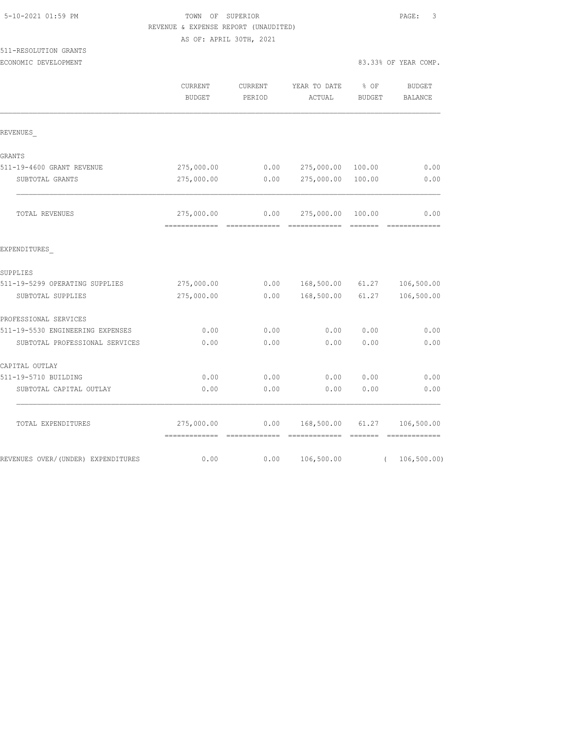TOWN OF SUPERIOR
REVENUE & EXPENSE REPORT (UNAUDITED)
AS OF: APRIL 30TH, 2021

511-RESOLUTION GRANTS
ECONOMIC DEVELOPMENT — 83.33% OF YEAR COMP.

| | CURRENT BUDGET | CURRENT PERIOD | YEAR TO DATE ACTUAL | % OF BUDGET | BUDGET BALANCE |
|---|---|---|---|---|---|
| REVENUES_ | | | | | |
| GRANTS | | | | | |
| 511-19-4600 GRANT REVENUE | 275,000.00 | 0.00 | 275,000.00 | 100.00 | 0.00 |
| SUBTOTAL GRANTS | 275,000.00 | 0.00 | 275,000.00 | 100.00 | 0.00 |
| TOTAL REVENUES | 275,000.00 | 0.00 | 275,000.00 | 100.00 | 0.00 |
| EXPENDITURES_ | | | | | |
| SUPPLIES | | | | | |
| 511-19-5299 OPERATING SUPPLIES | 275,000.00 | 0.00 | 168,500.00 | 61.27 | 106,500.00 |
| SUBTOTAL SUPPLIES | 275,000.00 | 0.00 | 168,500.00 | 61.27 | 106,500.00 |
| PROFESSIONAL SERVICES | | | | | |
| 511-19-5530 ENGINEERING EXPENSES | 0.00 | 0.00 | 0.00 | 0.00 | 0.00 |
| SUBTOTAL PROFESSIONAL SERVICES | 0.00 | 0.00 | 0.00 | 0.00 | 0.00 |
| CAPITAL OUTLAY | | | | | |
| 511-19-5710 BUILDING | 0.00 | 0.00 | 0.00 | 0.00 | 0.00 |
| SUBTOTAL CAPITAL OUTLAY | 0.00 | 0.00 | 0.00 | 0.00 | 0.00 |
| TOTAL EXPENDITURES | 275,000.00 | 0.00 | 168,500.00 | 61.27 | 106,500.00 |
| REVENUES OVER/(UNDER) EXPENDITURES | 0.00 | 0.00 | 106,500.00 | | ( 106,500.00) |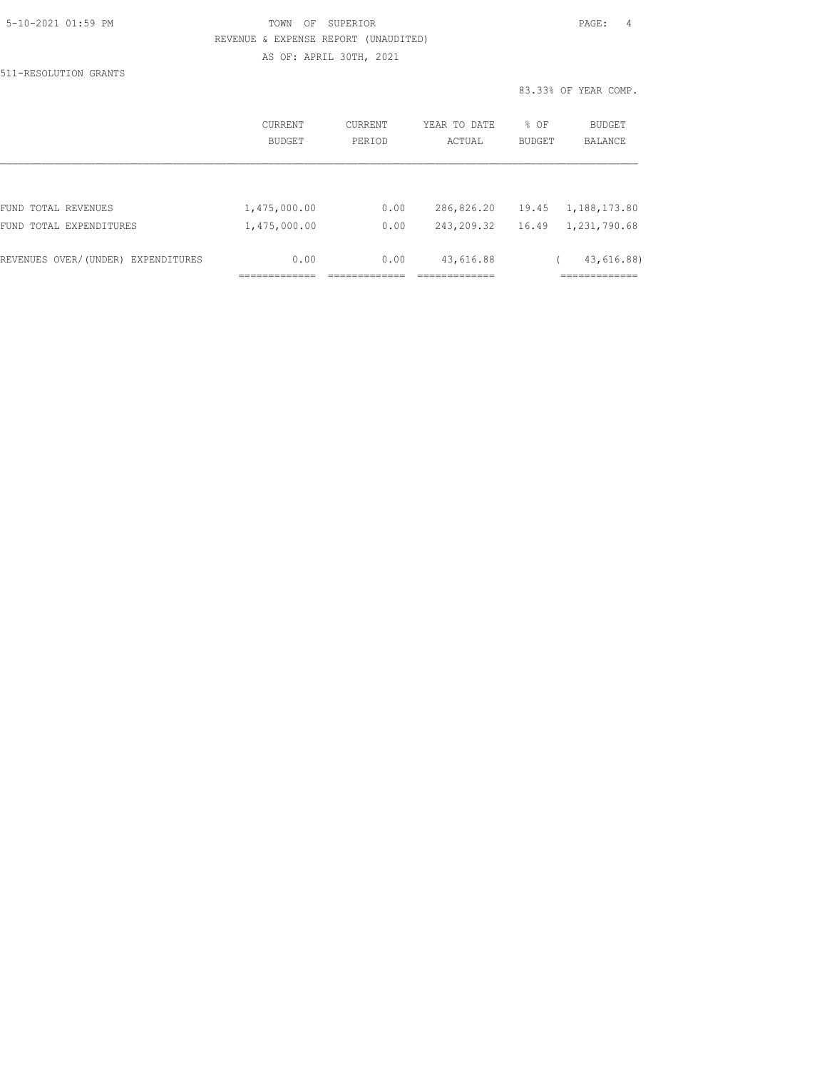TOWN OF SUPERIOR

REVENUE & EXPENSE REPORT (UNAUDITED)

AS OF: APRIL 30TH, 2021

511-RESOLUTION GRANTS

83.33% OF YEAR COMP.

| | CURRENT BUDGET | CURRENT PERIOD | YEAR TO DATE ACTUAL | % OF BUDGET | BUDGET BALANCE |
|---|---|---|---|---|---|
| FUND TOTAL REVENUES | 1,475,000.00 | 0.00 | 286,826.20 | 19.45 | 1,188,173.80 |
| FUND TOTAL EXPENDITURES | 1,475,000.00 | 0.00 | 243,209.32 | 16.49 | 1,231,790.68 |
| REVENUES OVER/(UNDER) EXPENDITURES | 0.00 | 0.00 | 43,616.88 | | ( 43,616.88) |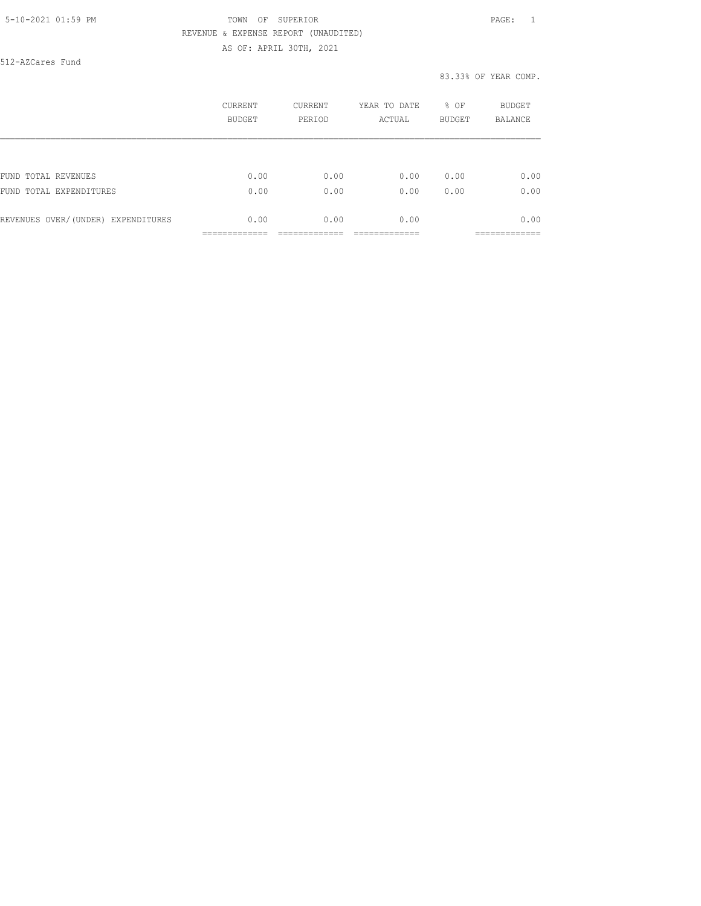5-10-2021 01:59 PM TOWN OF SUPERIOR

REVENUE & EXPENSE REPORT (UNAUDITED)

AS OF: APRIL 30TH, 2021

512-AZCares Fund

83.33% OF YEAR COMP.

| | CURRENT BUDGET | CURRENT PERIOD | YEAR TO DATE ACTUAL | % OF BUDGET | BUDGET BALANCE |
|---|---|---|---|---|---|
| FUND TOTAL REVENUES | 0.00 | 0.00 | 0.00 | 0.00 | 0.00 |
| FUND TOTAL EXPENDITURES | 0.00 | 0.00 | 0.00 | 0.00 | 0.00 |
| REVENUES OVER/(UNDER) EXPENDITURES | 0.00 | 0.00 | 0.00 | | 0.00 |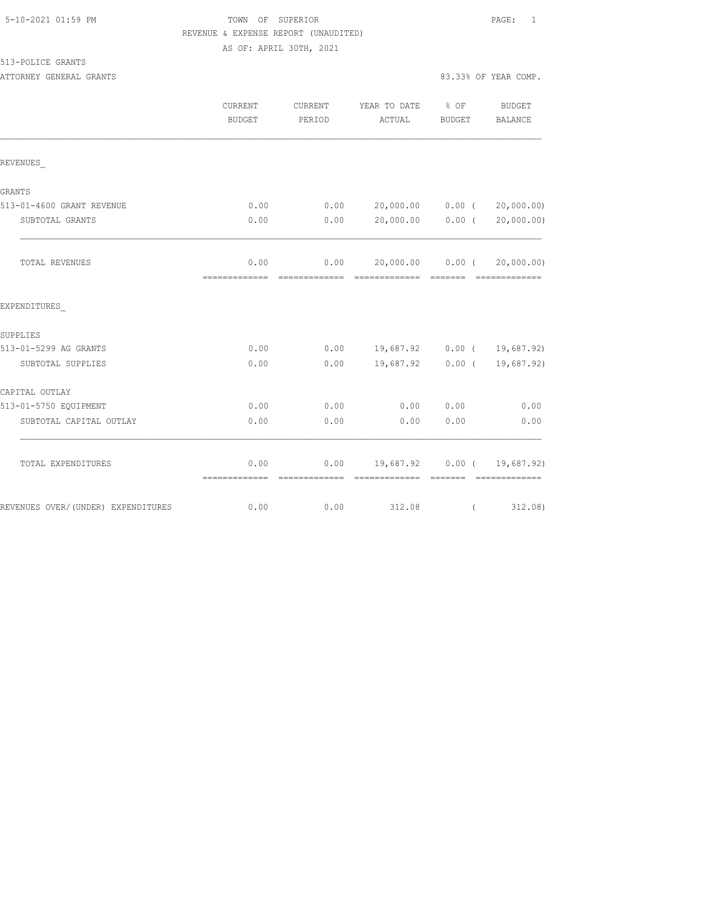5-10-2021 01:59 PM

TOWN OF SUPERIOR

REVENUE & EXPENSE REPORT (UNAUDITED)

AS OF: APRIL 30TH, 2021

513-POLICE GRANTS

ATTORNEY GENERAL GRANTS

83.33% OF YEAR COMP.

| | CURRENT BUDGET | CURRENT PERIOD | YEAR TO DATE ACTUAL | % OF BUDGET | BUDGET BALANCE |
|---|---|---|---|---|---|
| REVENUES_ | | | | | |
| GRANTS | | | | | |
| 513-01-4600 GRANT REVENUE | 0.00 | 0.00 | 20,000.00 | 0.00 | ( 20,000.00) |
| SUBTOTAL GRANTS | 0.00 | 0.00 | 20,000.00 | 0.00 | ( 20,000.00) |
| TOTAL REVENUES | 0.00 | 0.00 | 20,000.00 | 0.00 | ( 20,000.00) |
| EXPENDITURES_ | | | | | |
| SUPPLIES | | | | | |
| 513-01-5299 AG GRANTS | 0.00 | 0.00 | 19,687.92 | 0.00 | ( 19,687.92) |
| SUBTOTAL SUPPLIES | 0.00 | 0.00 | 19,687.92 | 0.00 | ( 19,687.92) |
| CAPITAL OUTLAY | | | | | |
| 513-01-5750 EQUIPMENT | 0.00 | 0.00 | 0.00 | 0.00 | 0.00 |
| SUBTOTAL CAPITAL OUTLAY | 0.00 | 0.00 | 0.00 | 0.00 | 0.00 |
| TOTAL EXPENDITURES | 0.00 | 0.00 | 19,687.92 | 0.00 | ( 19,687.92) |
| REVENUES OVER/(UNDER) EXPENDITURES | 0.00 | 0.00 | 312.08 | | ( 312.08) |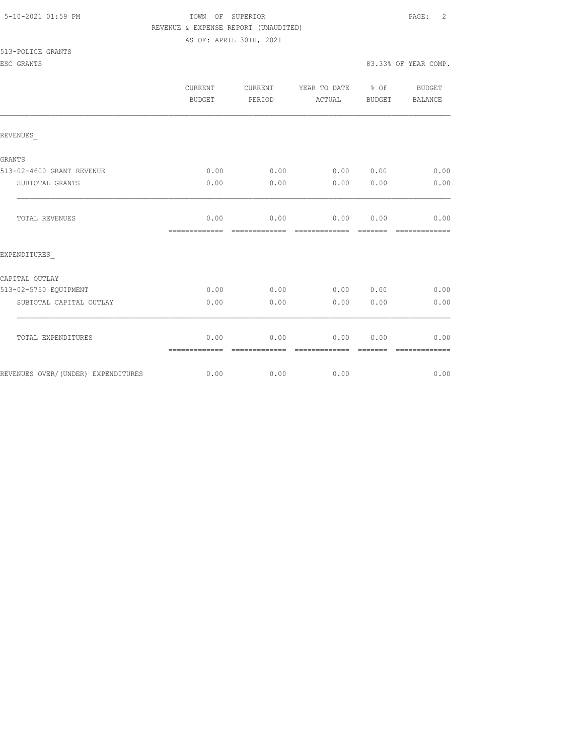TOWN OF SUPERIOR
REVENUE & EXPENSE REPORT (UNAUDITED)
AS OF: APRIL 30TH, 2021

513-POLICE GRANTS

ESC GRANTS — 83.33% OF YEAR COMP.

| | CURRENT BUDGET | CURRENT PERIOD | YEAR TO DATE ACTUAL | % OF BUDGET | BUDGET BALANCE |
|---|---|---|---|---|---|
| **REVENUES_** | | | | | |
| GRANTS | | | | | |
| 513-02-4600 GRANT REVENUE | 0.00 | 0.00 | 0.00 | 0.00 | 0.00 |
| SUBTOTAL GRANTS | 0.00 | 0.00 | 0.00 | 0.00 | 0.00 |
| TOTAL REVENUES | 0.00 | 0.00 | 0.00 | 0.00 | 0.00 |
| **EXPENDITURES_** | | | | | |
| CAPITAL OUTLAY | | | | | |
| 513-02-5750 EQUIPMENT | 0.00 | 0.00 | 0.00 | 0.00 | 0.00 |
| SUBTOTAL CAPITAL OUTLAY | 0.00 | 0.00 | 0.00 | 0.00 | 0.00 |
| TOTAL EXPENDITURES | 0.00 | 0.00 | 0.00 | 0.00 | 0.00 |
| REVENUES OVER/(UNDER) EXPENDITURES | 0.00 | 0.00 | 0.00 | | 0.00 |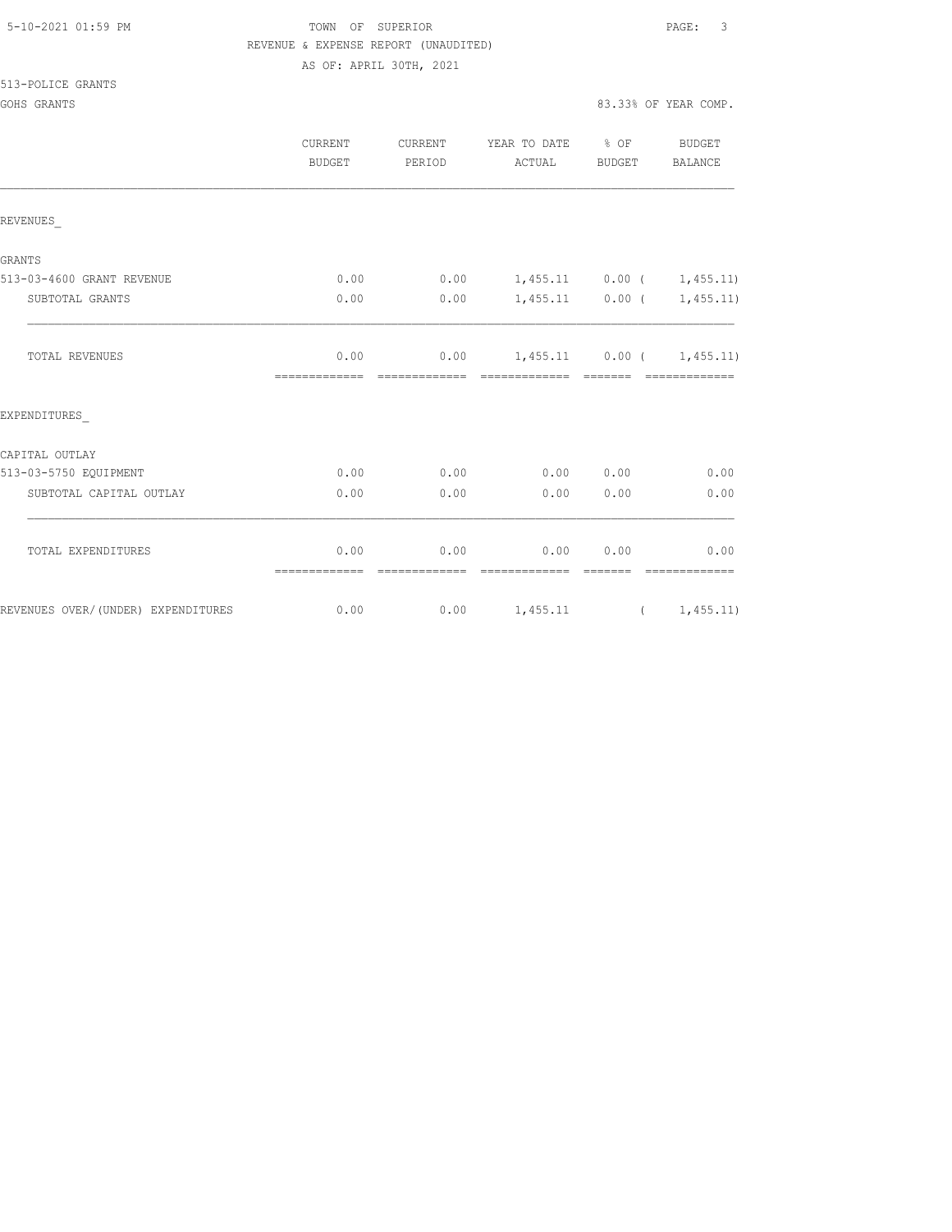TOWN OF SUPERIOR
REVENUE & EXPENSE REPORT (UNAUDITED)
AS OF: APRIL 30TH, 2021

513-POLICE GRANTS

GOHS GRANTS — 83.33% OF YEAR COMP.

| | CURRENT BUDGET | CURRENT PERIOD | YEAR TO DATE ACTUAL | % OF BUDGET | BUDGET BALANCE |
|---|---|---|---|---|---|
| REVENUES_ | | | | | |
| GRANTS | | | | | |
| 513-03-4600 GRANT REVENUE | 0.00 | 0.00 | 1,455.11 | 0.00 | ( 1,455.11) |
| SUBTOTAL GRANTS | 0.00 | 0.00 | 1,455.11 | 0.00 | ( 1,455.11) |
| TOTAL REVENUES | 0.00 | 0.00 | 1,455.11 | 0.00 | ( 1,455.11) |
| EXPENDITURES_ | | | | | |
| CAPITAL OUTLAY | | | | | |
| 513-03-5750 EQUIPMENT | 0.00 | 0.00 | 0.00 | 0.00 | 0.00 |
| SUBTOTAL CAPITAL OUTLAY | 0.00 | 0.00 | 0.00 | 0.00 | 0.00 |
| TOTAL EXPENDITURES | 0.00 | 0.00 | 0.00 | 0.00 | 0.00 |
| REVENUES OVER/(UNDER) EXPENDITURES | 0.00 | 0.00 | 1,455.11 | | ( 1,455.11) |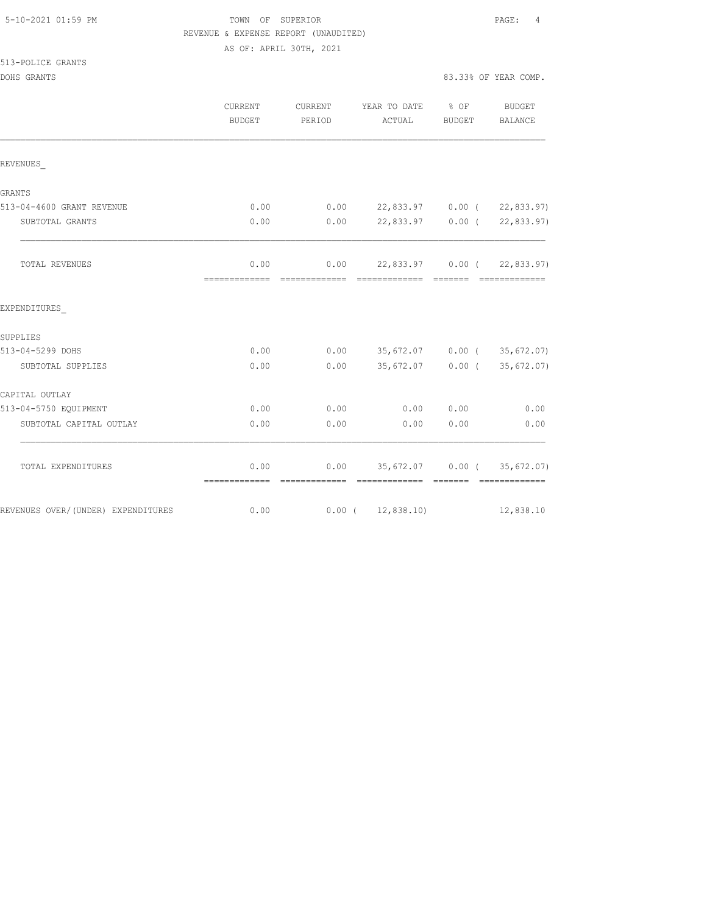5-10-2021 01:59 PM

# TOWN OF SUPERIOR

REVENUE & EXPENSE REPORT (UNAUDITED)

AS OF: APRIL 30TH, 2021

513-POLICE GRANTS

DOHS GRANTS — 83.33% OF YEAR COMP.

| | CURRENT BUDGET | CURRENT PERIOD | YEAR TO DATE ACTUAL | % OF BUDGET | BUDGET BALANCE |
|---|---|---|---|---|---|
| REVENUES_ | | | | | |
| GRANTS | | | | | |
| 513-04-4600 GRANT REVENUE | 0.00 | 0.00 | 22,833.97 | 0.00 | ( 22,833.97) |
| SUBTOTAL GRANTS | 0.00 | 0.00 | 22,833.97 | 0.00 | ( 22,833.97) |
| TOTAL REVENUES | 0.00 | 0.00 | 22,833.97 | 0.00 | ( 22,833.97) |
| EXPENDITURES_ | | | | | |
| SUPPLIES | | | | | |
| 513-04-5299 DOHS | 0.00 | 0.00 | 35,672.07 | 0.00 | ( 35,672.07) |
| SUBTOTAL SUPPLIES | 0.00 | 0.00 | 35,672.07 | 0.00 | ( 35,672.07) |
| CAPITAL OUTLAY | | | | | |
| 513-04-5750 EQUIPMENT | 0.00 | 0.00 | 0.00 | 0.00 | 0.00 |
| SUBTOTAL CAPITAL OUTLAY | 0.00 | 0.00 | 0.00 | 0.00 | 0.00 |
| TOTAL EXPENDITURES | 0.00 | 0.00 | 35,672.07 | 0.00 | ( 35,672.07) |
| REVENUES OVER/(UNDER) EXPENDITURES | 0.00 | 0.00 | ( 12,838.10) | | 12,838.10 |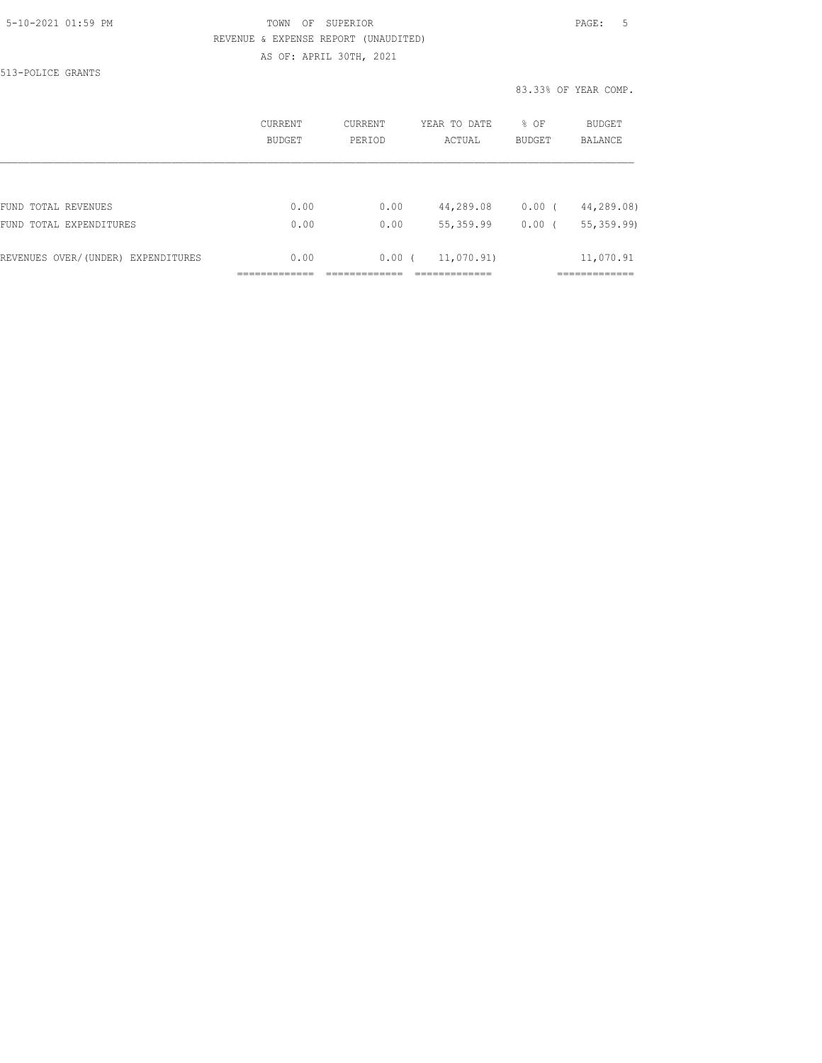TOWN OF SUPERIOR

REVENUE & EXPENSE REPORT (UNAUDITED)

AS OF: APRIL 30TH, 2021

513-POLICE GRANTS

83.33% OF YEAR COMP.

| | CURRENT BUDGET | CURRENT PERIOD | YEAR TO DATE ACTUAL | % OF BUDGET | BUDGET BALANCE |
|---|---|---|---|---|---|
| FUND TOTAL REVENUES | 0.00 | 0.00 | 44,289.08 | 0.00 ( | 44,289.08) |
| FUND TOTAL EXPENDITURES | 0.00 | 0.00 | 55,359.99 | 0.00 ( | 55,359.99) |
| REVENUES OVER/(UNDER) EXPENDITURES | 0.00 | 0.00 ( | 11,070.91) | | 11,070.91 |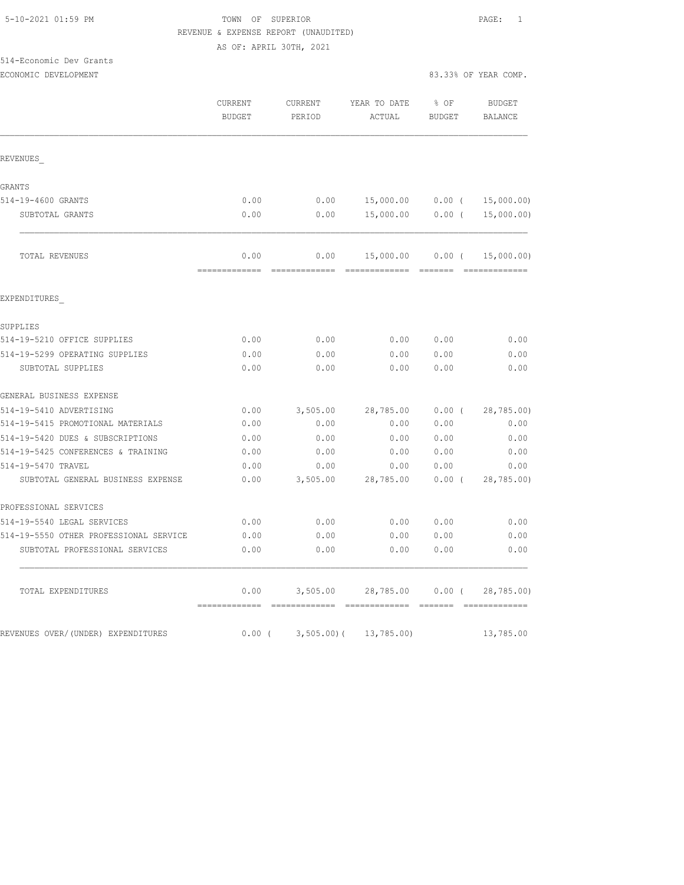TOWN OF SUPERIOR
REVENUE & EXPENSE REPORT (UNAUDITED)
AS OF: APRIL 30TH, 2021

514-Economic Dev Grants
ECONOMIC DEVELOPMENT

83.33% OF YEAR COMP.

| | CURRENT BUDGET | CURRENT PERIOD | YEAR TO DATE ACTUAL | % OF BUDGET | BUDGET BALANCE |
|---|---|---|---|---|---|
| REVENUES_ | | | | | |
| GRANTS | | | | | |
| 514-19-4600 GRANTS | 0.00 | 0.00 | 15,000.00 | 0.00 ( | 15,000.00) |
| SUBTOTAL GRANTS | 0.00 | 0.00 | 15,000.00 | 0.00 ( | 15,000.00) |
| TOTAL REVENUES | 0.00 | 0.00 | 15,000.00 | 0.00 ( | 15,000.00) |
| EXPENDITURES_ | | | | | |
| SUPPLIES | | | | | |
| 514-19-5210 OFFICE SUPPLIES | 0.00 | 0.00 | 0.00 | 0.00 | 0.00 |
| 514-19-5299 OPERATING SUPPLIES | 0.00 | 0.00 | 0.00 | 0.00 | 0.00 |
| SUBTOTAL SUPPLIES | 0.00 | 0.00 | 0.00 | 0.00 | 0.00 |
| GENERAL BUSINESS EXPENSE | | | | | |
| 514-19-5410 ADVERTISING | 0.00 | 3,505.00 | 28,785.00 | 0.00 ( | 28,785.00) |
| 514-19-5415 PROMOTIONAL MATERIALS | 0.00 | 0.00 | 0.00 | 0.00 | 0.00 |
| 514-19-5420 DUES & SUBSCRIPTIONS | 0.00 | 0.00 | 0.00 | 0.00 | 0.00 |
| 514-19-5425 CONFERENCES & TRAINING | 0.00 | 0.00 | 0.00 | 0.00 | 0.00 |
| 514-19-5470 TRAVEL | 0.00 | 0.00 | 0.00 | 0.00 | 0.00 |
| SUBTOTAL GENERAL BUSINESS EXPENSE | 0.00 | 3,505.00 | 28,785.00 | 0.00 ( | 28,785.00) |
| PROFESSIONAL SERVICES | | | | | |
| 514-19-5540 LEGAL SERVICES | 0.00 | 0.00 | 0.00 | 0.00 | 0.00 |
| 514-19-5550 OTHER PROFESSIONAL SERVICE | 0.00 | 0.00 | 0.00 | 0.00 | 0.00 |
| SUBTOTAL PROFESSIONAL SERVICES | 0.00 | 0.00 | 0.00 | 0.00 | 0.00 |
| TOTAL EXPENDITURES | 0.00 | 3,505.00 | 28,785.00 | 0.00 ( | 28,785.00) |
| REVENUES OVER/(UNDER) EXPENDITURES | 0.00 ( | 3,505.00)( | 13,785.00) | | 13,785.00 |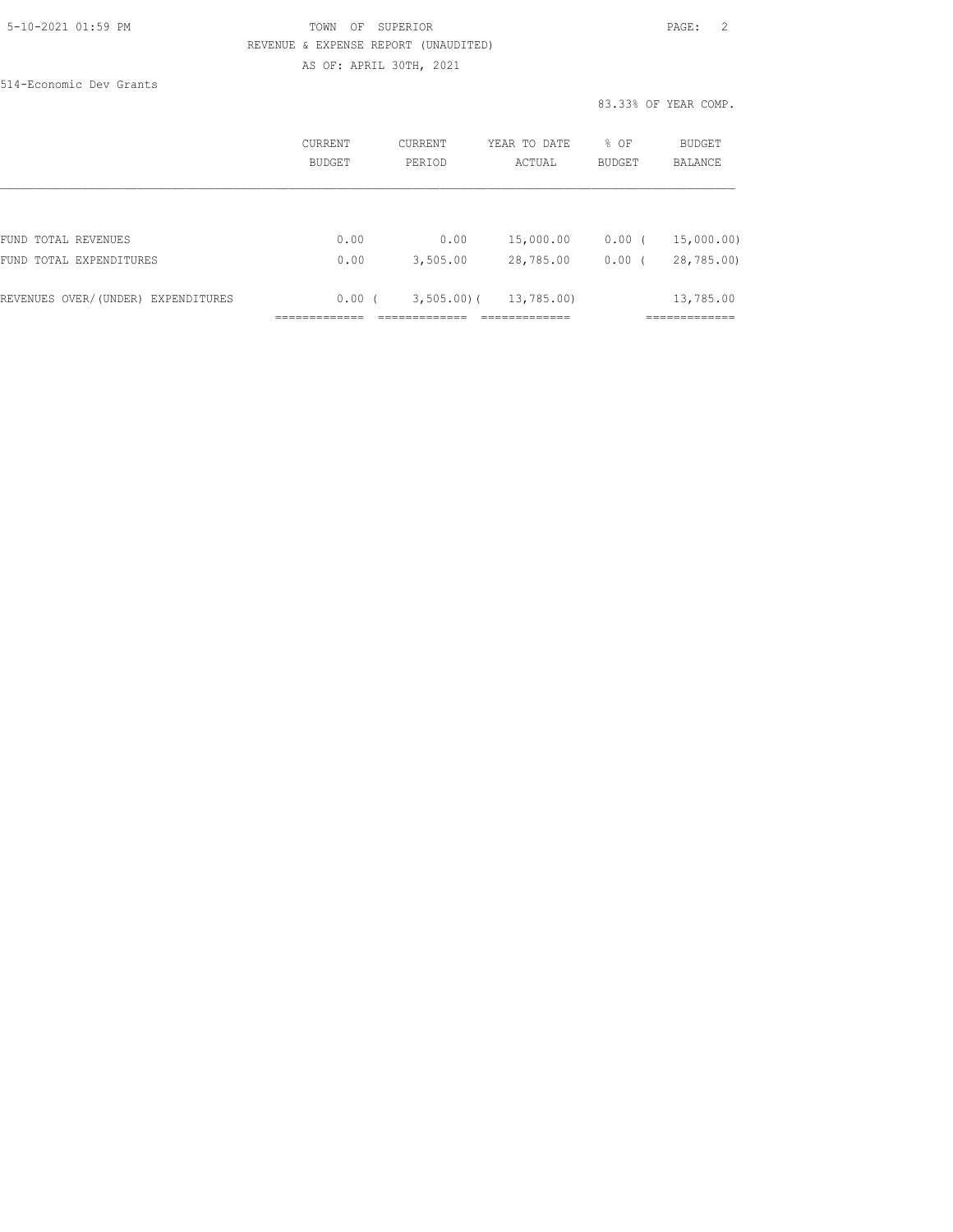TOWN OF SUPERIOR

REVENUE & EXPENSE REPORT (UNAUDITED)

AS OF: APRIL 30TH, 2021

514-Economic Dev Grants

83.33% OF YEAR COMP.

| | CURRENT BUDGET | CURRENT PERIOD | YEAR TO DATE ACTUAL | % OF BUDGET | BUDGET BALANCE |
|---|---|---|---|---|---|
| FUND TOTAL REVENUES | 0.00 | 0.00 | 15,000.00 | 0.00 ( | 15,000.00) |
| FUND TOTAL EXPENDITURES | 0.00 | 3,505.00 | 28,785.00 | 0.00 ( | 28,785.00) |
| REVENUES OVER/(UNDER) EXPENDITURES | 0.00 ( | 3,505.00)( | 13,785.00) | | 13,785.00 |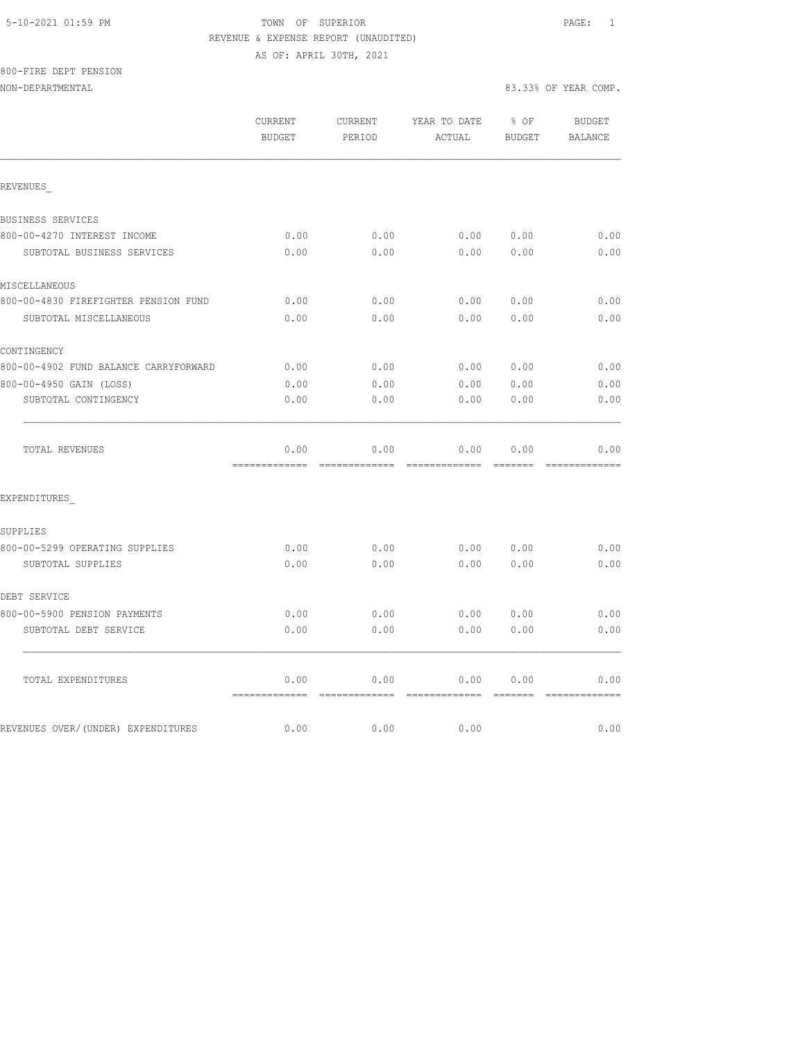5-10-2021 01:59 PM TOWN OF SUPERIOR

REVENUE & EXPENSE REPORT (UNAUDITED)

AS OF: APRIL 30TH, 2021

800-FIRE DEPT PENSION

NON-DEPARTMENTAL 83.33% OF YEAR COMP.

| | CURRENT BUDGET | CURRENT PERIOD | YEAR TO DATE ACTUAL | % OF BUDGET | BUDGET BALANCE |
|---|---|---|---|---|---|
| REVENUES_ | | | | | |
| BUSINESS SERVICES | | | | | |
| 800-00-4270 INTEREST INCOME | 0.00 | 0.00 | 0.00 | 0.00 | 0.00 |
| SUBTOTAL BUSINESS SERVICES | 0.00 | 0.00 | 0.00 | 0.00 | 0.00 |
| MISCELLANEOUS | | | | | |
| 800-00-4830 FIREFIGHTER PENSION FUND | 0.00 | 0.00 | 0.00 | 0.00 | 0.00 |
| SUBTOTAL MISCELLANEOUS | 0.00 | 0.00 | 0.00 | 0.00 | 0.00 |
| CONTINGENCY | | | | | |
| 800-00-4902 FUND BALANCE CARRYFORWARD | 0.00 | 0.00 | 0.00 | 0.00 | 0.00 |
| 800-00-4950 GAIN (LOSS) | 0.00 | 0.00 | 0.00 | 0.00 | 0.00 |
| SUBTOTAL CONTINGENCY | 0.00 | 0.00 | 0.00 | 0.00 | 0.00 |
| TOTAL REVENUES | 0.00 | 0.00 | 0.00 | 0.00 | 0.00 |
| EXPENDITURES_ | | | | | |
| SUPPLIES | | | | | |
| 800-00-5299 OPERATING SUPPLIES | 0.00 | 0.00 | 0.00 | 0.00 | 0.00 |
| SUBTOTAL SUPPLIES | 0.00 | 0.00 | 0.00 | 0.00 | 0.00 |
| DEBT SERVICE | | | | | |
| 800-00-5900 PENSION PAYMENTS | 0.00 | 0.00 | 0.00 | 0.00 | 0.00 |
| SUBTOTAL DEBT SERVICE | 0.00 | 0.00 | 0.00 | 0.00 | 0.00 |
| TOTAL EXPENDITURES | 0.00 | 0.00 | 0.00 | 0.00 | 0.00 |
| REVENUES OVER/(UNDER) EXPENDITURES | 0.00 | 0.00 | 0.00 | | 0.00 |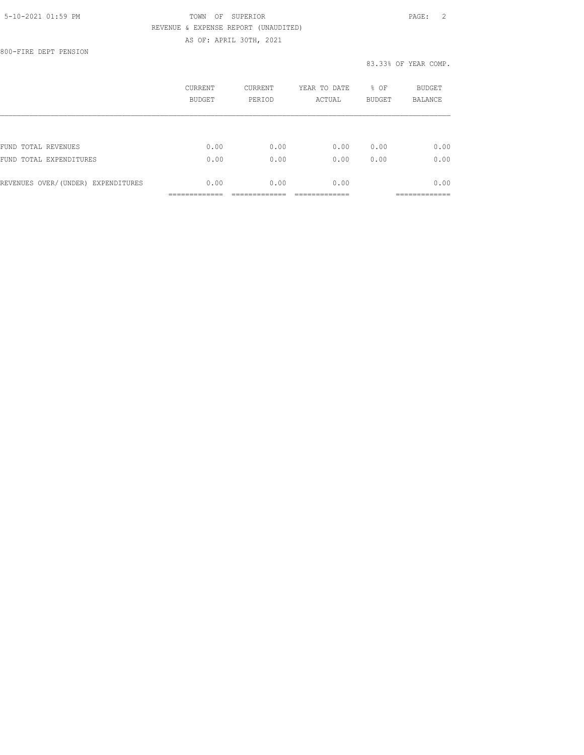TOWN OF SUPERIOR

REVENUE & EXPENSE REPORT (UNAUDITED)

AS OF: APRIL 30TH, 2021

800-FIRE DEPT PENSION

83.33% OF YEAR COMP.

| | CURRENT BUDGET | CURRENT PERIOD | YEAR TO DATE ACTUAL | % OF BUDGET | BUDGET BALANCE |
|---|---|---|---|---|---|
| FUND TOTAL REVENUES | 0.00 | 0.00 | 0.00 | 0.00 | 0.00 |
| FUND TOTAL EXPENDITURES | 0.00 | 0.00 | 0.00 | 0.00 | 0.00 |
| REVENUES OVER/(UNDER) EXPENDITURES | 0.00 | 0.00 | 0.00 | | 0.00 |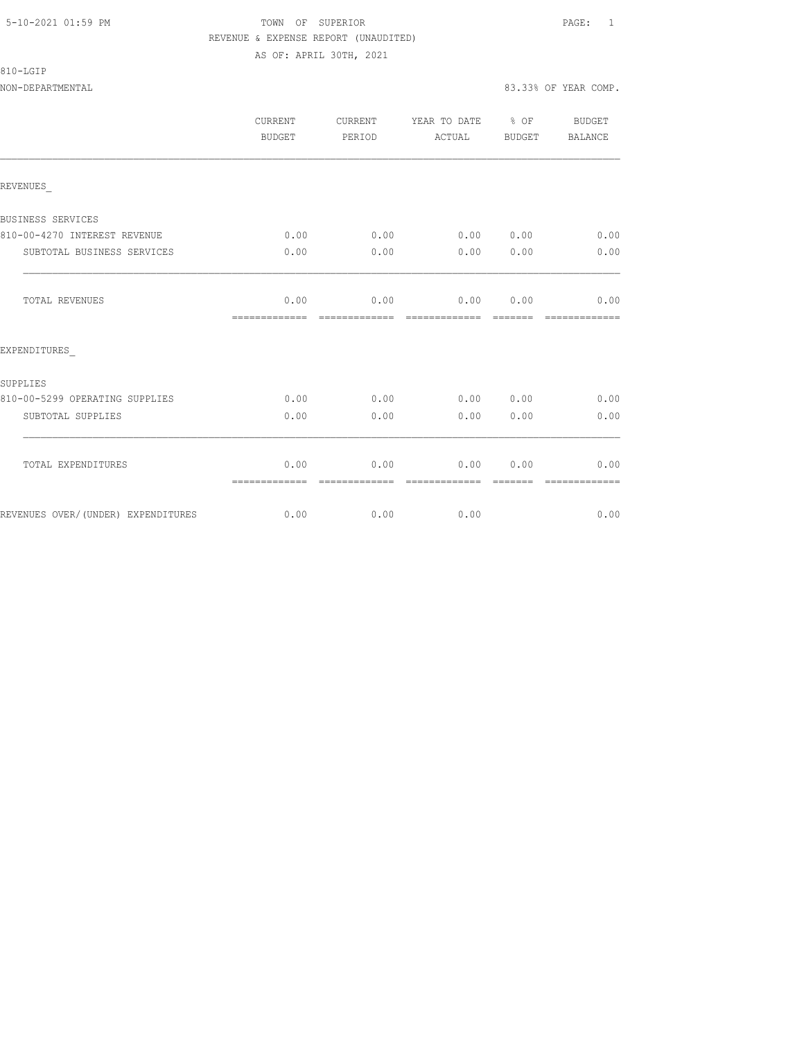TOWN OF SUPERIOR
REVENUE & EXPENSE REPORT (UNAUDITED)
AS OF: APRIL 30TH, 2021

810-LGIP
NON-DEPARTMENTAL

83.33% OF YEAR COMP.

| | CURRENT BUDGET | CURRENT PERIOD | YEAR TO DATE ACTUAL | % OF BUDGET | BUDGET BALANCE |
|---|---|---|---|---|---|
| REVENUES_ | | | | | |
| BUSINESS SERVICES | | | | | |
| 810-00-4270 INTEREST REVENUE | 0.00 | 0.00 | 0.00 | 0.00 | 0.00 |
| SUBTOTAL BUSINESS SERVICES | 0.00 | 0.00 | 0.00 | 0.00 | 0.00 |
| TOTAL REVENUES | 0.00 | 0.00 | 0.00 | 0.00 | 0.00 |
| EXPENDITURES_ | | | | | |
| SUPPLIES | | | | | |
| 810-00-5299 OPERATING SUPPLIES | 0.00 | 0.00 | 0.00 | 0.00 | 0.00 |
| SUBTOTAL SUPPLIES | 0.00 | 0.00 | 0.00 | 0.00 | 0.00 |
| TOTAL EXPENDITURES | 0.00 | 0.00 | 0.00 | 0.00 | 0.00 |
| REVENUES OVER/(UNDER) EXPENDITURES | 0.00 | 0.00 | 0.00 | | 0.00 |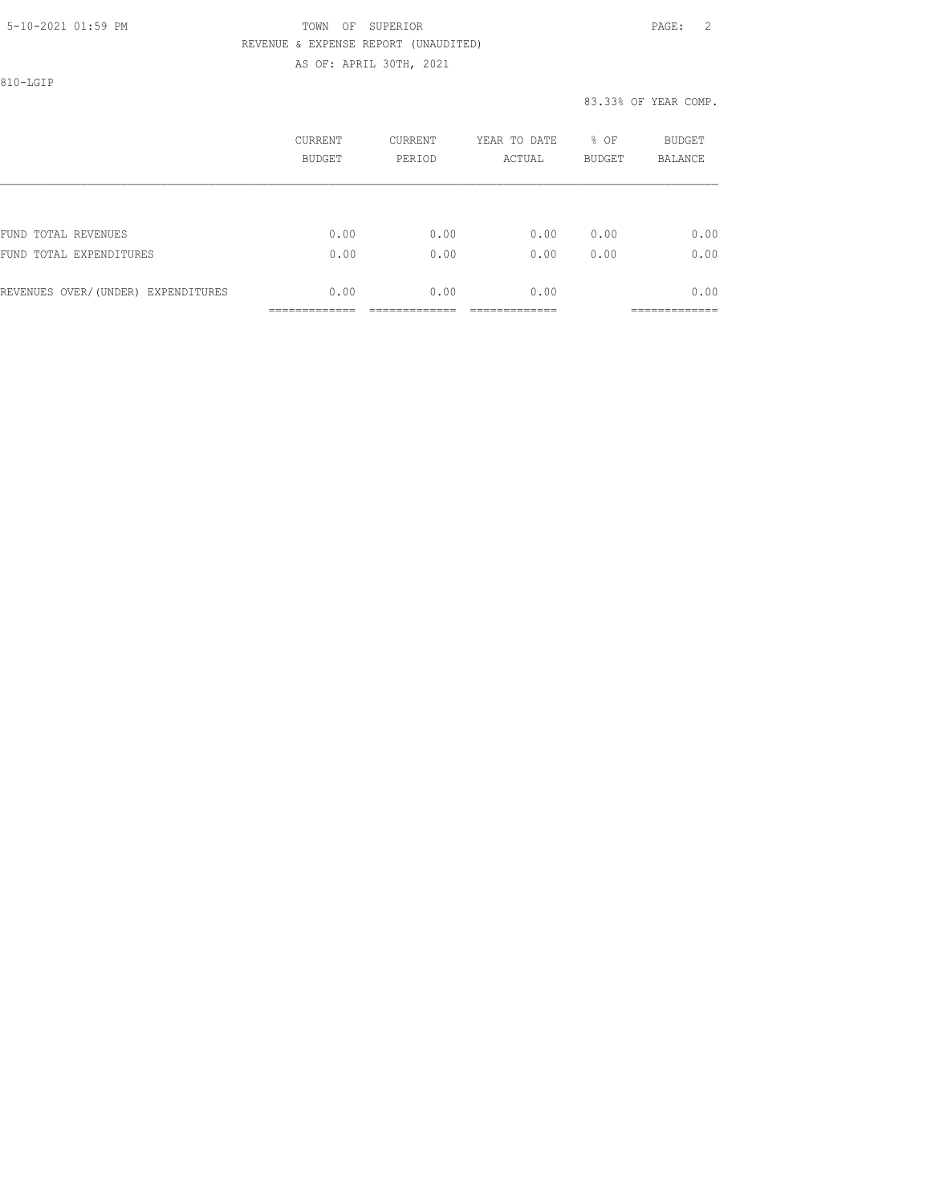TOWN OF SUPERIOR

REVENUE & EXPENSE REPORT (UNAUDITED)

AS OF: APRIL 30TH, 2021

810-LGIP

83.33% OF YEAR COMP.

| | CURRENT BUDGET | CURRENT PERIOD | YEAR TO DATE ACTUAL | % OF BUDGET | BUDGET BALANCE |
|---|---|---|---|---|---|
| FUND TOTAL REVENUES | 0.00 | 0.00 | 0.00 | 0.00 | 0.00 |
| FUND TOTAL EXPENDITURES | 0.00 | 0.00 | 0.00 | 0.00 | 0.00 |
| REVENUES OVER/(UNDER) EXPENDITURES | 0.00 | 0.00 | 0.00 | | 0.00 |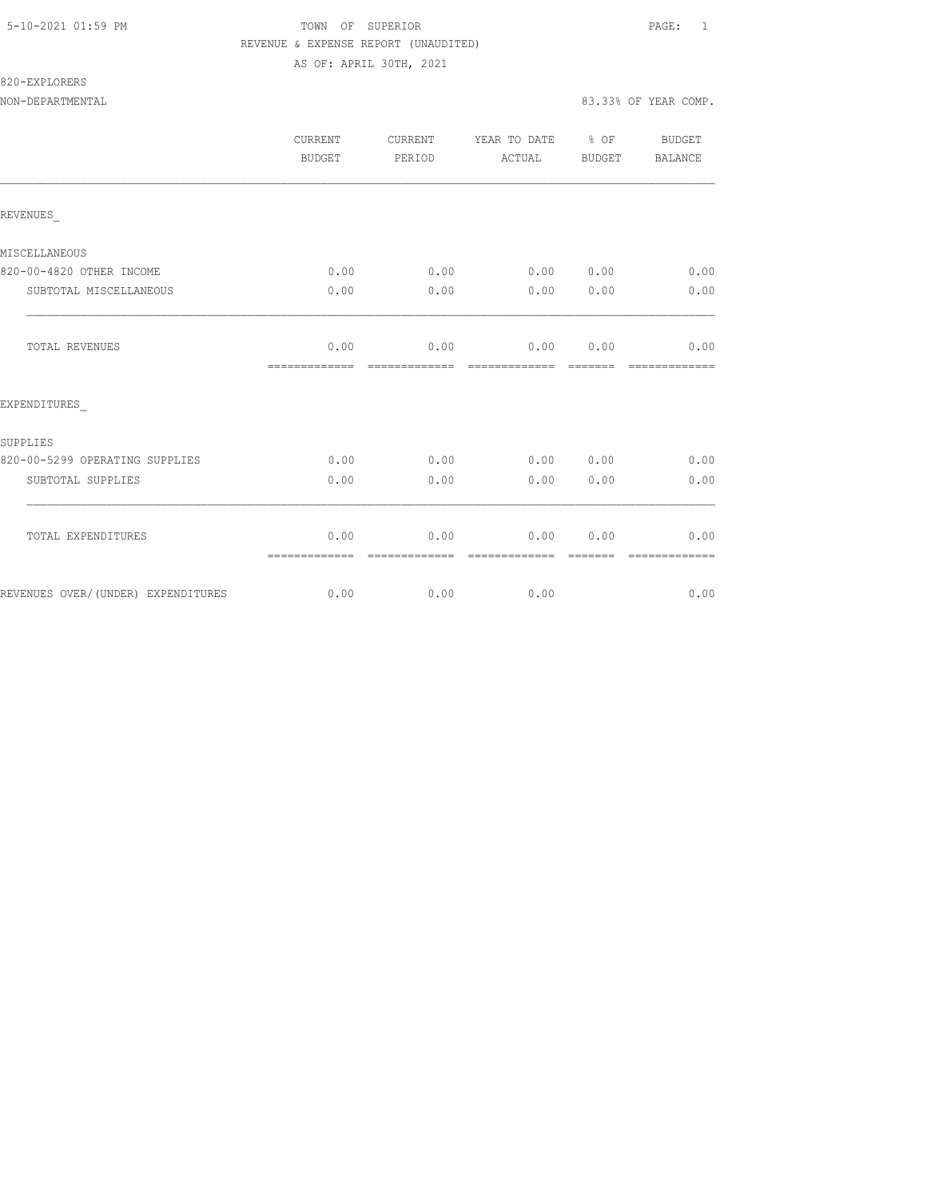TOWN OF SUPERIOR
REVENUE & EXPENSE REPORT (UNAUDITED)
AS OF: APRIL 30TH, 2021

820-EXPLORERS
NON-DEPARTMENTAL

83.33% OF YEAR COMP.

| | CURRENT BUDGET | CURRENT PERIOD | YEAR TO DATE ACTUAL | % OF BUDGET | BUDGET BALANCE |
|---|---|---|---|---|---|
| REVENUES_ | | | | | |
| MISCELLANEOUS | | | | | |
| 820-00-4820 OTHER INCOME | 0.00 | 0.00 | 0.00 | 0.00 | 0.00 |
| SUBTOTAL MISCELLANEOUS | 0.00 | 0.00 | 0.00 | 0.00 | 0.00 |
| TOTAL REVENUES | 0.00 | 0.00 | 0.00 | 0.00 | 0.00 |
| EXPENDITURES_ | | | | | |
| SUPPLIES | | | | | |
| 820-00-5299 OPERATING SUPPLIES | 0.00 | 0.00 | 0.00 | 0.00 | 0.00 |
| SUBTOTAL SUPPLIES | 0.00 | 0.00 | 0.00 | 0.00 | 0.00 |
| TOTAL EXPENDITURES | 0.00 | 0.00 | 0.00 | 0.00 | 0.00 |
| REVENUES OVER/(UNDER) EXPENDITURES | 0.00 | 0.00 | 0.00 | | 0.00 |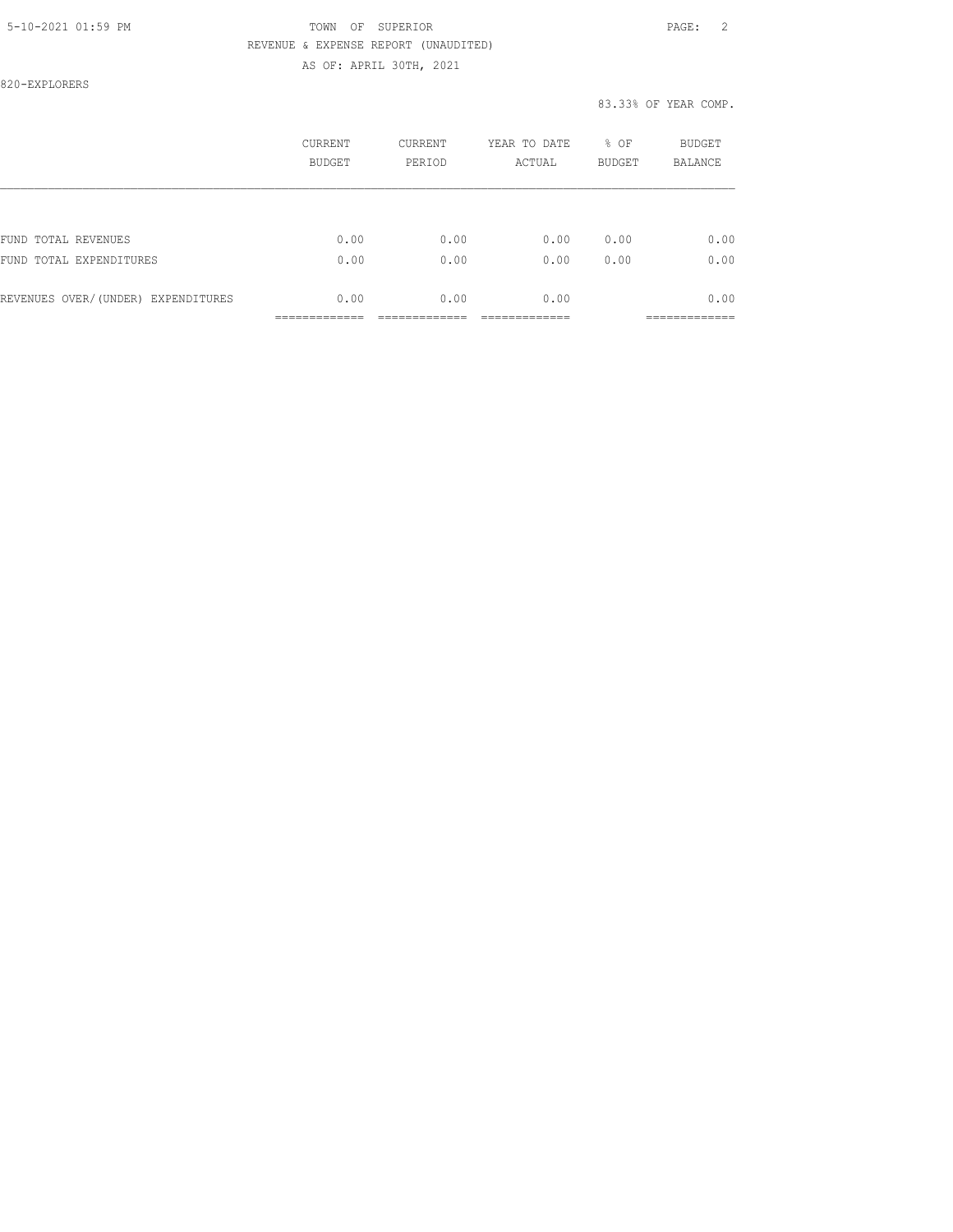820-EXPLORERS

83.33% OF YEAR COMP.

| | CURRENT BUDGET | CURRENT PERIOD | YEAR TO DATE ACTUAL | % OF BUDGET | BUDGET BALANCE |
|---|---|---|---|---|---|
| FUND TOTAL REVENUES | 0.00 | 0.00 | 0.00 | 0.00 | 0.00 |
| FUND TOTAL EXPENDITURES | 0.00 | 0.00 | 0.00 | 0.00 | 0.00 |
| REVENUES OVER/(UNDER) EXPENDITURES | 0.00 | 0.00 | 0.00 | | 0.00 |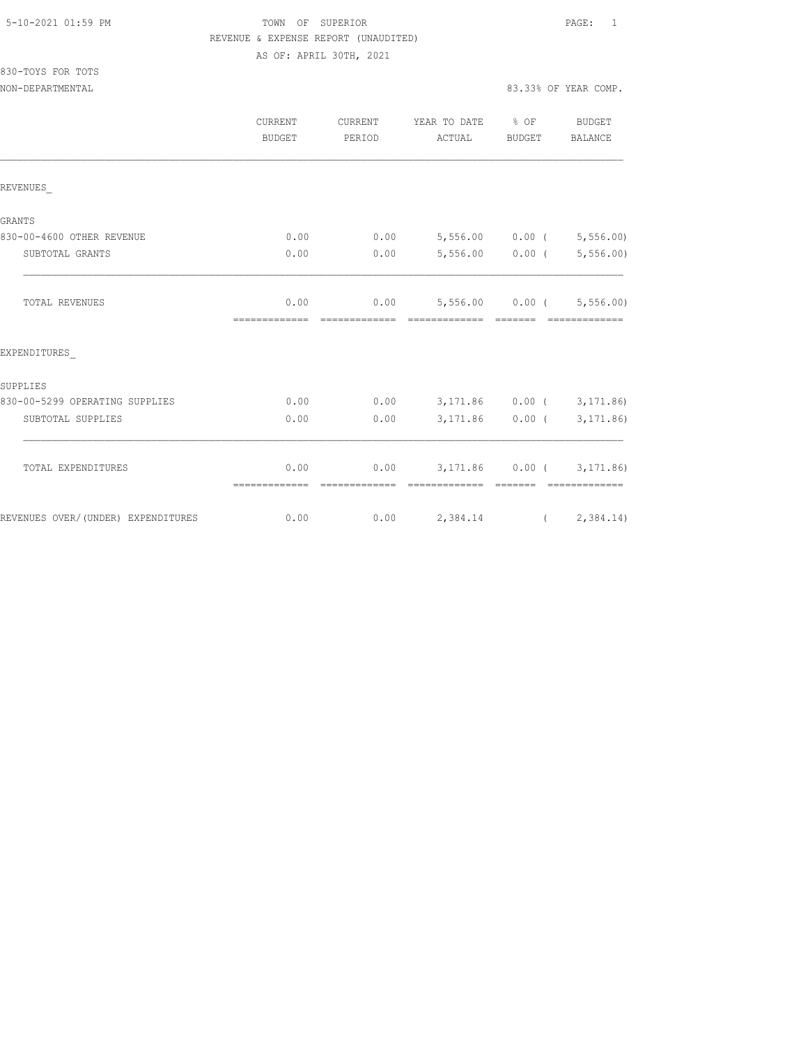TOWN OF SUPERIOR

REVENUE & EXPENSE REPORT (UNAUDITED)

AS OF: APRIL 30TH, 2021

5-10-2021 01:59 PM

830-TOYS FOR TOTS

NON-DEPARTMENTAL

83.33% OF YEAR COMP.

| | CURRENT BUDGET | CURRENT PERIOD | YEAR TO DATE ACTUAL | % OF BUDGET | BUDGET BALANCE |
|---|---|---|---|---|---|
| **REVENUES_** | | | | | |
| GRANTS | | | | | |
| 830-00-4600 OTHER REVENUE | 0.00 | 0.00 | 5,556.00 | 0.00 | ( 5,556.00) |
| SUBTOTAL GRANTS | 0.00 | 0.00 | 5,556.00 | 0.00 | ( 5,556.00) |
| TOTAL REVENUES | 0.00 | 0.00 | 5,556.00 | 0.00 | ( 5,556.00) |
| **EXPENDITURES_** | | | | | |
| SUPPLIES | | | | | |
| 830-00-5299 OPERATING SUPPLIES | 0.00 | 0.00 | 3,171.86 | 0.00 | ( 3,171.86) |
| SUBTOTAL SUPPLIES | 0.00 | 0.00 | 3,171.86 | 0.00 | ( 3,171.86) |
| TOTAL EXPENDITURES | 0.00 | 0.00 | 3,171.86 | 0.00 | ( 3,171.86) |
| REVENUES OVER/(UNDER) EXPENDITURES | 0.00 | 0.00 | 2,384.14 | | ( 2,384.14) |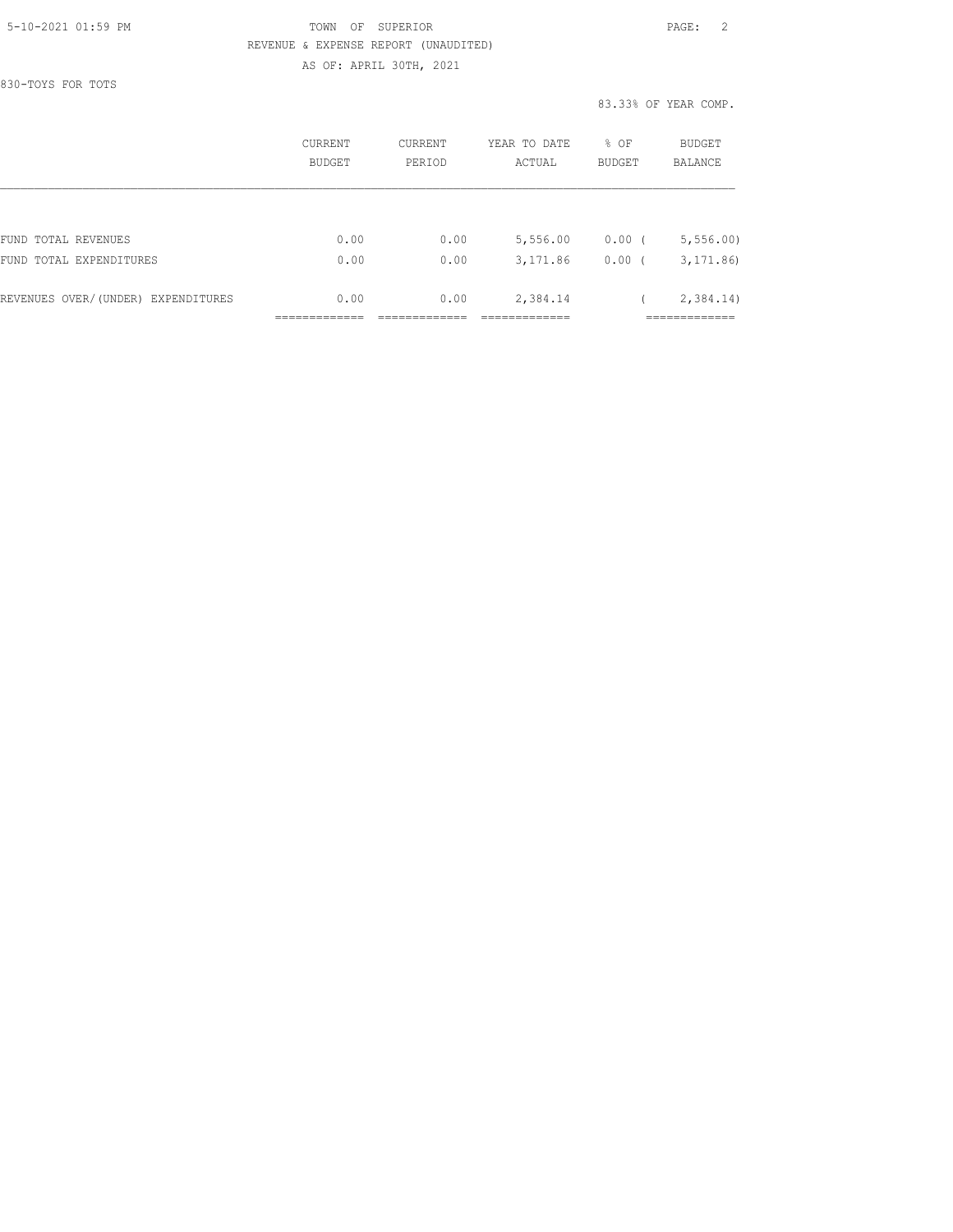TOWN OF SUPERIOR

REVENUE & EXPENSE REPORT (UNAUDITED)

AS OF: APRIL 30TH, 2021

830-TOYS FOR TOTS

83.33% OF YEAR COMP.

| | CURRENT BUDGET | CURRENT PERIOD | YEAR TO DATE ACTUAL | % OF BUDGET | BUDGET BALANCE |
|---|---|---|---|---|---|
| FUND TOTAL REVENUES | 0.00 | 0.00 | 5,556.00 | 0.00 | ( 5,556.00) |
| FUND TOTAL EXPENDITURES | 0.00 | 0.00 | 3,171.86 | 0.00 | ( 3,171.86) |
| REVENUES OVER/(UNDER) EXPENDITURES | 0.00 | 0.00 | 2,384.14 | | ( 2,384.14) |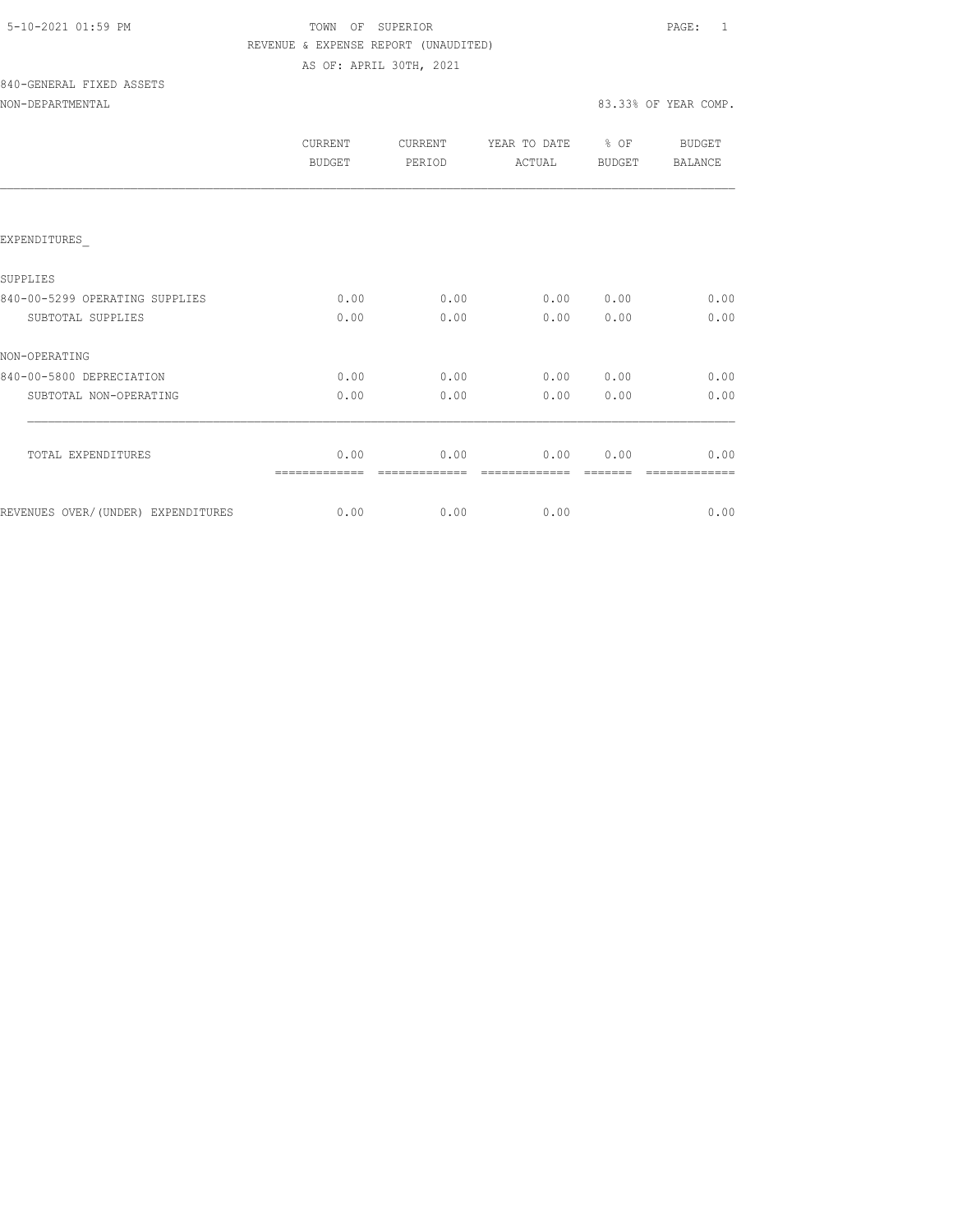TOWN OF SUPERIOR

REVENUE & EXPENSE REPORT (UNAUDITED)

AS OF: APRIL 30TH, 2021

5-10-2021 01:59 PM

840-GENERAL FIXED ASSETS

NON-DEPARTMENTAL

83.33% OF YEAR COMP.

| | CURRENT BUDGET | CURRENT PERIOD | YEAR TO DATE ACTUAL | % OF BUDGET | BUDGET BALANCE |
|---|---|---|---|---|---|
| EXPENDITURES_ | | | | | |
| SUPPLIES | | | | | |
| 840-00-5299 OPERATING SUPPLIES | 0.00 | 0.00 | 0.00 | 0.00 | 0.00 |
| SUBTOTAL SUPPLIES | 0.00 | 0.00 | 0.00 | 0.00 | 0.00 |
| NON-OPERATING | | | | | |
| 840-00-5800 DEPRECIATION | 0.00 | 0.00 | 0.00 | 0.00 | 0.00 |
| SUBTOTAL NON-OPERATING | 0.00 | 0.00 | 0.00 | 0.00 | 0.00 |
| TOTAL EXPENDITURES | 0.00 | 0.00 | 0.00 | 0.00 | 0.00 |
| REVENUES OVER/(UNDER) EXPENDITURES | 0.00 | 0.00 | 0.00 | | 0.00 |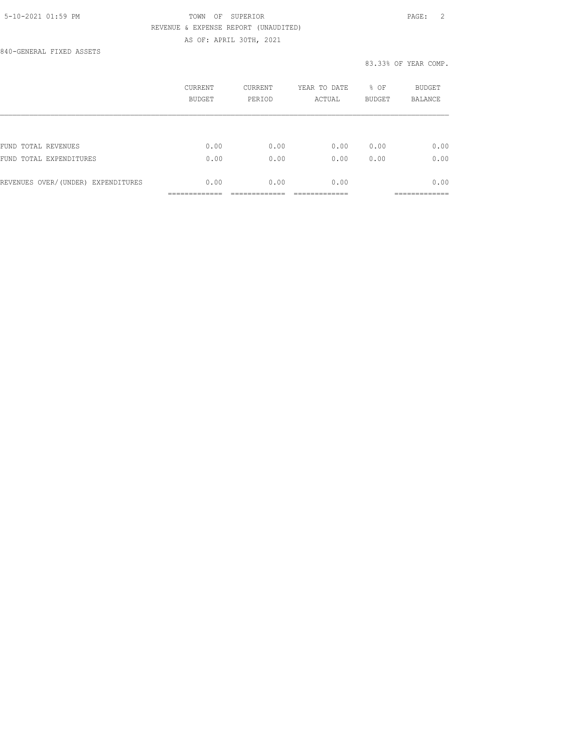5-10-2021 01:59 PM TOWN OF SUPERIOR

REVENUE & EXPENSE REPORT (UNAUDITED)

AS OF: APRIL 30TH, 2021

840-GENERAL FIXED ASSETS

83.33% OF YEAR COMP.

| | CURRENT BUDGET | CURRENT PERIOD | YEAR TO DATE ACTUAL | % OF BUDGET | BUDGET BALANCE |
|---|---|---|---|---|---|
| FUND TOTAL REVENUES | 0.00 | 0.00 | 0.00 | 0.00 | 0.00 |
| FUND TOTAL EXPENDITURES | 0.00 | 0.00 | 0.00 | 0.00 | 0.00 |
| REVENUES OVER/(UNDER) EXPENDITURES | 0.00 | 0.00 | 0.00 | | 0.00 |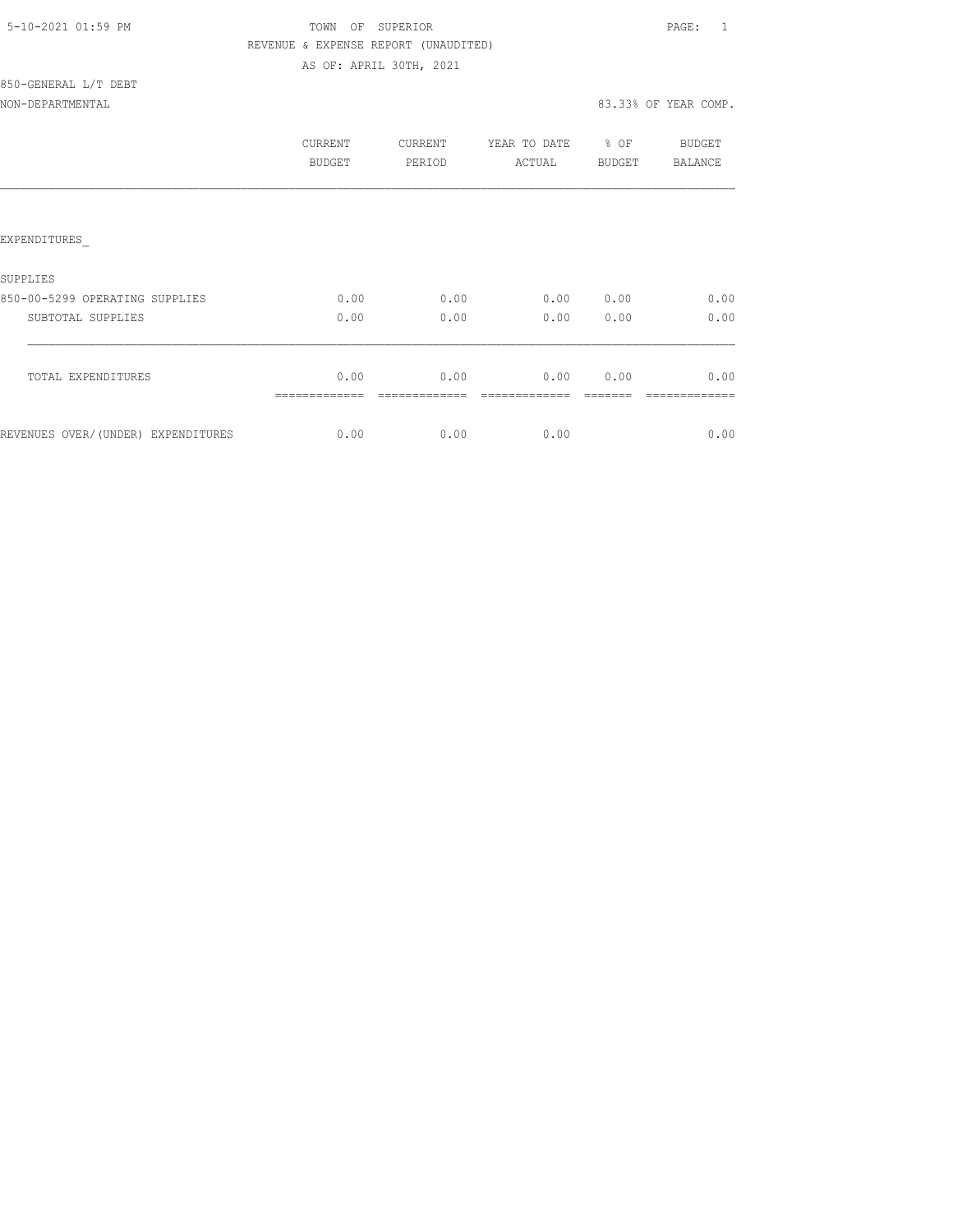5-10-2021 01:59 PM

TOWN OF SUPERIOR

REVENUE & EXPENSE REPORT (UNAUDITED)

AS OF: APRIL 30TH, 2021

850-GENERAL L/T DEBT

NON-DEPARTMENTAL — 83.33% OF YEAR COMP.

| | CURRENT BUDGET | CURRENT PERIOD | YEAR TO DATE ACTUAL | % OF BUDGET | BUDGET BALANCE |
|---|---|---|---|---|---|
| EXPENDITURES_ | | | | | |
| SUPPLIES | | | | | |
| 850-00-5299 OPERATING SUPPLIES | 0.00 | 0.00 | 0.00 | 0.00 | 0.00 |
| SUBTOTAL SUPPLIES | 0.00 | 0.00 | 0.00 | 0.00 | 0.00 |
| TOTAL EXPENDITURES | 0.00 | 0.00 | 0.00 | 0.00 | 0.00 |
| REVENUES OVER/(UNDER) EXPENDITURES | 0.00 | 0.00 | 0.00 | | 0.00 |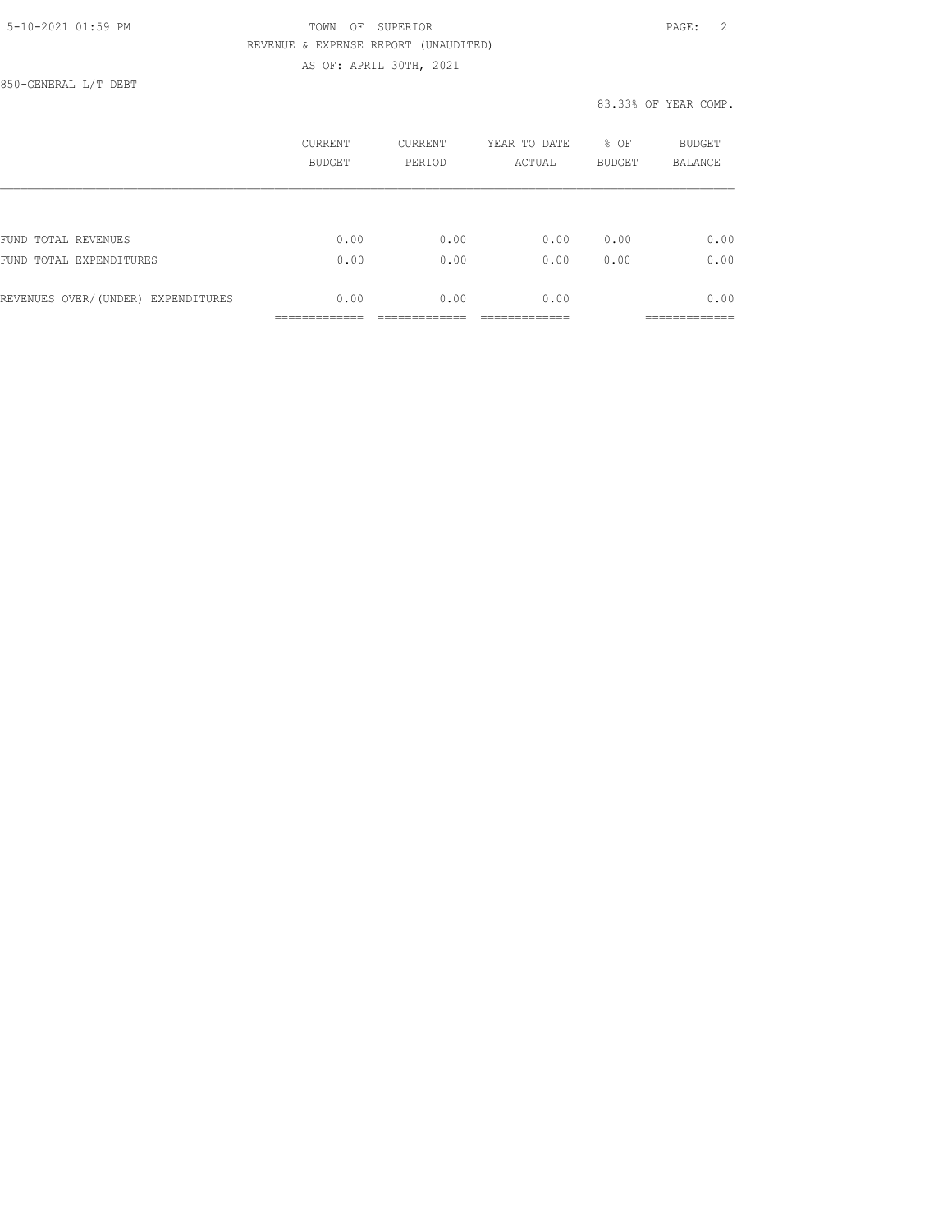5-10-2021 01:59 PM TOWN OF SUPERIOR

REVENUE & EXPENSE REPORT (UNAUDITED)

AS OF: APRIL 30TH, 2021

850-GENERAL L/T DEBT

83.33% OF YEAR COMP.

| | CURRENT BUDGET | CURRENT PERIOD | YEAR TO DATE ACTUAL | % OF BUDGET | BUDGET BALANCE |
|---|---|---|---|---|---|
| FUND TOTAL REVENUES | 0.00 | 0.00 | 0.00 | 0.00 | 0.00 |
| FUND TOTAL EXPENDITURES | 0.00 | 0.00 | 0.00 | 0.00 | 0.00 |
| REVENUES OVER/(UNDER) EXPENDITURES | 0.00 | 0.00 | 0.00 | | 0.00 |